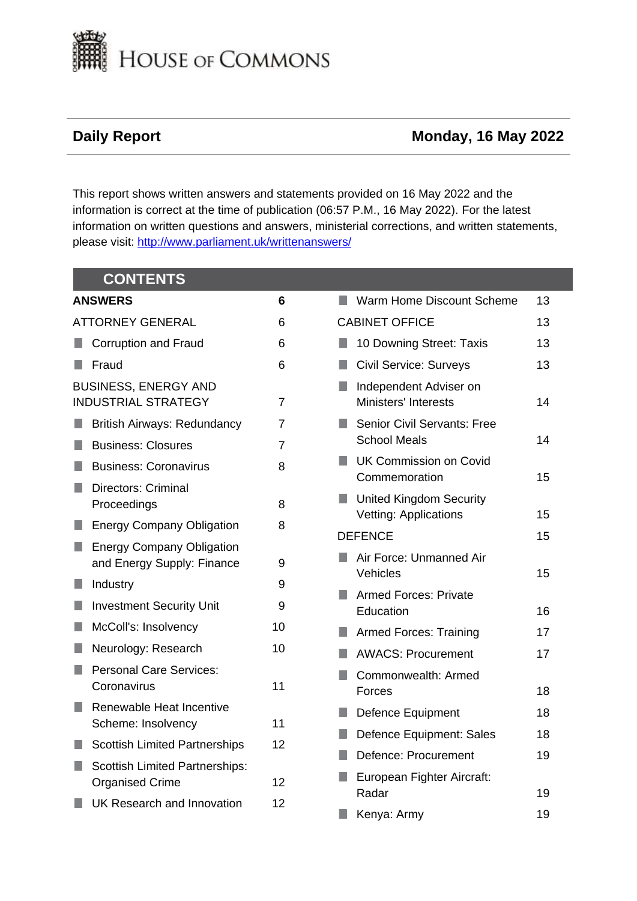# HOUSE OF COMMONS

**Daily Report** **Monday, 16 May 2022**

This report shows written answers and statements provided on 16 May 2022 and the information is correct at the time of publication (06:57 P.M., 16 May 2022). For the latest information on written questions and answers, ministerial corrections, and written statements, please visit: [http://www.parliament.uk/writtenanswers/](http://www.parliament.uk/writtenanswers/)

## CONTENTS

| | |
|---|---|
| **ANSWERS** | **6** |
| ATTORNEY GENERAL | 6 |
| ■ Corruption and Fraud | 6 |
| ■ Fraud | 6 |
| BUSINESS, ENERGY AND INDUSTRIAL STRATEGY | 7 |
| ■ British Airways: Redundancy | 7 |
| ■ Business: Closures | 7 |
| ■ Business: Coronavirus | 8 |
| ■ Directors: Criminal Proceedings | 8 |
| ■ Energy Company Obligation | 8 |
| ■ Energy Company Obligation and Energy Supply: Finance | 9 |
| ■ Industry | 9 |
| ■ Investment Security Unit | 9 |
| ■ McColl's: Insolvency | 10 |
| ■ Neurology: Research | 10 |
| ■ Personal Care Services: Coronavirus | 11 |
| ■ Renewable Heat Incentive Scheme: Insolvency | 11 |
| ■ Scottish Limited Partnerships | 12 |
| ■ Scottish Limited Partnerships: Organised Crime | 12 |
| ■ UK Research and Innovation | 12 |
| ■ Warm Home Discount Scheme | 13 |
| CABINET OFFICE | 13 |
| ■ 10 Downing Street: Taxis | 13 |
| ■ Civil Service: Surveys | 13 |
| ■ Independent Adviser on Ministers' Interests | 14 |
| ■ Senior Civil Servants: Free School Meals | 14 |
| ■ UK Commission on Covid Commemoration | 15 |
| ■ United Kingdom Security Vetting: Applications | 15 |
| DEFENCE | 15 |
| ■ Air Force: Unmanned Air Vehicles | 15 |
| ■ Armed Forces: Private Education | 16 |
| ■ Armed Forces: Training | 17 |
| ■ AWACS: Procurement | 17 |
| ■ Commonwealth: Armed Forces | 18 |
| ■ Defence Equipment | 18 |
| ■ Defence Equipment: Sales | 18 |
| ■ Defence: Procurement | 19 |
| ■ European Fighter Aircraft: Radar | 19 |
| ■ Kenya: Army | 19 |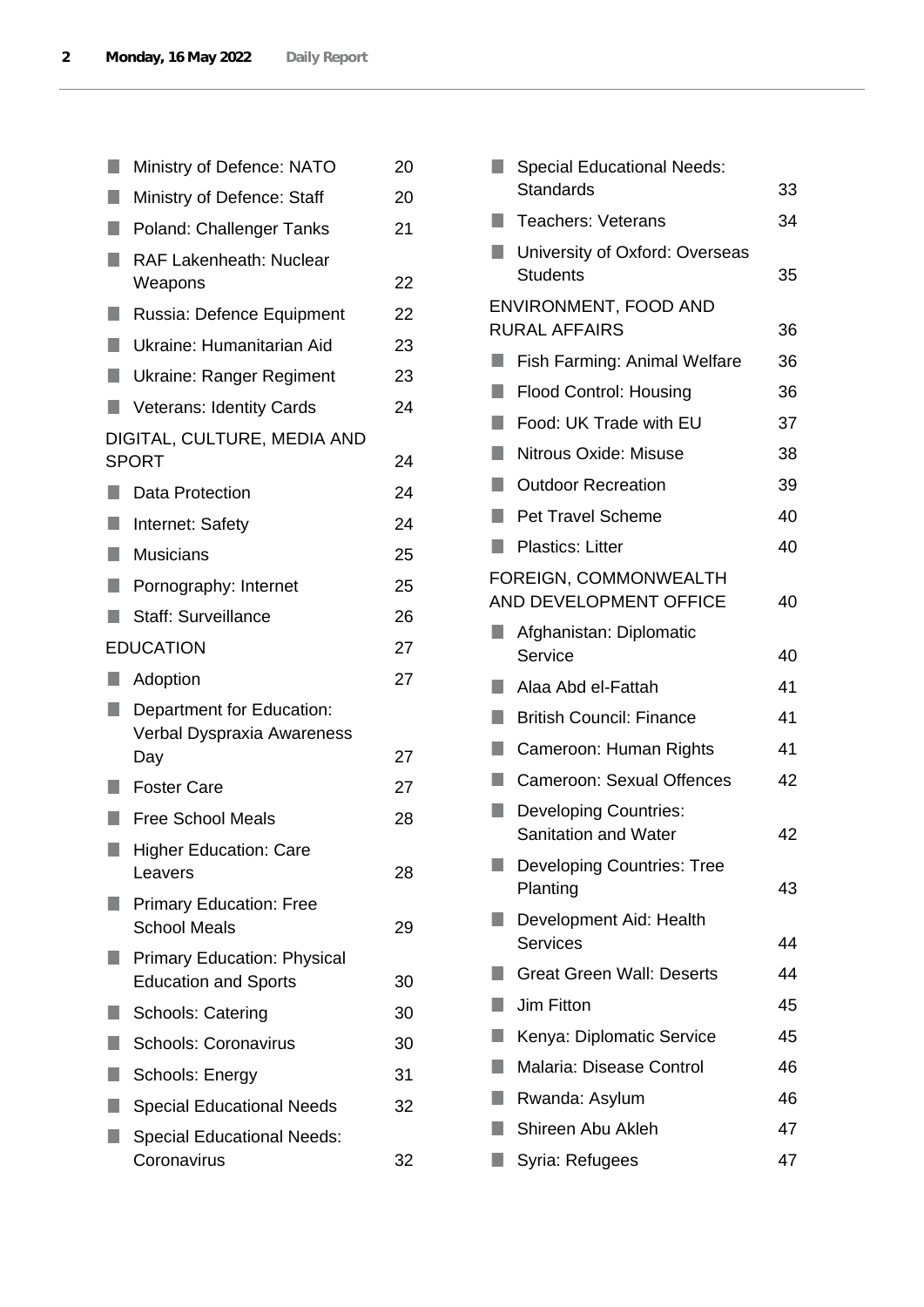- Ministry of Defence: NATO 20
- Ministry of Defence: Staff 20
- Poland: Challenger Tanks 21
- RAF Lakenheath: Nuclear Weapons 22
- Russia: Defence Equipment 22
- Ukraine: Humanitarian Aid 23
- Ukraine: Ranger Regiment 23
- Veterans: Identity Cards 24

DIGITAL, CULTURE, MEDIA AND SPORT 24

- Data Protection 24
- Internet: Safety 24
- Musicians 25
- Pornography: Internet 25
- Staff: Surveillance 26

EDUCATION 27

- Adoption 27
- Department for Education: Verbal Dyspraxia Awareness Day 27
- Foster Care 27
- Free School Meals 28
- Higher Education: Care Leavers 28
- Primary Education: Free School Meals 29
- Primary Education: Physical Education and Sports 30
- Schools: Catering 30
- Schools: Coronavirus 30
- Schools: Energy 31
- Special Educational Needs 32
- Special Educational Needs: Coronavirus 32
- Special Educational Needs: Standards 33
- Teachers: Veterans 34
- University of Oxford: Overseas Students 35

ENVIRONMENT, FOOD AND RURAL AFFAIRS 36

- Fish Farming: Animal Welfare 36
- Flood Control: Housing 36
- Food: UK Trade with EU 37
- Nitrous Oxide: Misuse 38
- Outdoor Recreation 39
- Pet Travel Scheme 40
- Plastics: Litter 40

FOREIGN, COMMONWEALTH AND DEVELOPMENT OFFICE 40

- Afghanistan: Diplomatic Service 40
- Alaa Abd el-Fattah 41
- British Council: Finance 41
- Cameroon: Human Rights 41
- Cameroon: Sexual Offences 42
- Developing Countries: Sanitation and Water 42
- Developing Countries: Tree Planting 43
- Development Aid: Health Services 44
- Great Green Wall: Deserts 44
- Jim Fitton 45
- Kenya: Diplomatic Service 45
- Malaria: Disease Control 46
- Rwanda: Asylum 46
- Shireen Abu Akleh 47
- Syria: Refugees 47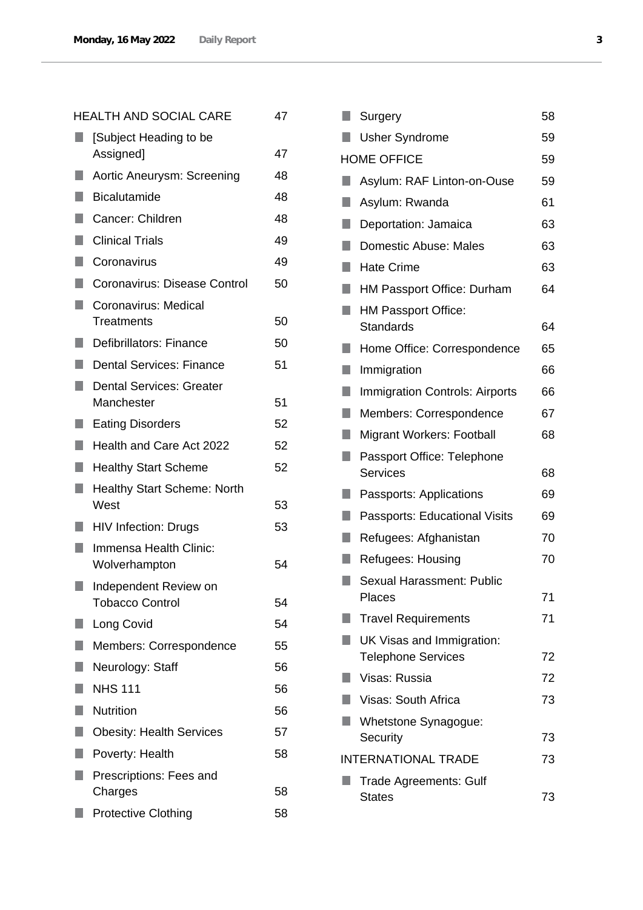| | |
|---|---|
| HEALTH AND SOCIAL CARE | 47 |
| [Subject Heading to be Assigned] | 47 |
| Aortic Aneurysm: Screening | 48 |
| Bicalutamide | 48 |
| Cancer: Children | 48 |
| Clinical Trials | 49 |
| Coronavirus | 49 |
| Coronavirus: Disease Control | 50 |
| Coronavirus: Medical Treatments | 50 |
| Defibrillators: Finance | 50 |
| Dental Services: Finance | 51 |
| Dental Services: Greater Manchester | 51 |
| Eating Disorders | 52 |
| Health and Care Act 2022 | 52 |
| Healthy Start Scheme | 52 |
| Healthy Start Scheme: North West | 53 |
| HIV Infection: Drugs | 53 |
| Immensa Health Clinic: Wolverhampton | 54 |
| Independent Review on Tobacco Control | 54 |
| Long Covid | 54 |
| Members: Correspondence | 55 |
| Neurology: Staff | 56 |
| NHS 111 | 56 |
| Nutrition | 56 |
| Obesity: Health Services | 57 |
| Poverty: Health | 58 |
| Prescriptions: Fees and Charges | 58 |
| Protective Clothing | 58 |
| Surgery | 58 |
| Usher Syndrome | 59 |
| HOME OFFICE | 59 |
| Asylum: RAF Linton-on-Ouse | 59 |
| Asylum: Rwanda | 61 |
| Deportation: Jamaica | 63 |
| Domestic Abuse: Males | 63 |
| Hate Crime | 63 |
| HM Passport Office: Durham | 64 |
| HM Passport Office: Standards | 64 |
| Home Office: Correspondence | 65 |
| Immigration | 66 |
| Immigration Controls: Airports | 66 |
| Members: Correspondence | 67 |
| Migrant Workers: Football | 68 |
| Passport Office: Telephone Services | 68 |
| Passports: Applications | 69 |
| Passports: Educational Visits | 69 |
| Refugees: Afghanistan | 70 |
| Refugees: Housing | 70 |
| Sexual Harassment: Public Places | 71 |
| Travel Requirements | 71 |
| UK Visas and Immigration: Telephone Services | 72 |
| Visas: Russia | 72 |
| Visas: South Africa | 73 |
| Whetstone Synagogue: Security | 73 |
| INTERNATIONAL TRADE | 73 |
| Trade Agreements: Gulf States | 73 |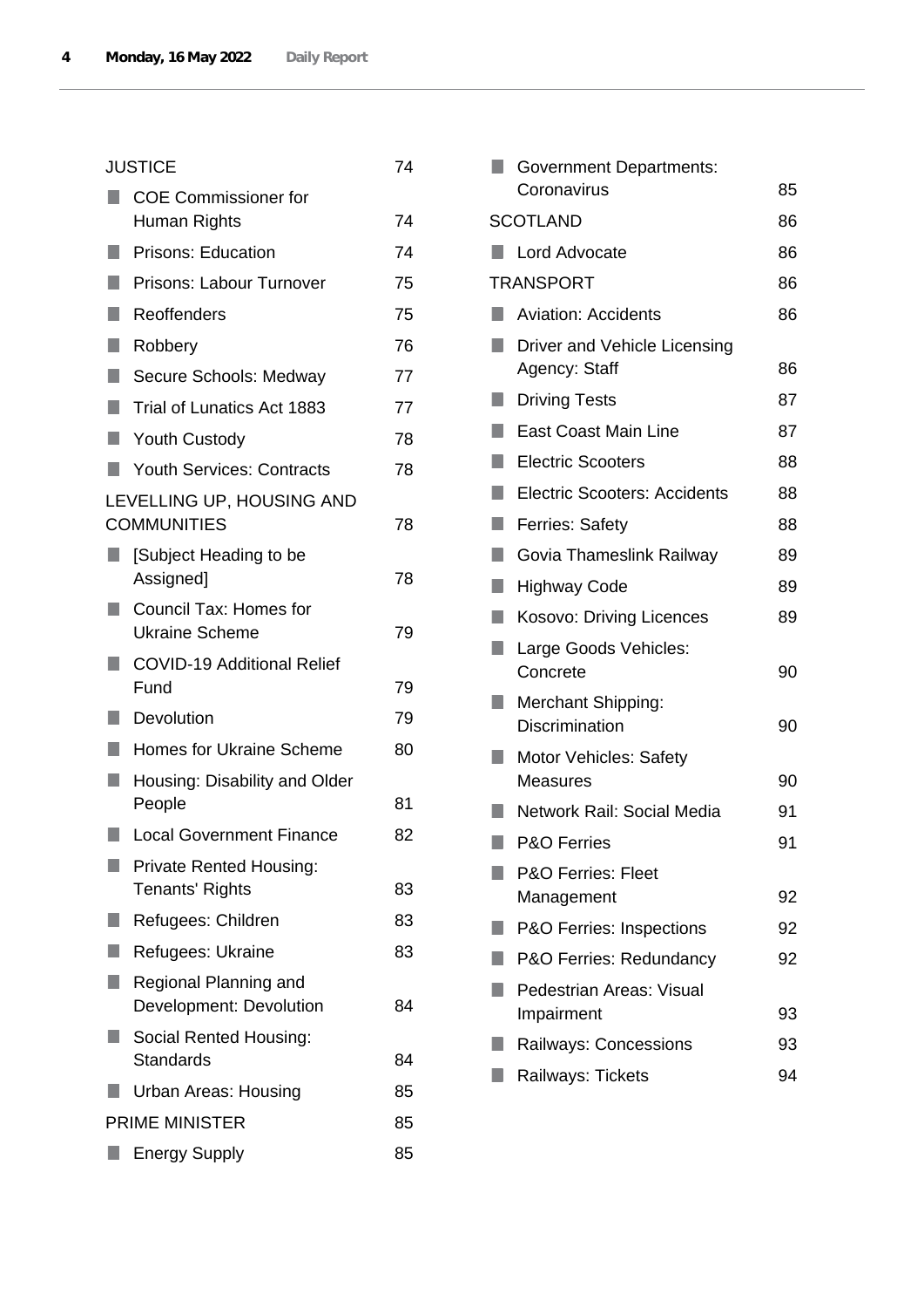JUSTICE 74

- COE Commissioner for Human Rights 74
- Prisons: Education 74
- Prisons: Labour Turnover 75
- Reoffenders 75
- Robbery 76
- Secure Schools: Medway 77
- Trial of Lunatics Act 1883 77
- Youth Custody 78
- Youth Services: Contracts 78

LEVELLING UP, HOUSING AND COMMUNITIES 78

- [Subject Heading to be Assigned] 78
- Council Tax: Homes for Ukraine Scheme 79
- COVID-19 Additional Relief Fund 79
- Devolution 79
- Homes for Ukraine Scheme 80
- Housing: Disability and Older People 81
- Local Government Finance 82
- Private Rented Housing: Tenants' Rights 83
- Refugees: Children 83
- Refugees: Ukraine 83
- Regional Planning and Development: Devolution 84
- Social Rented Housing: Standards 84
- Urban Areas: Housing 85

PRIME MINISTER 85

- Energy Supply 85
- Government Departments: Coronavirus 85

SCOTLAND 86

- Lord Advocate 86

TRANSPORT 86

- Aviation: Accidents 86
- Driver and Vehicle Licensing Agency: Staff 86
- Driving Tests 87
- East Coast Main Line 87
- Electric Scooters 88
- Electric Scooters: Accidents 88
- Ferries: Safety 88
- Govia Thameslink Railway 89
- Highway Code 89
- Kosovo: Driving Licences 89
- Large Goods Vehicles: Concrete 90
- Merchant Shipping: Discrimination 90
- Motor Vehicles: Safety Measures 90
- Network Rail: Social Media 91
- P&O Ferries 91
- P&O Ferries: Fleet Management 92
- P&O Ferries: Inspections 92
- P&O Ferries: Redundancy 92
- Pedestrian Areas: Visual Impairment 93
- Railways: Concessions 93
- Railways: Tickets 94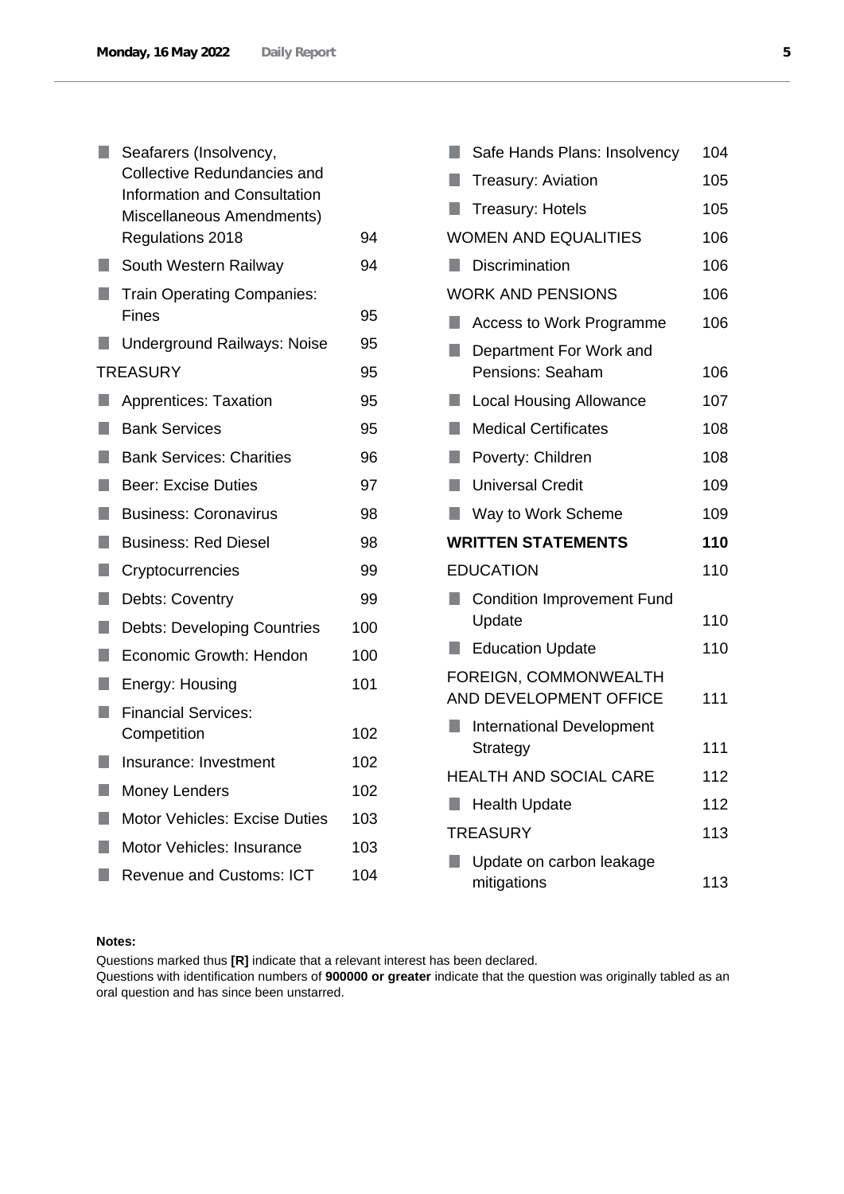- Seafarers (Insolvency, Collective Redundancies and Information and Consultation Miscellaneous Amendments) Regulations 2018 — 94
- South Western Railway — 94
- Train Operating Companies: Fines — 95
- Underground Railways: Noise — 95

TREASURY — 95

- Apprentices: Taxation — 95
- Bank Services — 95
- Bank Services: Charities — 96
- Beer: Excise Duties — 97
- Business: Coronavirus — 98
- Business: Red Diesel — 98
- Cryptocurrencies — 99
- Debts: Coventry — 99
- Debts: Developing Countries — 100
- Economic Growth: Hendon — 100
- Energy: Housing — 101
- Financial Services: Competition — 102
- Insurance: Investment — 102
- Money Lenders — 102
- Motor Vehicles: Excise Duties — 103
- Motor Vehicles: Insurance — 103
- Revenue and Customs: ICT — 104
- Safe Hands Plans: Insolvency — 104
- Treasury: Aviation — 105
- Treasury: Hotels — 105

WOMEN AND EQUALITIES — 106

- Discrimination — 106

WORK AND PENSIONS — 106

- Access to Work Programme — 106
- Department For Work and Pensions: Seaham — 106
- Local Housing Allowance — 107
- Medical Certificates — 108
- Poverty: Children — 108
- Universal Credit — 109
- Way to Work Scheme — 109

**WRITTEN STATEMENTS — 110**

EDUCATION — 110

- Condition Improvement Fund Update — 110
- Education Update — 110

FOREIGN, COMMONWEALTH AND DEVELOPMENT OFFICE — 111

- International Development Strategy — 111

HEALTH AND SOCIAL CARE — 112

- Health Update — 112

TREASURY — 113

- Update on carbon leakage mitigations — 113

**Notes:**

Questions marked thus **[R]** indicate that a relevant interest has been declared.

Questions with identification numbers of **900000 or greater** indicate that the question was originally tabled as an oral question and has since been unstarred.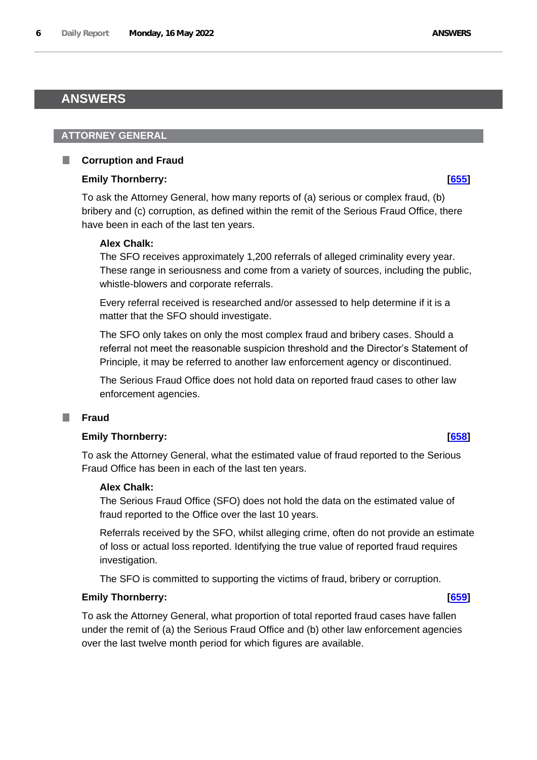# ANSWERS

## ATTORNEY GENERAL

### Corruption and Fraud

**Emily Thornberry:** **[655]**

To ask the Attorney General, how many reports of (a) serious or complex fraud, (b) bribery and (c) corruption, as defined within the remit of the Serious Fraud Office, there have been in each of the last ten years.

**Alex Chalk:**

The SFO receives approximately 1,200 referrals of alleged criminality every year. These range in seriousness and come from a variety of sources, including the public, whistle-blowers and corporate referrals.

Every referral received is researched and/or assessed to help determine if it is a matter that the SFO should investigate.

The SFO only takes on only the most complex fraud and bribery cases. Should a referral not meet the reasonable suspicion threshold and the Director's Statement of Principle, it may be referred to another law enforcement agency or discontinued.

The Serious Fraud Office does not hold data on reported fraud cases to other law enforcement agencies.

### Fraud

**Emily Thornberry:** **[658]**

To ask the Attorney General, what the estimated value of fraud reported to the Serious Fraud Office has been in each of the last ten years.

**Alex Chalk:**

The Serious Fraud Office (SFO) does not hold the data on the estimated value of fraud reported to the Office over the last 10 years.

Referrals received by the SFO, whilst alleging crime, often do not provide an estimate of loss or actual loss reported. Identifying the true value of reported fraud requires investigation.

The SFO is committed to supporting the victims of fraud, bribery or corruption.

**Emily Thornberry:** **[659]**

To ask the Attorney General, what proportion of total reported fraud cases have fallen under the remit of (a) the Serious Fraud Office and (b) other law enforcement agencies over the last twelve month period for which figures are available.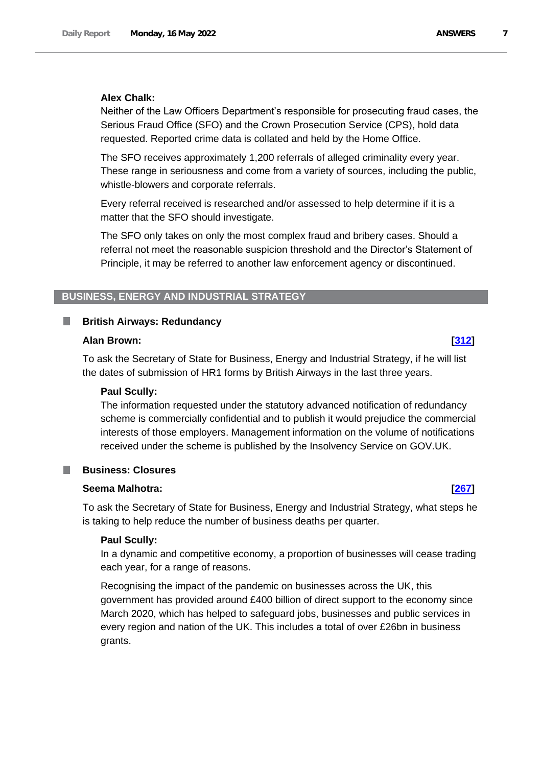**Alex Chalk:**

Neither of the Law Officers Department's responsible for prosecuting fraud cases, the Serious Fraud Office (SFO) and the Crown Prosecution Service (CPS), hold data requested. Reported crime data is collated and held by the Home Office.

The SFO receives approximately 1,200 referrals of alleged criminality every year. These range in seriousness and come from a variety of sources, including the public, whistle-blowers and corporate referrals.

Every referral received is researched and/or assessed to help determine if it is a matter that the SFO should investigate.

The SFO only takes on only the most complex fraud and bribery cases. Should a referral not meet the reasonable suspicion threshold and the Director's Statement of Principle, it may be referred to another law enforcement agency or discontinued.

## BUSINESS, ENERGY AND INDUSTRIAL STRATEGY

### British Airways: Redundancy

**Alan Brown:** **[312]**

To ask the Secretary of State for Business, Energy and Industrial Strategy, if he will list the dates of submission of HR1 forms by British Airways in the last three years.

**Paul Scully:**

The information requested under the statutory advanced notification of redundancy scheme is commercially confidential and to publish it would prejudice the commercial interests of those employers. Management information on the volume of notifications received under the scheme is published by the Insolvency Service on GOV.UK.

### Business: Closures

**Seema Malhotra:** **[267]**

To ask the Secretary of State for Business, Energy and Industrial Strategy, what steps he is taking to help reduce the number of business deaths per quarter.

**Paul Scully:**

In a dynamic and competitive economy, a proportion of businesses will cease trading each year, for a range of reasons.

Recognising the impact of the pandemic on businesses across the UK, this government has provided around £400 billion of direct support to the economy since March 2020, which has helped to safeguard jobs, businesses and public services in every region and nation of the UK. This includes a total of over £26bn in business grants.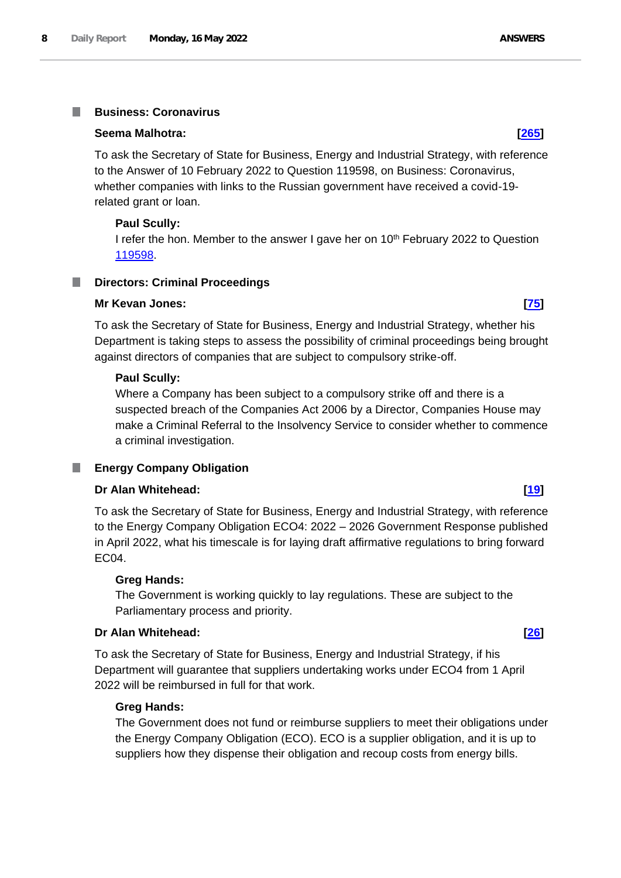### Business: Coronavirus

**Seema Malhotra:** **[265]**

To ask the Secretary of State for Business, Energy and Industrial Strategy, with reference to the Answer of 10 February 2022 to Question 119598, on Business: Coronavirus, whether companies with links to the Russian government have received a covid-19-related grant or loan.

**Paul Scully:**

I refer the hon. Member to the answer I gave her on 10th February 2022 to Question 119598.

### Directors: Criminal Proceedings

**Mr Kevan Jones:** **[75]**

To ask the Secretary of State for Business, Energy and Industrial Strategy, whether his Department is taking steps to assess the possibility of criminal proceedings being brought against directors of companies that are subject to compulsory strike-off.

**Paul Scully:**

Where a Company has been subject to a compulsory strike off and there is a suspected breach of the Companies Act 2006 by a Director, Companies House may make a Criminal Referral to the Insolvency Service to consider whether to commence a criminal investigation.

### Energy Company Obligation

**Dr Alan Whitehead:** **[19]**

To ask the Secretary of State for Business, Energy and Industrial Strategy, with reference to the Energy Company Obligation ECO4: 2022 – 2026 Government Response published in April 2022, what his timescale is for laying draft affirmative regulations to bring forward EC04.

**Greg Hands:**

The Government is working quickly to lay regulations. These are subject to the Parliamentary process and priority.

**Dr Alan Whitehead:** **[26]**

To ask the Secretary of State for Business, Energy and Industrial Strategy, if his Department will guarantee that suppliers undertaking works under ECO4 from 1 April 2022 will be reimbursed in full for that work.

**Greg Hands:**

The Government does not fund or reimburse suppliers to meet their obligations under the Energy Company Obligation (ECO). ECO is a supplier obligation, and it is up to suppliers how they dispense their obligation and recoup costs from energy bills.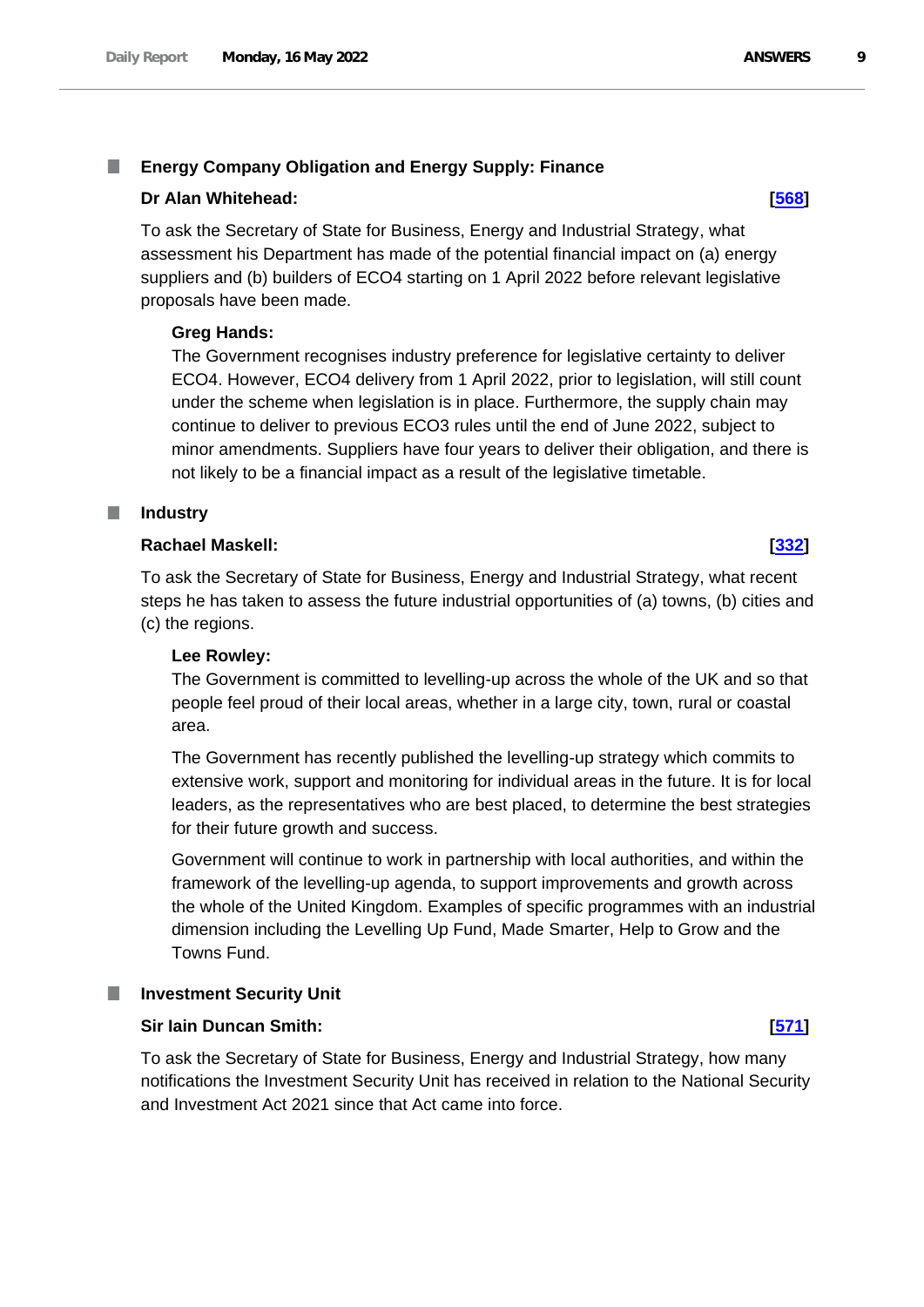### Energy Company Obligation and Energy Supply: Finance

**Dr Alan Whitehead:** **[568]**

To ask the Secretary of State for Business, Energy and Industrial Strategy, what assessment his Department has made of the potential financial impact on (a) energy suppliers and (b) builders of ECO4 starting on 1 April 2022 before relevant legislative proposals have been made.

**Greg Hands:**

The Government recognises industry preference for legislative certainty to deliver ECO4. However, ECO4 delivery from 1 April 2022, prior to legislation, will still count under the scheme when legislation is in place. Furthermore, the supply chain may continue to deliver to previous ECO3 rules until the end of June 2022, subject to minor amendments. Suppliers have four years to deliver their obligation, and there is not likely to be a financial impact as a result of the legislative timetable.

### Industry

**Rachael Maskell:** **[332]**

To ask the Secretary of State for Business, Energy and Industrial Strategy, what recent steps he has taken to assess the future industrial opportunities of (a) towns, (b) cities and (c) the regions.

**Lee Rowley:**

The Government is committed to levelling-up across the whole of the UK and so that people feel proud of their local areas, whether in a large city, town, rural or coastal area.

The Government has recently published the levelling-up strategy which commits to extensive work, support and monitoring for individual areas in the future. It is for local leaders, as the representatives who are best placed, to determine the best strategies for their future growth and success.

Government will continue to work in partnership with local authorities, and within the framework of the levelling-up agenda, to support improvements and growth across the whole of the United Kingdom. Examples of specific programmes with an industrial dimension including the Levelling Up Fund, Made Smarter, Help to Grow and the Towns Fund.

### Investment Security Unit

**Sir Iain Duncan Smith:** **[571]**

To ask the Secretary of State for Business, Energy and Industrial Strategy, how many notifications the Investment Security Unit has received in relation to the National Security and Investment Act 2021 since that Act came into force.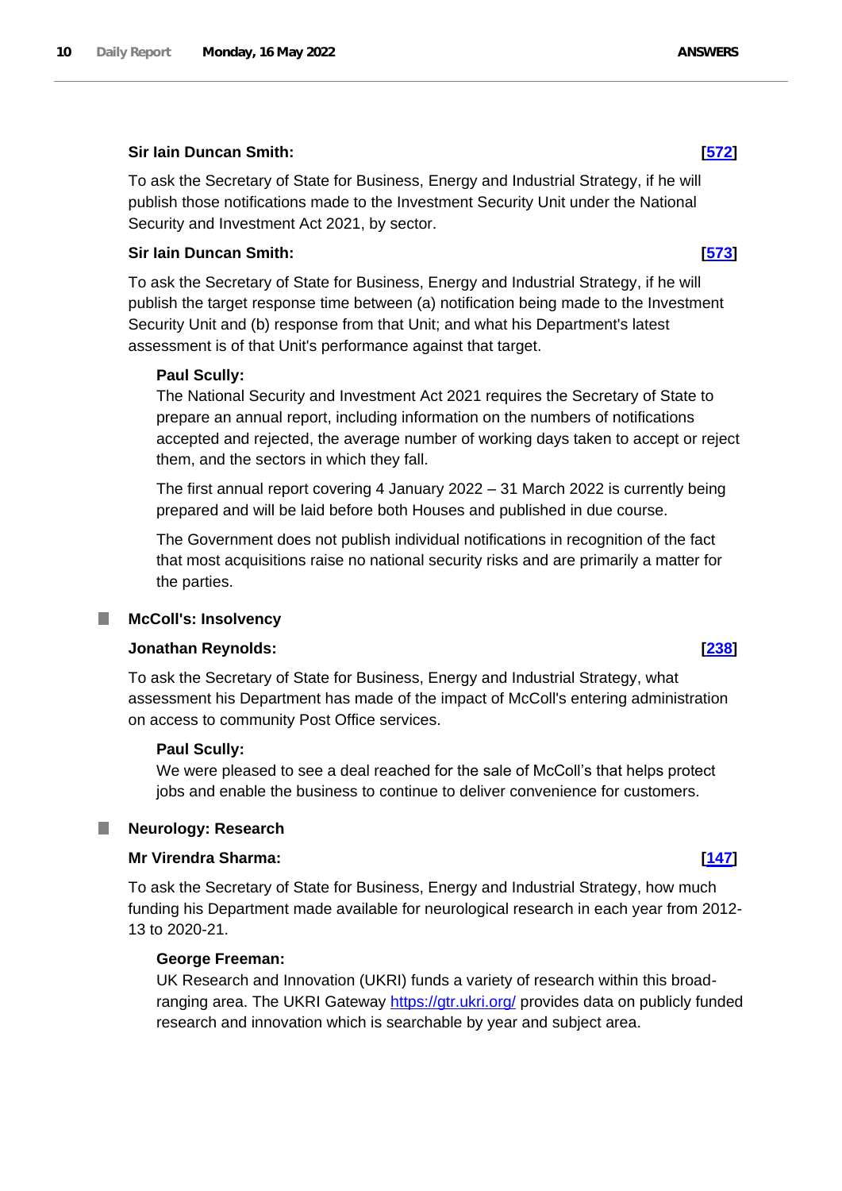**Sir Iain Duncan Smith:** **[572]**

To ask the Secretary of State for Business, Energy and Industrial Strategy, if he will publish those notifications made to the Investment Security Unit under the National Security and Investment Act 2021, by sector.

**Sir Iain Duncan Smith:** **[573]**

To ask the Secretary of State for Business, Energy and Industrial Strategy, if he will publish the target response time between (a) notification being made to the Investment Security Unit and (b) response from that Unit; and what his Department's latest assessment is of that Unit's performance against that target.

**Paul Scully:**

The National Security and Investment Act 2021 requires the Secretary of State to prepare an annual report, including information on the numbers of notifications accepted and rejected, the average number of working days taken to accept or reject them, and the sectors in which they fall.

The first annual report covering 4 January 2022 – 31 March 2022 is currently being prepared and will be laid before both Houses and published in due course.

The Government does not publish individual notifications in recognition of the fact that most acquisitions raise no national security risks and are primarily a matter for the parties.

## McColl's: Insolvency

**Jonathan Reynolds:** **[238]**

To ask the Secretary of State for Business, Energy and Industrial Strategy, what assessment his Department has made of the impact of McColl's entering administration on access to community Post Office services.

**Paul Scully:**

We were pleased to see a deal reached for the sale of McColl's that helps protect jobs and enable the business to continue to deliver convenience for customers.

## Neurology: Research

**Mr Virendra Sharma:** **[147]**

To ask the Secretary of State for Business, Energy and Industrial Strategy, how much funding his Department made available for neurological research in each year from 2012-13 to 2020-21.

**George Freeman:**

UK Research and Innovation (UKRI) funds a variety of research within this broad-ranging area. The UKRI Gateway https://gtr.ukri.org/ provides data on publicly funded research and innovation which is searchable by year and subject area.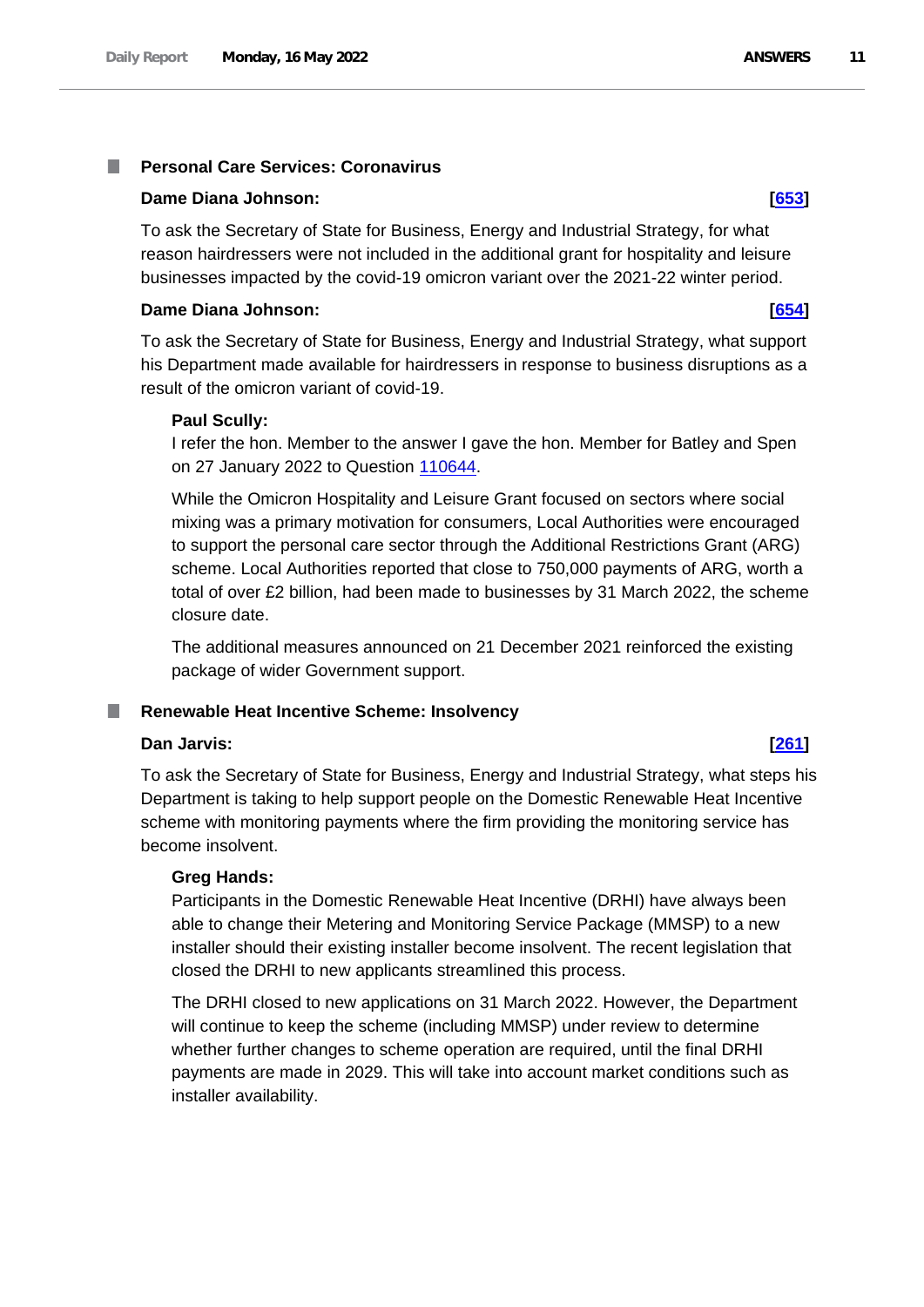### Personal Care Services: Coronavirus

**Dame Diana Johnson:** **[653]**

To ask the Secretary of State for Business, Energy and Industrial Strategy, for what reason hairdressers were not included in the additional grant for hospitality and leisure businesses impacted by the covid-19 omicron variant over the 2021-22 winter period.

**Dame Diana Johnson:** **[654]**

To ask the Secretary of State for Business, Energy and Industrial Strategy, what support his Department made available for hairdressers in response to business disruptions as a result of the omicron variant of covid-19.

**Paul Scully:**

I refer the hon. Member to the answer I gave the hon. Member for Batley and Spen on 27 January 2022 to Question 110644.

While the Omicron Hospitality and Leisure Grant focused on sectors where social mixing was a primary motivation for consumers, Local Authorities were encouraged to support the personal care sector through the Additional Restrictions Grant (ARG) scheme. Local Authorities reported that close to 750,000 payments of ARG, worth a total of over £2 billion, had been made to businesses by 31 March 2022, the scheme closure date.

The additional measures announced on 21 December 2021 reinforced the existing package of wider Government support.

### Renewable Heat Incentive Scheme: Insolvency

**Dan Jarvis:** **[261]**

To ask the Secretary of State for Business, Energy and Industrial Strategy, what steps his Department is taking to help support people on the Domestic Renewable Heat Incentive scheme with monitoring payments where the firm providing the monitoring service has become insolvent.

**Greg Hands:**

Participants in the Domestic Renewable Heat Incentive (DRHI) have always been able to change their Metering and Monitoring Service Package (MMSP) to a new installer should their existing installer become insolvent. The recent legislation that closed the DRHI to new applicants streamlined this process.

The DRHI closed to new applications on 31 March 2022. However, the Department will continue to keep the scheme (including MMSP) under review to determine whether further changes to scheme operation are required, until the final DRHI payments are made in 2029. This will take into account market conditions such as installer availability.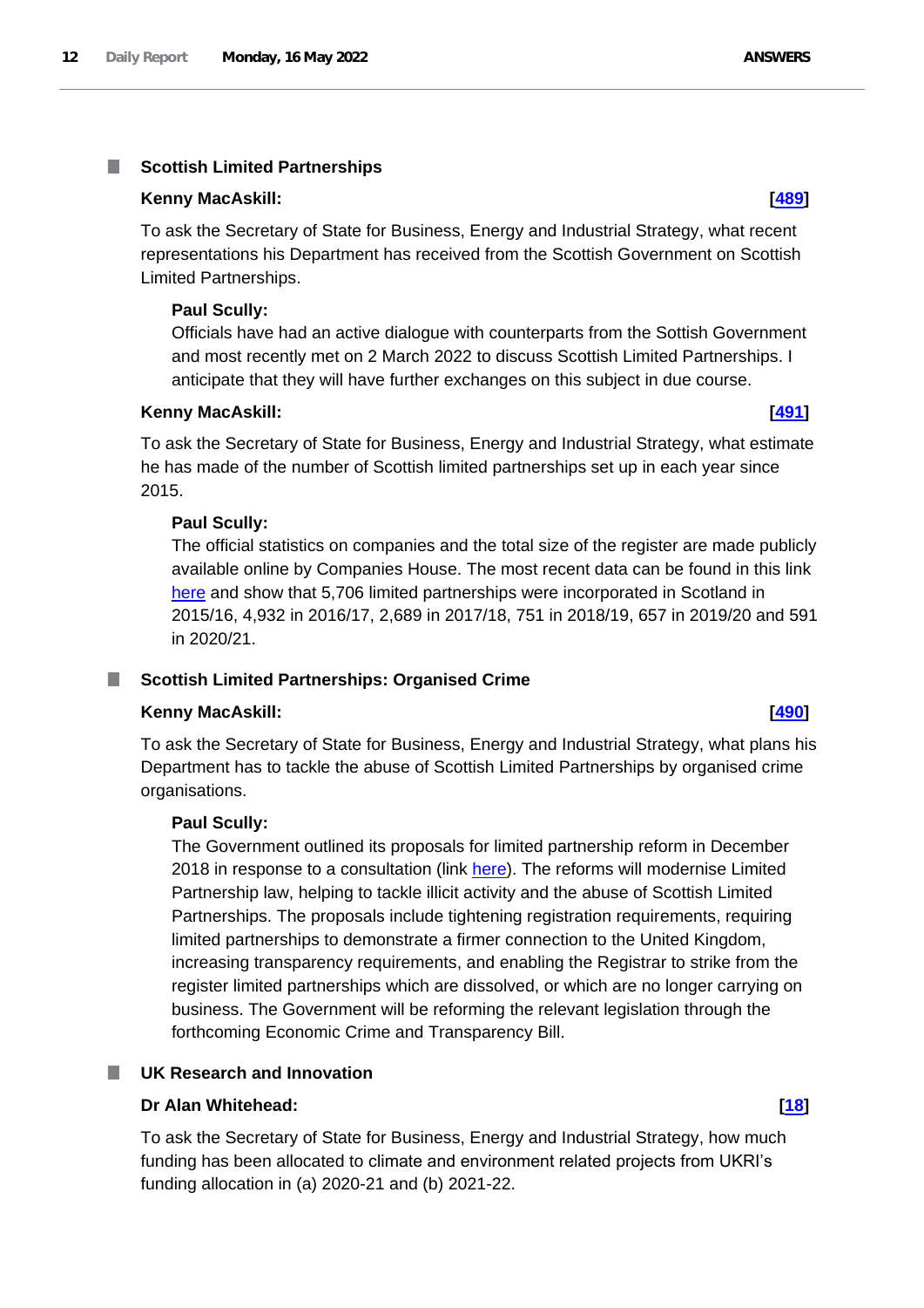## Scottish Limited Partnerships

**Kenny MacAskill:** **[489]**

To ask the Secretary of State for Business, Energy and Industrial Strategy, what recent representations his Department has received from the Scottish Government on Scottish Limited Partnerships.

**Paul Scully:**

Officials have had an active dialogue with counterparts from the Sottish Government and most recently met on 2 March 2022 to discuss Scottish Limited Partnerships. I anticipate that they will have further exchanges on this subject in due course.

**Kenny MacAskill:** **[491]**

To ask the Secretary of State for Business, Energy and Industrial Strategy, what estimate he has made of the number of Scottish limited partnerships set up in each year since 2015.

**Paul Scully:**

The official statistics on companies and the total size of the register are made publicly available online by Companies House. The most recent data can be found in this link here and show that 5,706 limited partnerships were incorporated in Scotland in 2015/16, 4,932 in 2016/17, 2,689 in 2017/18, 751 in 2018/19, 657 in 2019/20 and 591 in 2020/21.

## Scottish Limited Partnerships: Organised Crime

**Kenny MacAskill:** **[490]**

To ask the Secretary of State for Business, Energy and Industrial Strategy, what plans his Department has to tackle the abuse of Scottish Limited Partnerships by organised crime organisations.

**Paul Scully:**

The Government outlined its proposals for limited partnership reform in December 2018 in response to a consultation (link here). The reforms will modernise Limited Partnership law, helping to tackle illicit activity and the abuse of Scottish Limited Partnerships. The proposals include tightening registration requirements, requiring limited partnerships to demonstrate a firmer connection to the United Kingdom, increasing transparency requirements, and enabling the Registrar to strike from the register limited partnerships which are dissolved, or which are no longer carrying on business. The Government will be reforming the relevant legislation through the forthcoming Economic Crime and Transparency Bill.

## UK Research and Innovation

**Dr Alan Whitehead:** **[18]**

To ask the Secretary of State for Business, Energy and Industrial Strategy, how much funding has been allocated to climate and environment related projects from UKRI's funding allocation in (a) 2020-21 and (b) 2021-22.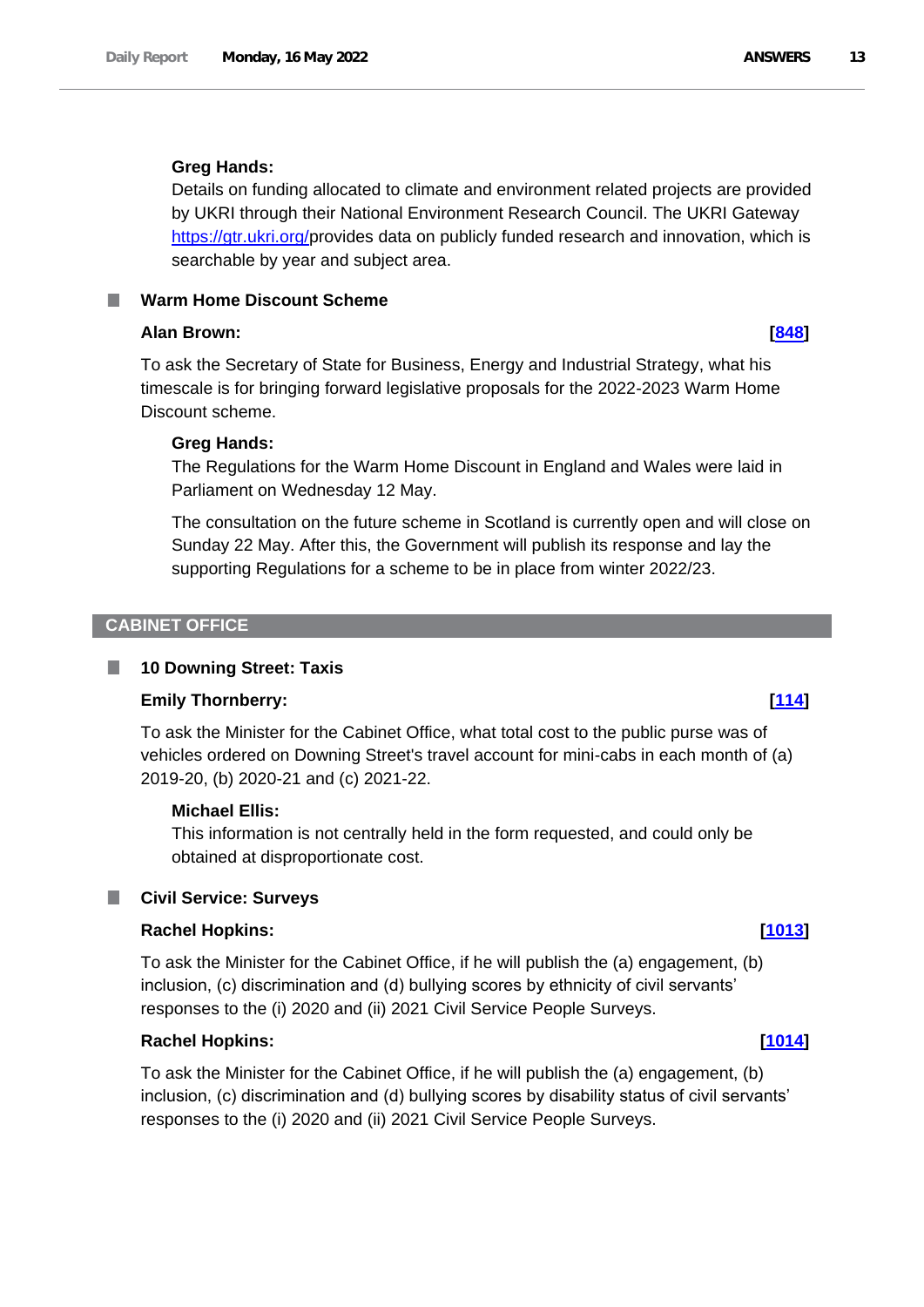**Greg Hands:**

Details on funding allocated to climate and environment related projects are provided by UKRI through their National Environment Research Council. The UKRI Gateway https://gtr.ukri.org/provides data on publicly funded research and innovation, which is searchable by year and subject area.

### Warm Home Discount Scheme

**Alan Brown:** **[848]**

To ask the Secretary of State for Business, Energy and Industrial Strategy, what his timescale is for bringing forward legislative proposals for the 2022-2023 Warm Home Discount scheme.

**Greg Hands:**

The Regulations for the Warm Home Discount in England and Wales were laid in Parliament on Wednesday 12 May.

The consultation on the future scheme in Scotland is currently open and will close on Sunday 22 May. After this, the Government will publish its response and lay the supporting Regulations for a scheme to be in place from winter 2022/23.

## CABINET OFFICE

### 10 Downing Street: Taxis

**Emily Thornberry:** **[114]**

To ask the Minister for the Cabinet Office, what total cost to the public purse was of vehicles ordered on Downing Street's travel account for mini-cabs in each month of (a) 2019-20, (b) 2020-21 and (c) 2021-22.

**Michael Ellis:**

This information is not centrally held in the form requested, and could only be obtained at disproportionate cost.

### Civil Service: Surveys

**Rachel Hopkins:** **[1013]**

To ask the Minister for the Cabinet Office, if he will publish the (a) engagement, (b) inclusion, (c) discrimination and (d) bullying scores by ethnicity of civil servants' responses to the (i) 2020 and (ii) 2021 Civil Service People Surveys.

**Rachel Hopkins:** **[1014]**

To ask the Minister for the Cabinet Office, if he will publish the (a) engagement, (b) inclusion, (c) discrimination and (d) bullying scores by disability status of civil servants' responses to the (i) 2020 and (ii) 2021 Civil Service People Surveys.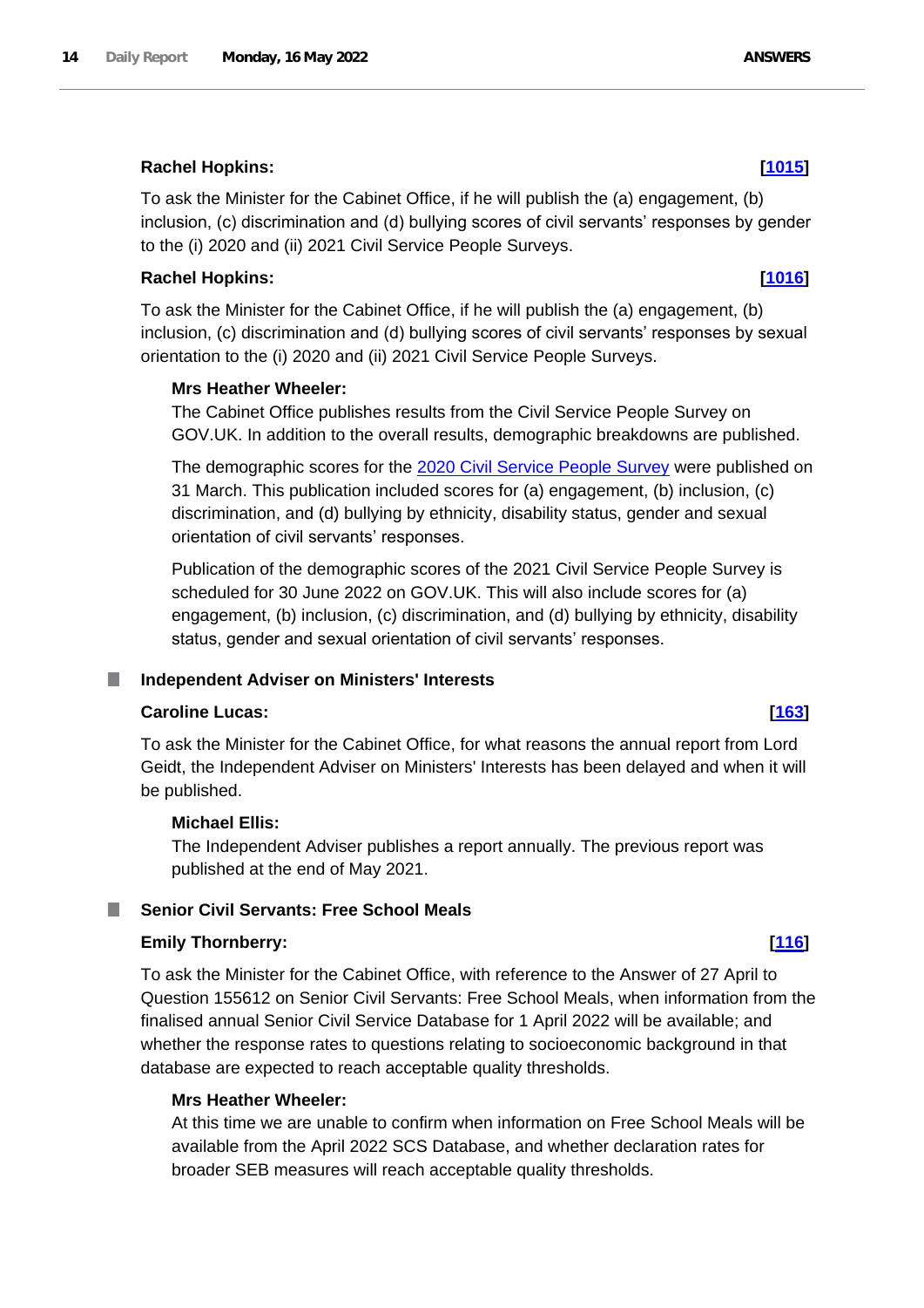**Rachel Hopkins:** **[1015]**

To ask the Minister for the Cabinet Office, if he will publish the (a) engagement, (b) inclusion, (c) discrimination and (d) bullying scores of civil servants' responses by gender to the (i) 2020 and (ii) 2021 Civil Service People Surveys.

**Rachel Hopkins:** **[1016]**

To ask the Minister for the Cabinet Office, if he will publish the (a) engagement, (b) inclusion, (c) discrimination and (d) bullying scores of civil servants' responses by sexual orientation to the (i) 2020 and (ii) 2021 Civil Service People Surveys.

**Mrs Heather Wheeler:**

The Cabinet Office publishes results from the Civil Service People Survey on GOV.UK. In addition to the overall results, demographic breakdowns are published.

The demographic scores for the 2020 Civil Service People Survey were published on 31 March. This publication included scores for (a) engagement, (b) inclusion, (c) discrimination, and (d) bullying by ethnicity, disability status, gender and sexual orientation of civil servants' responses.

Publication of the demographic scores of the 2021 Civil Service People Survey is scheduled for 30 June 2022 on GOV.UK. This will also include scores for (a) engagement, (b) inclusion, (c) discrimination, and (d) bullying by ethnicity, disability status, gender and sexual orientation of civil servants' responses.

## Independent Adviser on Ministers' Interests

**Caroline Lucas:** **[163]**

To ask the Minister for the Cabinet Office, for what reasons the annual report from Lord Geidt, the Independent Adviser on Ministers' Interests has been delayed and when it will be published.

**Michael Ellis:**

The Independent Adviser publishes a report annually. The previous report was published at the end of May 2021.

## Senior Civil Servants: Free School Meals

**Emily Thornberry:** **[116]**

To ask the Minister for the Cabinet Office, with reference to the Answer of 27 April to Question 155612 on Senior Civil Servants: Free School Meals, when information from the finalised annual Senior Civil Service Database for 1 April 2022 will be available; and whether the response rates to questions relating to socioeconomic background in that database are expected to reach acceptable quality thresholds.

**Mrs Heather Wheeler:**

At this time we are unable to confirm when information on Free School Meals will be available from the April 2022 SCS Database, and whether declaration rates for broader SEB measures will reach acceptable quality thresholds.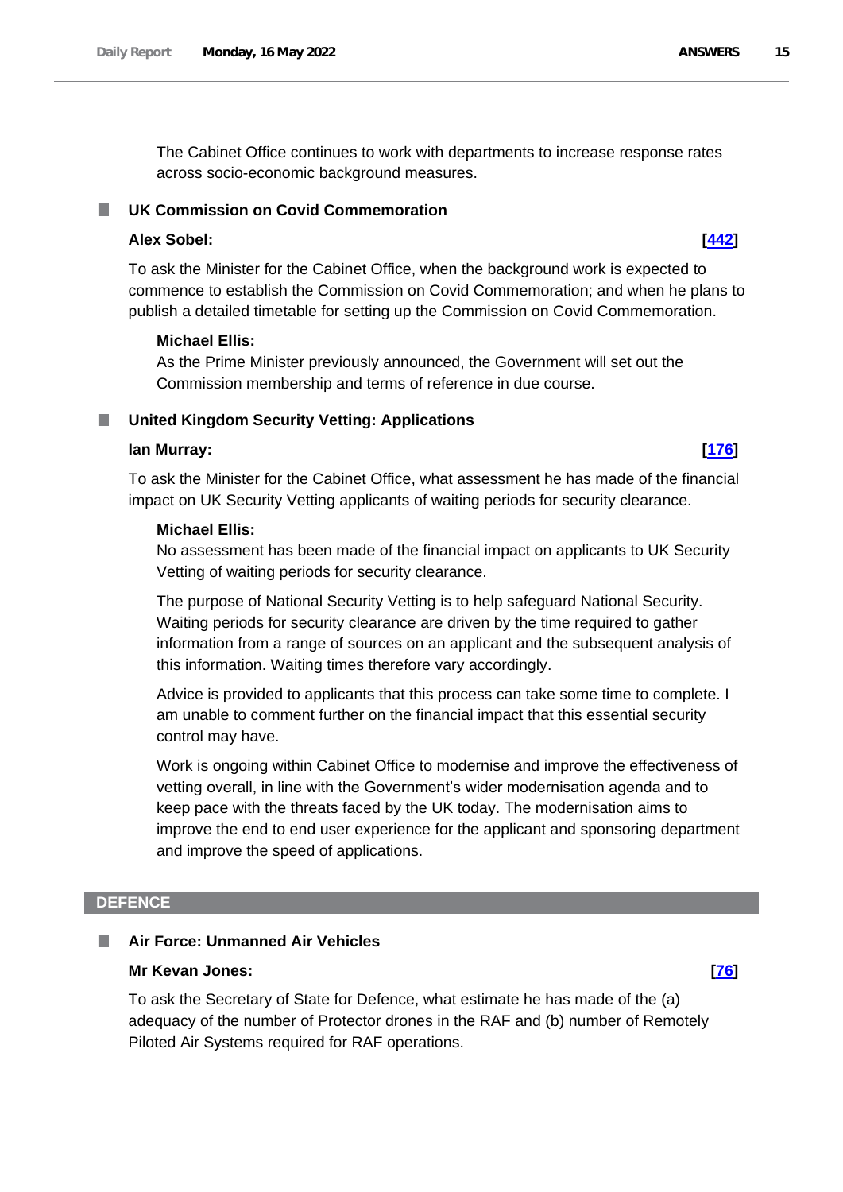The Cabinet Office continues to work with departments to increase response rates across socio-economic background measures.

### UK Commission on Covid Commemoration

**Alex Sobel:** **[442]**

To ask the Minister for the Cabinet Office, when the background work is expected to commence to establish the Commission on Covid Commemoration; and when he plans to publish a detailed timetable for setting up the Commission on Covid Commemoration.

**Michael Ellis:**

As the Prime Minister previously announced, the Government will set out the Commission membership and terms of reference in due course.

### United Kingdom Security Vetting: Applications

**Ian Murray:** **[176]**

To ask the Minister for the Cabinet Office, what assessment he has made of the financial impact on UK Security Vetting applicants of waiting periods for security clearance.

**Michael Ellis:**

No assessment has been made of the financial impact on applicants to UK Security Vetting of waiting periods for security clearance.

The purpose of National Security Vetting is to help safeguard National Security. Waiting periods for security clearance are driven by the time required to gather information from a range of sources on an applicant and the subsequent analysis of this information. Waiting times therefore vary accordingly.

Advice is provided to applicants that this process can take some time to complete. I am unable to comment further on the financial impact that this essential security control may have.

Work is ongoing within Cabinet Office to modernise and improve the effectiveness of vetting overall, in line with the Government's wider modernisation agenda and to keep pace with the threats faced by the UK today. The modernisation aims to improve the end to end user experience for the applicant and sponsoring department and improve the speed of applications.

## DEFENCE

### Air Force: Unmanned Air Vehicles

**Mr Kevan Jones:** **[76]**

To ask the Secretary of State for Defence, what estimate he has made of the (a) adequacy of the number of Protector drones in the RAF and (b) number of Remotely Piloted Air Systems required for RAF operations.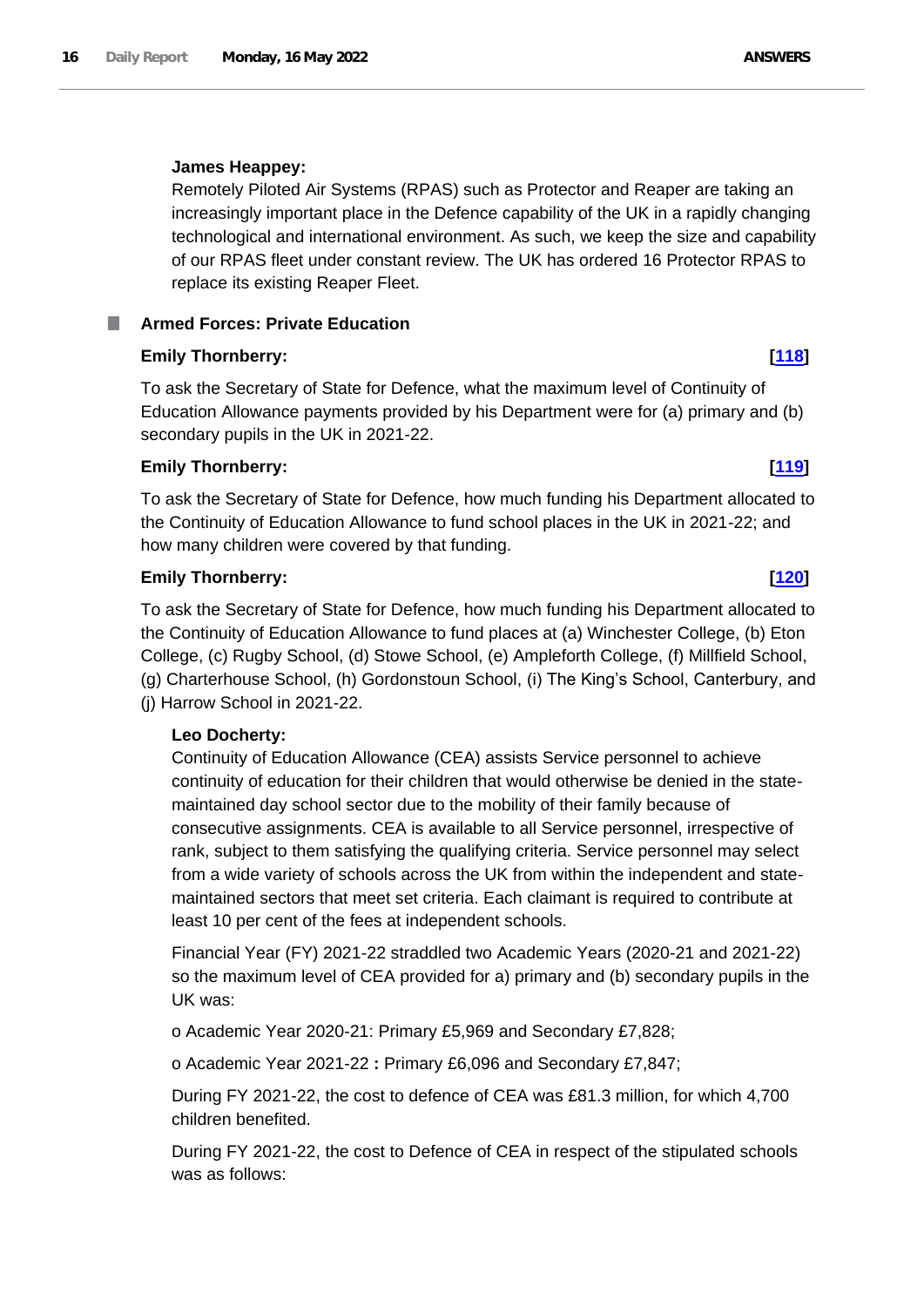**James Heappey:**

Remotely Piloted Air Systems (RPAS) such as Protector and Reaper are taking an increasingly important place in the Defence capability of the UK in a rapidly changing technological and international environment. As such, we keep the size and capability of our RPAS fleet under constant review. The UK has ordered 16 Protector RPAS to replace its existing Reaper Fleet.

## Armed Forces: Private Education

**Emily Thornberry:** [118]

To ask the Secretary of State for Defence, what the maximum level of Continuity of Education Allowance payments provided by his Department were for (a) primary and (b) secondary pupils in the UK in 2021-22.

**Emily Thornberry:** [119]

To ask the Secretary of State for Defence, how much funding his Department allocated to the Continuity of Education Allowance to fund school places in the UK in 2021-22; and how many children were covered by that funding.

**Emily Thornberry:** [120]

To ask the Secretary of State for Defence, how much funding his Department allocated to the Continuity of Education Allowance to fund places at (a) Winchester College, (b) Eton College, (c) Rugby School, (d) Stowe School, (e) Ampleforth College, (f) Millfield School, (g) Charterhouse School, (h) Gordonstoun School, (i) The King's School, Canterbury, and (j) Harrow School in 2021-22.

**Leo Docherty:**

Continuity of Education Allowance (CEA) assists Service personnel to achieve continuity of education for their children that would otherwise be denied in the state-maintained day school sector due to the mobility of their family because of consecutive assignments. CEA is available to all Service personnel, irrespective of rank, subject to them satisfying the qualifying criteria. Service personnel may select from a wide variety of schools across the UK from within the independent and state-maintained sectors that meet set criteria. Each claimant is required to contribute at least 10 per cent of the fees at independent schools.

Financial Year (FY) 2021-22 straddled two Academic Years (2020-21 and 2021-22) so the maximum level of CEA provided for a) primary and (b) secondary pupils in the UK was:

o Academic Year 2020-21: Primary £5,969 and Secondary £7,828;

o Academic Year 2021-22 **:** Primary £6,096 and Secondary £7,847;

During FY 2021-22, the cost to defence of CEA was £81.3 million, for which 4,700 children benefited.

During FY 2021-22, the cost to Defence of CEA in respect of the stipulated schools was as follows: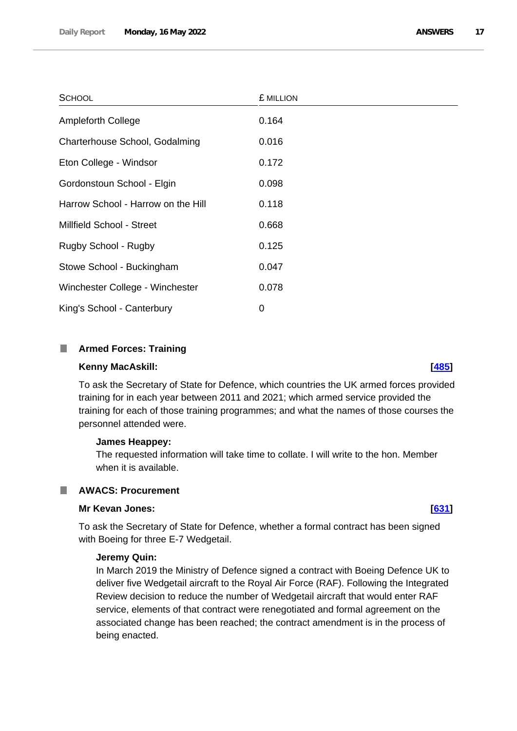| School | £ million |
| --- | --- |
| Ampleforth College | 0.164 |
| Charterhouse School, Godalming | 0.016 |
| Eton College - Windsor | 0.172 |
| Gordonstoun School - Elgin | 0.098 |
| Harrow School - Harrow on the Hill | 0.118 |
| Millfield School - Street | 0.668 |
| Rugby School - Rugby | 0.125 |
| Stowe School - Buckingham | 0.047 |
| Winchester College - Winchester | 0.078 |
| King's School - Canterbury | 0 |

## Armed Forces: Training

**Kenny MacAskill:** **[485]**

To ask the Secretary of State for Defence, which countries the UK armed forces provided training for in each year between 2011 and 2021; which armed service provided the training for each of those training programmes; and what the names of those courses the personnel attended were.

**James Heappey:**

The requested information will take time to collate. I will write to the hon. Member when it is available.

## AWACS: Procurement

**Mr Kevan Jones:** **[631]**

To ask the Secretary of State for Defence, whether a formal contract has been signed with Boeing for three E-7 Wedgetail.

**Jeremy Quin:**

In March 2019 the Ministry of Defence signed a contract with Boeing Defence UK to deliver five Wedgetail aircraft to the Royal Air Force (RAF). Following the Integrated Review decision to reduce the number of Wedgetail aircraft that would enter RAF service, elements of that contract were renegotiated and formal agreement on the associated change has been reached; the contract amendment is in the process of being enacted.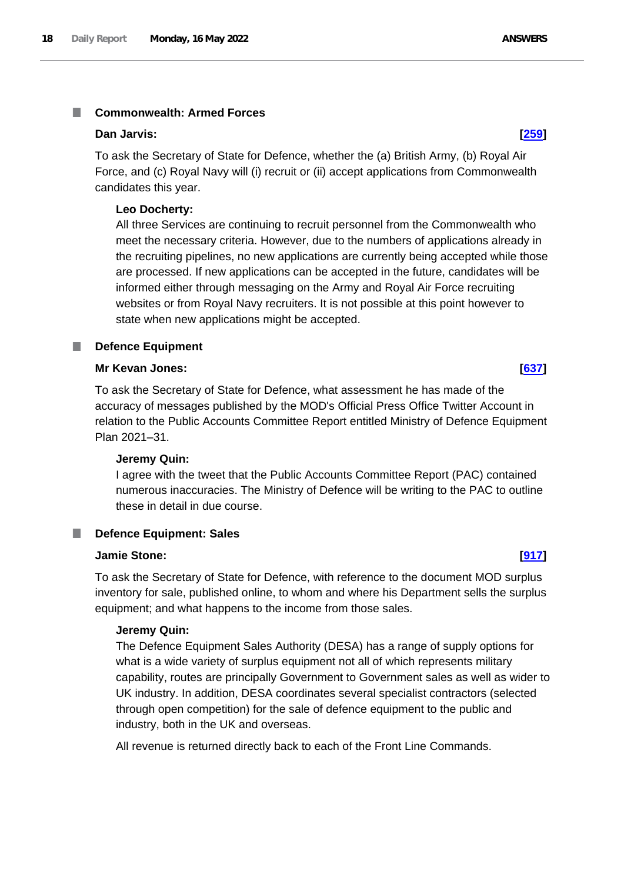### Commonwealth: Armed Forces

**Dan Jarvis:** **[259]**

To ask the Secretary of State for Defence, whether the (a) British Army, (b) Royal Air Force, and (c) Royal Navy will (i) recruit or (ii) accept applications from Commonwealth candidates this year.

**Leo Docherty:**

All three Services are continuing to recruit personnel from the Commonwealth who meet the necessary criteria. However, due to the numbers of applications already in the recruiting pipelines, no new applications are currently being accepted while those are processed. If new applications can be accepted in the future, candidates will be informed either through messaging on the Army and Royal Air Force recruiting websites or from Royal Navy recruiters. It is not possible at this point however to state when new applications might be accepted.

### Defence Equipment

**Mr Kevan Jones:** **[637]**

To ask the Secretary of State for Defence, what assessment he has made of the accuracy of messages published by the MOD's Official Press Office Twitter Account in relation to the Public Accounts Committee Report entitled Ministry of Defence Equipment Plan 2021–31.

**Jeremy Quin:**

I agree with the tweet that the Public Accounts Committee Report (PAC) contained numerous inaccuracies. The Ministry of Defence will be writing to the PAC to outline these in detail in due course.

### Defence Equipment: Sales

**Jamie Stone:** **[917]**

To ask the Secretary of State for Defence, with reference to the document MOD surplus inventory for sale, published online, to whom and where his Department sells the surplus equipment; and what happens to the income from those sales.

**Jeremy Quin:**

The Defence Equipment Sales Authority (DESA) has a range of supply options for what is a wide variety of surplus equipment not all of which represents military capability, routes are principally Government to Government sales as well as wider to UK industry. In addition, DESA coordinates several specialist contractors (selected through open competition) for the sale of defence equipment to the public and industry, both in the UK and overseas.

All revenue is returned directly back to each of the Front Line Commands.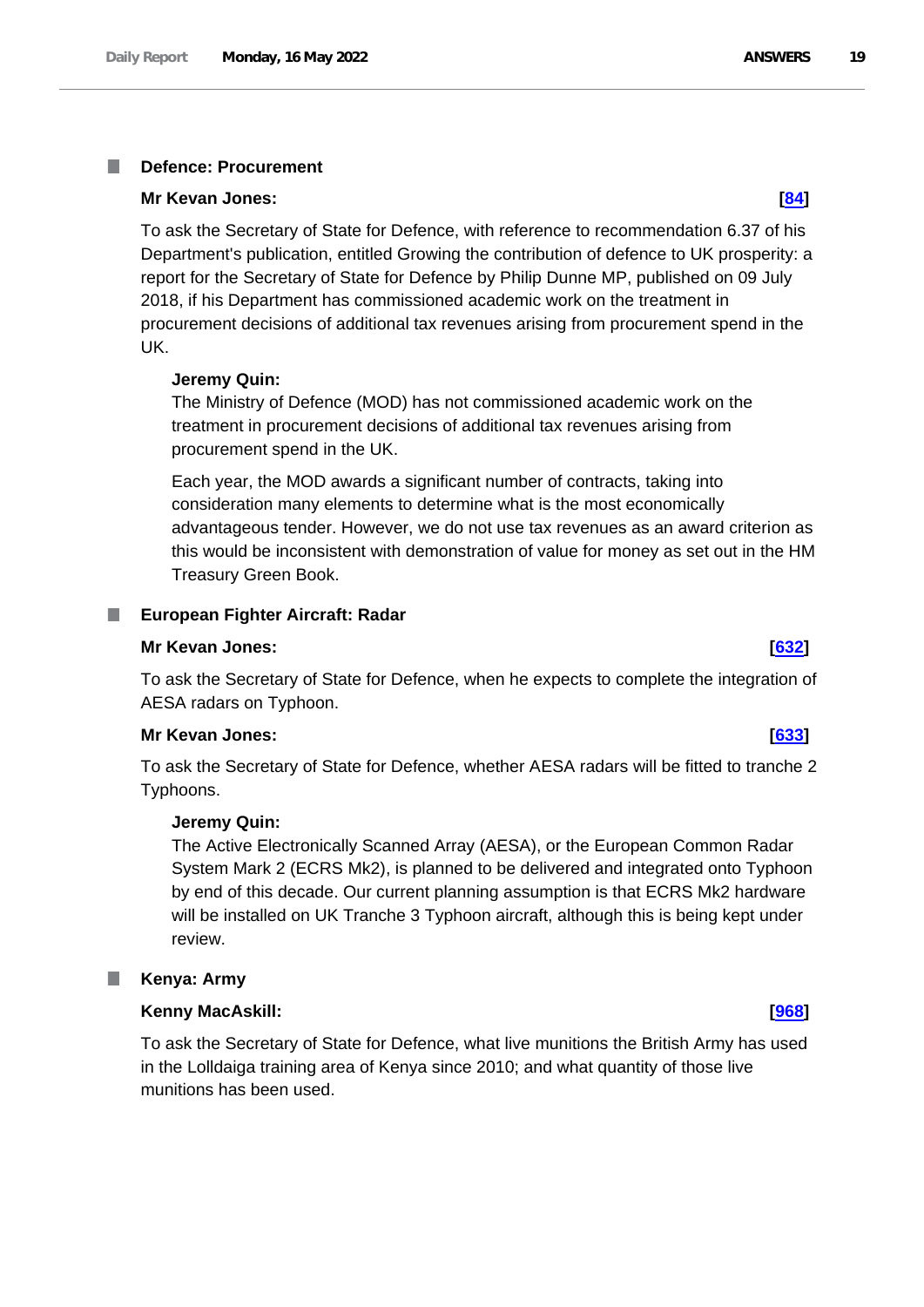## Defence: Procurement

**Mr Kevan Jones:** **[84]**

To ask the Secretary of State for Defence, with reference to recommendation 6.37 of his Department's publication, entitled Growing the contribution of defence to UK prosperity: a report for the Secretary of State for Defence by Philip Dunne MP, published on 09 July 2018, if his Department has commissioned academic work on the treatment in procurement decisions of additional tax revenues arising from procurement spend in the UK.

**Jeremy Quin:**

The Ministry of Defence (MOD) has not commissioned academic work on the treatment in procurement decisions of additional tax revenues arising from procurement spend in the UK.

Each year, the MOD awards a significant number of contracts, taking into consideration many elements to determine what is the most economically advantageous tender. However, we do not use tax revenues as an award criterion as this would be inconsistent with demonstration of value for money as set out in the HM Treasury Green Book.

## European Fighter Aircraft: Radar

**Mr Kevan Jones:** **[632]**

To ask the Secretary of State for Defence, when he expects to complete the integration of AESA radars on Typhoon.

**Mr Kevan Jones:** **[633]**

To ask the Secretary of State for Defence, whether AESA radars will be fitted to tranche 2 Typhoons.

**Jeremy Quin:**

The Active Electronically Scanned Array (AESA), or the European Common Radar System Mark 2 (ECRS Mk2), is planned to be delivered and integrated onto Typhoon by end of this decade. Our current planning assumption is that ECRS Mk2 hardware will be installed on UK Tranche 3 Typhoon aircraft, although this is being kept under review.

## Kenya: Army

**Kenny MacAskill:** **[968]**

To ask the Secretary of State for Defence, what live munitions the British Army has used in the Lolldaiga training area of Kenya since 2010; and what quantity of those live munitions has been used.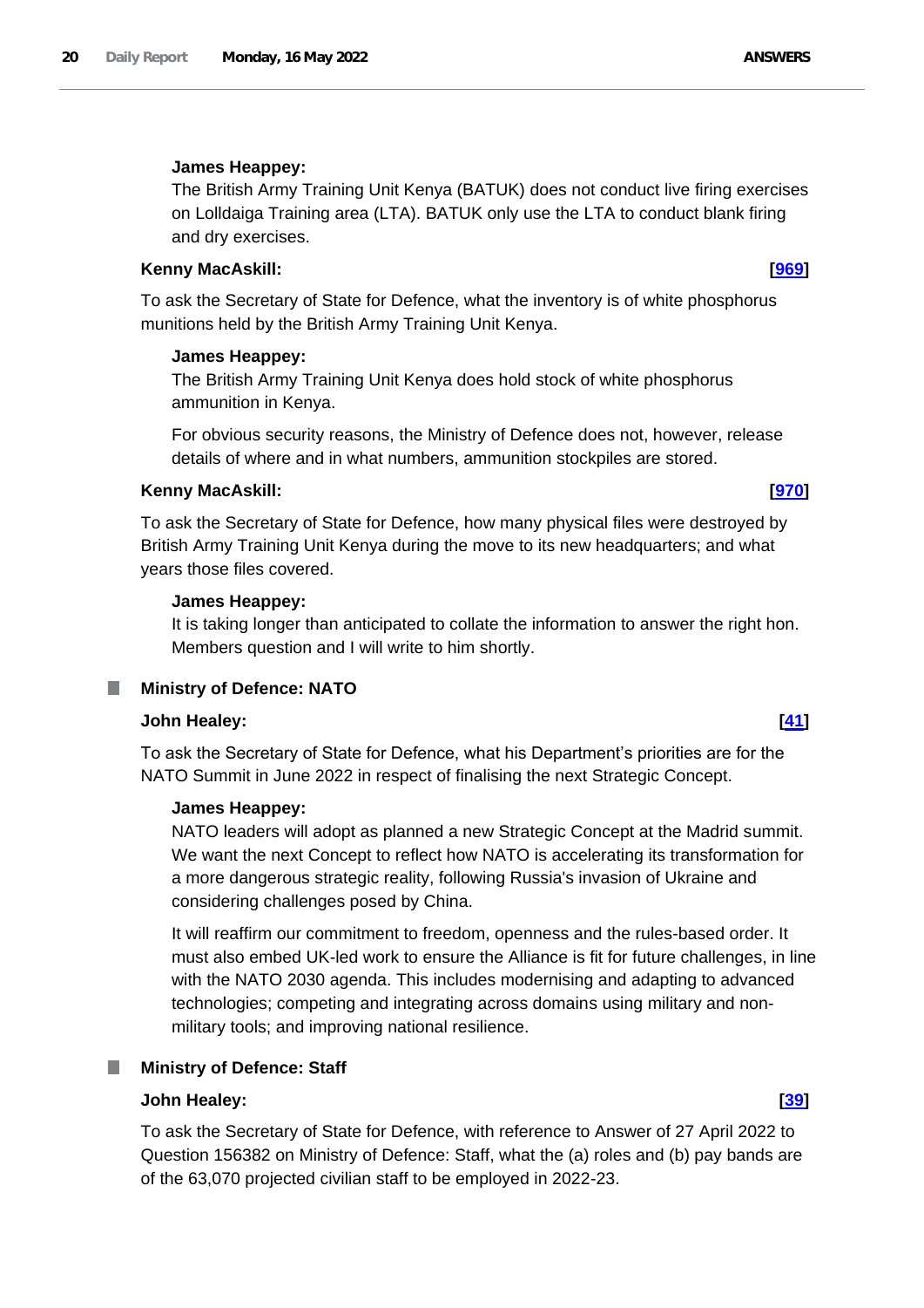**James Heappey:**

The British Army Training Unit Kenya (BATUK) does not conduct live firing exercises on Lolldaiga Training area (LTA). BATUK only use the LTA to conduct blank firing and dry exercises.

**Kenny MacAskill:** **[969]**

To ask the Secretary of State for Defence, what the inventory is of white phosphorus munitions held by the British Army Training Unit Kenya.

**James Heappey:**

The British Army Training Unit Kenya does hold stock of white phosphorus ammunition in Kenya.

For obvious security reasons, the Ministry of Defence does not, however, release details of where and in what numbers, ammunition stockpiles are stored.

**Kenny MacAskill:** **[970]**

To ask the Secretary of State for Defence, how many physical files were destroyed by British Army Training Unit Kenya during the move to its new headquarters; and what years those files covered.

**James Heappey:**

It is taking longer than anticipated to collate the information to answer the right hon. Members question and I will write to him shortly.

## Ministry of Defence: NATO

**John Healey:** **[41]**

To ask the Secretary of State for Defence, what his Department's priorities are for the NATO Summit in June 2022 in respect of finalising the next Strategic Concept.

**James Heappey:**

NATO leaders will adopt as planned a new Strategic Concept at the Madrid summit. We want the next Concept to reflect how NATO is accelerating its transformation for a more dangerous strategic reality, following Russia's invasion of Ukraine and considering challenges posed by China.

It will reaffirm our commitment to freedom, openness and the rules-based order. It must also embed UK-led work to ensure the Alliance is fit for future challenges, in line with the NATO 2030 agenda. This includes modernising and adapting to advanced technologies; competing and integrating across domains using military and non-military tools; and improving national resilience.

## Ministry of Defence: Staff

**John Healey:** **[39]**

To ask the Secretary of State for Defence, with reference to Answer of 27 April 2022 to Question 156382 on Ministry of Defence: Staff, what the (a) roles and (b) pay bands are of the 63,070 projected civilian staff to be employed in 2022-23.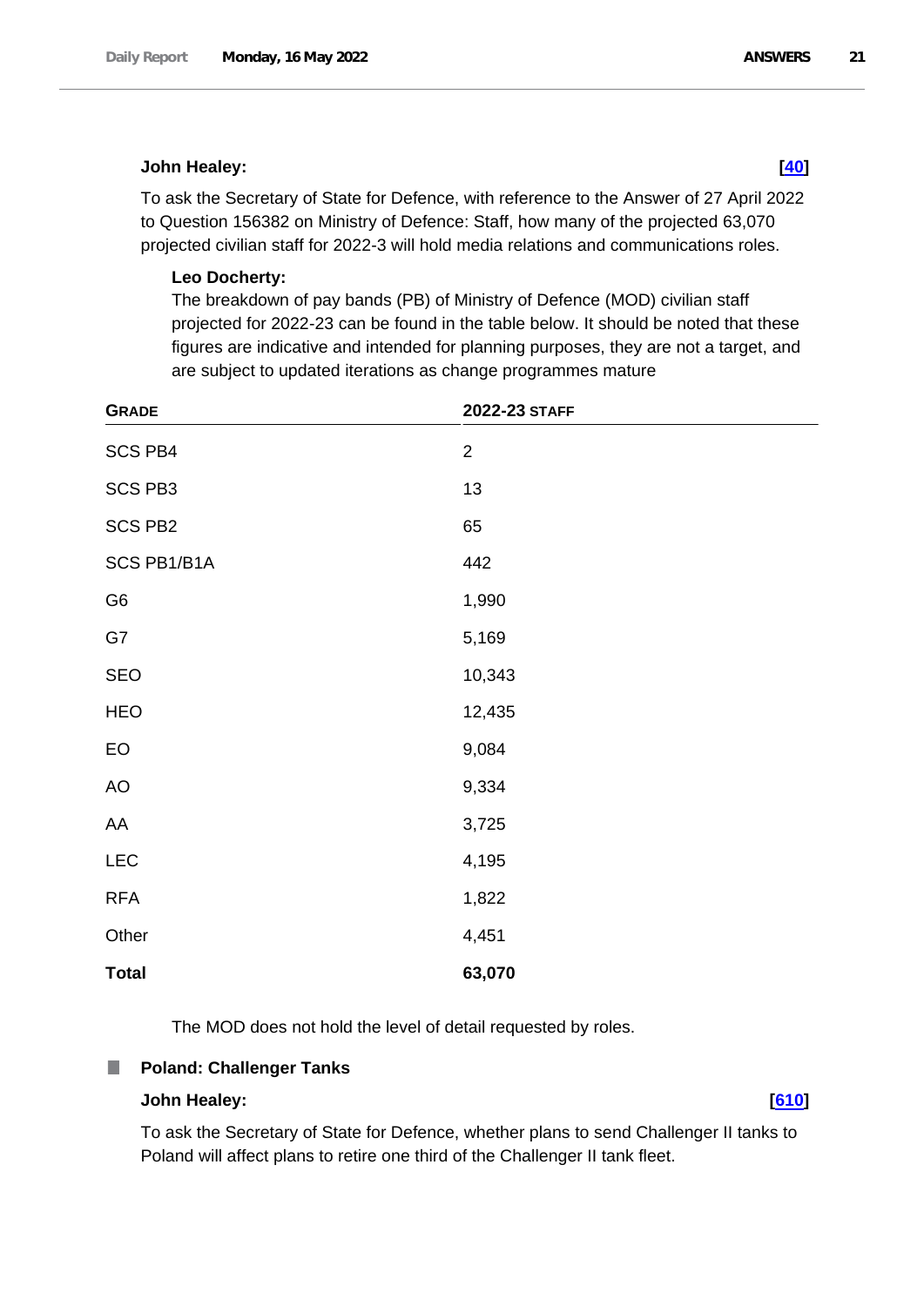**John Healey:** **[40]**

To ask the Secretary of State for Defence, with reference to the Answer of 27 April 2022 to Question 156382 on Ministry of Defence: Staff, how many of the projected 63,070 projected civilian staff for 2022-3 will hold media relations and communications roles.

**Leo Docherty:**

The breakdown of pay bands (PB) of Ministry of Defence (MOD) civilian staff projected for 2022-23 can be found in the table below. It should be noted that these figures are indicative and intended for planning purposes, they are not a target, and are subject to updated iterations as change programmes mature

| GRADE | 2022-23 STAFF |
| --- | --- |
| SCS PB4 | 2 |
| SCS PB3 | 13 |
| SCS PB2 | 65 |
| SCS PB1/B1A | 442 |
| G6 | 1,990 |
| G7 | 5,169 |
| SEO | 10,343 |
| HEO | 12,435 |
| EO | 9,084 |
| AO | 9,334 |
| AA | 3,725 |
| LEC | 4,195 |
| RFA | 1,822 |
| Other | 4,451 |
| **Total** | **63,070** |

The MOD does not hold the level of detail requested by roles.

## Poland: Challenger Tanks

**John Healey:** **[610]**

To ask the Secretary of State for Defence, whether plans to send Challenger II tanks to Poland will affect plans to retire one third of the Challenger II tank fleet.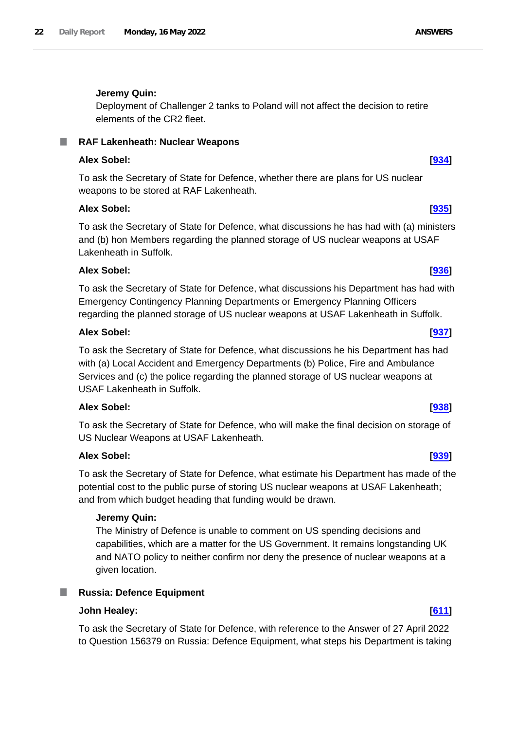**Jeremy Quin:**

Deployment of Challenger 2 tanks to Poland will not affect the decision to retire elements of the CR2 fleet.

### RAF Lakenheath: Nuclear Weapons

**Alex Sobel:** **[934]**

To ask the Secretary of State for Defence, whether there are plans for US nuclear weapons to be stored at RAF Lakenheath.

**Alex Sobel:** **[935]**

To ask the Secretary of State for Defence, what discussions he has had with (a) ministers and (b) hon Members regarding the planned storage of US nuclear weapons at USAF Lakenheath in Suffolk.

**Alex Sobel:** **[936]**

To ask the Secretary of State for Defence, what discussions his Department has had with Emergency Contingency Planning Departments or Emergency Planning Officers regarding the planned storage of US nuclear weapons at USAF Lakenheath in Suffolk.

**Alex Sobel:** **[937]**

To ask the Secretary of State for Defence, what discussions he his Department has had with (a) Local Accident and Emergency Departments (b) Police, Fire and Ambulance Services and (c) the police regarding the planned storage of US nuclear weapons at USAF Lakenheath in Suffolk.

**Alex Sobel:** **[938]**

To ask the Secretary of State for Defence, who will make the final decision on storage of US Nuclear Weapons at USAF Lakenheath.

**Alex Sobel:** **[939]**

To ask the Secretary of State for Defence, what estimate his Department has made of the potential cost to the public purse of storing US nuclear weapons at USAF Lakenheath; and from which budget heading that funding would be drawn.

**Jeremy Quin:**

The Ministry of Defence is unable to comment on US spending decisions and capabilities, which are a matter for the US Government. It remains longstanding UK and NATO policy to neither confirm nor deny the presence of nuclear weapons at a given location.

### Russia: Defence Equipment

**John Healey:** **[611]**

To ask the Secretary of State for Defence, with reference to the Answer of 27 April 2022 to Question 156379 on Russia: Defence Equipment, what steps his Department is taking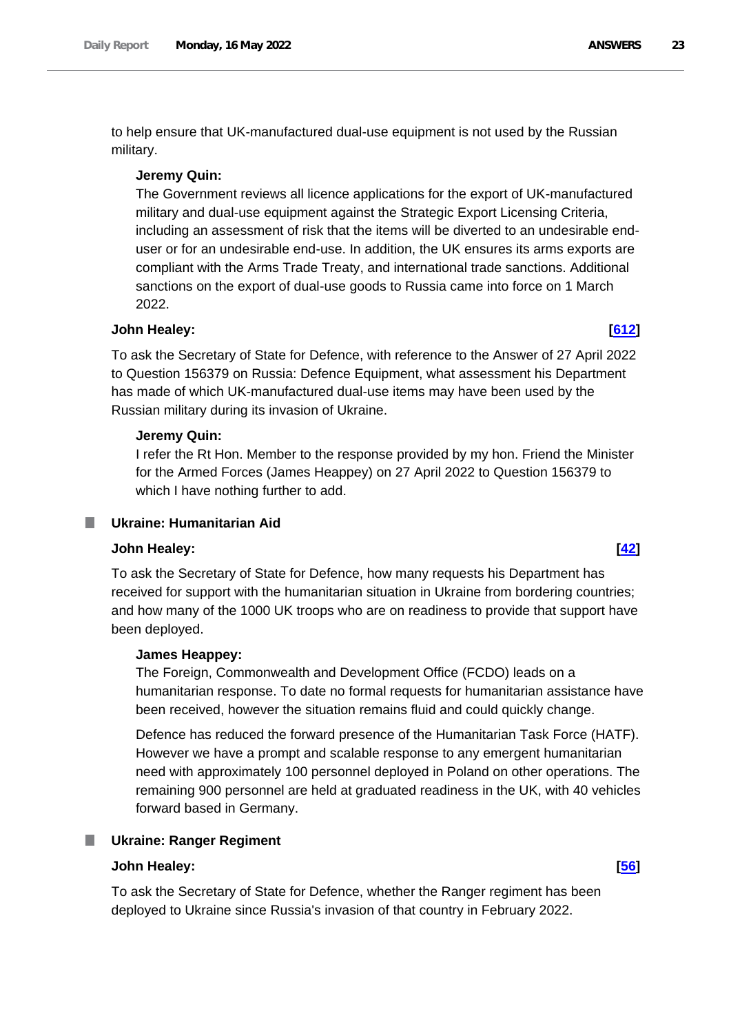to help ensure that UK-manufactured dual-use equipment is not used by the Russian military.

**Jeremy Quin:**

The Government reviews all licence applications for the export of UK-manufactured military and dual-use equipment against the Strategic Export Licensing Criteria, including an assessment of risk that the items will be diverted to an undesirable end-user or for an undesirable end-use. In addition, the UK ensures its arms exports are compliant with the Arms Trade Treaty, and international trade sanctions. Additional sanctions on the export of dual-use goods to Russia came into force on 1 March 2022.

**John Healey:** **[612]**

To ask the Secretary of State for Defence, with reference to the Answer of 27 April 2022 to Question 156379 on Russia: Defence Equipment, what assessment his Department has made of which UK-manufactured dual-use items may have been used by the Russian military during its invasion of Ukraine.

**Jeremy Quin:**

I refer the Rt Hon. Member to the response provided by my hon. Friend the Minister for the Armed Forces (James Heappey) on 27 April 2022 to Question 156379 to which I have nothing further to add.

## Ukraine: Humanitarian Aid

**John Healey:** **[42]**

To ask the Secretary of State for Defence, how many requests his Department has received for support with the humanitarian situation in Ukraine from bordering countries; and how many of the 1000 UK troops who are on readiness to provide that support have been deployed.

**James Heappey:**

The Foreign, Commonwealth and Development Office (FCDO) leads on a humanitarian response. To date no formal requests for humanitarian assistance have been received, however the situation remains fluid and could quickly change.

Defence has reduced the forward presence of the Humanitarian Task Force (HATF). However we have a prompt and scalable response to any emergent humanitarian need with approximately 100 personnel deployed in Poland on other operations. The remaining 900 personnel are held at graduated readiness in the UK, with 40 vehicles forward based in Germany.

## Ukraine: Ranger Regiment

**John Healey:** **[56]**

To ask the Secretary of State for Defence, whether the Ranger regiment has been deployed to Ukraine since Russia's invasion of that country in February 2022.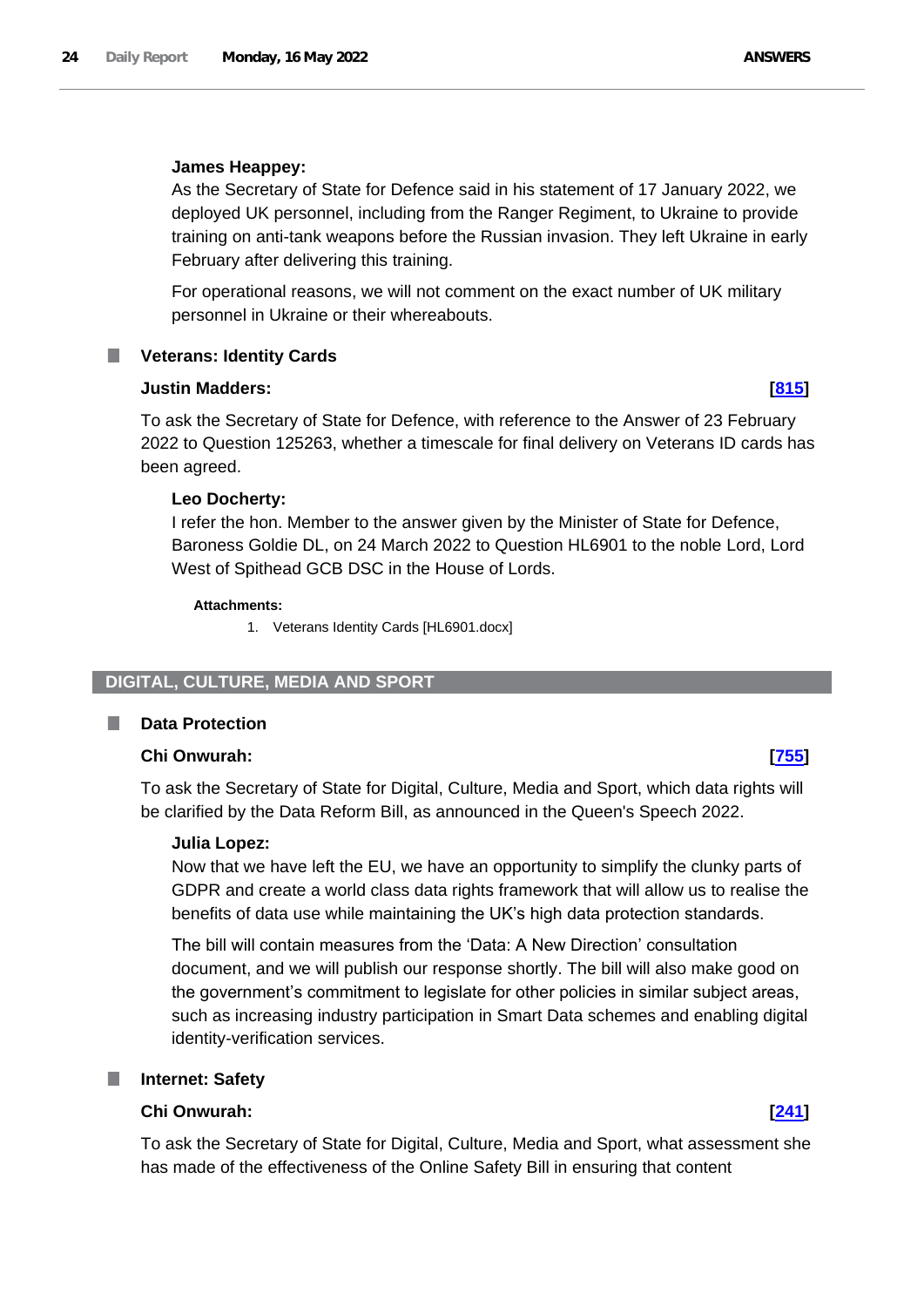**James Heappey:**

As the Secretary of State for Defence said in his statement of 17 January 2022, we deployed UK personnel, including from the Ranger Regiment, to Ukraine to provide training on anti-tank weapons before the Russian invasion. They left Ukraine in early February after delivering this training.

For operational reasons, we will not comment on the exact number of UK military personnel in Ukraine or their whereabouts.

### Veterans: Identity Cards

**Justin Madders:** **[815]**

To ask the Secretary of State for Defence, with reference to the Answer of 23 February 2022 to Question 125263, whether a timescale for final delivery on Veterans ID cards has been agreed.

**Leo Docherty:**

I refer the hon. Member to the answer given by the Minister of State for Defence, Baroness Goldie DL, on 24 March 2022 to Question HL6901 to the noble Lord, Lord West of Spithead GCB DSC in the House of Lords.

**Attachments:**

1. Veterans Identity Cards [HL6901.docx]

## DIGITAL, CULTURE, MEDIA AND SPORT

### Data Protection

**Chi Onwurah:** **[755]**

To ask the Secretary of State for Digital, Culture, Media and Sport, which data rights will be clarified by the Data Reform Bill, as announced in the Queen's Speech 2022.

**Julia Lopez:**

Now that we have left the EU, we have an opportunity to simplify the clunky parts of GDPR and create a world class data rights framework that will allow us to realise the benefits of data use while maintaining the UK's high data protection standards.

The bill will contain measures from the 'Data: A New Direction' consultation document, and we will publish our response shortly. The bill will also make good on the government's commitment to legislate for other policies in similar subject areas, such as increasing industry participation in Smart Data schemes and enabling digital identity-verification services.

### Internet: Safety

**Chi Onwurah:** **[241]**

To ask the Secretary of State for Digital, Culture, Media and Sport, what assessment she has made of the effectiveness of the Online Safety Bill in ensuring that content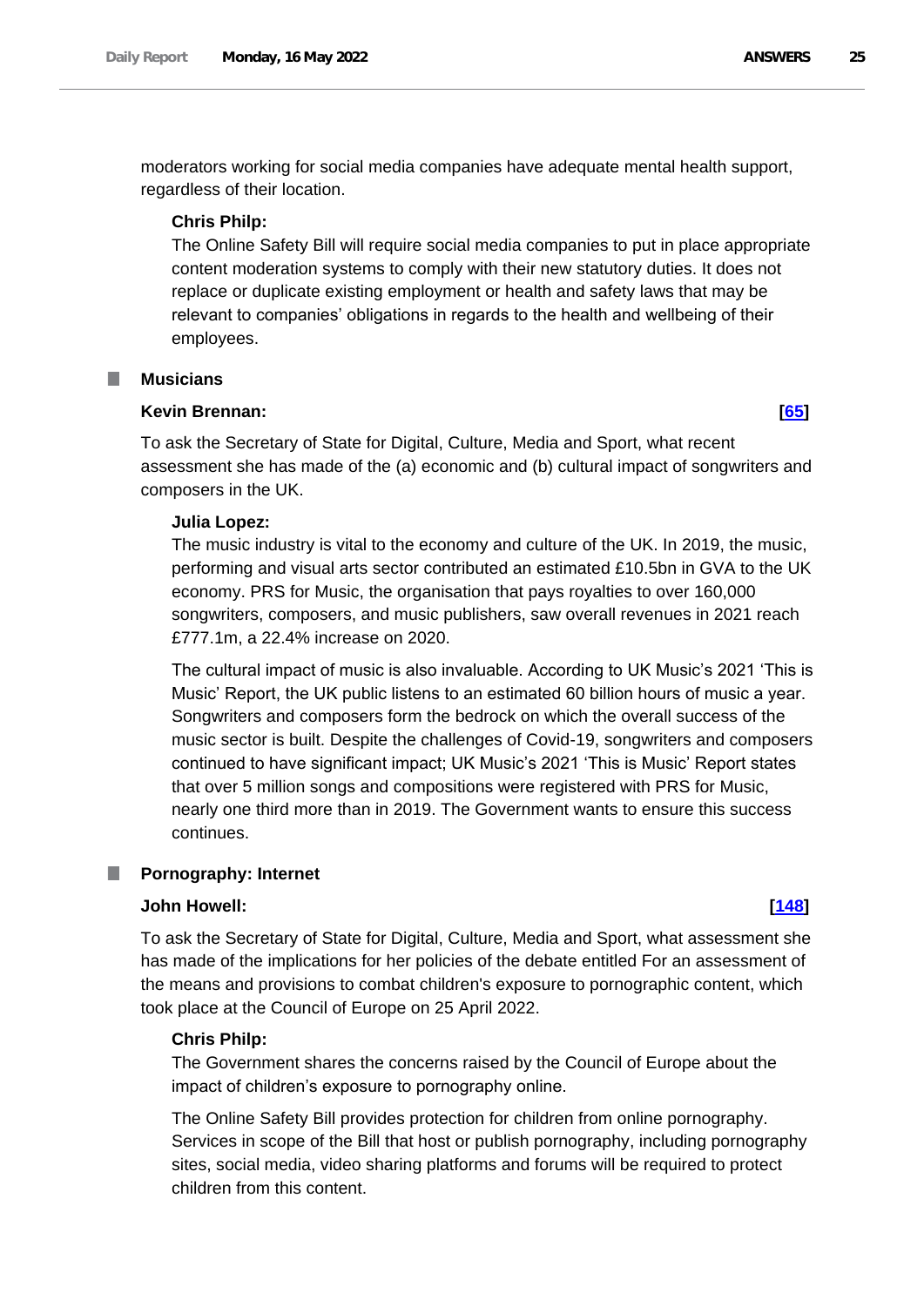moderators working for social media companies have adequate mental health support, regardless of their location.

**Chris Philp:**

The Online Safety Bill will require social media companies to put in place appropriate content moderation systems to comply with their new statutory duties. It does not replace or duplicate existing employment or health and safety laws that may be relevant to companies' obligations in regards to the health and wellbeing of their employees.

## Musicians

**Kevin Brennan:** **[65]**

To ask the Secretary of State for Digital, Culture, Media and Sport, what recent assessment she has made of the (a) economic and (b) cultural impact of songwriters and composers in the UK.

**Julia Lopez:**

The music industry is vital to the economy and culture of the UK. In 2019, the music, performing and visual arts sector contributed an estimated £10.5bn in GVA to the UK economy. PRS for Music, the organisation that pays royalties to over 160,000 songwriters, composers, and music publishers, saw overall revenues in 2021 reach £777.1m, a 22.4% increase on 2020.

The cultural impact of music is also invaluable. According to UK Music's 2021 'This is Music' Report, the UK public listens to an estimated 60 billion hours of music a year. Songwriters and composers form the bedrock on which the overall success of the music sector is built. Despite the challenges of Covid-19, songwriters and composers continued to have significant impact; UK Music's 2021 'This is Music' Report states that over 5 million songs and compositions were registered with PRS for Music, nearly one third more than in 2019. The Government wants to ensure this success continues.

## Pornography: Internet

**John Howell:** **[148]**

To ask the Secretary of State for Digital, Culture, Media and Sport, what assessment she has made of the implications for her policies of the debate entitled For an assessment of the means and provisions to combat children's exposure to pornographic content, which took place at the Council of Europe on 25 April 2022.

**Chris Philp:**

The Government shares the concerns raised by the Council of Europe about the impact of children's exposure to pornography online.

The Online Safety Bill provides protection for children from online pornography. Services in scope of the Bill that host or publish pornography, including pornography sites, social media, video sharing platforms and forums will be required to protect children from this content.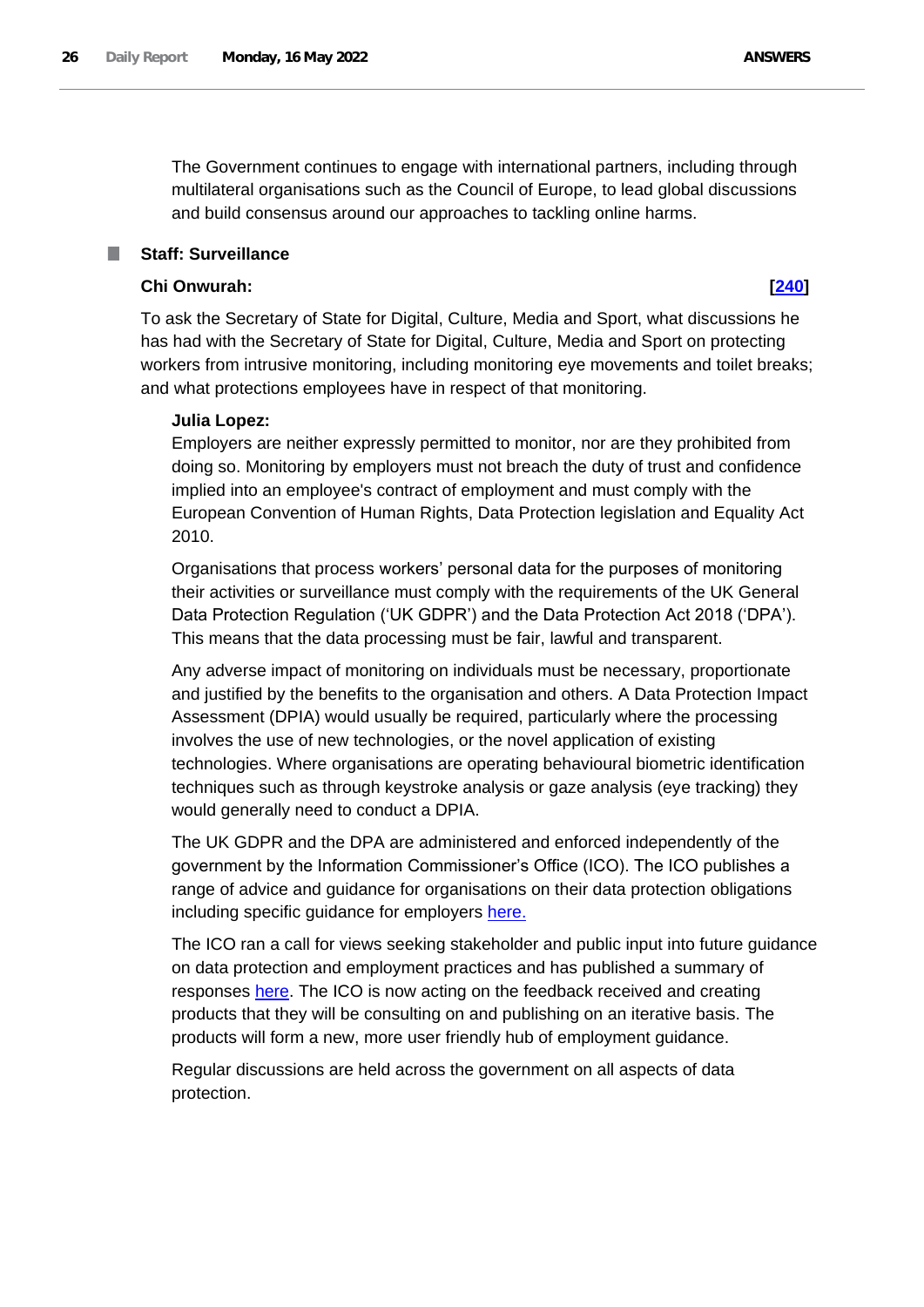The Government continues to engage with international partners, including through multilateral organisations such as the Council of Europe, to lead global discussions and build consensus around our approaches to tackling online harms.

### Staff: Surveillance

**Chi Onwurah:** **[240]**

To ask the Secretary of State for Digital, Culture, Media and Sport, what discussions he has had with the Secretary of State for Digital, Culture, Media and Sport on protecting workers from intrusive monitoring, including monitoring eye movements and toilet breaks; and what protections employees have in respect of that monitoring.

**Julia Lopez:**

Employers are neither expressly permitted to monitor, nor are they prohibited from doing so. Monitoring by employers must not breach the duty of trust and confidence implied into an employee's contract of employment and must comply with the European Convention of Human Rights, Data Protection legislation and Equality Act 2010.

Organisations that process workers' personal data for the purposes of monitoring their activities or surveillance must comply with the requirements of the UK General Data Protection Regulation ('UK GDPR') and the Data Protection Act 2018 ('DPA'). This means that the data processing must be fair, lawful and transparent.

Any adverse impact of monitoring on individuals must be necessary, proportionate and justified by the benefits to the organisation and others. A Data Protection Impact Assessment (DPIA) would usually be required, particularly where the processing involves the use of new technologies, or the novel application of existing technologies. Where organisations are operating behavioural biometric identification techniques such as through keystroke analysis or gaze analysis (eye tracking) they would generally need to conduct a DPIA.

The UK GDPR and the DPA are administered and enforced independently of the government by the Information Commissioner's Office (ICO). The ICO publishes a range of advice and guidance for organisations on their data protection obligations including specific guidance for employers here.

The ICO ran a call for views seeking stakeholder and public input into future guidance on data protection and employment practices and has published a summary of responses here. The ICO is now acting on the feedback received and creating products that they will be consulting on and publishing on an iterative basis. The products will form a new, more user friendly hub of employment guidance.

Regular discussions are held across the government on all aspects of data protection.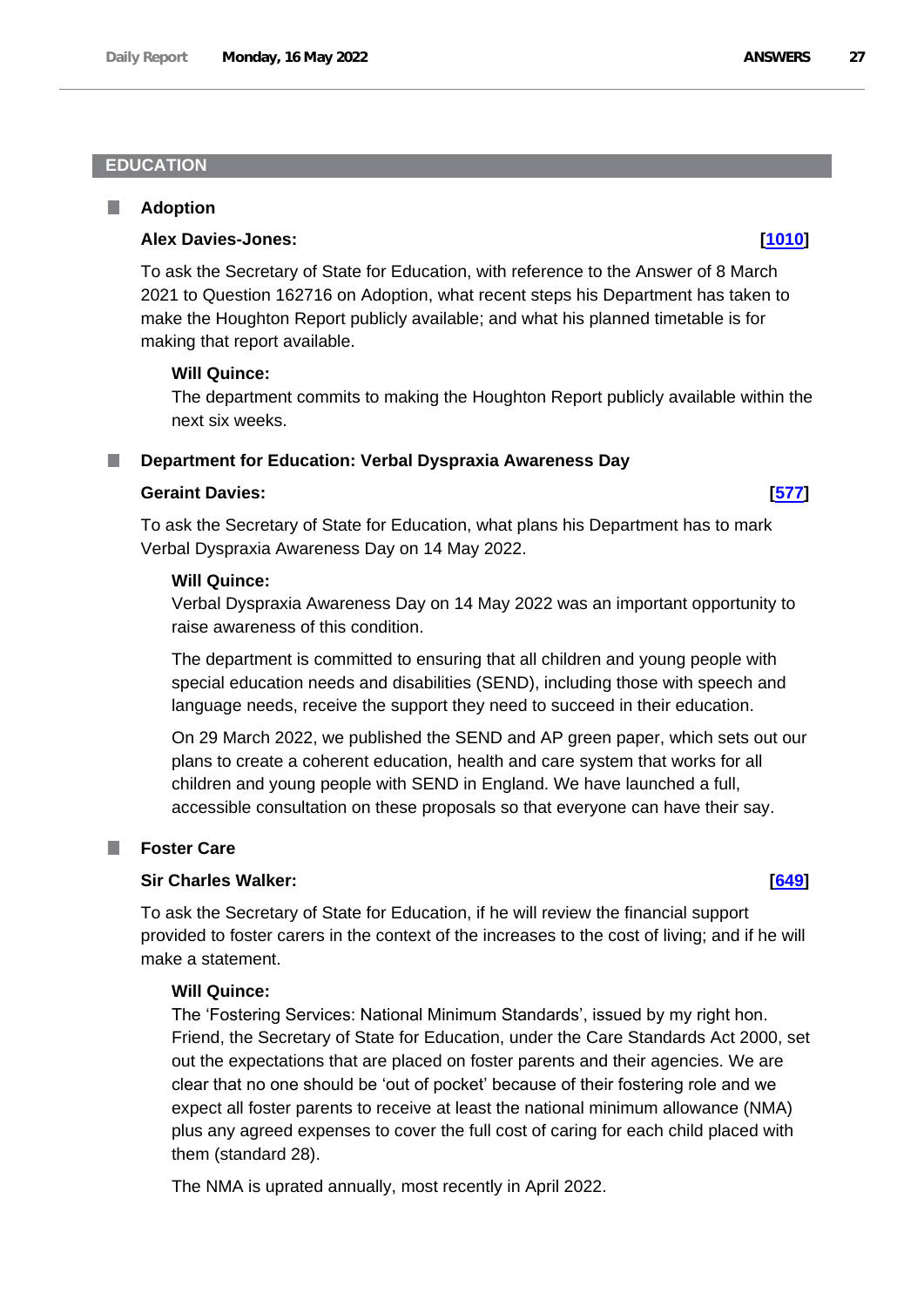## EDUCATION

### Adoption

**Alex Davies-Jones:** **[1010]**

To ask the Secretary of State for Education, with reference to the Answer of 8 March 2021 to Question 162716 on Adoption, what recent steps his Department has taken to make the Houghton Report publicly available; and what his planned timetable is for making that report available.

**Will Quince:**

The department commits to making the Houghton Report publicly available within the next six weeks.

### Department for Education: Verbal Dyspraxia Awareness Day

**Geraint Davies:** **[577]**

To ask the Secretary of State for Education, what plans his Department has to mark Verbal Dyspraxia Awareness Day on 14 May 2022.

**Will Quince:**

Verbal Dyspraxia Awareness Day on 14 May 2022 was an important opportunity to raise awareness of this condition.

The department is committed to ensuring that all children and young people with special education needs and disabilities (SEND), including those with speech and language needs, receive the support they need to succeed in their education.

On 29 March 2022, we published the SEND and AP green paper, which sets out our plans to create a coherent education, health and care system that works for all children and young people with SEND in England. We have launched a full, accessible consultation on these proposals so that everyone can have their say.

### Foster Care

**Sir Charles Walker:** **[649]**

To ask the Secretary of State for Education, if he will review the financial support provided to foster carers in the context of the increases to the cost of living; and if he will make a statement.

**Will Quince:**

The 'Fostering Services: National Minimum Standards', issued by my right hon. Friend, the Secretary of State for Education, under the Care Standards Act 2000, set out the expectations that are placed on foster parents and their agencies. We are clear that no one should be 'out of pocket' because of their fostering role and we expect all foster parents to receive at least the national minimum allowance (NMA) plus any agreed expenses to cover the full cost of caring for each child placed with them (standard 28).

The NMA is uprated annually, most recently in April 2022.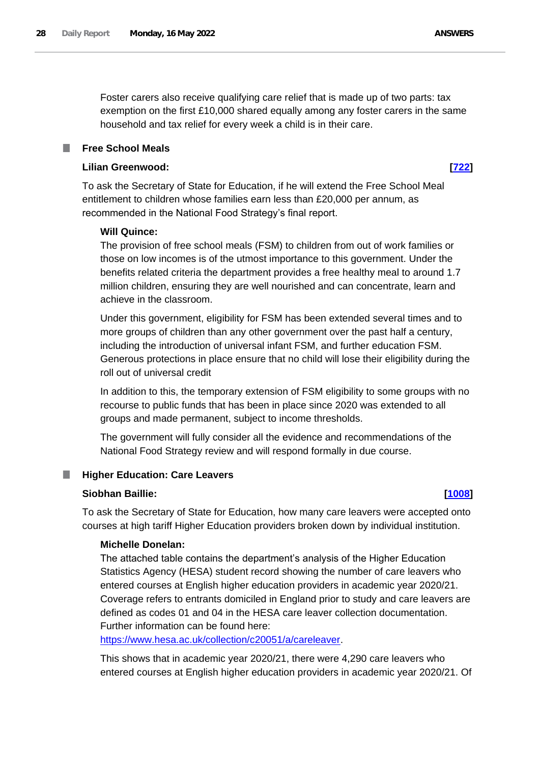Foster carers also receive qualifying care relief that is made up of two parts: tax exemption on the first £10,000 shared equally among any foster carers in the same household and tax relief for every week a child is in their care.

## Free School Meals

**Lilian Greenwood:** **[722]**

To ask the Secretary of State for Education, if he will extend the Free School Meal entitlement to children whose families earn less than £20,000 per annum, as recommended in the National Food Strategy's final report.

**Will Quince:**

The provision of free school meals (FSM) to children from out of work families or those on low incomes is of the utmost importance to this government. Under the benefits related criteria the department provides a free healthy meal to around 1.7 million children, ensuring they are well nourished and can concentrate, learn and achieve in the classroom.

Under this government, eligibility for FSM has been extended several times and to more groups of children than any other government over the past half a century, including the introduction of universal infant FSM, and further education FSM. Generous protections in place ensure that no child will lose their eligibility during the roll out of universal credit

In addition to this, the temporary extension of FSM eligibility to some groups with no recourse to public funds that has been in place since 2020 was extended to all groups and made permanent, subject to income thresholds.

The government will fully consider all the evidence and recommendations of the National Food Strategy review and will respond formally in due course.

## Higher Education: Care Leavers

**Siobhan Baillie:** **[1008]**

To ask the Secretary of State for Education, how many care leavers were accepted onto courses at high tariff Higher Education providers broken down by individual institution.

**Michelle Donelan:**

The attached table contains the department's analysis of the Higher Education Statistics Agency (HESA) student record showing the number of care leavers who entered courses at English higher education providers in academic year 2020/21. Coverage refers to entrants domiciled in England prior to study and care leavers are defined as codes 01 and 04 in the HESA care leaver collection documentation. Further information can be found here: https://www.hesa.ac.uk/collection/c20051/a/careleaver.

This shows that in academic year 2020/21, there were 4,290 care leavers who entered courses at English higher education providers in academic year 2020/21. Of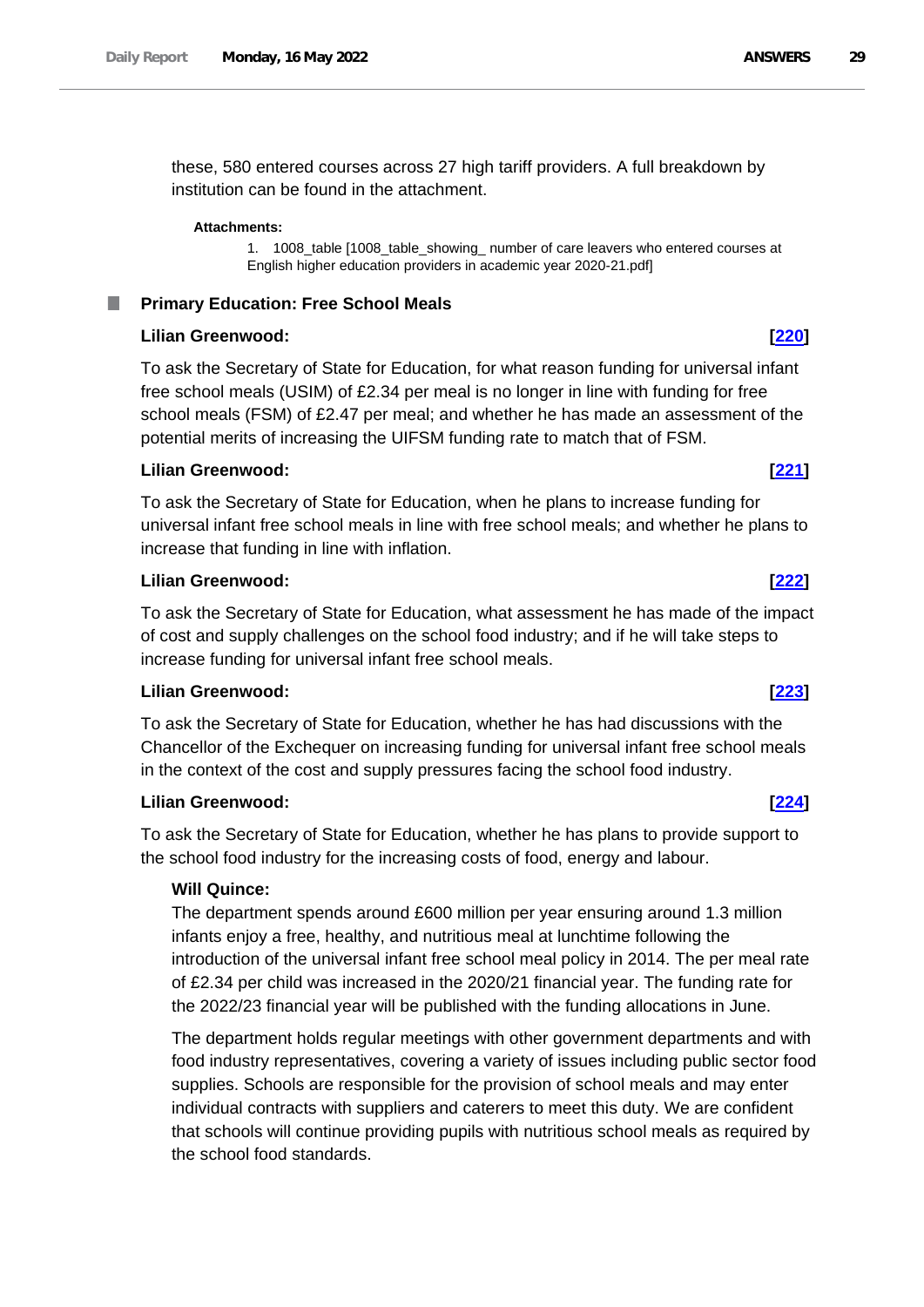these, 580 entered courses across 27 high tariff providers. A full breakdown by institution can be found in the attachment.

**Attachments:**

1. 1008_table [1008_table_showing_ number of care leavers who entered courses at English higher education providers in academic year 2020-21.pdf]

## Primary Education: Free School Meals

**Lilian Greenwood:** **[220]**

To ask the Secretary of State for Education, for what reason funding for universal infant free school meals (USIM) of £2.34 per meal is no longer in line with funding for free school meals (FSM) of £2.47 per meal; and whether he has made an assessment of the potential merits of increasing the UIFSM funding rate to match that of FSM.

**Lilian Greenwood:** **[221]**

To ask the Secretary of State for Education, when he plans to increase funding for universal infant free school meals in line with free school meals; and whether he plans to increase that funding in line with inflation.

**Lilian Greenwood:** **[222]**

To ask the Secretary of State for Education, what assessment he has made of the impact of cost and supply challenges on the school food industry; and if he will take steps to increase funding for universal infant free school meals.

**Lilian Greenwood:** **[223]**

To ask the Secretary of State for Education, whether he has had discussions with the Chancellor of the Exchequer on increasing funding for universal infant free school meals in the context of the cost and supply pressures facing the school food industry.

**Lilian Greenwood:** **[224]**

To ask the Secretary of State for Education, whether he has plans to provide support to the school food industry for the increasing costs of food, energy and labour.

**Will Quince:**

The department spends around £600 million per year ensuring around 1.3 million infants enjoy a free, healthy, and nutritious meal at lunchtime following the introduction of the universal infant free school meal policy in 2014. The per meal rate of £2.34 per child was increased in the 2020/21 financial year. The funding rate for the 2022/23 financial year will be published with the funding allocations in June.

The department holds regular meetings with other government departments and with food industry representatives, covering a variety of issues including public sector food supplies. Schools are responsible for the provision of school meals and may enter individual contracts with suppliers and caterers to meet this duty. We are confident that schools will continue providing pupils with nutritious school meals as required by the school food standards.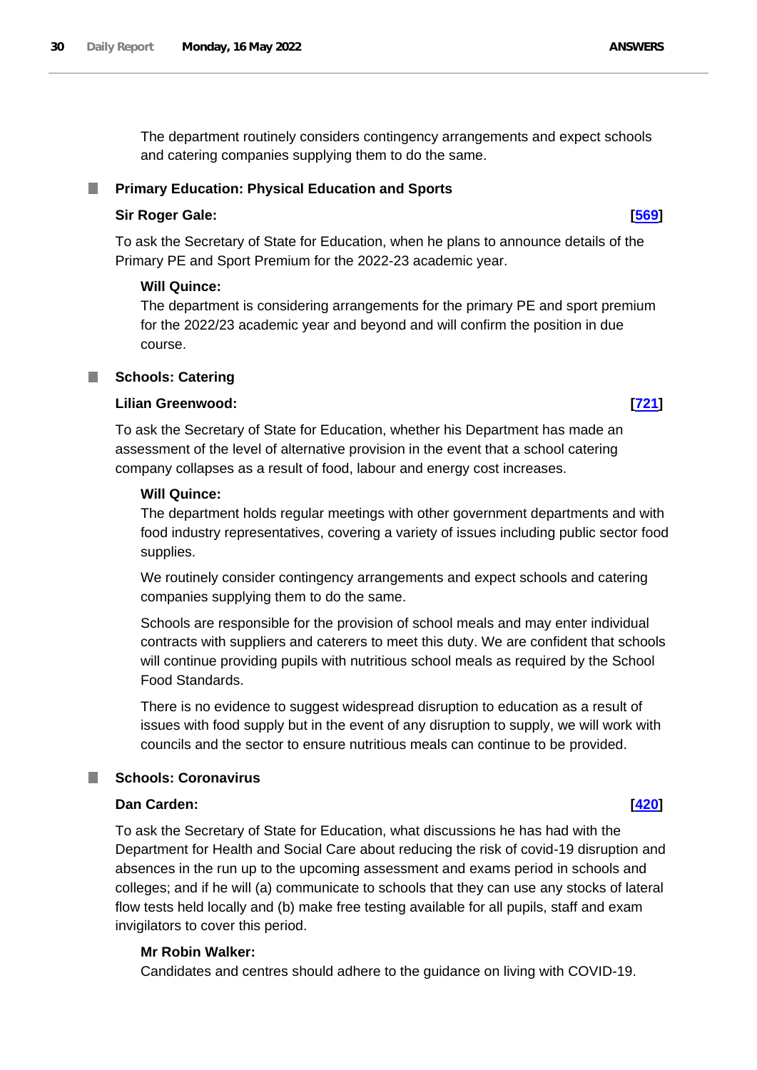The department routinely considers contingency arrangements and expect schools and catering companies supplying them to do the same.

### Primary Education: Physical Education and Sports

**Sir Roger Gale:** **[569]**

To ask the Secretary of State for Education, when he plans to announce details of the Primary PE and Sport Premium for the 2022-23 academic year.

**Will Quince:**

The department is considering arrangements for the primary PE and sport premium for the 2022/23 academic year and beyond and will confirm the position in due course.

### Schools: Catering

**Lilian Greenwood:** **[721]**

To ask the Secretary of State for Education, whether his Department has made an assessment of the level of alternative provision in the event that a school catering company collapses as a result of food, labour and energy cost increases.

**Will Quince:**

The department holds regular meetings with other government departments and with food industry representatives, covering a variety of issues including public sector food supplies.

We routinely consider contingency arrangements and expect schools and catering companies supplying them to do the same.

Schools are responsible for the provision of school meals and may enter individual contracts with suppliers and caterers to meet this duty. We are confident that schools will continue providing pupils with nutritious school meals as required by the School Food Standards.

There is no evidence to suggest widespread disruption to education as a result of issues with food supply but in the event of any disruption to supply, we will work with councils and the sector to ensure nutritious meals can continue to be provided.

### Schools: Coronavirus

**Dan Carden:** **[420]**

To ask the Secretary of State for Education, what discussions he has had with the Department for Health and Social Care about reducing the risk of covid-19 disruption and absences in the run up to the upcoming assessment and exams period in schools and colleges; and if he will (a) communicate to schools that they can use any stocks of lateral flow tests held locally and (b) make free testing available for all pupils, staff and exam invigilators to cover this period.

**Mr Robin Walker:**

Candidates and centres should adhere to the guidance on living with COVID-19.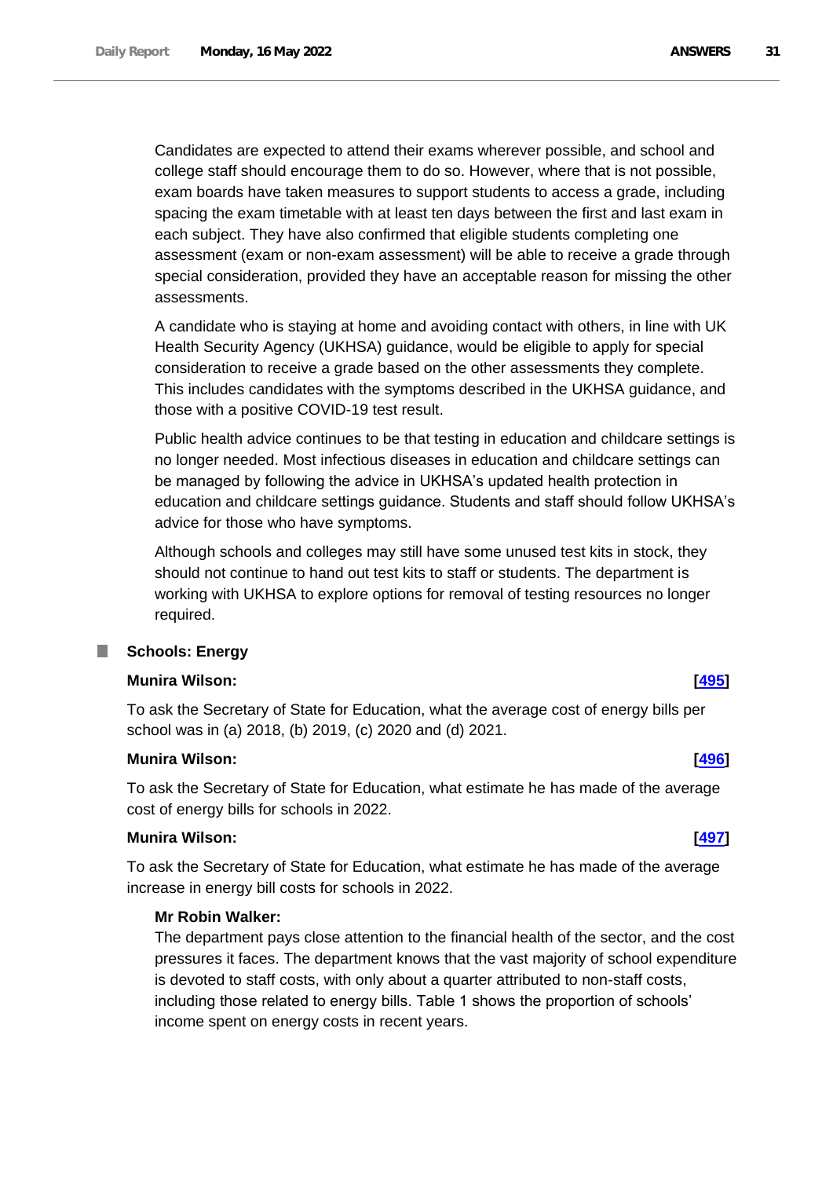Candidates are expected to attend their exams wherever possible, and school and college staff should encourage them to do so. However, where that is not possible, exam boards have taken measures to support students to access a grade, including spacing the exam timetable with at least ten days between the first and last exam in each subject. They have also confirmed that eligible students completing one assessment (exam or non-exam assessment) will be able to receive a grade through special consideration, provided they have an acceptable reason for missing the other assessments.

A candidate who is staying at home and avoiding contact with others, in line with UK Health Security Agency (UKHSA) guidance, would be eligible to apply for special consideration to receive a grade based on the other assessments they complete. This includes candidates with the symptoms described in the UKHSA guidance, and those with a positive COVID-19 test result.

Public health advice continues to be that testing in education and childcare settings is no longer needed. Most infectious diseases in education and childcare settings can be managed by following the advice in UKHSA's updated health protection in education and childcare settings guidance. Students and staff should follow UKHSA's advice for those who have symptoms.

Although schools and colleges may still have some unused test kits in stock, they should not continue to hand out test kits to staff or students. The department is working with UKHSA to explore options for removal of testing resources no longer required.

## Schools: Energy

**Munira Wilson:** **[495]**

To ask the Secretary of State for Education, what the average cost of energy bills per school was in (a) 2018, (b) 2019, (c) 2020 and (d) 2021.

**Munira Wilson:** **[496]**

To ask the Secretary of State for Education, what estimate he has made of the average cost of energy bills for schools in 2022.

**Munira Wilson:** **[497]**

To ask the Secretary of State for Education, what estimate he has made of the average increase in energy bill costs for schools in 2022.

**Mr Robin Walker:**

The department pays close attention to the financial health of the sector, and the cost pressures it faces. The department knows that the vast majority of school expenditure is devoted to staff costs, with only about a quarter attributed to non-staff costs, including those related to energy bills. Table 1 shows the proportion of schools' income spent on energy costs in recent years.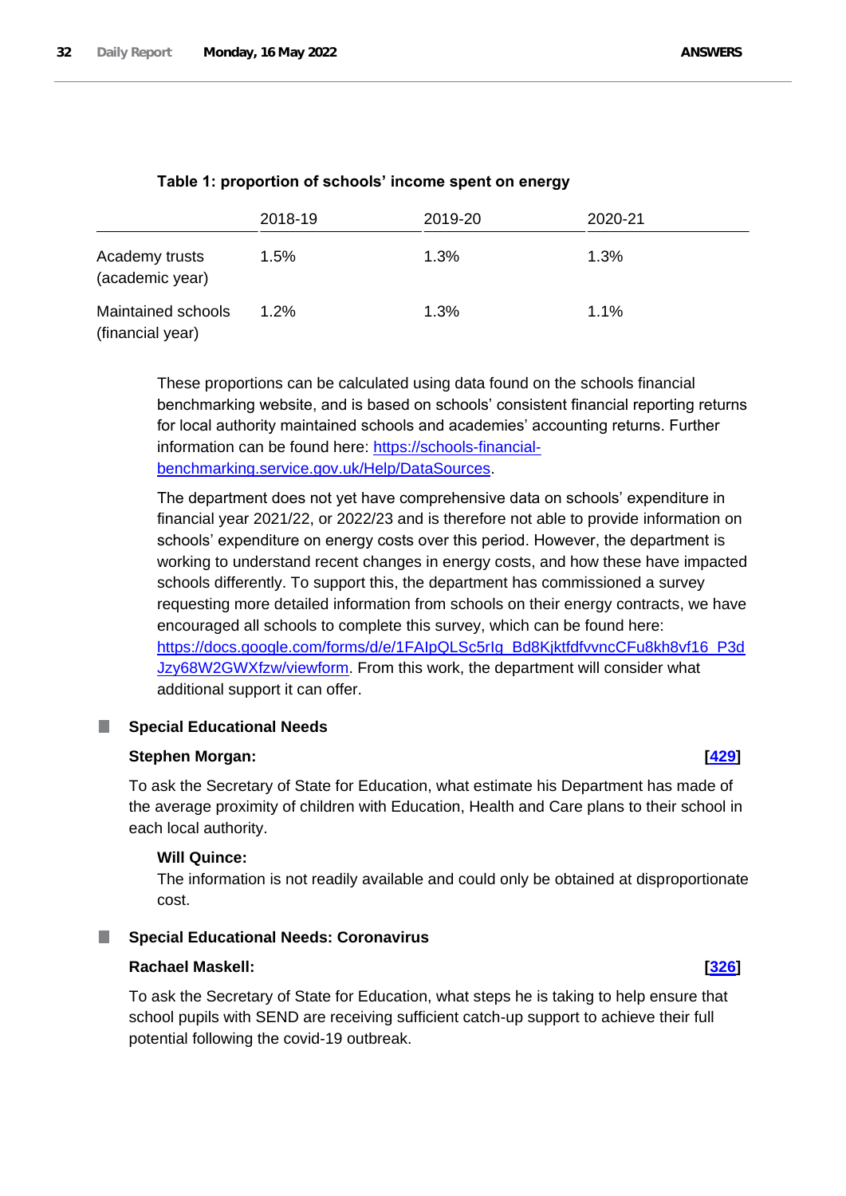**Table 1: proportion of schools' income spent on energy**

| | 2018-19 | 2019-20 | 2020-21 |
|---|---|---|---|
| Academy trusts (academic year) | 1.5% | 1.3% | 1.3% |
| Maintained schools (financial year) | 1.2% | 1.3% | 1.1% |

These proportions can be calculated using data found on the schools financial benchmarking website, and is based on schools' consistent financial reporting returns for local authority maintained schools and academies' accounting returns. Further information can be found here: https://schools-financial-benchmarking.service.gov.uk/Help/DataSources.

The department does not yet have comprehensive data on schools' expenditure in financial year 2021/22, or 2022/23 and is therefore not able to provide information on schools' expenditure on energy costs over this period. However, the department is working to understand recent changes in energy costs, and how these have impacted schools differently. To support this, the department has commissioned a survey requesting more detailed information from schools on their energy contracts, we have encouraged all schools to complete this survey, which can be found here: https://docs.google.com/forms/d/e/1FAIpQLSc5rIg_Bd8KjktfdfvvncCFu8kh8vf16_P3dJzy68W2GWXfzw/viewform. From this work, the department will consider what additional support it can offer.

### Special Educational Needs

**Stephen Morgan:** **[429]**

To ask the Secretary of State for Education, what estimate his Department has made of the average proximity of children with Education, Health and Care plans to their school in each local authority.

**Will Quince:**

The information is not readily available and could only be obtained at disproportionate cost.

### Special Educational Needs: Coronavirus

**Rachael Maskell:** **[326]**

To ask the Secretary of State for Education, what steps he is taking to help ensure that school pupils with SEND are receiving sufficient catch-up support to achieve their full potential following the covid-19 outbreak.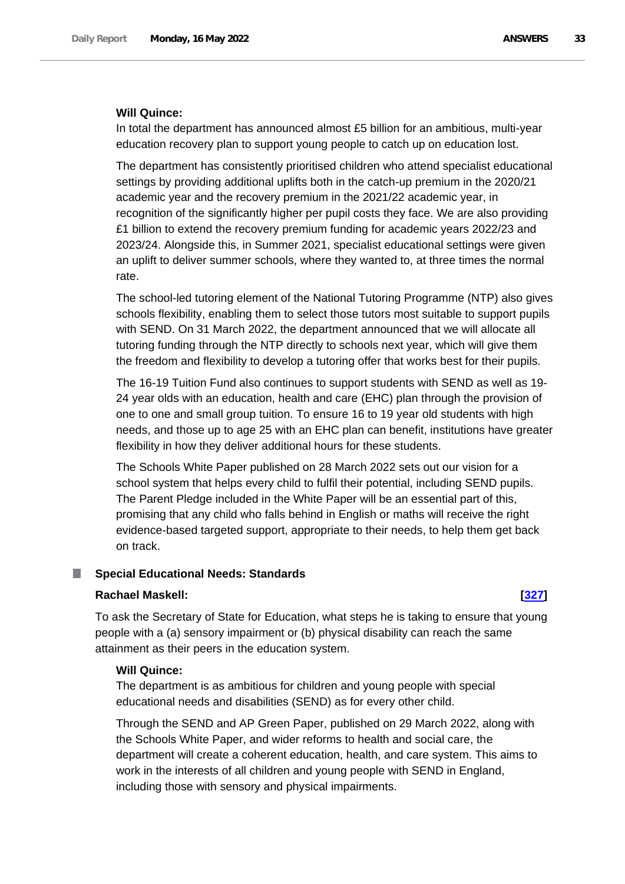**Will Quince:**

In total the department has announced almost £5 billion for an ambitious, multi-year education recovery plan to support young people to catch up on education lost.

The department has consistently prioritised children who attend specialist educational settings by providing additional uplifts both in the catch-up premium in the 2020/21 academic year and the recovery premium in the 2021/22 academic year, in recognition of the significantly higher per pupil costs they face. We are also providing £1 billion to extend the recovery premium funding for academic years 2022/23 and 2023/24. Alongside this, in Summer 2021, specialist educational settings were given an uplift to deliver summer schools, where they wanted to, at three times the normal rate.

The school-led tutoring element of the National Tutoring Programme (NTP) also gives schools flexibility, enabling them to select those tutors most suitable to support pupils with SEND. On 31 March 2022, the department announced that we will allocate all tutoring funding through the NTP directly to schools next year, which will give them the freedom and flexibility to develop a tutoring offer that works best for their pupils.

The 16-19 Tuition Fund also continues to support students with SEND as well as 19-24 year olds with an education, health and care (EHC) plan through the provision of one to one and small group tuition. To ensure 16 to 19 year old students with high needs, and those up to age 25 with an EHC plan can benefit, institutions have greater flexibility in how they deliver additional hours for these students.

The Schools White Paper published on 28 March 2022 sets out our vision for a school system that helps every child to fulfil their potential, including SEND pupils. The Parent Pledge included in the White Paper will be an essential part of this, promising that any child who falls behind in English or maths will receive the right evidence-based targeted support, appropriate to their needs, to help them get back on track.

### Special Educational Needs: Standards

**Rachael Maskell:** **[327]**

To ask the Secretary of State for Education, what steps he is taking to ensure that young people with a (a) sensory impairment or (b) physical disability can reach the same attainment as their peers in the education system.

**Will Quince:**

The department is as ambitious for children and young people with special educational needs and disabilities (SEND) as for every other child.

Through the SEND and AP Green Paper, published on 29 March 2022, along with the Schools White Paper, and wider reforms to health and social care, the department will create a coherent education, health, and care system. This aims to work in the interests of all children and young people with SEND in England, including those with sensory and physical impairments.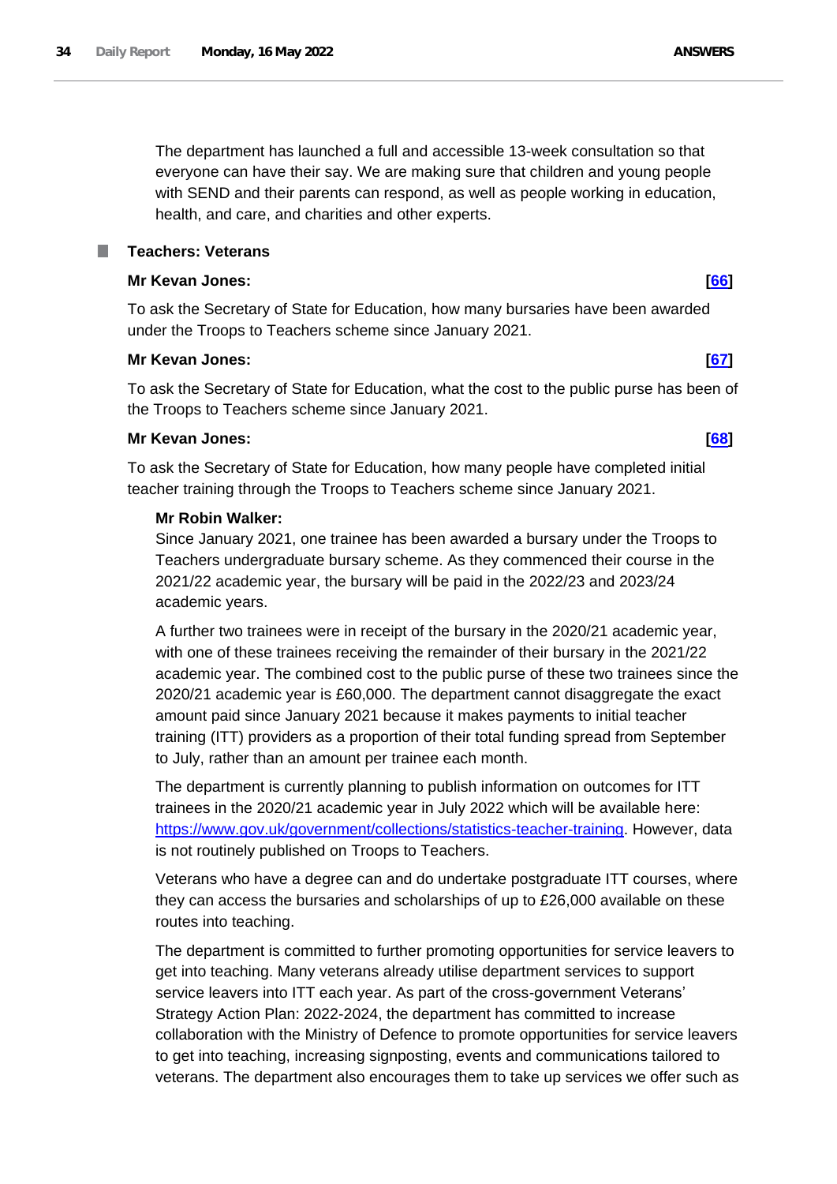The department has launched a full and accessible 13-week consultation so that everyone can have their say. We are making sure that children and young people with SEND and their parents can respond, as well as people working in education, health, and care, and charities and other experts.

## Teachers: Veterans

**Mr Kevan Jones:** **[66]**

To ask the Secretary of State for Education, how many bursaries have been awarded under the Troops to Teachers scheme since January 2021.

**Mr Kevan Jones:** **[67]**

To ask the Secretary of State for Education, what the cost to the public purse has been of the Troops to Teachers scheme since January 2021.

**Mr Kevan Jones:** **[68]**

To ask the Secretary of State for Education, how many people have completed initial teacher training through the Troops to Teachers scheme since January 2021.

**Mr Robin Walker:**

Since January 2021, one trainee has been awarded a bursary under the Troops to Teachers undergraduate bursary scheme. As they commenced their course in the 2021/22 academic year, the bursary will be paid in the 2022/23 and 2023/24 academic years.

A further two trainees were in receipt of the bursary in the 2020/21 academic year, with one of these trainees receiving the remainder of their bursary in the 2021/22 academic year. The combined cost to the public purse of these two trainees since the 2020/21 academic year is £60,000. The department cannot disaggregate the exact amount paid since January 2021 because it makes payments to initial teacher training (ITT) providers as a proportion of their total funding spread from September to July, rather than an amount per trainee each month.

The department is currently planning to publish information on outcomes for ITT trainees in the 2020/21 academic year in July 2022 which will be available here: https://www.gov.uk/government/collections/statistics-teacher-training. However, data is not routinely published on Troops to Teachers.

Veterans who have a degree can and do undertake postgraduate ITT courses, where they can access the bursaries and scholarships of up to £26,000 available on these routes into teaching.

The department is committed to further promoting opportunities for service leavers to get into teaching. Many veterans already utilise department services to support service leavers into ITT each year. As part of the cross-government Veterans' Strategy Action Plan: 2022-2024, the department has committed to increase collaboration with the Ministry of Defence to promote opportunities for service leavers to get into teaching, increasing signposting, events and communications tailored to veterans. The department also encourages them to take up services we offer such as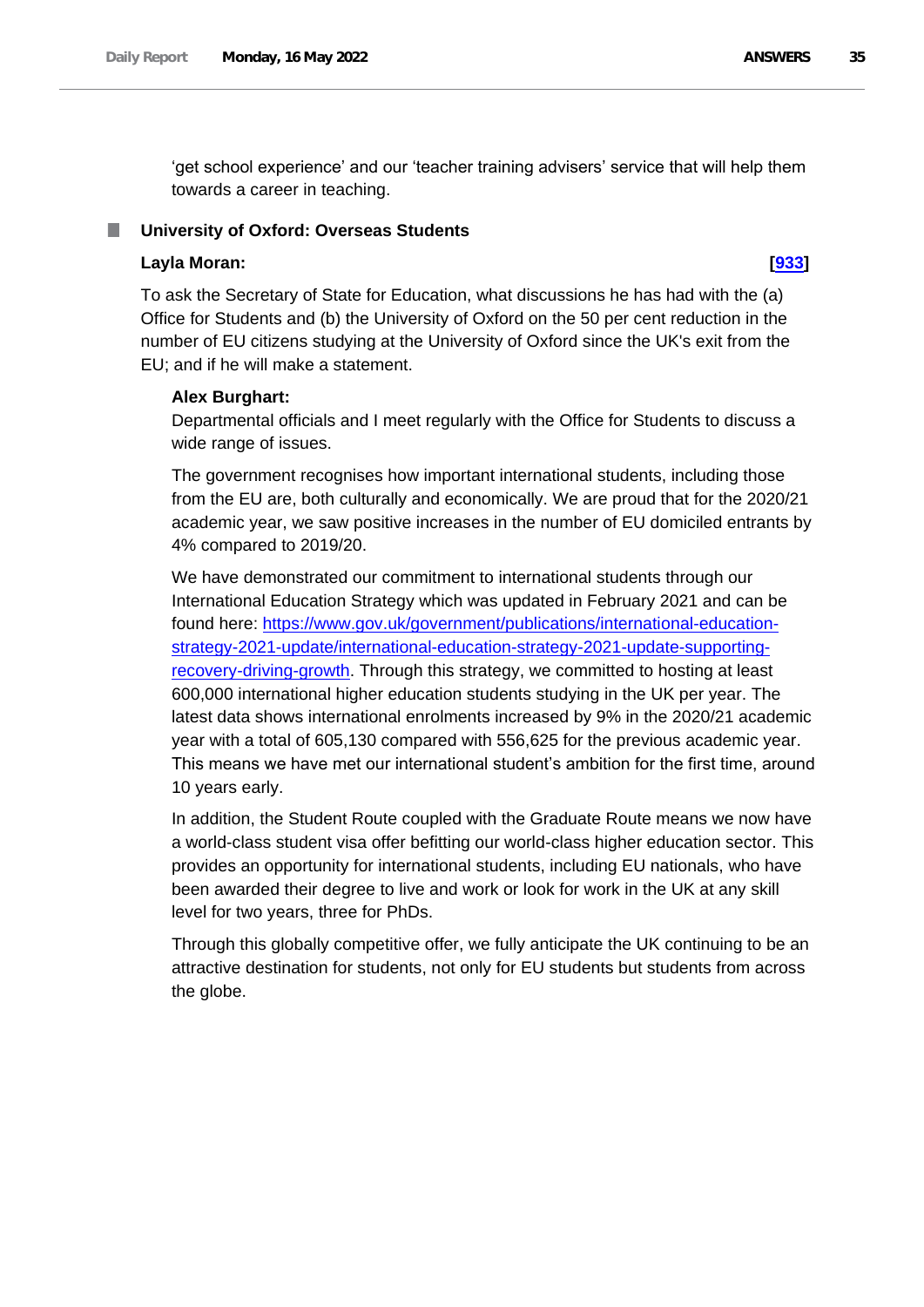'get school experience' and our 'teacher training advisers' service that will help them towards a career in teaching.

### University of Oxford: Overseas Students

**Layla Moran:** **[933]**

To ask the Secretary of State for Education, what discussions he has had with the (a) Office for Students and (b) the University of Oxford on the 50 per cent reduction in the number of EU citizens studying at the University of Oxford since the UK's exit from the EU; and if he will make a statement.

**Alex Burghart:**

Departmental officials and I meet regularly with the Office for Students to discuss a wide range of issues.

The government recognises how important international students, including those from the EU are, both culturally and economically. We are proud that for the 2020/21 academic year, we saw positive increases in the number of EU domiciled entrants by 4% compared to 2019/20.

We have demonstrated our commitment to international students through our International Education Strategy which was updated in February 2021 and can be found here: https://www.gov.uk/government/publications/international-education-strategy-2021-update/international-education-strategy-2021-update-supporting-recovery-driving-growth. Through this strategy, we committed to hosting at least 600,000 international higher education students studying in the UK per year. The latest data shows international enrolments increased by 9% in the 2020/21 academic year with a total of 605,130 compared with 556,625 for the previous academic year. This means we have met our international student's ambition for the first time, around 10 years early.

In addition, the Student Route coupled with the Graduate Route means we now have a world-class student visa offer befitting our world-class higher education sector. This provides an opportunity for international students, including EU nationals, who have been awarded their degree to live and work or look for work in the UK at any skill level for two years, three for PhDs.

Through this globally competitive offer, we fully anticipate the UK continuing to be an attractive destination for students, not only for EU students but students from across the globe.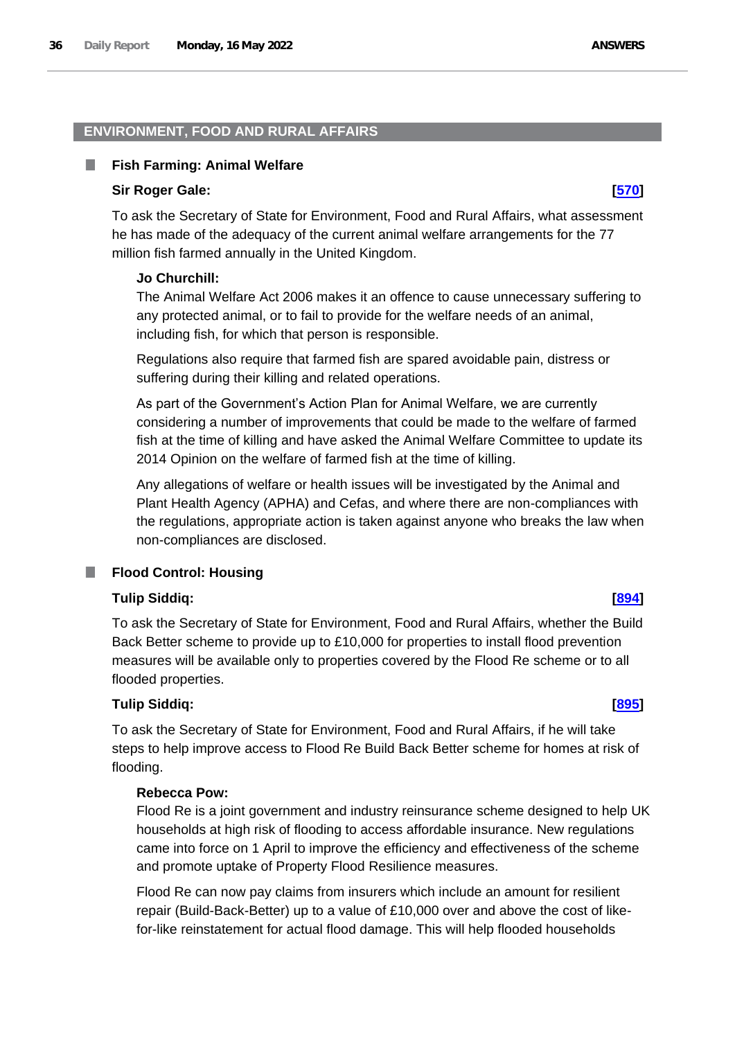## ENVIRONMENT, FOOD AND RURAL AFFAIRS

### Fish Farming: Animal Welfare

**Sir Roger Gale:** **[570]**

To ask the Secretary of State for Environment, Food and Rural Affairs, what assessment he has made of the adequacy of the current animal welfare arrangements for the 77 million fish farmed annually in the United Kingdom.

**Jo Churchill:**

The Animal Welfare Act 2006 makes it an offence to cause unnecessary suffering to any protected animal, or to fail to provide for the welfare needs of an animal, including fish, for which that person is responsible.

Regulations also require that farmed fish are spared avoidable pain, distress or suffering during their killing and related operations.

As part of the Government's Action Plan for Animal Welfare, we are currently considering a number of improvements that could be made to the welfare of farmed fish at the time of killing and have asked the Animal Welfare Committee to update its 2014 Opinion on the welfare of farmed fish at the time of killing.

Any allegations of welfare or health issues will be investigated by the Animal and Plant Health Agency (APHA) and Cefas, and where there are non-compliances with the regulations, appropriate action is taken against anyone who breaks the law when non-compliances are disclosed.

### Flood Control: Housing

**Tulip Siddiq:** **[894]**

To ask the Secretary of State for Environment, Food and Rural Affairs, whether the Build Back Better scheme to provide up to £10,000 for properties to install flood prevention measures will be available only to properties covered by the Flood Re scheme or to all flooded properties.

**Tulip Siddiq:** **[895]**

To ask the Secretary of State for Environment, Food and Rural Affairs, if he will take steps to help improve access to Flood Re Build Back Better scheme for homes at risk of flooding.

**Rebecca Pow:**

Flood Re is a joint government and industry reinsurance scheme designed to help UK households at high risk of flooding to access affordable insurance. New regulations came into force on 1 April to improve the efficiency and effectiveness of the scheme and promote uptake of Property Flood Resilience measures.

Flood Re can now pay claims from insurers which include an amount for resilient repair (Build-Back-Better) up to a value of £10,000 over and above the cost of like-for-like reinstatement for actual flood damage. This will help flooded households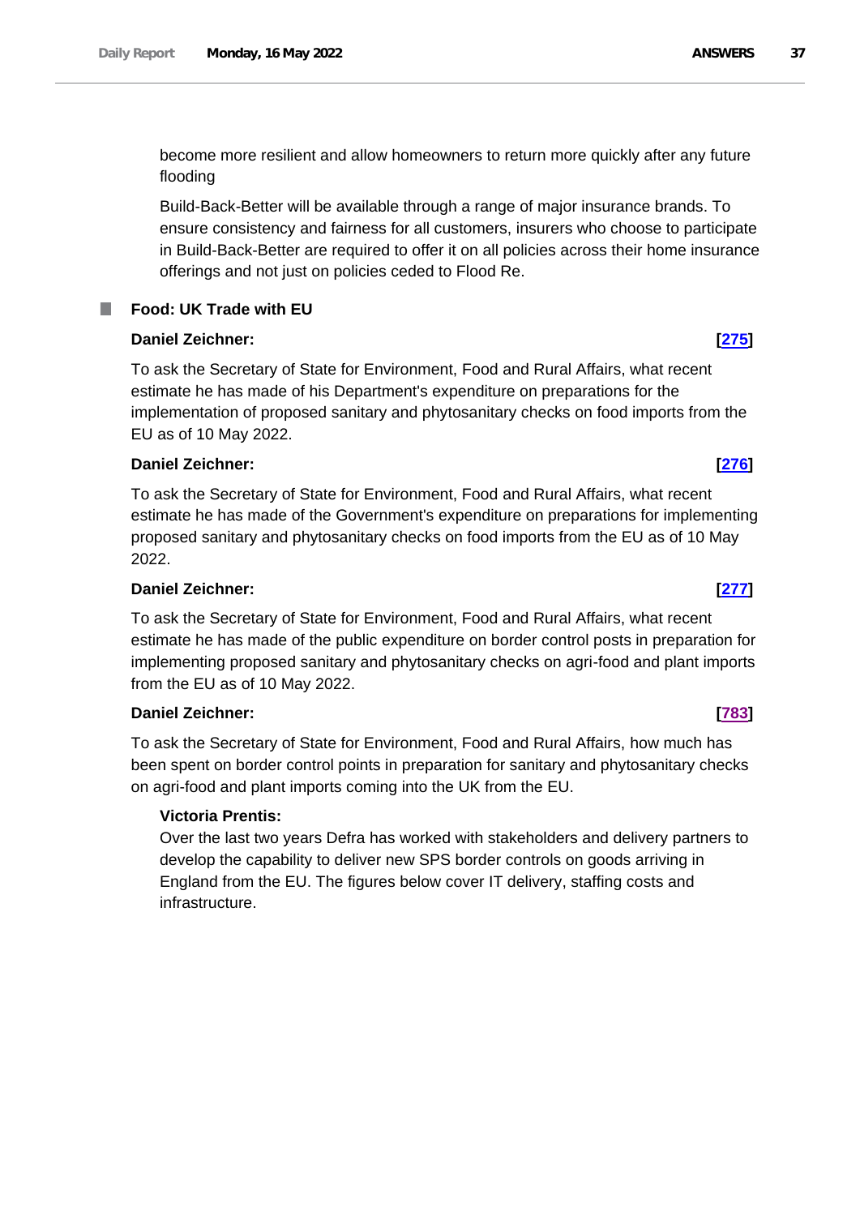become more resilient and allow homeowners to return more quickly after any future flooding

Build-Back-Better will be available through a range of major insurance brands. To ensure consistency and fairness for all customers, insurers who choose to participate in Build-Back-Better are required to offer it on all policies across their home insurance offerings and not just on policies ceded to Flood Re.

### Food: UK Trade with EU

**Daniel Zeichner:** **[275]**

To ask the Secretary of State for Environment, Food and Rural Affairs, what recent estimate he has made of his Department's expenditure on preparations for the implementation of proposed sanitary and phytosanitary checks on food imports from the EU as of 10 May 2022.

**Daniel Zeichner:** **[276]**

To ask the Secretary of State for Environment, Food and Rural Affairs, what recent estimate he has made of the Government's expenditure on preparations for implementing proposed sanitary and phytosanitary checks on food imports from the EU as of 10 May 2022.

**Daniel Zeichner:** **[277]**

To ask the Secretary of State for Environment, Food and Rural Affairs, what recent estimate he has made of the public expenditure on border control posts in preparation for implementing proposed sanitary and phytosanitary checks on agri-food and plant imports from the EU as of 10 May 2022.

**Daniel Zeichner:** **[783]**

To ask the Secretary of State for Environment, Food and Rural Affairs, how much has been spent on border control points in preparation for sanitary and phytosanitary checks on agri-food and plant imports coming into the UK from the EU.

**Victoria Prentis:**

Over the last two years Defra has worked with stakeholders and delivery partners to develop the capability to deliver new SPS border controls on goods arriving in England from the EU. The figures below cover IT delivery, staffing costs and infrastructure.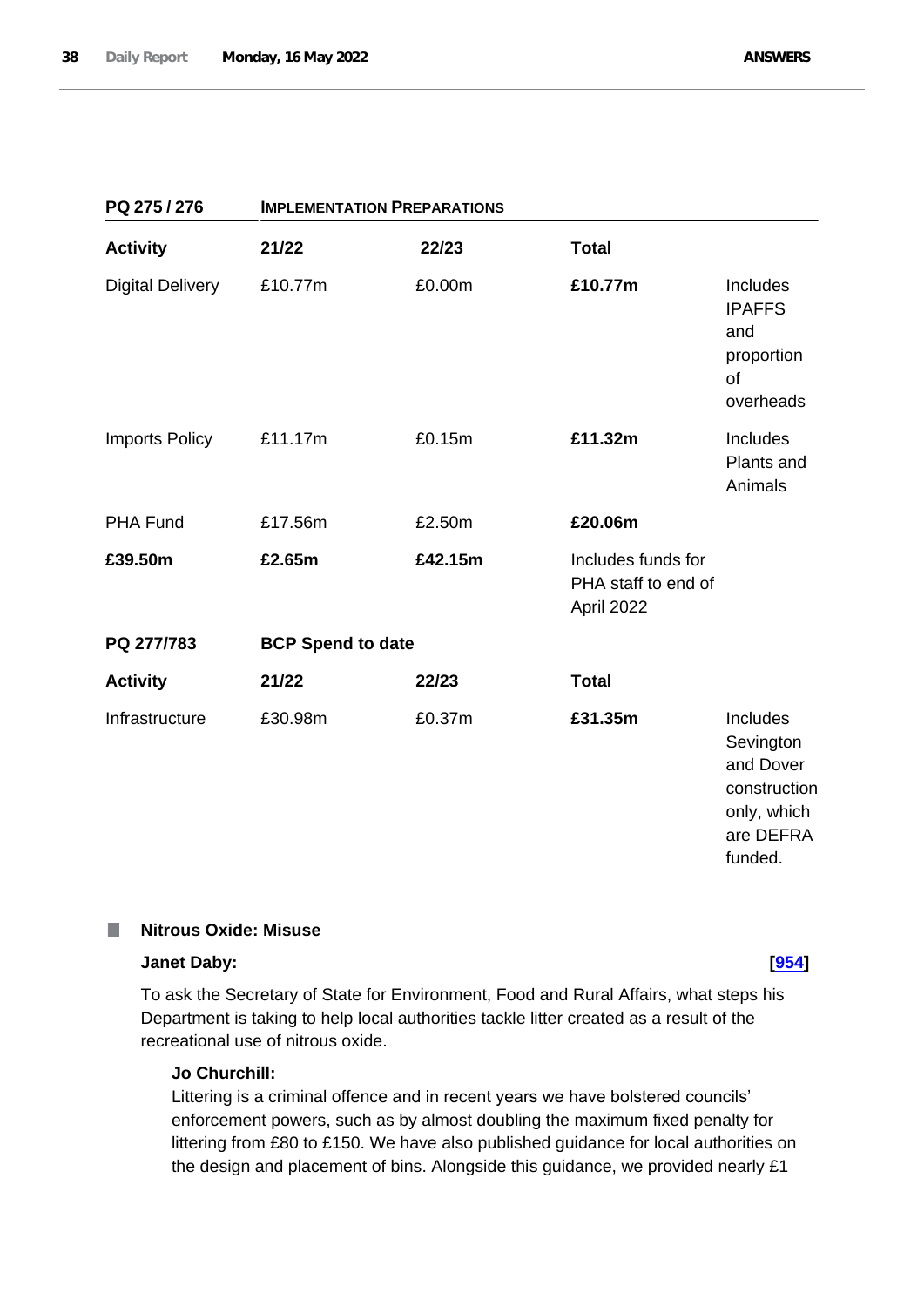| PQ 275 / 276 | IMPLEMENTATION PREPARATIONS | | | |
|---|---|---|---|---|
| **Activity** | **21/22** | **22/23** | **Total** | |
| Digital Delivery | £10.77m | £0.00m | **£10.77m** | Includes IPAFFS and proportion of overheads |
| Imports Policy | £11.17m | £0.15m | **£11.32m** | Includes Plants and Animals |
| PHA Fund | £17.56m | £2.50m | **£20.06m** | |
| **£39.50m** | **£2.65m** | **£42.15m** | Includes funds for PHA staff to end of April 2022 | |

| PQ 277/783 | BCP Spend to date | | | |
|---|---|---|---|---|
| **Activity** | **21/22** | **22/23** | **Total** | |
| Infrastructure | £30.98m | £0.37m | **£31.35m** | Includes Sevington and Dover construction only, which are DEFRA funded. |

### Nitrous Oxide: Misuse

**Janet Daby:** **[954]**

To ask the Secretary of State for Environment, Food and Rural Affairs, what steps his Department is taking to help local authorities tackle litter created as a result of the recreational use of nitrous oxide.

**Jo Churchill:**

Littering is a criminal offence and in recent years we have bolstered councils' enforcement powers, such as by almost doubling the maximum fixed penalty for littering from £80 to £150. We have also published guidance for local authorities on the design and placement of bins. Alongside this guidance, we provided nearly £1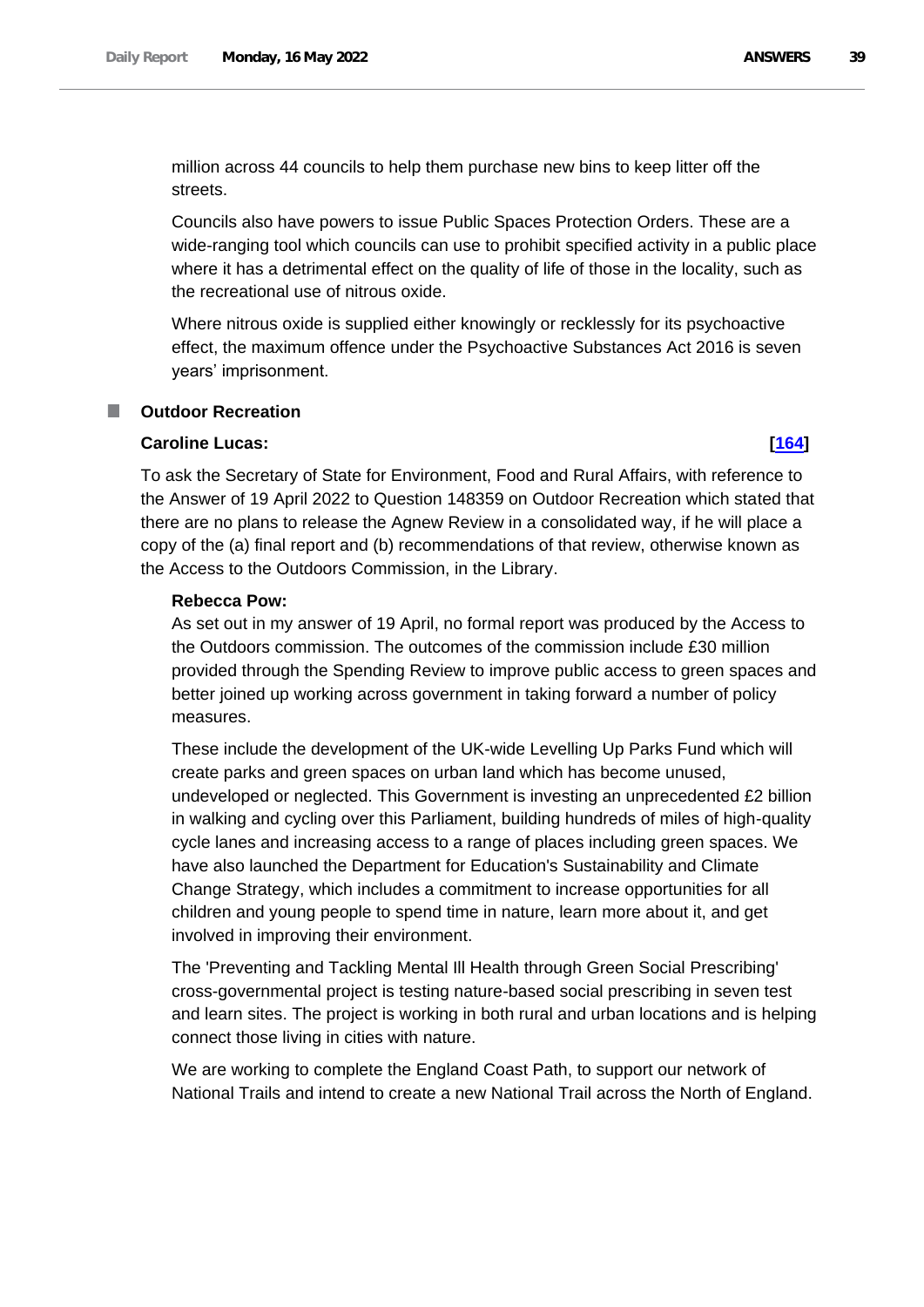million across 44 councils to help them purchase new bins to keep litter off the streets.

Councils also have powers to issue Public Spaces Protection Orders. These are a wide-ranging tool which councils can use to prohibit specified activity in a public place where it has a detrimental effect on the quality of life of those in the locality, such as the recreational use of nitrous oxide.

Where nitrous oxide is supplied either knowingly or recklessly for its psychoactive effect, the maximum offence under the Psychoactive Substances Act 2016 is seven years' imprisonment.

## Outdoor Recreation

**Caroline Lucas:** **[164]**

To ask the Secretary of State for Environment, Food and Rural Affairs, with reference to the Answer of 19 April 2022 to Question 148359 on Outdoor Recreation which stated that there are no plans to release the Agnew Review in a consolidated way, if he will place a copy of the (a) final report and (b) recommendations of that review, otherwise known as the Access to the Outdoors Commission, in the Library.

**Rebecca Pow:**

As set out in my answer of 19 April, no formal report was produced by the Access to the Outdoors commission. The outcomes of the commission include £30 million provided through the Spending Review to improve public access to green spaces and better joined up working across government in taking forward a number of policy measures.

These include the development of the UK-wide Levelling Up Parks Fund which will create parks and green spaces on urban land which has become unused, undeveloped or neglected. This Government is investing an unprecedented £2 billion in walking and cycling over this Parliament, building hundreds of miles of high-quality cycle lanes and increasing access to a range of places including green spaces. We have also launched the Department for Education's Sustainability and Climate Change Strategy, which includes a commitment to increase opportunities for all children and young people to spend time in nature, learn more about it, and get involved in improving their environment.

The 'Preventing and Tackling Mental Ill Health through Green Social Prescribing' cross-governmental project is testing nature-based social prescribing in seven test and learn sites. The project is working in both rural and urban locations and is helping connect those living in cities with nature.

We are working to complete the England Coast Path, to support our network of National Trails and intend to create a new National Trail across the North of England.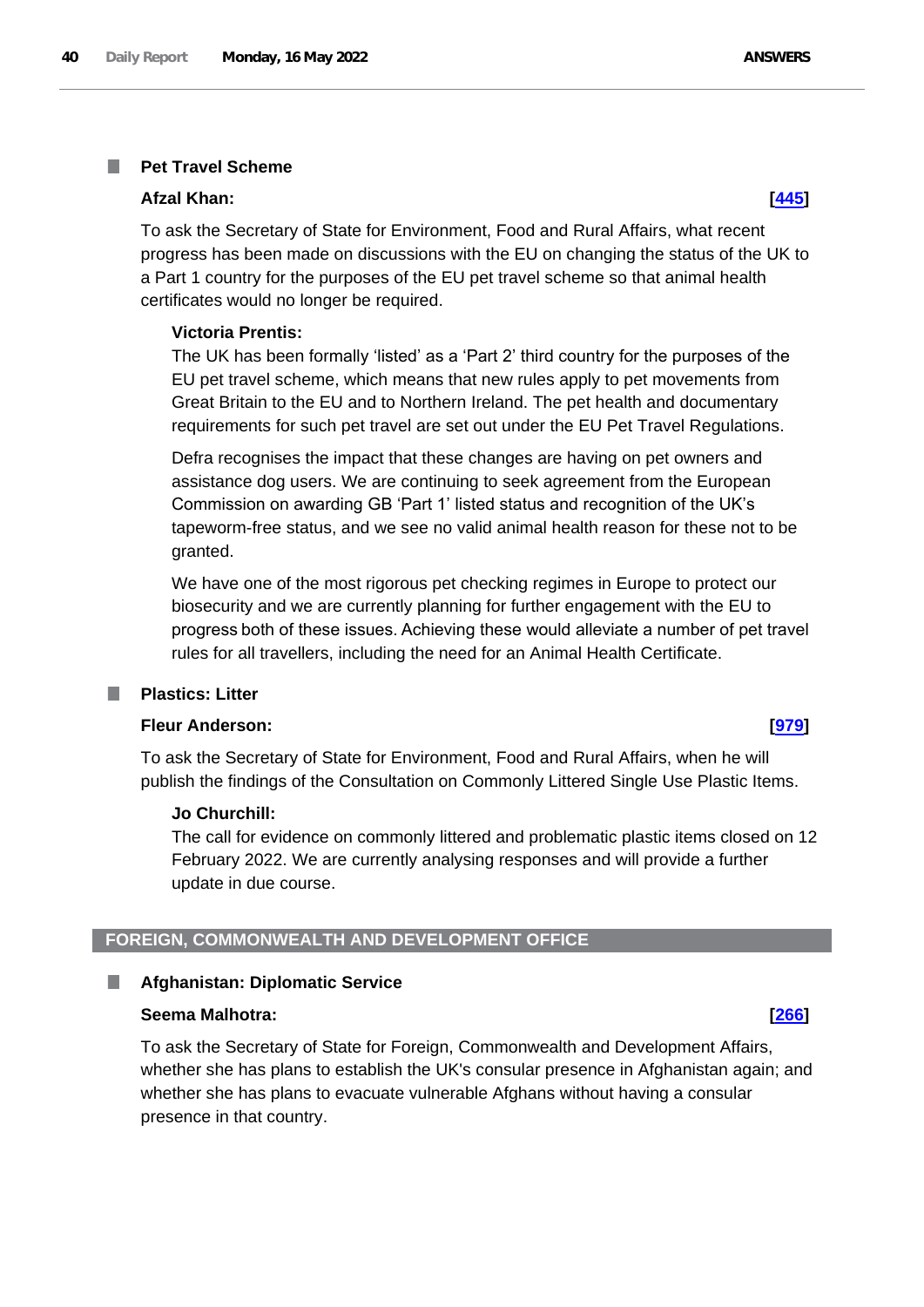### Pet Travel Scheme

**Afzal Khan:** **[445]**

To ask the Secretary of State for Environment, Food and Rural Affairs, what recent progress has been made on discussions with the EU on changing the status of the UK to a Part 1 country for the purposes of the EU pet travel scheme so that animal health certificates would no longer be required.

**Victoria Prentis:**

The UK has been formally 'listed' as a 'Part 2' third country for the purposes of the EU pet travel scheme, which means that new rules apply to pet movements from Great Britain to the EU and to Northern Ireland. The pet health and documentary requirements for such pet travel are set out under the EU Pet Travel Regulations.

Defra recognises the impact that these changes are having on pet owners and assistance dog users. We are continuing to seek agreement from the European Commission on awarding GB 'Part 1' listed status and recognition of the UK's tapeworm-free status, and we see no valid animal health reason for these not to be granted.

We have one of the most rigorous pet checking regimes in Europe to protect our biosecurity and we are currently planning for further engagement with the EU to progress both of these issues. Achieving these would alleviate a number of pet travel rules for all travellers, including the need for an Animal Health Certificate.

### Plastics: Litter

**Fleur Anderson:** **[979]**

To ask the Secretary of State for Environment, Food and Rural Affairs, when he will publish the findings of the Consultation on Commonly Littered Single Use Plastic Items.

**Jo Churchill:**

The call for evidence on commonly littered and problematic plastic items closed on 12 February 2022. We are currently analysing responses and will provide a further update in due course.

## FOREIGN, COMMONWEALTH AND DEVELOPMENT OFFICE

### Afghanistan: Diplomatic Service

**Seema Malhotra:** **[266]**

To ask the Secretary of State for Foreign, Commonwealth and Development Affairs, whether she has plans to establish the UK's consular presence in Afghanistan again; and whether she has plans to evacuate vulnerable Afghans without having a consular presence in that country.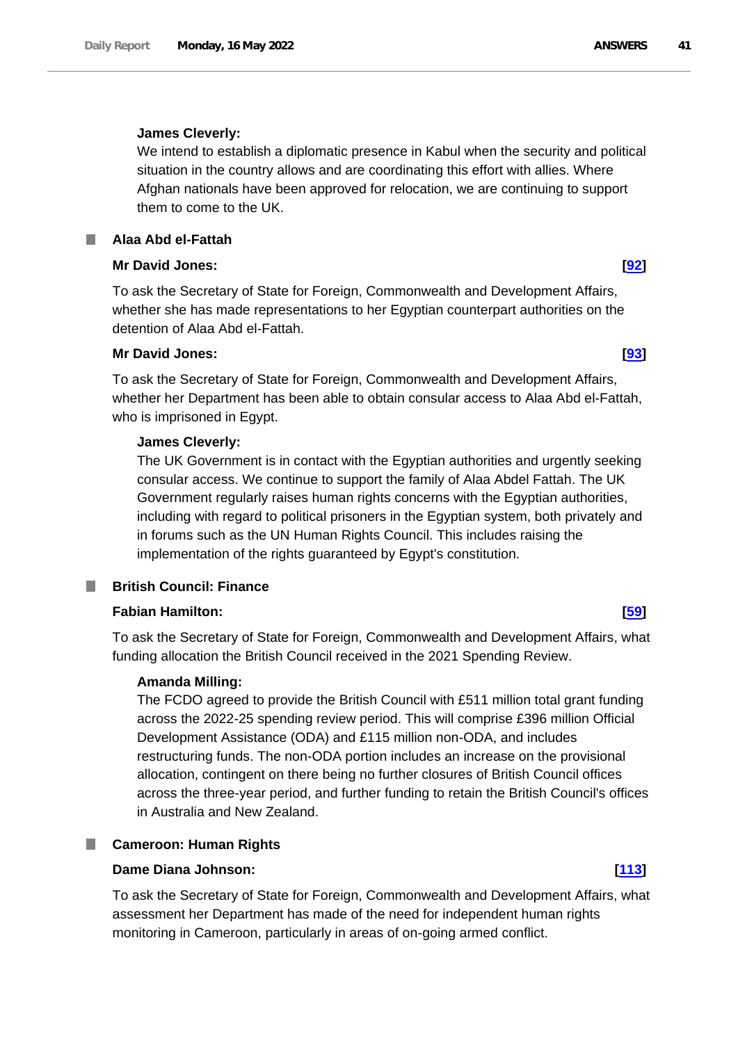**James Cleverly:**

We intend to establish a diplomatic presence in Kabul when the security and political situation in the country allows and are coordinating this effort with allies. Where Afghan nationals have been approved for relocation, we are continuing to support them to come to the UK.

## Alaa Abd el-Fattah

**Mr David Jones:** **[92]**

To ask the Secretary of State for Foreign, Commonwealth and Development Affairs, whether she has made representations to her Egyptian counterpart authorities on the detention of Alaa Abd el-Fattah.

**Mr David Jones:** **[93]**

To ask the Secretary of State for Foreign, Commonwealth and Development Affairs, whether her Department has been able to obtain consular access to Alaa Abd el-Fattah, who is imprisoned in Egypt.

**James Cleverly:**

The UK Government is in contact with the Egyptian authorities and urgently seeking consular access. We continue to support the family of Alaa Abdel Fattah. The UK Government regularly raises human rights concerns with the Egyptian authorities, including with regard to political prisoners in the Egyptian system, both privately and in forums such as the UN Human Rights Council. This includes raising the implementation of the rights guaranteed by Egypt's constitution.

## British Council: Finance

**Fabian Hamilton:** **[59]**

To ask the Secretary of State for Foreign, Commonwealth and Development Affairs, what funding allocation the British Council received in the 2021 Spending Review.

**Amanda Milling:**

The FCDO agreed to provide the British Council with £511 million total grant funding across the 2022-25 spending review period. This will comprise £396 million Official Development Assistance (ODA) and £115 million non-ODA, and includes restructuring funds. The non-ODA portion includes an increase on the provisional allocation, contingent on there being no further closures of British Council offices across the three-year period, and further funding to retain the British Council's offices in Australia and New Zealand.

## Cameroon: Human Rights

**Dame Diana Johnson:** **[113]**

To ask the Secretary of State for Foreign, Commonwealth and Development Affairs, what assessment her Department has made of the need for independent human rights monitoring in Cameroon, particularly in areas of on-going armed conflict.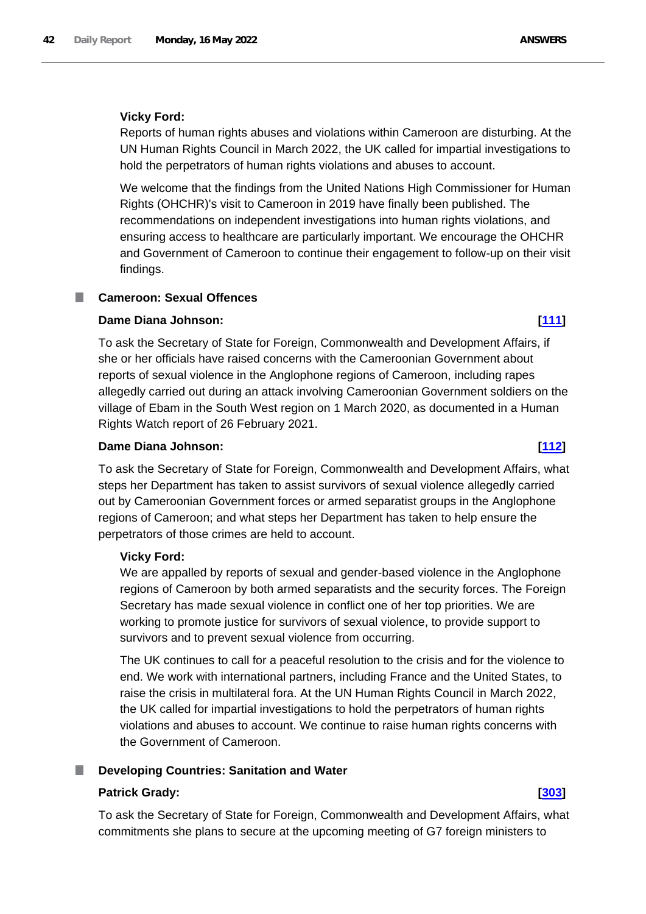**Vicky Ford:**

Reports of human rights abuses and violations within Cameroon are disturbing. At the UN Human Rights Council in March 2022, the UK called for impartial investigations to hold the perpetrators of human rights violations and abuses to account.

We welcome that the findings from the United Nations High Commissioner for Human Rights (OHCHR)'s visit to Cameroon in 2019 have finally been published. The recommendations on independent investigations into human rights violations, and ensuring access to healthcare are particularly important. We encourage the OHCHR and Government of Cameroon to continue their engagement to follow-up on their visit findings.

## Cameroon: Sexual Offences

**Dame Diana Johnson:** **[111]**

To ask the Secretary of State for Foreign, Commonwealth and Development Affairs, if she or her officials have raised concerns with the Cameroonian Government about reports of sexual violence in the Anglophone regions of Cameroon, including rapes allegedly carried out during an attack involving Cameroonian Government soldiers on the village of Ebam in the South West region on 1 March 2020, as documented in a Human Rights Watch report of 26 February 2021.

**Dame Diana Johnson:** **[112]**

To ask the Secretary of State for Foreign, Commonwealth and Development Affairs, what steps her Department has taken to assist survivors of sexual violence allegedly carried out by Cameroonian Government forces or armed separatist groups in the Anglophone regions of Cameroon; and what steps her Department has taken to help ensure the perpetrators of those crimes are held to account.

**Vicky Ford:**

We are appalled by reports of sexual and gender-based violence in the Anglophone regions of Cameroon by both armed separatists and the security forces. The Foreign Secretary has made sexual violence in conflict one of her top priorities. We are working to promote justice for survivors of sexual violence, to provide support to survivors and to prevent sexual violence from occurring.

The UK continues to call for a peaceful resolution to the crisis and for the violence to end. We work with international partners, including France and the United States, to raise the crisis in multilateral fora. At the UN Human Rights Council in March 2022, the UK called for impartial investigations to hold the perpetrators of human rights violations and abuses to account. We continue to raise human rights concerns with the Government of Cameroon.

## Developing Countries: Sanitation and Water

**Patrick Grady:** **[303]**

To ask the Secretary of State for Foreign, Commonwealth and Development Affairs, what commitments she plans to secure at the upcoming meeting of G7 foreign ministers to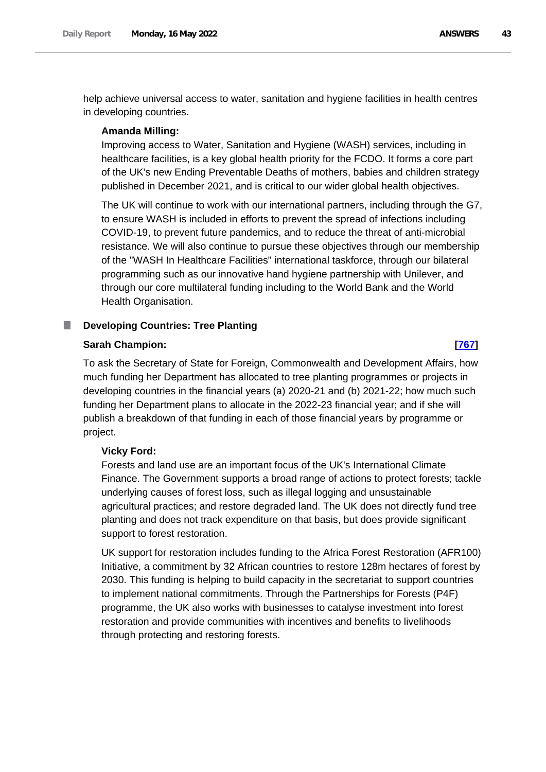help achieve universal access to water, sanitation and hygiene facilities in health centres in developing countries.

**Amanda Milling:**

Improving access to Water, Sanitation and Hygiene (WASH) services, including in healthcare facilities, is a key global health priority for the FCDO. It forms a core part of the UK's new Ending Preventable Deaths of mothers, babies and children strategy published in December 2021, and is critical to our wider global health objectives.

The UK will continue to work with our international partners, including through the G7, to ensure WASH is included in efforts to prevent the spread of infections including COVID-19, to prevent future pandemics, and to reduce the threat of anti-microbial resistance. We will also continue to pursue these objectives through our membership of the "WASH In Healthcare Facilities" international taskforce, through our bilateral programming such as our innovative hand hygiene partnership with Unilever, and through our core multilateral funding including to the World Bank and the World Health Organisation.

### Developing Countries: Tree Planting

**Sarah Champion:** **[767]**

To ask the Secretary of State for Foreign, Commonwealth and Development Affairs, how much funding her Department has allocated to tree planting programmes or projects in developing countries in the financial years (a) 2020-21 and (b) 2021-22; how much such funding her Department plans to allocate in the 2022-23 financial year; and if she will publish a breakdown of that funding in each of those financial years by programme or project.

**Vicky Ford:**

Forests and land use are an important focus of the UK's International Climate Finance. The Government supports a broad range of actions to protect forests; tackle underlying causes of forest loss, such as illegal logging and unsustainable agricultural practices; and restore degraded land. The UK does not directly fund tree planting and does not track expenditure on that basis, but does provide significant support to forest restoration.

UK support for restoration includes funding to the Africa Forest Restoration (AFR100) Initiative, a commitment by 32 African countries to restore 128m hectares of forest by 2030. This funding is helping to build capacity in the secretariat to support countries to implement national commitments. Through the Partnerships for Forests (P4F) programme, the UK also works with businesses to catalyse investment into forest restoration and provide communities with incentives and benefits to livelihoods through protecting and restoring forests.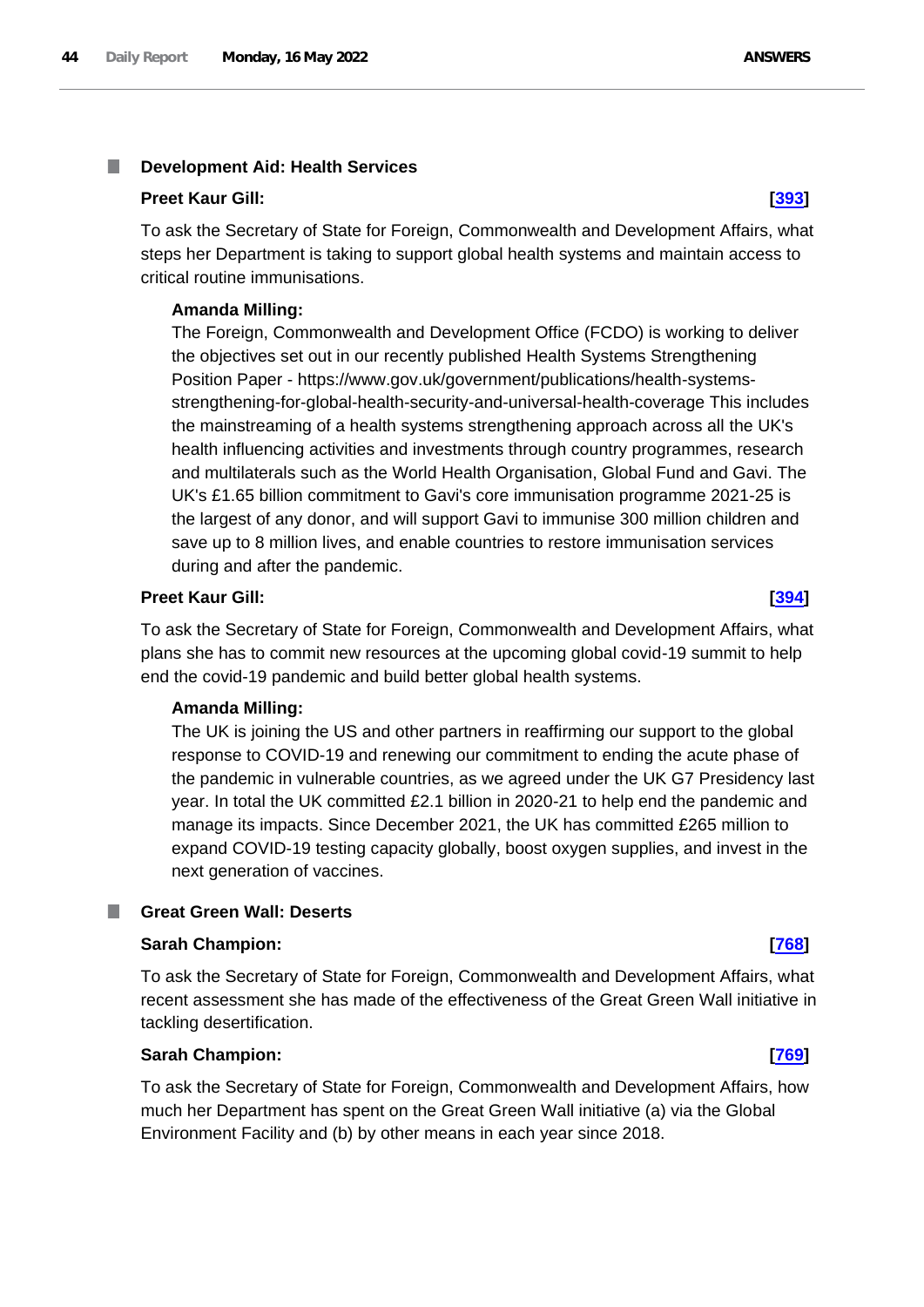### Development Aid: Health Services

**Preet Kaur Gill:** **[393]**

To ask the Secretary of State for Foreign, Commonwealth and Development Affairs, what steps her Department is taking to support global health systems and maintain access to critical routine immunisations.

**Amanda Milling:**

The Foreign, Commonwealth and Development Office (FCDO) is working to deliver the objectives set out in our recently published Health Systems Strengthening Position Paper - https://www.gov.uk/government/publications/health-systems-strengthening-for-global-health-security-and-universal-health-coverage This includes the mainstreaming of a health systems strengthening approach across all the UK's health influencing activities and investments through country programmes, research and multilaterals such as the World Health Organisation, Global Fund and Gavi. The UK's £1.65 billion commitment to Gavi's core immunisation programme 2021-25 is the largest of any donor, and will support Gavi to immunise 300 million children and save up to 8 million lives, and enable countries to restore immunisation services during and after the pandemic.

**Preet Kaur Gill:** **[394]**

To ask the Secretary of State for Foreign, Commonwealth and Development Affairs, what plans she has to commit new resources at the upcoming global covid-19 summit to help end the covid-19 pandemic and build better global health systems.

**Amanda Milling:**

The UK is joining the US and other partners in reaffirming our support to the global response to COVID-19 and renewing our commitment to ending the acute phase of the pandemic in vulnerable countries, as we agreed under the UK G7 Presidency last year. In total the UK committed £2.1 billion in 2020-21 to help end the pandemic and manage its impacts. Since December 2021, the UK has committed £265 million to expand COVID-19 testing capacity globally, boost oxygen supplies, and invest in the next generation of vaccines.

### Great Green Wall: Deserts

**Sarah Champion:** **[768]**

To ask the Secretary of State for Foreign, Commonwealth and Development Affairs, what recent assessment she has made of the effectiveness of the Great Green Wall initiative in tackling desertification.

**Sarah Champion:** **[769]**

To ask the Secretary of State for Foreign, Commonwealth and Development Affairs, how much her Department has spent on the Great Green Wall initiative (a) via the Global Environment Facility and (b) by other means in each year since 2018.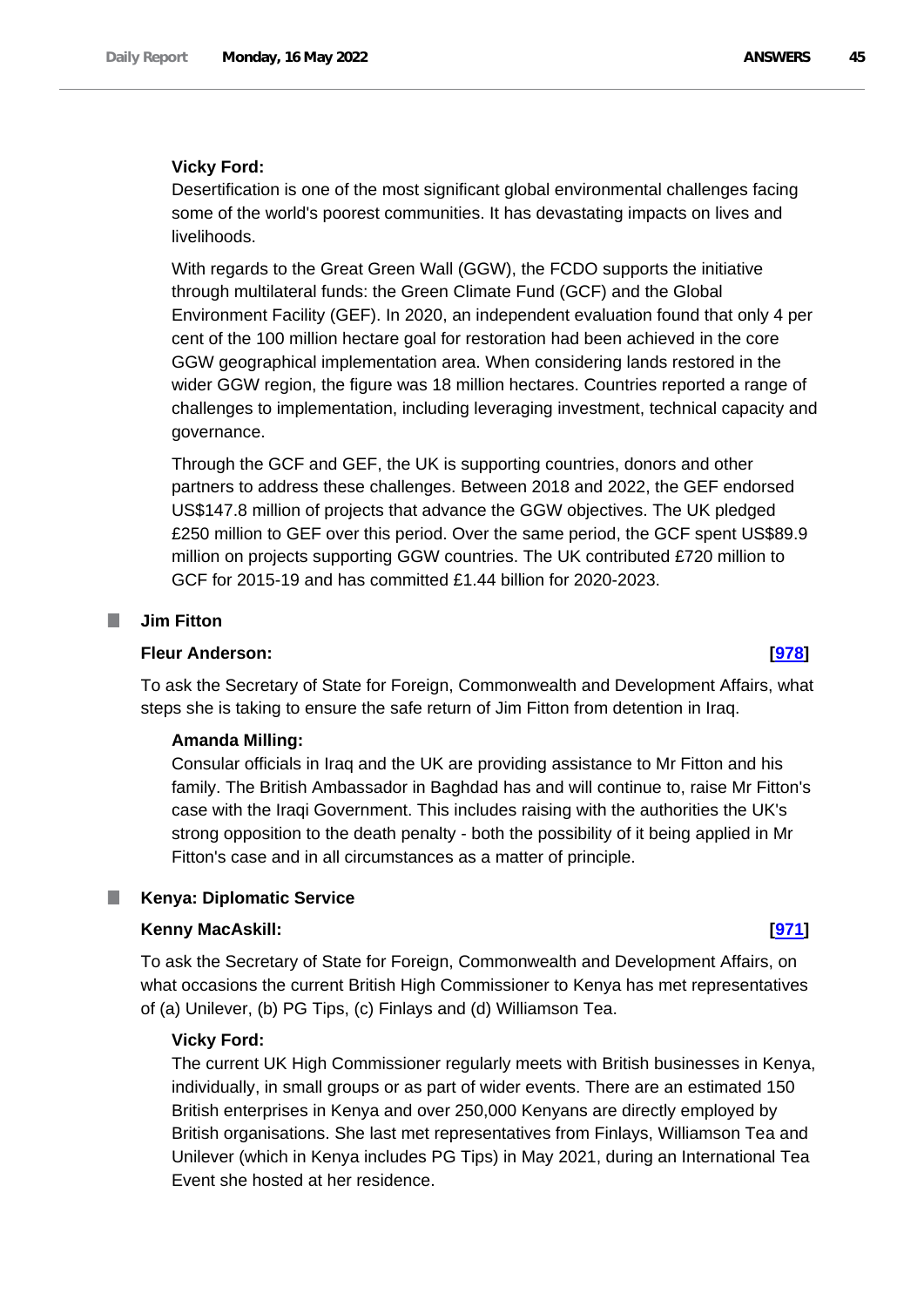**Vicky Ford:**

Desertification is one of the most significant global environmental challenges facing some of the world's poorest communities. It has devastating impacts on lives and livelihoods.

With regards to the Great Green Wall (GGW), the FCDO supports the initiative through multilateral funds: the Green Climate Fund (GCF) and the Global Environment Facility (GEF). In 2020, an independent evaluation found that only 4 per cent of the 100 million hectare goal for restoration had been achieved in the core GGW geographical implementation area. When considering lands restored in the wider GGW region, the figure was 18 million hectares. Countries reported a range of challenges to implementation, including leveraging investment, technical capacity and governance.

Through the GCF and GEF, the UK is supporting countries, donors and other partners to address these challenges. Between 2018 and 2022, the GEF endorsed US$147.8 million of projects that advance the GGW objectives. The UK pledged £250 million to GEF over this period. Over the same period, the GCF spent US$89.9 million on projects supporting GGW countries. The UK contributed £720 million to GCF for 2015-19 and has committed £1.44 billion for 2020-2023.

## Jim Fitton

**Fleur Anderson:** **[978]**

To ask the Secretary of State for Foreign, Commonwealth and Development Affairs, what steps she is taking to ensure the safe return of Jim Fitton from detention in Iraq.

**Amanda Milling:**

Consular officials in Iraq and the UK are providing assistance to Mr Fitton and his family. The British Ambassador in Baghdad has and will continue to, raise Mr Fitton's case with the Iraqi Government. This includes raising with the authorities the UK's strong opposition to the death penalty - both the possibility of it being applied in Mr Fitton's case and in all circumstances as a matter of principle.

## Kenya: Diplomatic Service

**Kenny MacAskill:** **[971]**

To ask the Secretary of State for Foreign, Commonwealth and Development Affairs, on what occasions the current British High Commissioner to Kenya has met representatives of (a) Unilever, (b) PG Tips, (c) Finlays and (d) Williamson Tea.

**Vicky Ford:**

The current UK High Commissioner regularly meets with British businesses in Kenya, individually, in small groups or as part of wider events. There are an estimated 150 British enterprises in Kenya and over 250,000 Kenyans are directly employed by British organisations. She last met representatives from Finlays, Williamson Tea and Unilever (which in Kenya includes PG Tips) in May 2021, during an International Tea Event she hosted at her residence.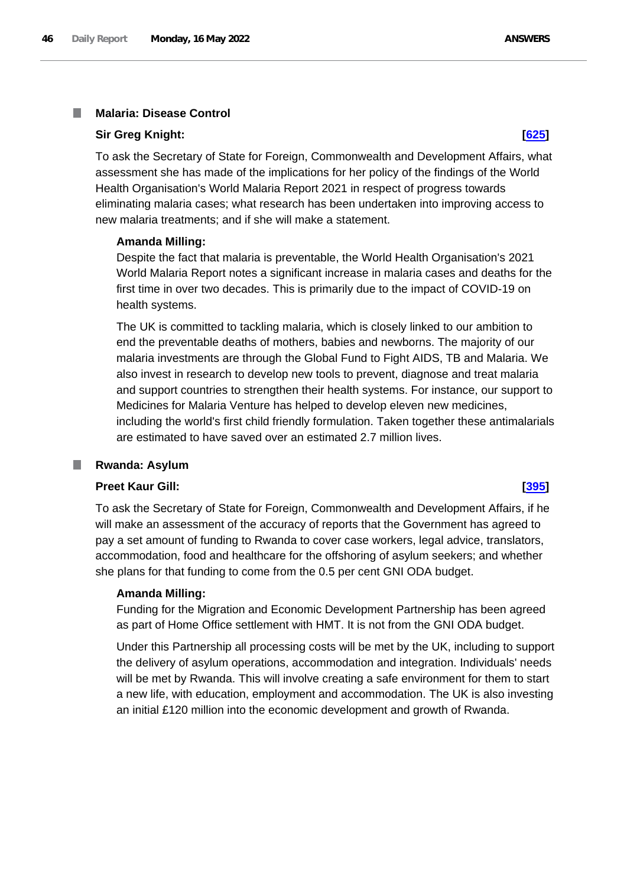### Malaria: Disease Control

**Sir Greg Knight:** **[625]**

To ask the Secretary of State for Foreign, Commonwealth and Development Affairs, what assessment she has made of the implications for her policy of the findings of the World Health Organisation's World Malaria Report 2021 in respect of progress towards eliminating malaria cases; what research has been undertaken into improving access to new malaria treatments; and if she will make a statement.

**Amanda Milling:**

Despite the fact that malaria is preventable, the World Health Organisation's 2021 World Malaria Report notes a significant increase in malaria cases and deaths for the first time in over two decades. This is primarily due to the impact of COVID-19 on health systems.

The UK is committed to tackling malaria, which is closely linked to our ambition to end the preventable deaths of mothers, babies and newborns. The majority of our malaria investments are through the Global Fund to Fight AIDS, TB and Malaria. We also invest in research to develop new tools to prevent, diagnose and treat malaria and support countries to strengthen their health systems. For instance, our support to Medicines for Malaria Venture has helped to develop eleven new medicines, including the world's first child friendly formulation. Taken together these antimalarials are estimated to have saved over an estimated 2.7 million lives.

### Rwanda: Asylum

**Preet Kaur Gill:** **[395]**

To ask the Secretary of State for Foreign, Commonwealth and Development Affairs, if he will make an assessment of the accuracy of reports that the Government has agreed to pay a set amount of funding to Rwanda to cover case workers, legal advice, translators, accommodation, food and healthcare for the offshoring of asylum seekers; and whether she plans for that funding to come from the 0.5 per cent GNI ODA budget.

**Amanda Milling:**

Funding for the Migration and Economic Development Partnership has been agreed as part of Home Office settlement with HMT. It is not from the GNI ODA budget.

Under this Partnership all processing costs will be met by the UK, including to support the delivery of asylum operations, accommodation and integration. Individuals' needs will be met by Rwanda. This will involve creating a safe environment for them to start a new life, with education, employment and accommodation. The UK is also investing an initial £120 million into the economic development and growth of Rwanda.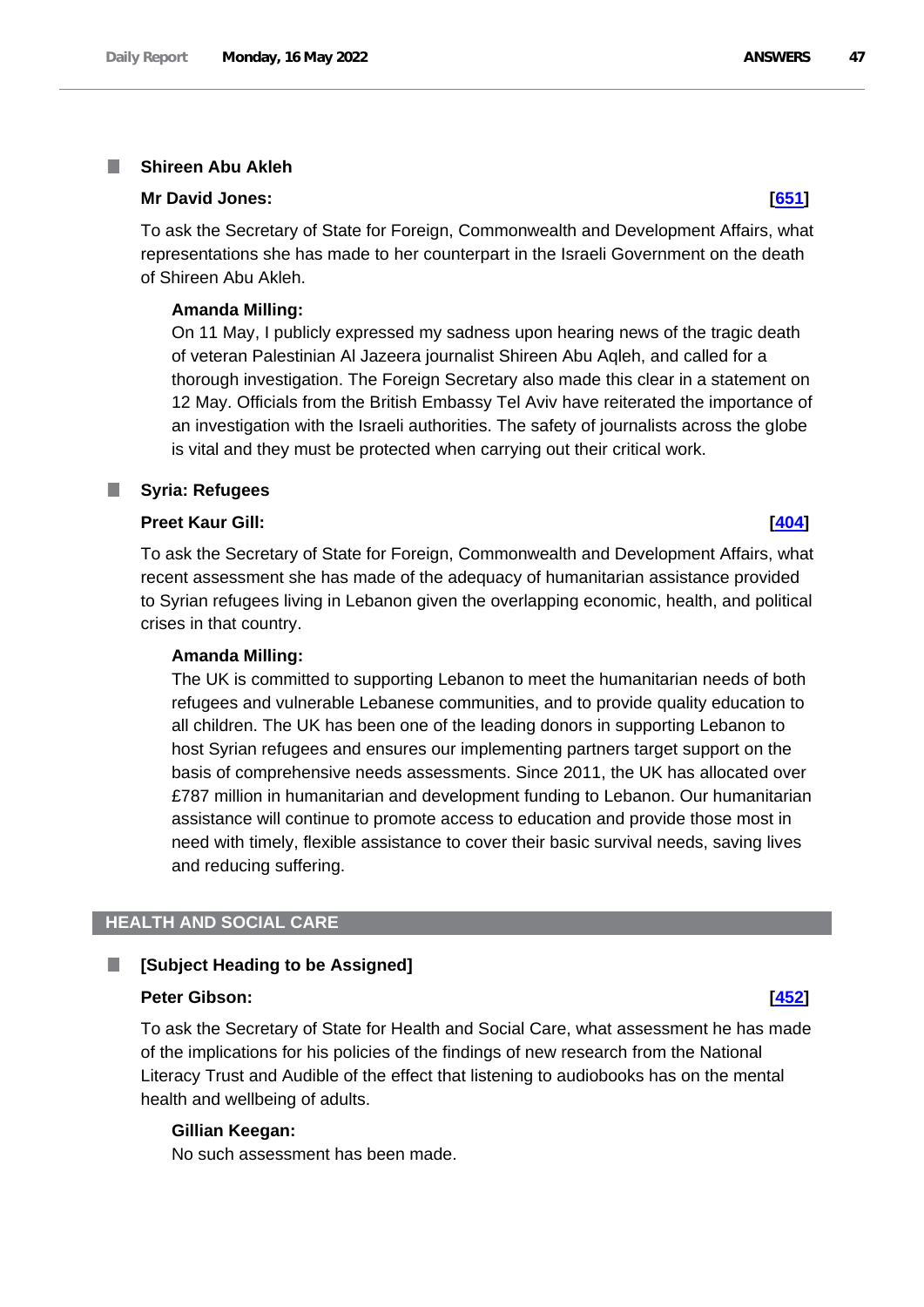### Shireen Abu Akleh

**Mr David Jones:** **[651]**

To ask the Secretary of State for Foreign, Commonwealth and Development Affairs, what representations she has made to her counterpart in the Israeli Government on the death of Shireen Abu Akleh.

**Amanda Milling:**

On 11 May, I publicly expressed my sadness upon hearing news of the tragic death of veteran Palestinian Al Jazeera journalist Shireen Abu Aqleh, and called for a thorough investigation. The Foreign Secretary also made this clear in a statement on 12 May. Officials from the British Embassy Tel Aviv have reiterated the importance of an investigation with the Israeli authorities. The safety of journalists across the globe is vital and they must be protected when carrying out their critical work.

### Syria: Refugees

**Preet Kaur Gill:** **[404]**

To ask the Secretary of State for Foreign, Commonwealth and Development Affairs, what recent assessment she has made of the adequacy of humanitarian assistance provided to Syrian refugees living in Lebanon given the overlapping economic, health, and political crises in that country.

**Amanda Milling:**

The UK is committed to supporting Lebanon to meet the humanitarian needs of both refugees and vulnerable Lebanese communities, and to provide quality education to all children. The UK has been one of the leading donors in supporting Lebanon to host Syrian refugees and ensures our implementing partners target support on the basis of comprehensive needs assessments. Since 2011, the UK has allocated over £787 million in humanitarian and development funding to Lebanon. Our humanitarian assistance will continue to promote access to education and provide those most in need with timely, flexible assistance to cover their basic survival needs, saving lives and reducing suffering.

## HEALTH AND SOCIAL CARE

### [Subject Heading to be Assigned]

**Peter Gibson:** **[452]**

To ask the Secretary of State for Health and Social Care, what assessment he has made of the implications for his policies of the findings of new research from the National Literacy Trust and Audible of the effect that listening to audiobooks has on the mental health and wellbeing of adults.

**Gillian Keegan:**

No such assessment has been made.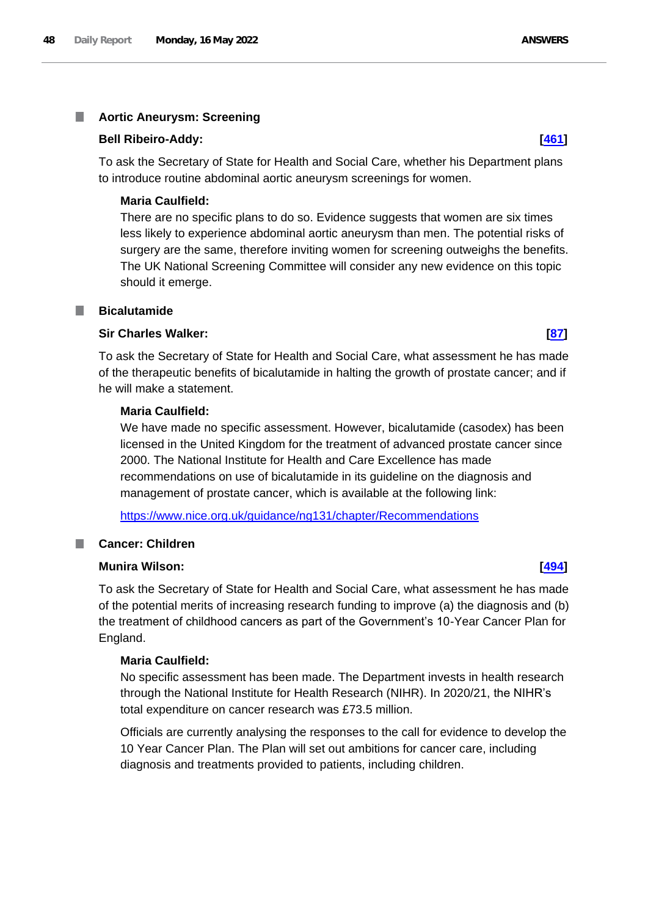## Aortic Aneurysm: Screening

**Bell Ribeiro-Addy:** **[461]**

To ask the Secretary of State for Health and Social Care, whether his Department plans to introduce routine abdominal aortic aneurysm screenings for women.

**Maria Caulfield:**

There are no specific plans to do so. Evidence suggests that women are six times less likely to experience abdominal aortic aneurysm than men. The potential risks of surgery are the same, therefore inviting women for screening outweighs the benefits. The UK National Screening Committee will consider any new evidence on this topic should it emerge.

## Bicalutamide

**Sir Charles Walker:** **[87]**

To ask the Secretary of State for Health and Social Care, what assessment he has made of the therapeutic benefits of bicalutamide in halting the growth of prostate cancer; and if he will make a statement.

**Maria Caulfield:**

We have made no specific assessment. However, bicalutamide (casodex) has been licensed in the United Kingdom for the treatment of advanced prostate cancer since 2000. The National Institute for Health and Care Excellence has made recommendations on use of bicalutamide in its guideline on the diagnosis and management of prostate cancer, which is available at the following link:

https://www.nice.org.uk/guidance/ng131/chapter/Recommendations

## Cancer: Children

**Munira Wilson:** **[494]**

To ask the Secretary of State for Health and Social Care, what assessment he has made of the potential merits of increasing research funding to improve (a) the diagnosis and (b) the treatment of childhood cancers as part of the Government's 10-Year Cancer Plan for England.

**Maria Caulfield:**

No specific assessment has been made. The Department invests in health research through the National Institute for Health Research (NIHR). In 2020/21, the NIHR's total expenditure on cancer research was £73.5 million.

Officials are currently analysing the responses to the call for evidence to develop the 10 Year Cancer Plan. The Plan will set out ambitions for cancer care, including diagnosis and treatments provided to patients, including children.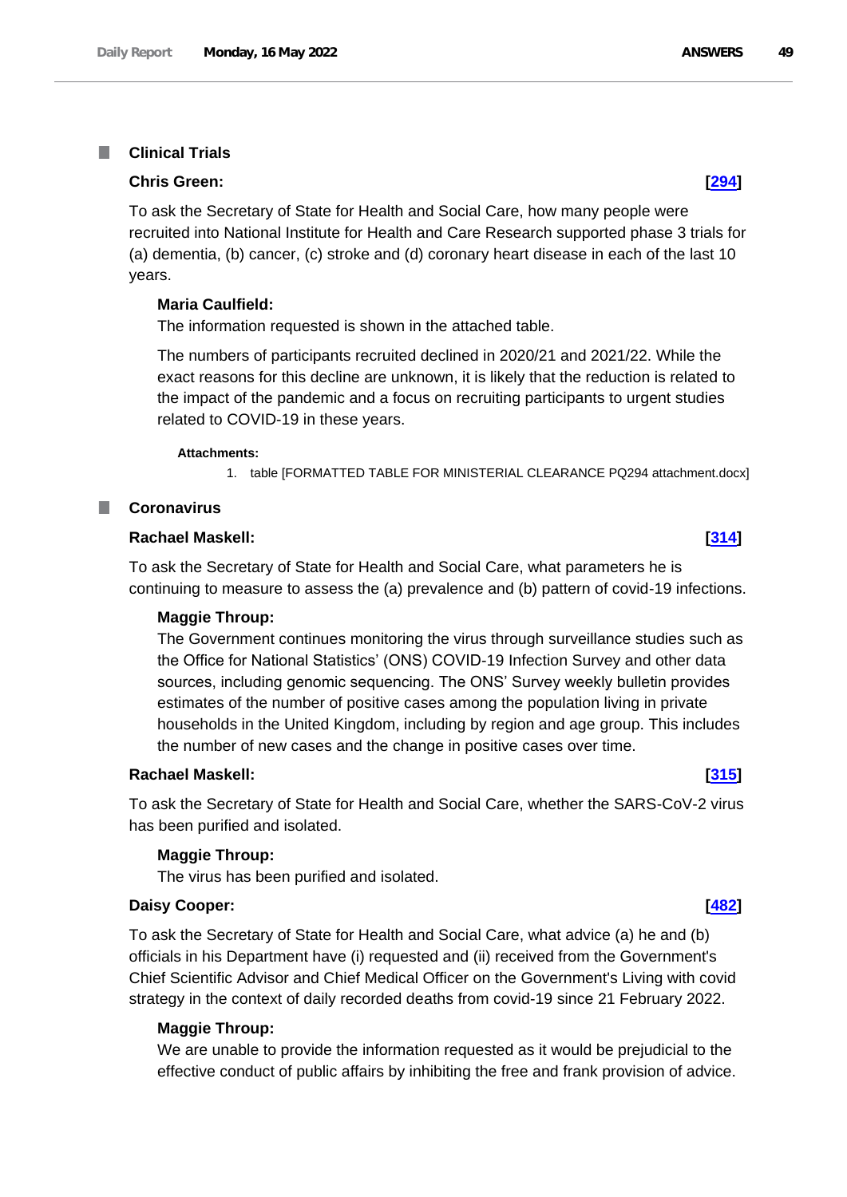## Clinical Trials

**Chris Green:** **[294]**

To ask the Secretary of State for Health and Social Care, how many people were recruited into National Institute for Health and Care Research supported phase 3 trials for (a) dementia, (b) cancer, (c) stroke and (d) coronary heart disease in each of the last 10 years.

**Maria Caulfield:**

The information requested is shown in the attached table.

The numbers of participants recruited declined in 2020/21 and 2021/22. While the exact reasons for this decline are unknown, it is likely that the reduction is related to the impact of the pandemic and a focus on recruiting participants to urgent studies related to COVID-19 in these years.

**Attachments:**

1. table [FORMATTED TABLE FOR MINISTERIAL CLEARANCE PQ294 attachment.docx]

## Coronavirus

**Rachael Maskell:** **[314]**

To ask the Secretary of State for Health and Social Care, what parameters he is continuing to measure to assess the (a) prevalence and (b) pattern of covid-19 infections.

**Maggie Throup:**

The Government continues monitoring the virus through surveillance studies such as the Office for National Statistics' (ONS) COVID-19 Infection Survey and other data sources, including genomic sequencing. The ONS' Survey weekly bulletin provides estimates of the number of positive cases among the population living in private households in the United Kingdom, including by region and age group. This includes the number of new cases and the change in positive cases over time.

**Rachael Maskell:** **[315]**

To ask the Secretary of State for Health and Social Care, whether the SARS-CoV-2 virus has been purified and isolated.

**Maggie Throup:**

The virus has been purified and isolated.

**Daisy Cooper:** **[482]**

To ask the Secretary of State for Health and Social Care, what advice (a) he and (b) officials in his Department have (i) requested and (ii) received from the Government's Chief Scientific Advisor and Chief Medical Officer on the Government's Living with covid strategy in the context of daily recorded deaths from covid-19 since 21 February 2022.

**Maggie Throup:**

We are unable to provide the information requested as it would be prejudicial to the effective conduct of public affairs by inhibiting the free and frank provision of advice.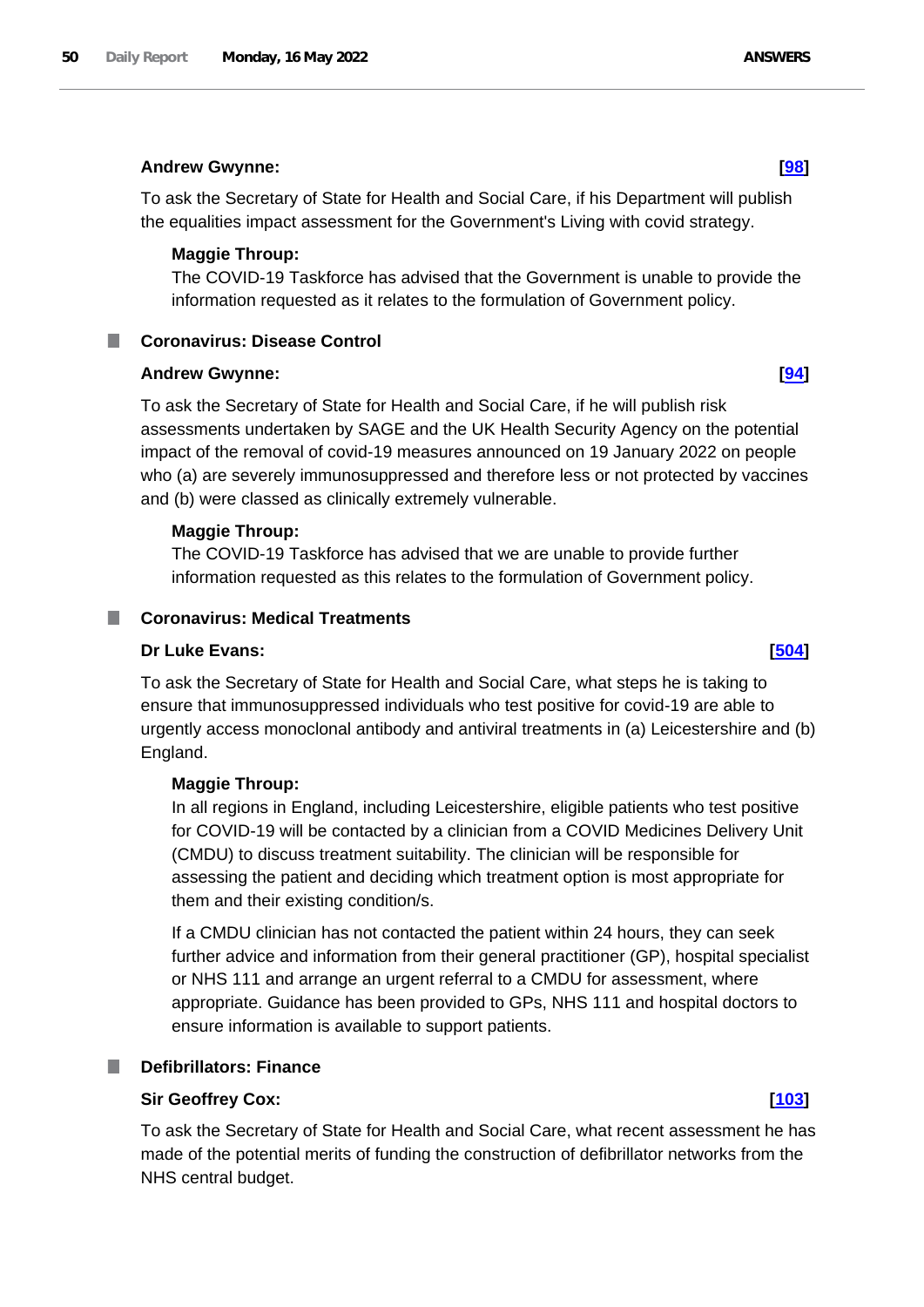**Andrew Gwynne:** **[98]**

To ask the Secretary of State for Health and Social Care, if his Department will publish the equalities impact assessment for the Government's Living with covid strategy.

**Maggie Throup:**

The COVID-19 Taskforce has advised that the Government is unable to provide the information requested as it relates to the formulation of Government policy.

## Coronavirus: Disease Control

**Andrew Gwynne:** **[94]**

To ask the Secretary of State for Health and Social Care, if he will publish risk assessments undertaken by SAGE and the UK Health Security Agency on the potential impact of the removal of covid-19 measures announced on 19 January 2022 on people who (a) are severely immunosuppressed and therefore less or not protected by vaccines and (b) were classed as clinically extremely vulnerable.

**Maggie Throup:**

The COVID-19 Taskforce has advised that we are unable to provide further information requested as this relates to the formulation of Government policy.

## Coronavirus: Medical Treatments

**Dr Luke Evans:** **[504]**

To ask the Secretary of State for Health and Social Care, what steps he is taking to ensure that immunosuppressed individuals who test positive for covid-19 are able to urgently access monoclonal antibody and antiviral treatments in (a) Leicestershire and (b) England.

**Maggie Throup:**

In all regions in England, including Leicestershire, eligible patients who test positive for COVID-19 will be contacted by a clinician from a COVID Medicines Delivery Unit (CMDU) to discuss treatment suitability. The clinician will be responsible for assessing the patient and deciding which treatment option is most appropriate for them and their existing condition/s.

If a CMDU clinician has not contacted the patient within 24 hours, they can seek further advice and information from their general practitioner (GP), hospital specialist or NHS 111 and arrange an urgent referral to a CMDU for assessment, where appropriate. Guidance has been provided to GPs, NHS 111 and hospital doctors to ensure information is available to support patients.

## Defibrillators: Finance

**Sir Geoffrey Cox:** **[103]**

To ask the Secretary of State for Health and Social Care, what recent assessment he has made of the potential merits of funding the construction of defibrillator networks from the NHS central budget.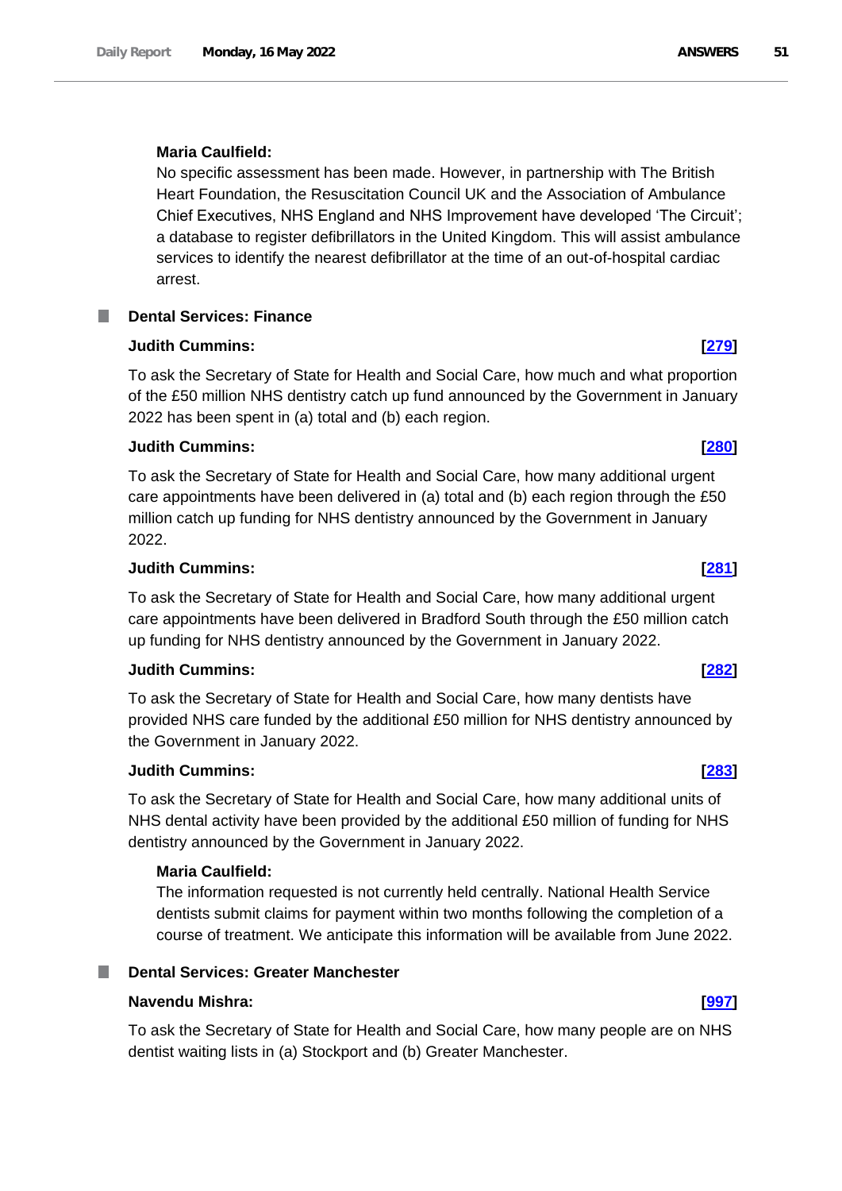**Maria Caulfield:**

No specific assessment has been made. However, in partnership with The British Heart Foundation, the Resuscitation Council UK and the Association of Ambulance Chief Executives, NHS England and NHS Improvement have developed 'The Circuit'; a database to register defibrillators in the United Kingdom. This will assist ambulance services to identify the nearest defibrillator at the time of an out-of-hospital cardiac arrest.

## Dental Services: Finance

**Judith Cummins:** **[279]**

To ask the Secretary of State for Health and Social Care, how much and what proportion of the £50 million NHS dentistry catch up fund announced by the Government in January 2022 has been spent in (a) total and (b) each region.

**Judith Cummins:** **[280]**

To ask the Secretary of State for Health and Social Care, how many additional urgent care appointments have been delivered in (a) total and (b) each region through the £50 million catch up funding for NHS dentistry announced by the Government in January 2022.

**Judith Cummins:** **[281]**

To ask the Secretary of State for Health and Social Care, how many additional urgent care appointments have been delivered in Bradford South through the £50 million catch up funding for NHS dentistry announced by the Government in January 2022.

**Judith Cummins:** **[282]**

To ask the Secretary of State for Health and Social Care, how many dentists have provided NHS care funded by the additional £50 million for NHS dentistry announced by the Government in January 2022.

**Judith Cummins:** **[283]**

To ask the Secretary of State for Health and Social Care, how many additional units of NHS dental activity have been provided by the additional £50 million of funding for NHS dentistry announced by the Government in January 2022.

**Maria Caulfield:**

The information requested is not currently held centrally. National Health Service dentists submit claims for payment within two months following the completion of a course of treatment. We anticipate this information will be available from June 2022.

## Dental Services: Greater Manchester

**Navendu Mishra:** **[997]**

To ask the Secretary of State for Health and Social Care, how many people are on NHS dentist waiting lists in (a) Stockport and (b) Greater Manchester.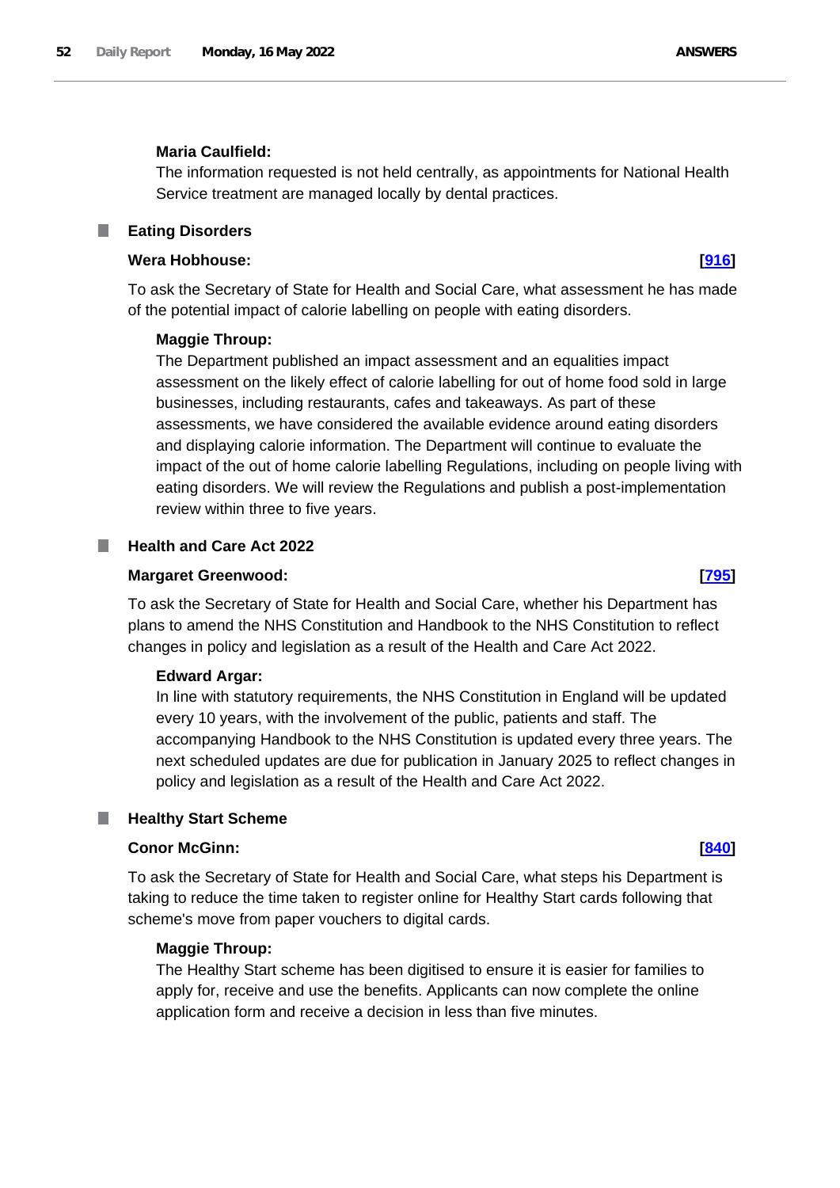**Maria Caulfield:**

The information requested is not held centrally, as appointments for National Health Service treatment are managed locally by dental practices.

## Eating Disorders

**Wera Hobhouse:** **[916]**

To ask the Secretary of State for Health and Social Care, what assessment he has made of the potential impact of calorie labelling on people with eating disorders.

**Maggie Throup:**

The Department published an impact assessment and an equalities impact assessment on the likely effect of calorie labelling for out of home food sold in large businesses, including restaurants, cafes and takeaways. As part of these assessments, we have considered the available evidence around eating disorders and displaying calorie information. The Department will continue to evaluate the impact of the out of home calorie labelling Regulations, including on people living with eating disorders. We will review the Regulations and publish a post-implementation review within three to five years.

## Health and Care Act 2022

**Margaret Greenwood:** **[795]**

To ask the Secretary of State for Health and Social Care, whether his Department has plans to amend the NHS Constitution and Handbook to the NHS Constitution to reflect changes in policy and legislation as a result of the Health and Care Act 2022.

**Edward Argar:**

In line with statutory requirements, the NHS Constitution in England will be updated every 10 years, with the involvement of the public, patients and staff. The accompanying Handbook to the NHS Constitution is updated every three years. The next scheduled updates are due for publication in January 2025 to reflect changes in policy and legislation as a result of the Health and Care Act 2022.

## Healthy Start Scheme

**Conor McGinn:** **[840]**

To ask the Secretary of State for Health and Social Care, what steps his Department is taking to reduce the time taken to register online for Healthy Start cards following that scheme's move from paper vouchers to digital cards.

**Maggie Throup:**

The Healthy Start scheme has been digitised to ensure it is easier for families to apply for, receive and use the benefits. Applicants can now complete the online application form and receive a decision in less than five minutes.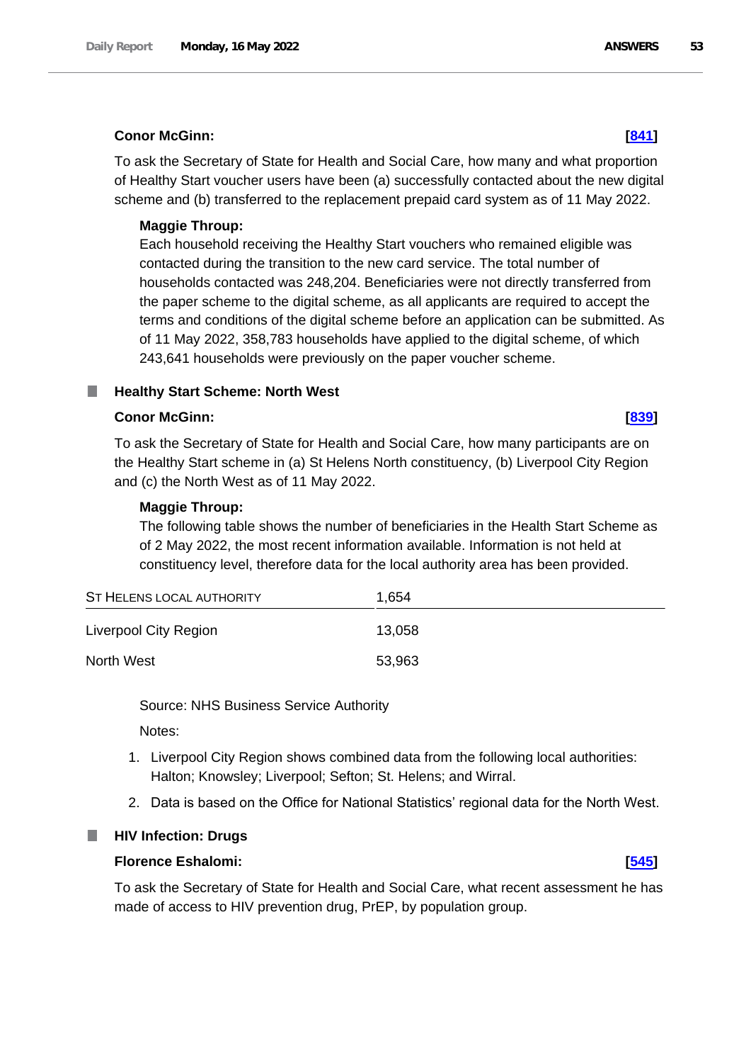**Conor McGinn:** **[841]**

To ask the Secretary of State for Health and Social Care, how many and what proportion of Healthy Start voucher users have been (a) successfully contacted about the new digital scheme and (b) transferred to the replacement prepaid card system as of 11 May 2022.

**Maggie Throup:**

Each household receiving the Healthy Start vouchers who remained eligible was contacted during the transition to the new card service. The total number of households contacted was 248,204. Beneficiaries were not directly transferred from the paper scheme to the digital scheme, as all applicants are required to accept the terms and conditions of the digital scheme before an application can be submitted. As of 11 May 2022, 358,783 households have applied to the digital scheme, of which 243,641 households were previously on the paper voucher scheme.

### Healthy Start Scheme: North West

**Conor McGinn:** **[839]**

To ask the Secretary of State for Health and Social Care, how many participants are on the Healthy Start scheme in (a) St Helens North constituency, (b) Liverpool City Region and (c) the North West as of 11 May 2022.

**Maggie Throup:**

The following table shows the number of beneficiaries in the Health Start Scheme as of 2 May 2022, the most recent information available. Information is not held at constituency level, therefore data for the local authority area has been provided.

| St Helens local authority | 1,654 |
|---|---|
| Liverpool City Region | 13,058 |
| North West | 53,963 |

Source: NHS Business Service Authority

Notes:

1. Liverpool City Region shows combined data from the following local authorities: Halton; Knowsley; Liverpool; Sefton; St. Helens; and Wirral.
2. Data is based on the Office for National Statistics' regional data for the North West.

### HIV Infection: Drugs

**Florence Eshalomi:** **[545]**

To ask the Secretary of State for Health and Social Care, what recent assessment he has made of access to HIV prevention drug, PrEP, by population group.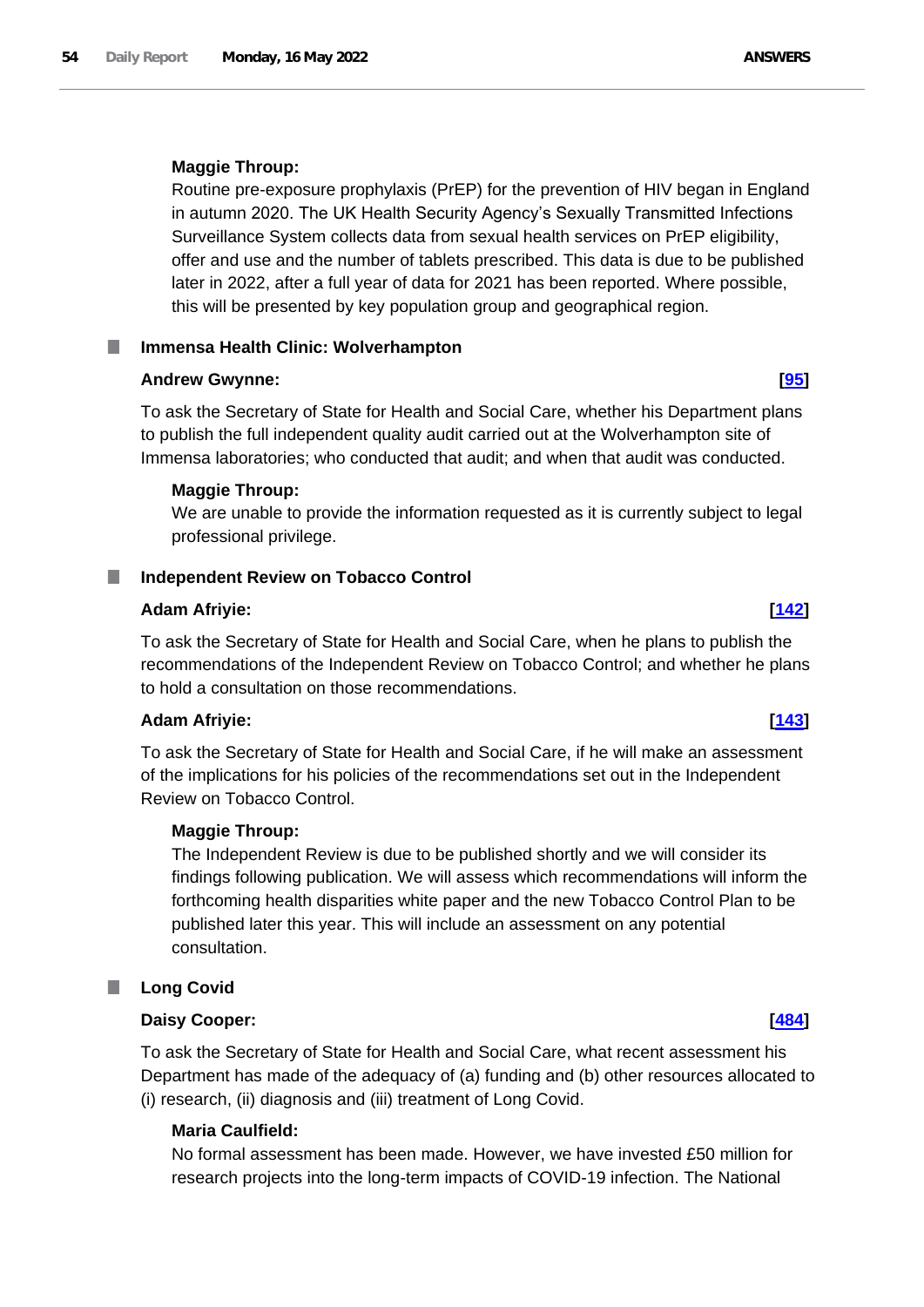**Maggie Throup:**

Routine pre-exposure prophylaxis (PrEP) for the prevention of HIV began in England in autumn 2020. The UK Health Security Agency's Sexually Transmitted Infections Surveillance System collects data from sexual health services on PrEP eligibility, offer and use and the number of tablets prescribed. This data is due to be published later in 2022, after a full year of data for 2021 has been reported. Where possible, this will be presented by key population group and geographical region.

## Immensa Health Clinic: Wolverhampton

**Andrew Gwynne:** **[95]**

To ask the Secretary of State for Health and Social Care, whether his Department plans to publish the full independent quality audit carried out at the Wolverhampton site of Immensa laboratories; who conducted that audit; and when that audit was conducted.

**Maggie Throup:**

We are unable to provide the information requested as it is currently subject to legal professional privilege.

## Independent Review on Tobacco Control

**Adam Afriyie:** **[142]**

To ask the Secretary of State for Health and Social Care, when he plans to publish the recommendations of the Independent Review on Tobacco Control; and whether he plans to hold a consultation on those recommendations.

**Adam Afriyie:** **[143]**

To ask the Secretary of State for Health and Social Care, if he will make an assessment of the implications for his policies of the recommendations set out in the Independent Review on Tobacco Control.

**Maggie Throup:**

The Independent Review is due to be published shortly and we will consider its findings following publication. We will assess which recommendations will inform the forthcoming health disparities white paper and the new Tobacco Control Plan to be published later this year. This will include an assessment on any potential consultation.

## Long Covid

**Daisy Cooper:** **[484]**

To ask the Secretary of State for Health and Social Care, what recent assessment his Department has made of the adequacy of (a) funding and (b) other resources allocated to (i) research, (ii) diagnosis and (iii) treatment of Long Covid.

**Maria Caulfield:**

No formal assessment has been made. However, we have invested £50 million for research projects into the long-term impacts of COVID-19 infection. The National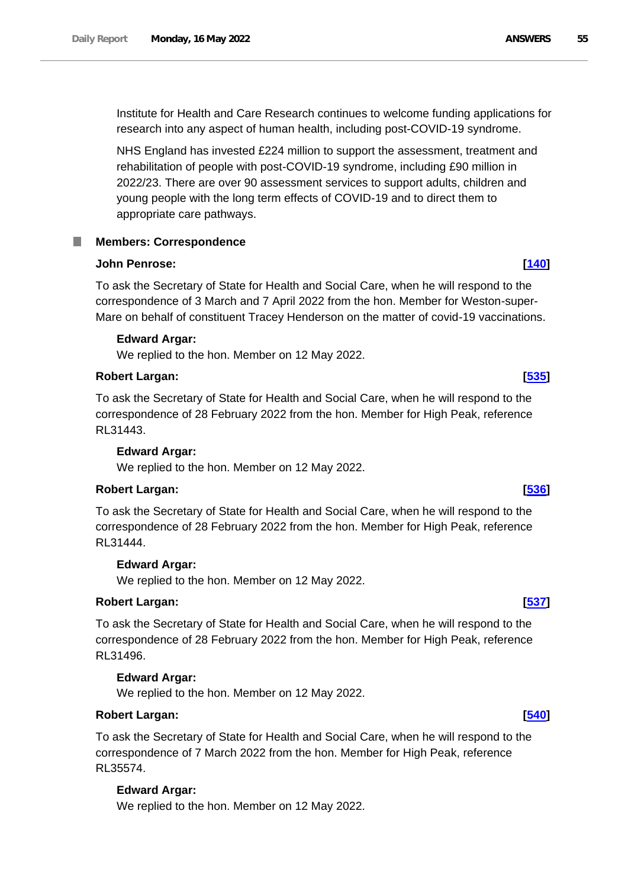Institute for Health and Care Research continues to welcome funding applications for research into any aspect of human health, including post-COVID-19 syndrome.

NHS England has invested £224 million to support the assessment, treatment and rehabilitation of people with post-COVID-19 syndrome, including £90 million in 2022/23. There are over 90 assessment services to support adults, children and young people with the long term effects of COVID-19 and to direct them to appropriate care pathways.

### Members: Correspondence

**John Penrose:** **[140]**

To ask the Secretary of State for Health and Social Care, when he will respond to the correspondence of 3 March and 7 April 2022 from the hon. Member for Weston-super-Mare on behalf of constituent Tracey Henderson on the matter of covid-19 vaccinations.

**Edward Argar:**

We replied to the hon. Member on 12 May 2022.

**Robert Largan:** **[535]**

To ask the Secretary of State for Health and Social Care, when he will respond to the correspondence of 28 February 2022 from the hon. Member for High Peak, reference RL31443.

**Edward Argar:**

We replied to the hon. Member on 12 May 2022.

**Robert Largan:** **[536]**

To ask the Secretary of State for Health and Social Care, when he will respond to the correspondence of 28 February 2022 from the hon. Member for High Peak, reference RL31444.

**Edward Argar:**

We replied to the hon. Member on 12 May 2022.

**Robert Largan:** **[537]**

To ask the Secretary of State for Health and Social Care, when he will respond to the correspondence of 28 February 2022 from the hon. Member for High Peak, reference RL31496.

**Edward Argar:**

We replied to the hon. Member on 12 May 2022.

**Robert Largan:** **[540]**

To ask the Secretary of State for Health and Social Care, when he will respond to the correspondence of 7 March 2022 from the hon. Member for High Peak, reference RL35574.

**Edward Argar:**

We replied to the hon. Member on 12 May 2022.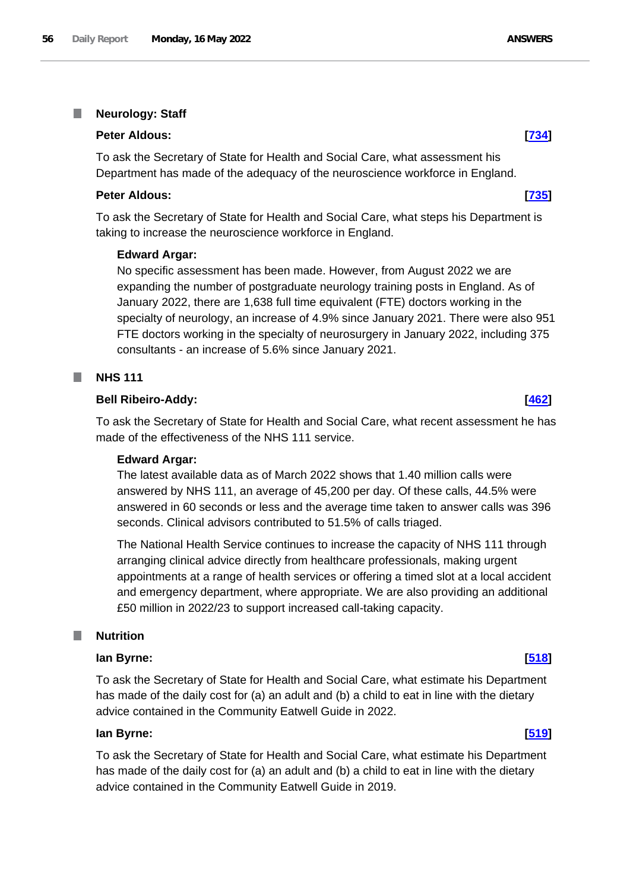## Neurology: Staff

**Peter Aldous:** **[734]**

To ask the Secretary of State for Health and Social Care, what assessment his Department has made of the adequacy of the neuroscience workforce in England.

**Peter Aldous:** **[735]**

To ask the Secretary of State for Health and Social Care, what steps his Department is taking to increase the neuroscience workforce in England.

**Edward Argar:**

No specific assessment has been made. However, from August 2022 we are expanding the number of postgraduate neurology training posts in England. As of January 2022, there are 1,638 full time equivalent (FTE) doctors working in the specialty of neurology, an increase of 4.9% since January 2021. There were also 951 FTE doctors working in the specialty of neurosurgery in January 2022, including 375 consultants - an increase of 5.6% since January 2021.

## NHS 111

**Bell Ribeiro-Addy:** **[462]**

To ask the Secretary of State for Health and Social Care, what recent assessment he has made of the effectiveness of the NHS 111 service.

**Edward Argar:**

The latest available data as of March 2022 shows that 1.40 million calls were answered by NHS 111, an average of 45,200 per day. Of these calls, 44.5% were answered in 60 seconds or less and the average time taken to answer calls was 396 seconds. Clinical advisors contributed to 51.5% of calls triaged.

The National Health Service continues to increase the capacity of NHS 111 through arranging clinical advice directly from healthcare professionals, making urgent appointments at a range of health services or offering a timed slot at a local accident and emergency department, where appropriate. We are also providing an additional £50 million in 2022/23 to support increased call-taking capacity.

## Nutrition

**Ian Byrne:** **[518]**

To ask the Secretary of State for Health and Social Care, what estimate his Department has made of the daily cost for (a) an adult and (b) a child to eat in line with the dietary advice contained in the Community Eatwell Guide in 2022.

**Ian Byrne:** **[519]**

To ask the Secretary of State for Health and Social Care, what estimate his Department has made of the daily cost for (a) an adult and (b) a child to eat in line with the dietary advice contained in the Community Eatwell Guide in 2019.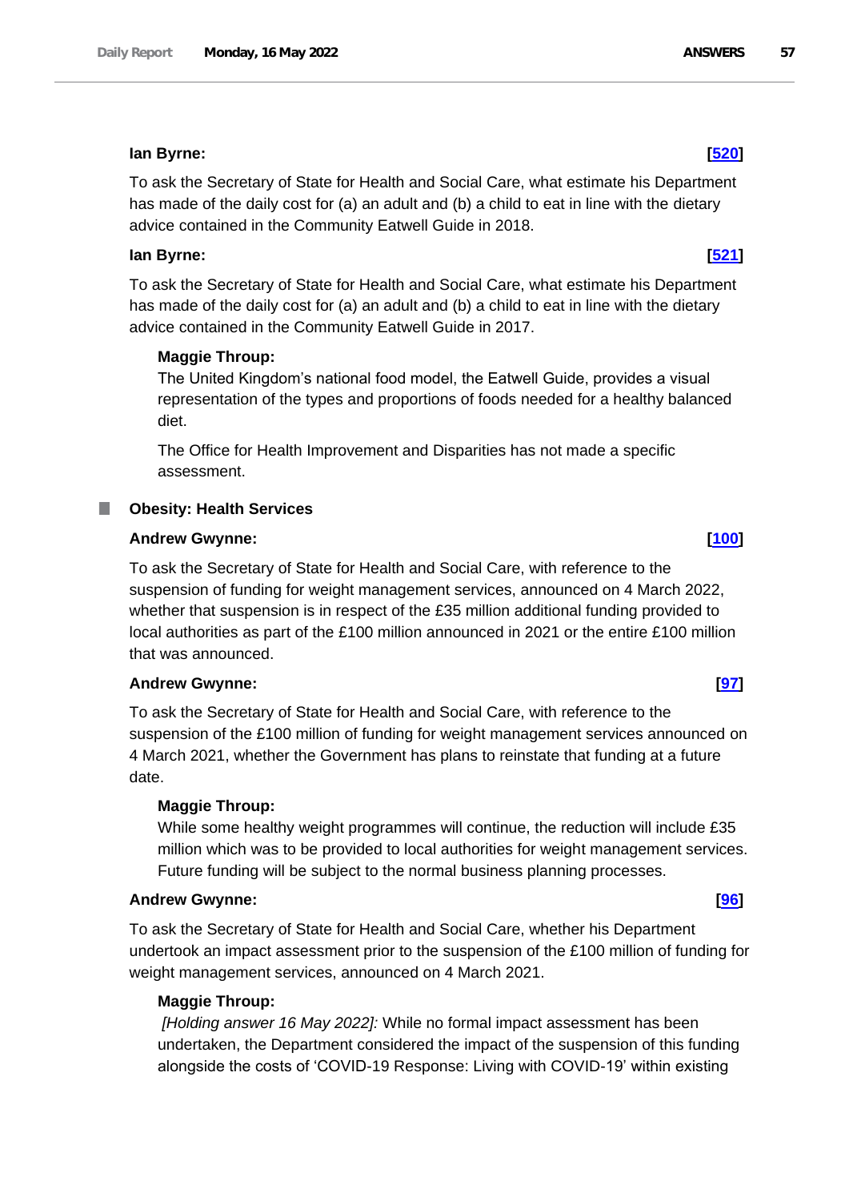**Ian Byrne:** **[520]**

To ask the Secretary of State for Health and Social Care, what estimate his Department has made of the daily cost for (a) an adult and (b) a child to eat in line with the dietary advice contained in the Community Eatwell Guide in 2018.

**Ian Byrne:** **[521]**

To ask the Secretary of State for Health and Social Care, what estimate his Department has made of the daily cost for (a) an adult and (b) a child to eat in line with the dietary advice contained in the Community Eatwell Guide in 2017.

**Maggie Throup:**

The United Kingdom's national food model, the Eatwell Guide, provides a visual representation of the types and proportions of foods needed for a healthy balanced diet.

The Office for Health Improvement and Disparities has not made a specific assessment.

## Obesity: Health Services

**Andrew Gwynne:** **[100]**

To ask the Secretary of State for Health and Social Care, with reference to the suspension of funding for weight management services, announced on 4 March 2022, whether that suspension is in respect of the £35 million additional funding provided to local authorities as part of the £100 million announced in 2021 or the entire £100 million that was announced.

**Andrew Gwynne:** **[97]**

To ask the Secretary of State for Health and Social Care, with reference to the suspension of the £100 million of funding for weight management services announced on 4 March 2021, whether the Government has plans to reinstate that funding at a future date.

**Maggie Throup:**

While some healthy weight programmes will continue, the reduction will include £35 million which was to be provided to local authorities for weight management services. Future funding will be subject to the normal business planning processes.

**Andrew Gwynne:** **[96]**

To ask the Secretary of State for Health and Social Care, whether his Department undertook an impact assessment prior to the suspension of the £100 million of funding for weight management services, announced on 4 March 2021.

**Maggie Throup:**

*[Holding answer 16 May 2022]:* While no formal impact assessment has been undertaken, the Department considered the impact of the suspension of this funding alongside the costs of 'COVID-19 Response: Living with COVID-19' within existing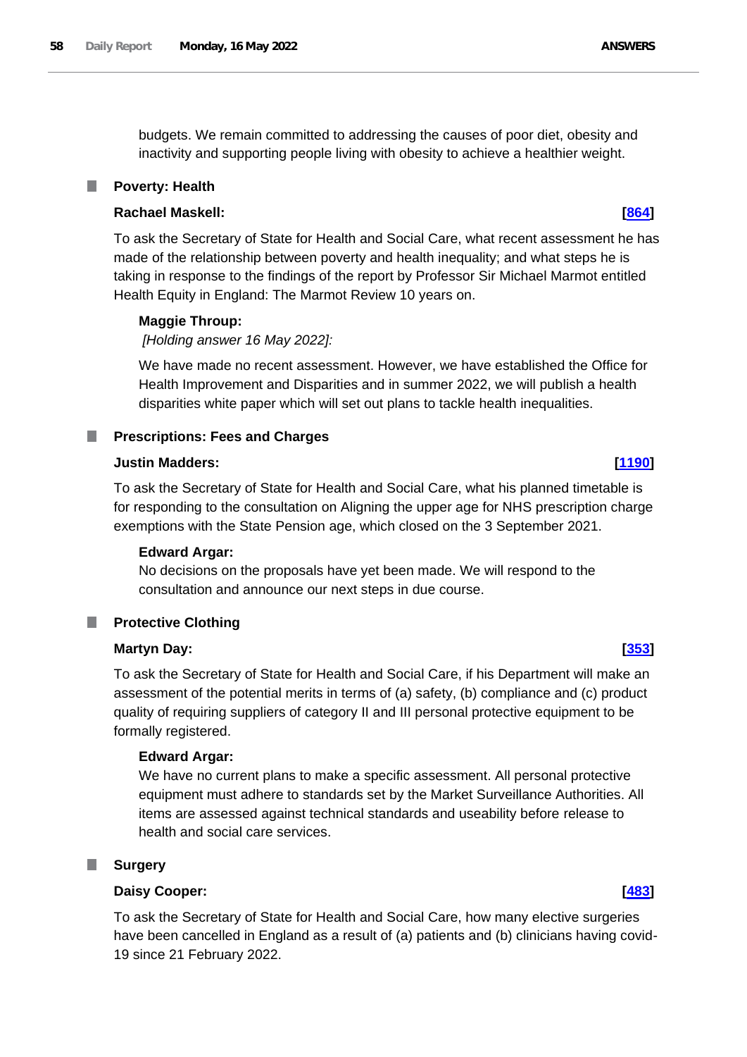budgets. We remain committed to addressing the causes of poor diet, obesity and inactivity and supporting people living with obesity to achieve a healthier weight.

### Poverty: Health

**Rachael Maskell:** **[864]**

To ask the Secretary of State for Health and Social Care, what recent assessment he has made of the relationship between poverty and health inequality; and what steps he is taking in response to the findings of the report by Professor Sir Michael Marmot entitled Health Equity in England: The Marmot Review 10 years on.

**Maggie Throup:**

*[Holding answer 16 May 2022]:*

We have made no recent assessment. However, we have established the Office for Health Improvement and Disparities and in summer 2022, we will publish a health disparities white paper which will set out plans to tackle health inequalities.

### Prescriptions: Fees and Charges

**Justin Madders:** **[1190]**

To ask the Secretary of State for Health and Social Care, what his planned timetable is for responding to the consultation on Aligning the upper age for NHS prescription charge exemptions with the State Pension age, which closed on the 3 September 2021.

**Edward Argar:**

No decisions on the proposals have yet been made. We will respond to the consultation and announce our next steps in due course.

### Protective Clothing

**Martyn Day:** **[353]**

To ask the Secretary of State for Health and Social Care, if his Department will make an assessment of the potential merits in terms of (a) safety, (b) compliance and (c) product quality of requiring suppliers of category II and III personal protective equipment to be formally registered.

**Edward Argar:**

We have no current plans to make a specific assessment. All personal protective equipment must adhere to standards set by the Market Surveillance Authorities. All items are assessed against technical standards and useability before release to health and social care services.

### Surgery

**Daisy Cooper:** **[483]**

To ask the Secretary of State for Health and Social Care, how many elective surgeries have been cancelled in England as a result of (a) patients and (b) clinicians having covid-19 since 21 February 2022.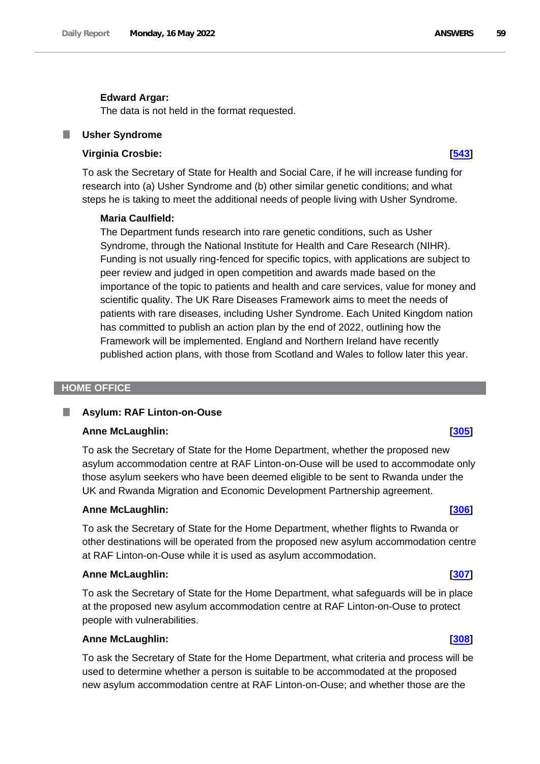**Edward Argar:**

The data is not held in the format requested.

### Usher Syndrome

**Virginia Crosbie:** **[543]**

To ask the Secretary of State for Health and Social Care, if he will increase funding for research into (a) Usher Syndrome and (b) other similar genetic conditions; and what steps he is taking to meet the additional needs of people living with Usher Syndrome.

**Maria Caulfield:**

The Department funds research into rare genetic conditions, such as Usher Syndrome, through the National Institute for Health and Care Research (NIHR). Funding is not usually ring-fenced for specific topics, with applications are subject to peer review and judged in open competition and awards made based on the importance of the topic to patients and health and care services, value for money and scientific quality. The UK Rare Diseases Framework aims to meet the needs of patients with rare diseases, including Usher Syndrome. Each United Kingdom nation has committed to publish an action plan by the end of 2022, outlining how the Framework will be implemented. England and Northern Ireland have recently published action plans, with those from Scotland and Wales to follow later this year.

## HOME OFFICE

### Asylum: RAF Linton-on-Ouse

**Anne McLaughlin:** **[305]**

To ask the Secretary of State for the Home Department, whether the proposed new asylum accommodation centre at RAF Linton-on-Ouse will be used to accommodate only those asylum seekers who have been deemed eligible to be sent to Rwanda under the UK and Rwanda Migration and Economic Development Partnership agreement.

**Anne McLaughlin:** **[306]**

To ask the Secretary of State for the Home Department, whether flights to Rwanda or other destinations will be operated from the proposed new asylum accommodation centre at RAF Linton-on-Ouse while it is used as asylum accommodation.

**Anne McLaughlin:** **[307]**

To ask the Secretary of State for the Home Department, what safeguards will be in place at the proposed new asylum accommodation centre at RAF Linton-on-Ouse to protect people with vulnerabilities.

**Anne McLaughlin:** **[308]**

To ask the Secretary of State for the Home Department, what criteria and process will be used to determine whether a person is suitable to be accommodated at the proposed new asylum accommodation centre at RAF Linton-on-Ouse; and whether those are the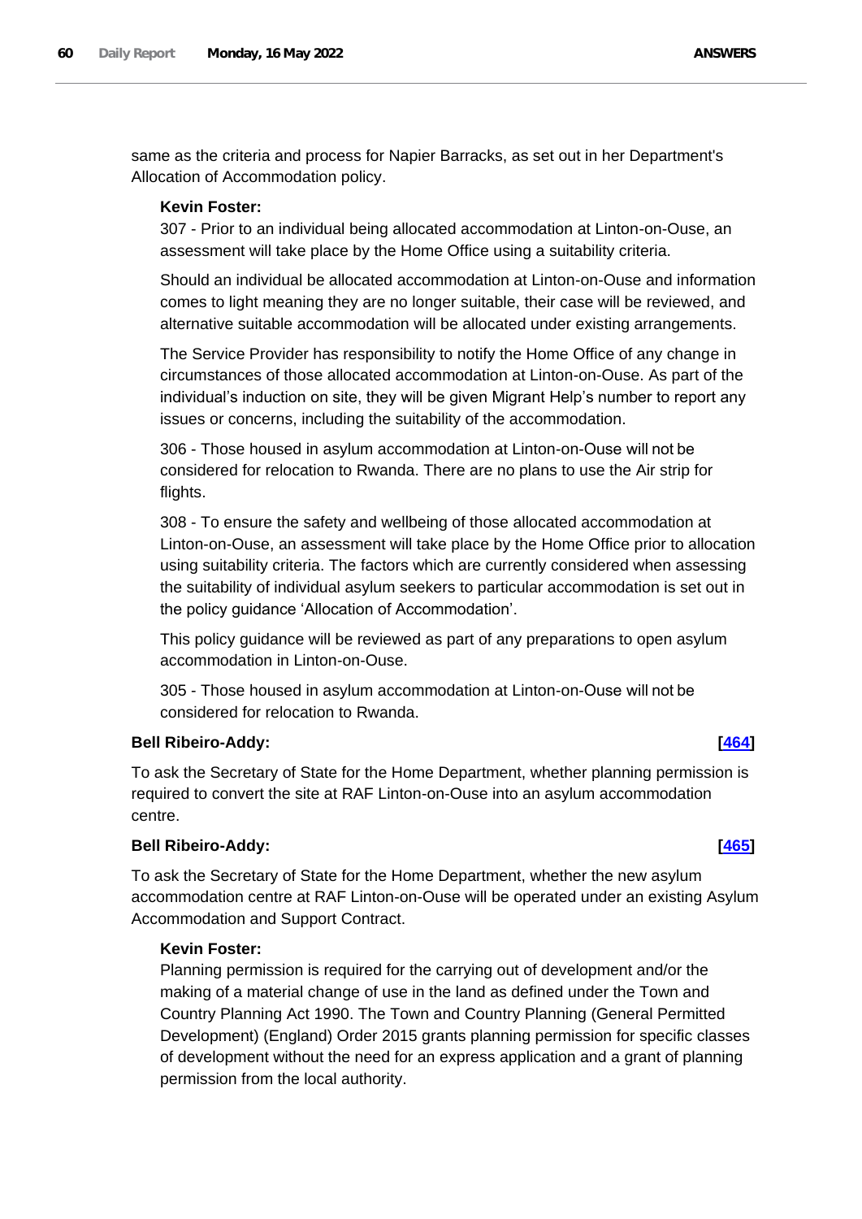same as the criteria and process for Napier Barracks, as set out in her Department's Allocation of Accommodation policy.

**Kevin Foster:**

307 - Prior to an individual being allocated accommodation at Linton-on-Ouse, an assessment will take place by the Home Office using a suitability criteria.

Should an individual be allocated accommodation at Linton-on-Ouse and information comes to light meaning they are no longer suitable, their case will be reviewed, and alternative suitable accommodation will be allocated under existing arrangements.

The Service Provider has responsibility to notify the Home Office of any change in circumstances of those allocated accommodation at Linton-on-Ouse. As part of the individual's induction on site, they will be given Migrant Help's number to report any issues or concerns, including the suitability of the accommodation.

306 - Those housed in asylum accommodation at Linton-on-Ouse will not be considered for relocation to Rwanda. There are no plans to use the Air strip for flights.

308 - To ensure the safety and wellbeing of those allocated accommodation at Linton-on-Ouse, an assessment will take place by the Home Office prior to allocation using suitability criteria. The factors which are currently considered when assessing the suitability of individual asylum seekers to particular accommodation is set out in the policy guidance 'Allocation of Accommodation'.

This policy guidance will be reviewed as part of any preparations to open asylum accommodation in Linton-on-Ouse.

305 - Those housed in asylum accommodation at Linton-on-Ouse will not be considered for relocation to Rwanda.

**Bell Ribeiro-Addy:** **[464]**

To ask the Secretary of State for the Home Department, whether planning permission is required to convert the site at RAF Linton-on-Ouse into an asylum accommodation centre.

**Bell Ribeiro-Addy:** **[465]**

To ask the Secretary of State for the Home Department, whether the new asylum accommodation centre at RAF Linton-on-Ouse will be operated under an existing Asylum Accommodation and Support Contract.

**Kevin Foster:**

Planning permission is required for the carrying out of development and/or the making of a material change of use in the land as defined under the Town and Country Planning Act 1990. The Town and Country Planning (General Permitted Development) (England) Order 2015 grants planning permission for specific classes of development without the need for an express application and a grant of planning permission from the local authority.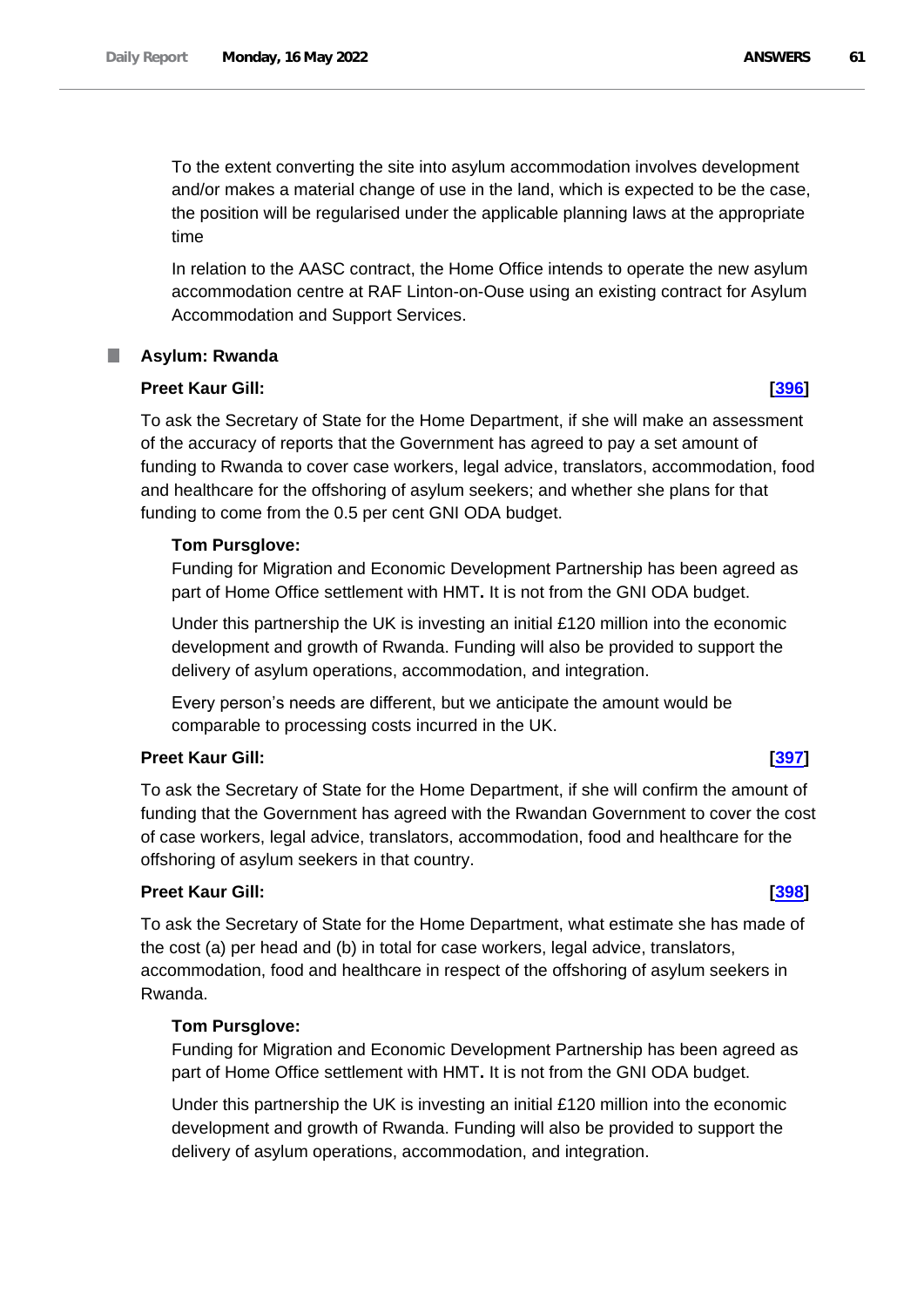To the extent converting the site into asylum accommodation involves development and/or makes a material change of use in the land, which is expected to be the case, the position will be regularised under the applicable planning laws at the appropriate time

In relation to the AASC contract, the Home Office intends to operate the new asylum accommodation centre at RAF Linton-on-Ouse using an existing contract for Asylum Accommodation and Support Services.

## Asylum: Rwanda

**Preet Kaur Gill:** **[396]**

To ask the Secretary of State for the Home Department, if she will make an assessment of the accuracy of reports that the Government has agreed to pay a set amount of funding to Rwanda to cover case workers, legal advice, translators, accommodation, food and healthcare for the offshoring of asylum seekers; and whether she plans for that funding to come from the 0.5 per cent GNI ODA budget.

**Tom Pursglove:**

Funding for Migration and Economic Development Partnership has been agreed as part of Home Office settlement with HMT**.** It is not from the GNI ODA budget.

Under this partnership the UK is investing an initial £120 million into the economic development and growth of Rwanda. Funding will also be provided to support the delivery of asylum operations, accommodation, and integration.

Every person's needs are different, but we anticipate the amount would be comparable to processing costs incurred in the UK.

**Preet Kaur Gill:** **[397]**

To ask the Secretary of State for the Home Department, if she will confirm the amount of funding that the Government has agreed with the Rwandan Government to cover the cost of case workers, legal advice, translators, accommodation, food and healthcare for the offshoring of asylum seekers in that country.

**Preet Kaur Gill:** **[398]**

To ask the Secretary of State for the Home Department, what estimate she has made of the cost (a) per head and (b) in total for case workers, legal advice, translators, accommodation, food and healthcare in respect of the offshoring of asylum seekers in Rwanda.

**Tom Pursglove:**

Funding for Migration and Economic Development Partnership has been agreed as part of Home Office settlement with HMT**.** It is not from the GNI ODA budget.

Under this partnership the UK is investing an initial £120 million into the economic development and growth of Rwanda. Funding will also be provided to support the delivery of asylum operations, accommodation, and integration.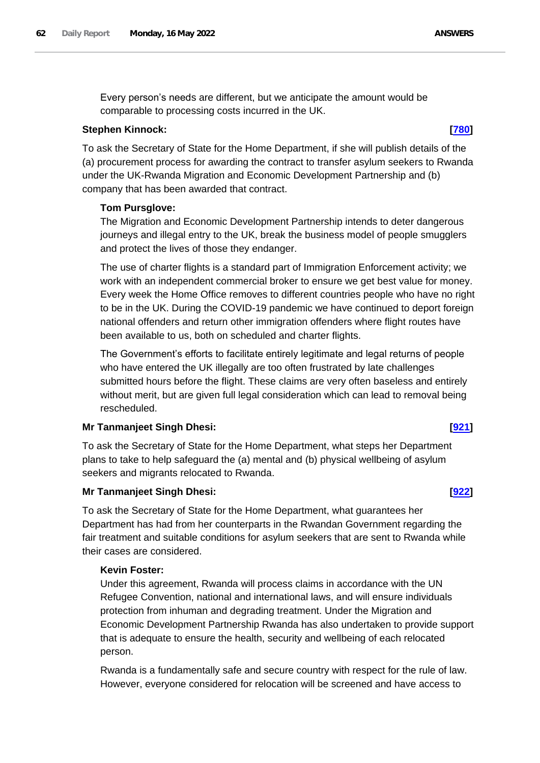Every person's needs are different, but we anticipate the amount would be comparable to processing costs incurred in the UK.

**Stephen Kinnock: [780]**

To ask the Secretary of State for the Home Department, if she will publish details of the (a) procurement process for awarding the contract to transfer asylum seekers to Rwanda under the UK-Rwanda Migration and Economic Development Partnership and (b) company that has been awarded that contract.

**Tom Pursglove:**

The Migration and Economic Development Partnership intends to deter dangerous journeys and illegal entry to the UK, break the business model of people smugglers and protect the lives of those they endanger.

The use of charter flights is a standard part of Immigration Enforcement activity; we work with an independent commercial broker to ensure we get best value for money. Every week the Home Office removes to different countries people who have no right to be in the UK. During the COVID-19 pandemic we have continued to deport foreign national offenders and return other immigration offenders where flight routes have been available to us, both on scheduled and charter flights.

The Government's efforts to facilitate entirely legitimate and legal returns of people who have entered the UK illegally are too often frustrated by late challenges submitted hours before the flight. These claims are very often baseless and entirely without merit, but are given full legal consideration which can lead to removal being rescheduled.

**Mr Tanmanjeet Singh Dhesi: [921]**

To ask the Secretary of State for the Home Department, what steps her Department plans to take to help safeguard the (a) mental and (b) physical wellbeing of asylum seekers and migrants relocated to Rwanda.

**Mr Tanmanjeet Singh Dhesi: [922]**

To ask the Secretary of State for the Home Department, what guarantees her Department has had from her counterparts in the Rwandan Government regarding the fair treatment and suitable conditions for asylum seekers that are sent to Rwanda while their cases are considered.

**Kevin Foster:**

Under this agreement, Rwanda will process claims in accordance with the UN Refugee Convention, national and international laws, and will ensure individuals protection from inhuman and degrading treatment. Under the Migration and Economic Development Partnership Rwanda has also undertaken to provide support that is adequate to ensure the health, security and wellbeing of each relocated person.

Rwanda is a fundamentally safe and secure country with respect for the rule of law. However, everyone considered for relocation will be screened and have access to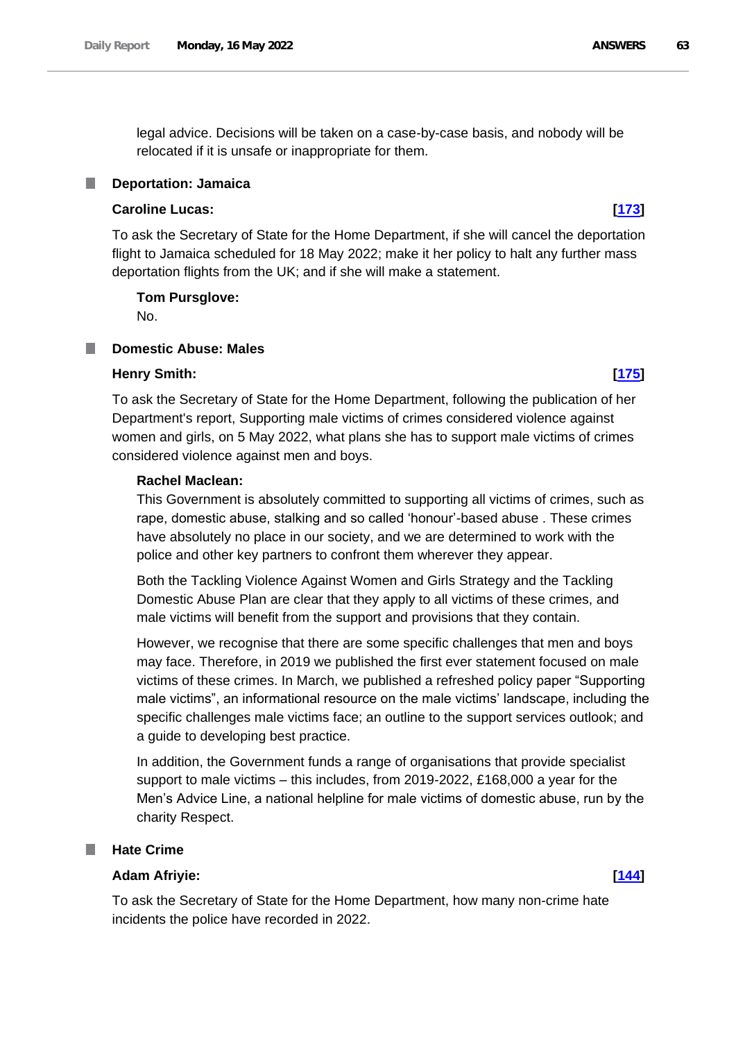legal advice. Decisions will be taken on a case-by-case basis, and nobody will be relocated if it is unsafe or inappropriate for them.

### Deportation: Jamaica

**Caroline Lucas:** **[173]**

To ask the Secretary of State for the Home Department, if she will cancel the deportation flight to Jamaica scheduled for 18 May 2022; make it her policy to halt any further mass deportation flights from the UK; and if she will make a statement.

**Tom Pursglove:**

No.

### Domestic Abuse: Males

**Henry Smith:** **[175]**

To ask the Secretary of State for the Home Department, following the publication of her Department's report, Supporting male victims of crimes considered violence against women and girls, on 5 May 2022, what plans she has to support male victims of crimes considered violence against men and boys.

**Rachel Maclean:**

This Government is absolutely committed to supporting all victims of crimes, such as rape, domestic abuse, stalking and so called 'honour'-based abuse . These crimes have absolutely no place in our society, and we are determined to work with the police and other key partners to confront them wherever they appear.

Both the Tackling Violence Against Women and Girls Strategy and the Tackling Domestic Abuse Plan are clear that they apply to all victims of these crimes, and male victims will benefit from the support and provisions that they contain.

However, we recognise that there are some specific challenges that men and boys may face. Therefore, in 2019 we published the first ever statement focused on male victims of these crimes. In March, we published a refreshed policy paper "Supporting male victims", an informational resource on the male victims' landscape, including the specific challenges male victims face; an outline to the support services outlook; and a guide to developing best practice.

In addition, the Government funds a range of organisations that provide specialist support to male victims – this includes, from 2019-2022, £168,000 a year for the Men's Advice Line, a national helpline for male victims of domestic abuse, run by the charity Respect.

### Hate Crime

**Adam Afriyie:** **[144]**

To ask the Secretary of State for the Home Department, how many non-crime hate incidents the police have recorded in 2022.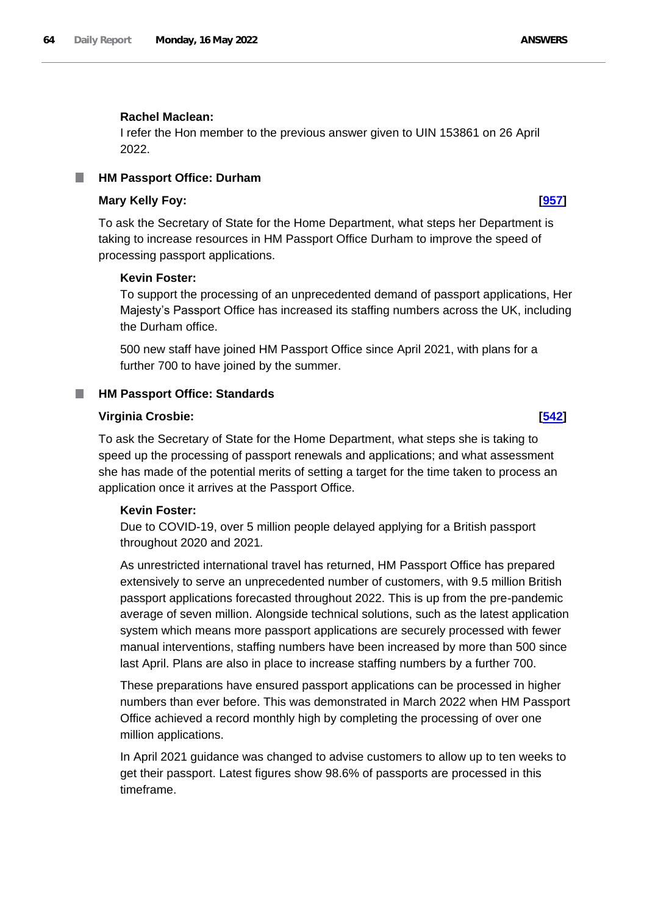**Rachel Maclean:**

I refer the Hon member to the previous answer given to UIN 153861 on 26 April 2022.

### HM Passport Office: Durham

**Mary Kelly Foy:** **[957]**

To ask the Secretary of State for the Home Department, what steps her Department is taking to increase resources in HM Passport Office Durham to improve the speed of processing passport applications.

**Kevin Foster:**

To support the processing of an unprecedented demand of passport applications, Her Majesty's Passport Office has increased its staffing numbers across the UK, including the Durham office.

500 new staff have joined HM Passport Office since April 2021, with plans for a further 700 to have joined by the summer.

### HM Passport Office: Standards

**Virginia Crosbie:** **[542]**

To ask the Secretary of State for the Home Department, what steps she is taking to speed up the processing of passport renewals and applications; and what assessment she has made of the potential merits of setting a target for the time taken to process an application once it arrives at the Passport Office.

**Kevin Foster:**

Due to COVID-19, over 5 million people delayed applying for a British passport throughout 2020 and 2021.

As unrestricted international travel has returned, HM Passport Office has prepared extensively to serve an unprecedented number of customers, with 9.5 million British passport applications forecasted throughout 2022. This is up from the pre-pandemic average of seven million. Alongside technical solutions, such as the latest application system which means more passport applications are securely processed with fewer manual interventions, staffing numbers have been increased by more than 500 since last April. Plans are also in place to increase staffing numbers by a further 700.

These preparations have ensured passport applications can be processed in higher numbers than ever before. This was demonstrated in March 2022 when HM Passport Office achieved a record monthly high by completing the processing of over one million applications.

In April 2021 guidance was changed to advise customers to allow up to ten weeks to get their passport. Latest figures show 98.6% of passports are processed in this timeframe.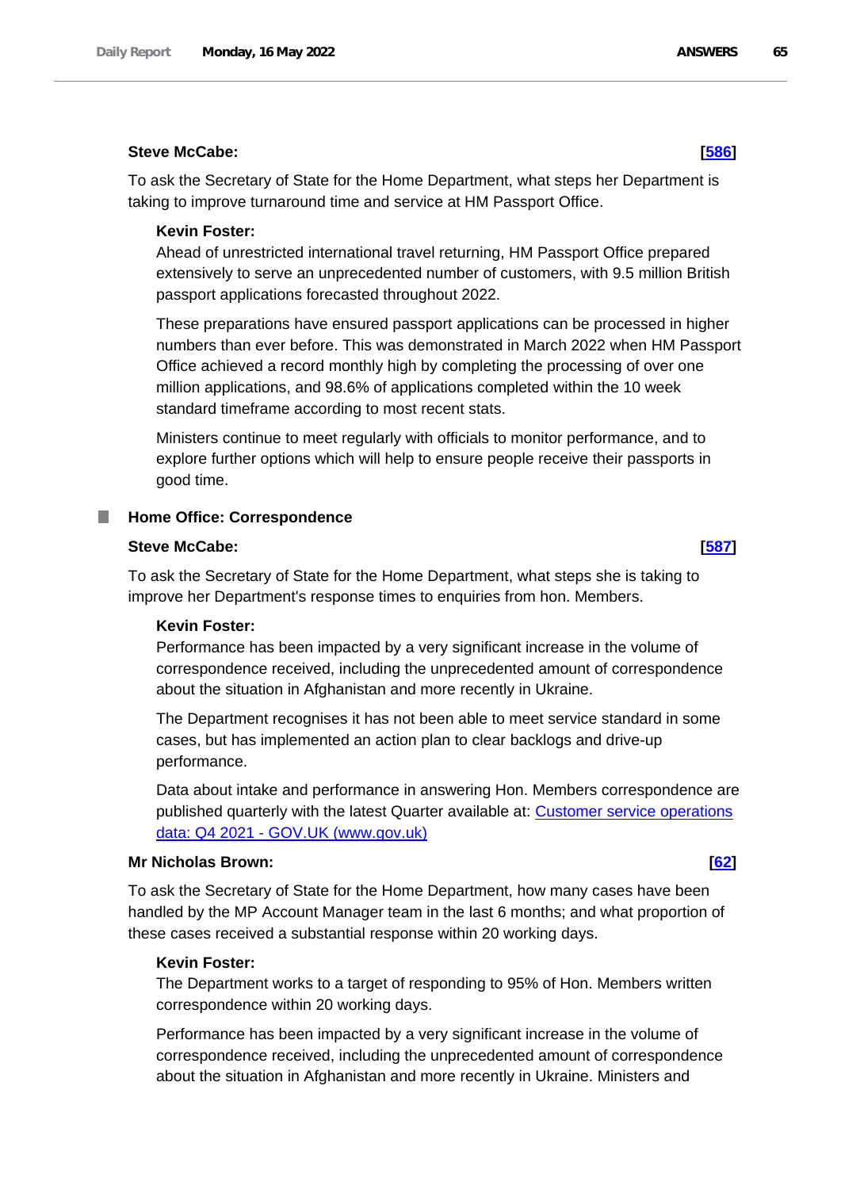**Steve McCabe:** **[586]**

To ask the Secretary of State for the Home Department, what steps her Department is taking to improve turnaround time and service at HM Passport Office.

**Kevin Foster:**

Ahead of unrestricted international travel returning, HM Passport Office prepared extensively to serve an unprecedented number of customers, with 9.5 million British passport applications forecasted throughout 2022.

These preparations have ensured passport applications can be processed in higher numbers than ever before. This was demonstrated in March 2022 when HM Passport Office achieved a record monthly high by completing the processing of over one million applications, and 98.6% of applications completed within the 10 week standard timeframe according to most recent stats.

Ministers continue to meet regularly with officials to monitor performance, and to explore further options which will help to ensure people receive their passports in good time.

## Home Office: Correspondence

**Steve McCabe:** **[587]**

To ask the Secretary of State for the Home Department, what steps she is taking to improve her Department's response times to enquiries from hon. Members.

**Kevin Foster:**

Performance has been impacted by a very significant increase in the volume of correspondence received, including the unprecedented amount of correspondence about the situation in Afghanistan and more recently in Ukraine.

The Department recognises it has not been able to meet service standard in some cases, but has implemented an action plan to clear backlogs and drive-up performance.

Data about intake and performance in answering Hon. Members correspondence are published quarterly with the latest Quarter available at: Customer service operations data: Q4 2021 - GOV.UK (www.gov.uk)

**Mr Nicholas Brown:** **[62]**

To ask the Secretary of State for the Home Department, how many cases have been handled by the MP Account Manager team in the last 6 months; and what proportion of these cases received a substantial response within 20 working days.

**Kevin Foster:**

The Department works to a target of responding to 95% of Hon. Members written correspondence within 20 working days.

Performance has been impacted by a very significant increase in the volume of correspondence received, including the unprecedented amount of correspondence about the situation in Afghanistan and more recently in Ukraine. Ministers and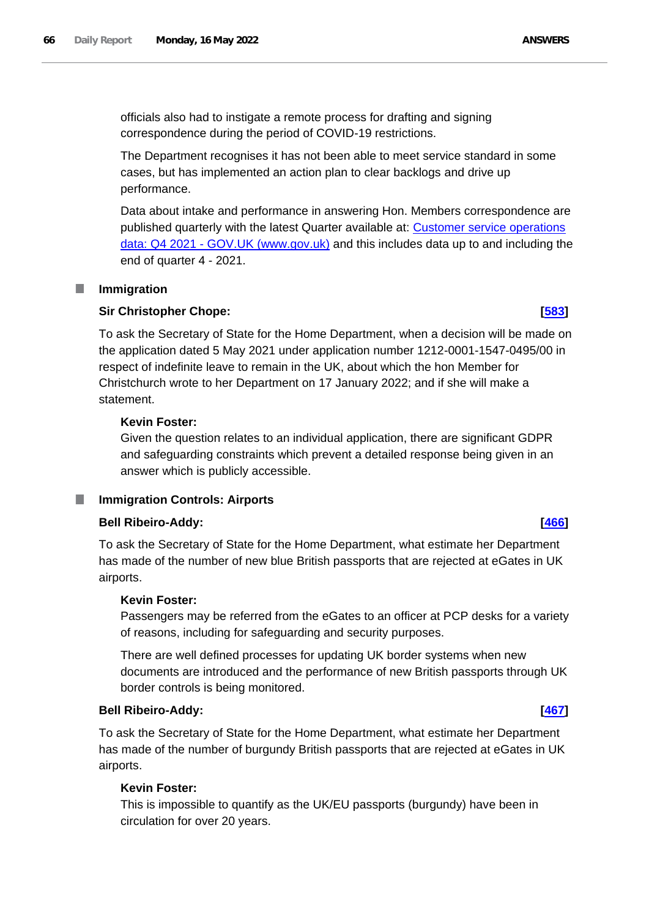officials also had to instigate a remote process for drafting and signing correspondence during the period of COVID-19 restrictions.

The Department recognises it has not been able to meet service standard in some cases, but has implemented an action plan to clear backlogs and drive up performance.

Data about intake and performance in answering Hon. Members correspondence are published quarterly with the latest Quarter available at: [Customer service operations data: Q4 2021 - GOV.UK (www.gov.uk)](https://www.gov.uk) and this includes data up to and including the end of quarter 4 - 2021.

## Immigration

**Sir Christopher Chope:** **[583]**

To ask the Secretary of State for the Home Department, when a decision will be made on the application dated 5 May 2021 under application number 1212-0001-1547-0495/00 in respect of indefinite leave to remain in the UK, about which the hon Member for Christchurch wrote to her Department on 17 January 2022; and if she will make a statement.

**Kevin Foster:**
Given the question relates to an individual application, there are significant GDPR and safeguarding constraints which prevent a detailed response being given in an answer which is publicly accessible.

## Immigration Controls: Airports

**Bell Ribeiro-Addy:** **[466]**

To ask the Secretary of State for the Home Department, what estimate her Department has made of the number of new blue British passports that are rejected at eGates in UK airports.

**Kevin Foster:**
Passengers may be referred from the eGates to an officer at PCP desks for a variety of reasons, including for safeguarding and security purposes.

There are well defined processes for updating UK border systems when new documents are introduced and the performance of new British passports through UK border controls is being monitored.

**Bell Ribeiro-Addy:** **[467]**

To ask the Secretary of State for the Home Department, what estimate her Department has made of the number of burgundy British passports that are rejected at eGates in UK airports.

**Kevin Foster:**
This is impossible to quantify as the UK/EU passports (burgundy) have been in circulation for over 20 years.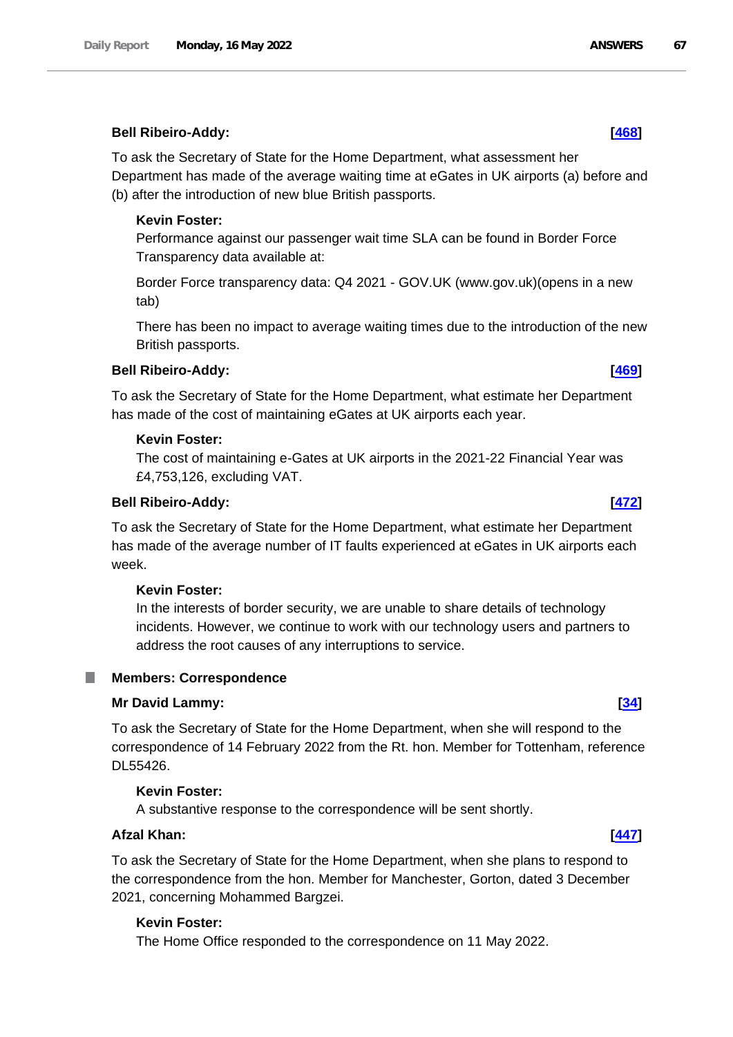**Bell Ribeiro-Addy:** **[468]**

To ask the Secretary of State for the Home Department, what assessment her Department has made of the average waiting time at eGates in UK airports (a) before and (b) after the introduction of new blue British passports.

**Kevin Foster:**

Performance against our passenger wait time SLA can be found in Border Force Transparency data available at:

Border Force transparency data: Q4 2021 - GOV.UK (www.gov.uk)(opens in a new tab)

There has been no impact to average waiting times due to the introduction of the new British passports.

**Bell Ribeiro-Addy:** **[469]**

To ask the Secretary of State for the Home Department, what estimate her Department has made of the cost of maintaining eGates at UK airports each year.

**Kevin Foster:**

The cost of maintaining e-Gates at UK airports in the 2021-22 Financial Year was £4,753,126, excluding VAT.

**Bell Ribeiro-Addy:** **[472]**

To ask the Secretary of State for the Home Department, what estimate her Department has made of the average number of IT faults experienced at eGates in UK airports each week.

**Kevin Foster:**

In the interests of border security, we are unable to share details of technology incidents. However, we continue to work with our technology users and partners to address the root causes of any interruptions to service.

## Members: Correspondence

**Mr David Lammy:** **[34]**

To ask the Secretary of State for the Home Department, when she will respond to the correspondence of 14 February 2022 from the Rt. hon. Member for Tottenham, reference DL55426.

**Kevin Foster:**

A substantive response to the correspondence will be sent shortly.

**Afzal Khan:** **[447]**

To ask the Secretary of State for the Home Department, when she plans to respond to the correspondence from the hon. Member for Manchester, Gorton, dated 3 December 2021, concerning Mohammed Bargzei.

**Kevin Foster:**

The Home Office responded to the correspondence on 11 May 2022.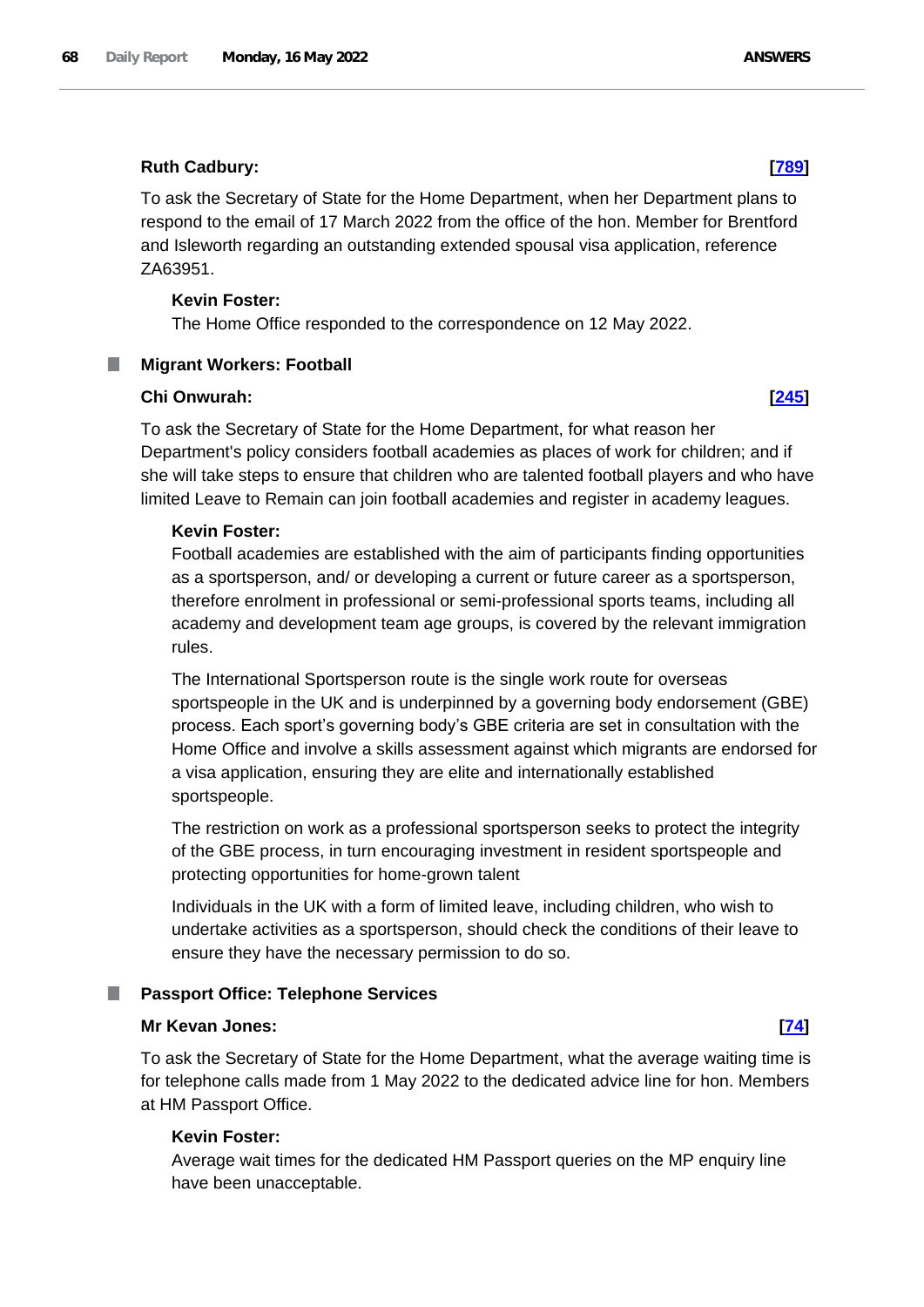**Ruth Cadbury:** **[789]**

To ask the Secretary of State for the Home Department, when her Department plans to respond to the email of 17 March 2022 from the office of the hon. Member for Brentford and Isleworth regarding an outstanding extended spousal visa application, reference ZA63951.

**Kevin Foster:**

The Home Office responded to the correspondence on 12 May 2022.

## Migrant Workers: Football

**Chi Onwurah:** **[245]**

To ask the Secretary of State for the Home Department, for what reason her Department's policy considers football academies as places of work for children; and if she will take steps to ensure that children who are talented football players and who have limited Leave to Remain can join football academies and register in academy leagues.

**Kevin Foster:**

Football academies are established with the aim of participants finding opportunities as a sportsperson, and/ or developing a current or future career as a sportsperson, therefore enrolment in professional or semi-professional sports teams, including all academy and development team age groups, is covered by the relevant immigration rules.

The International Sportsperson route is the single work route for overseas sportspeople in the UK and is underpinned by a governing body endorsement (GBE) process. Each sport's governing body's GBE criteria are set in consultation with the Home Office and involve a skills assessment against which migrants are endorsed for a visa application, ensuring they are elite and internationally established sportspeople.

The restriction on work as a professional sportsperson seeks to protect the integrity of the GBE process, in turn encouraging investment in resident sportspeople and protecting opportunities for home-grown talent

Individuals in the UK with a form of limited leave, including children, who wish to undertake activities as a sportsperson, should check the conditions of their leave to ensure they have the necessary permission to do so.

## Passport Office: Telephone Services

**Mr Kevan Jones:** **[74]**

To ask the Secretary of State for the Home Department, what the average waiting time is for telephone calls made from 1 May 2022 to the dedicated advice line for hon. Members at HM Passport Office.

**Kevin Foster:**

Average wait times for the dedicated HM Passport queries on the MP enquiry line have been unacceptable.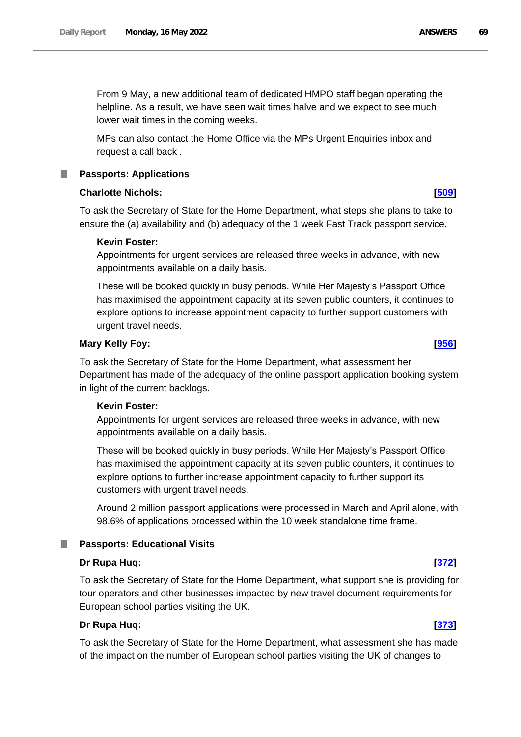From 9 May, a new additional team of dedicated HMPO staff began operating the helpline. As a result, we have seen wait times halve and we expect to see much lower wait times in the coming weeks.

MPs can also contact the Home Office via the MPs Urgent Enquiries inbox and request a call back .

## Passports: Applications

**Charlotte Nichols:** **[509]**

To ask the Secretary of State for the Home Department, what steps she plans to take to ensure the (a) availability and (b) adequacy of the 1 week Fast Track passport service.

**Kevin Foster:**

Appointments for urgent services are released three weeks in advance, with new appointments available on a daily basis.

These will be booked quickly in busy periods. While Her Majesty's Passport Office has maximised the appointment capacity at its seven public counters, it continues to explore options to increase appointment capacity to further support customers with urgent travel needs.

**Mary Kelly Foy:** **[956]**

To ask the Secretary of State for the Home Department, what assessment her Department has made of the adequacy of the online passport application booking system in light of the current backlogs.

**Kevin Foster:**

Appointments for urgent services are released three weeks in advance, with new appointments available on a daily basis.

These will be booked quickly in busy periods. While Her Majesty's Passport Office has maximised the appointment capacity at its seven public counters, it continues to explore options to further increase appointment capacity to further support its customers with urgent travel needs.

Around 2 million passport applications were processed in March and April alone, with 98.6% of applications processed within the 10 week standalone time frame.

## Passports: Educational Visits

**Dr Rupa Huq:** **[372]**

To ask the Secretary of State for the Home Department, what support she is providing for tour operators and other businesses impacted by new travel document requirements for European school parties visiting the UK.

**Dr Rupa Huq:** **[373]**

To ask the Secretary of State for the Home Department, what assessment she has made of the impact on the number of European school parties visiting the UK of changes to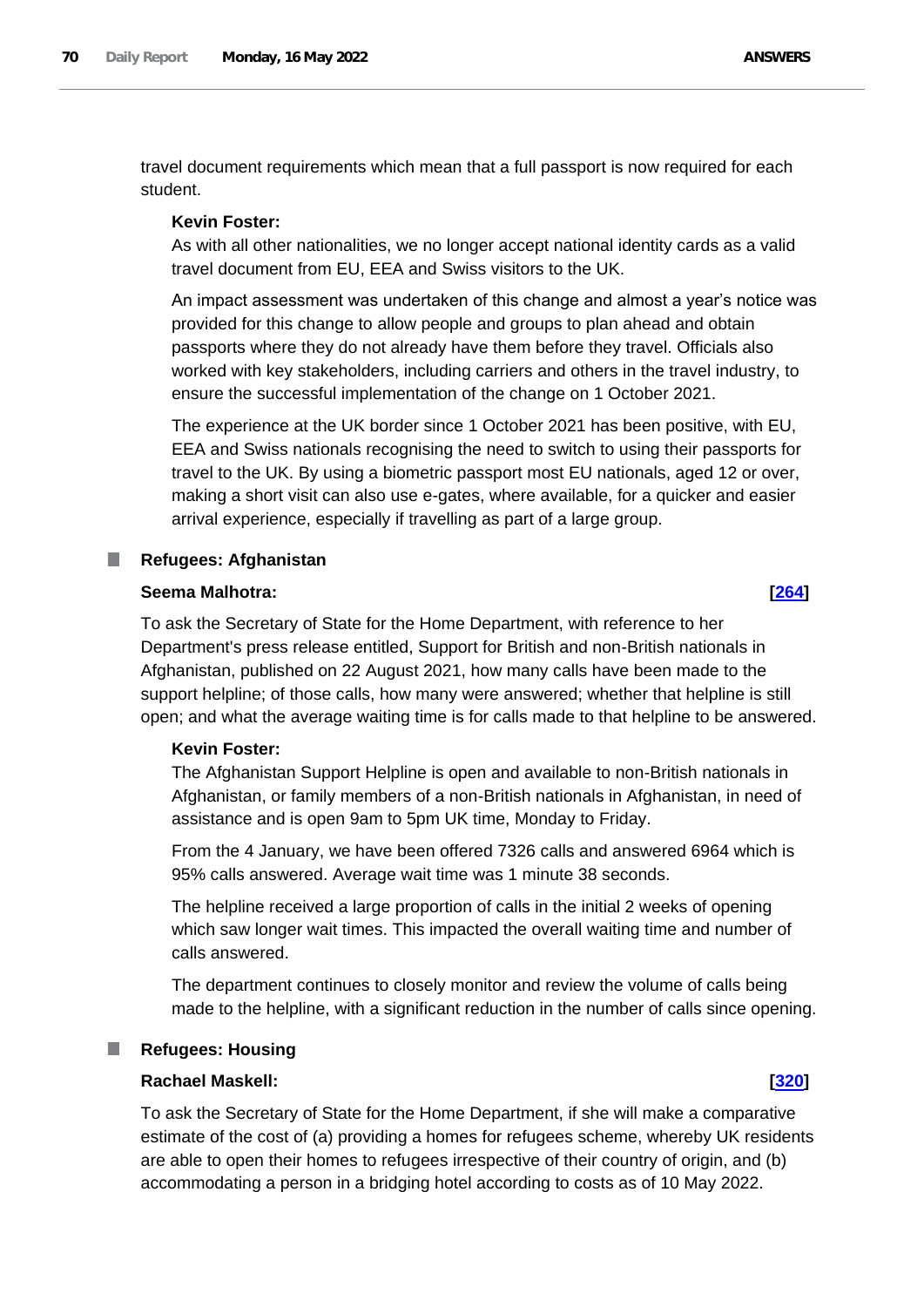travel document requirements which mean that a full passport is now required for each student.

**Kevin Foster:**

As with all other nationalities, we no longer accept national identity cards as a valid travel document from EU, EEA and Swiss visitors to the UK.

An impact assessment was undertaken of this change and almost a year's notice was provided for this change to allow people and groups to plan ahead and obtain passports where they do not already have them before they travel. Officials also worked with key stakeholders, including carriers and others in the travel industry, to ensure the successful implementation of the change on 1 October 2021.

The experience at the UK border since 1 October 2021 has been positive, with EU, EEA and Swiss nationals recognising the need to switch to using their passports for travel to the UK. By using a biometric passport most EU nationals, aged 12 or over, making a short visit can also use e-gates, where available, for a quicker and easier arrival experience, especially if travelling as part of a large group.

## Refugees: Afghanistan

**Seema Malhotra:** **[264]**

To ask the Secretary of State for the Home Department, with reference to her Department's press release entitled, Support for British and non-British nationals in Afghanistan, published on 22 August 2021, how many calls have been made to the support helpline; of those calls, how many were answered; whether that helpline is still open; and what the average waiting time is for calls made to that helpline to be answered.

**Kevin Foster:**

The Afghanistan Support Helpline is open and available to non-British nationals in Afghanistan, or family members of a non-British nationals in Afghanistan, in need of assistance and is open 9am to 5pm UK time, Monday to Friday.

From the 4 January, we have been offered 7326 calls and answered 6964 which is 95% calls answered. Average wait time was 1 minute 38 seconds.

The helpline received a large proportion of calls in the initial 2 weeks of opening which saw longer wait times. This impacted the overall waiting time and number of calls answered.

The department continues to closely monitor and review the volume of calls being made to the helpline, with a significant reduction in the number of calls since opening.

## Refugees: Housing

**Rachael Maskell:** **[320]**

To ask the Secretary of State for the Home Department, if she will make a comparative estimate of the cost of (a) providing a homes for refugees scheme, whereby UK residents are able to open their homes to refugees irrespective of their country of origin, and (b) accommodating a person in a bridging hotel according to costs as of 10 May 2022.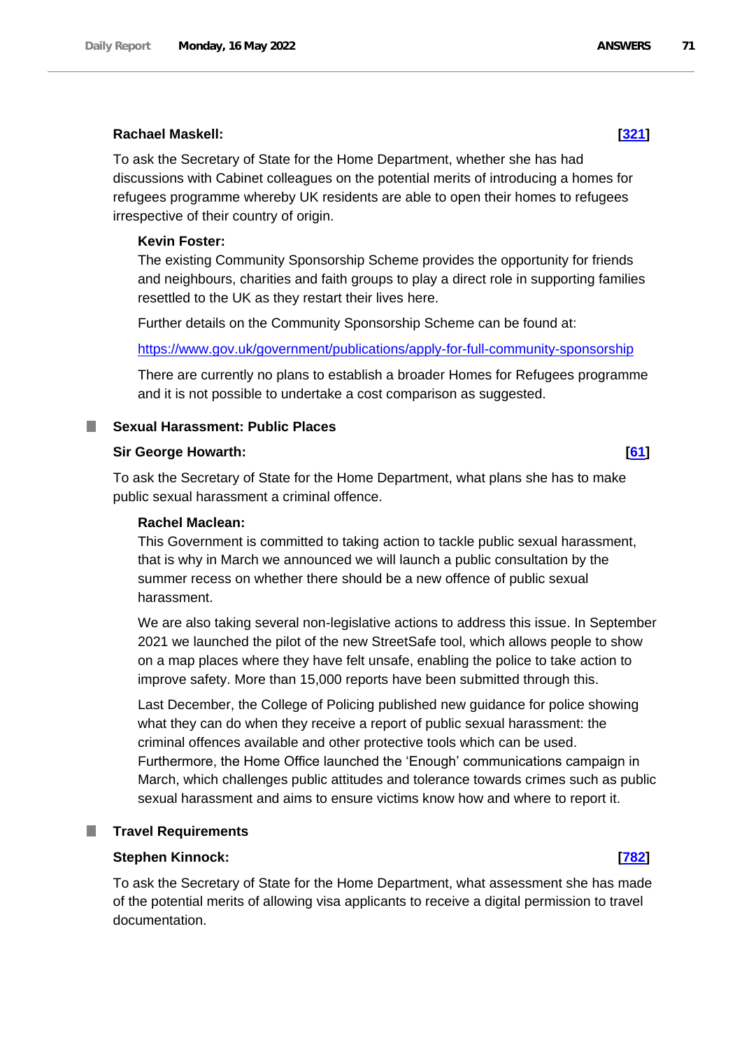**Rachael Maskell:** **[321]**

To ask the Secretary of State for the Home Department, whether she has had discussions with Cabinet colleagues on the potential merits of introducing a homes for refugees programme whereby UK residents are able to open their homes to refugees irrespective of their country of origin.

**Kevin Foster:**

The existing Community Sponsorship Scheme provides the opportunity for friends and neighbours, charities and faith groups to play a direct role in supporting families resettled to the UK as they restart their lives here.

Further details on the Community Sponsorship Scheme can be found at:

https://www.gov.uk/government/publications/apply-for-full-community-sponsorship

There are currently no plans to establish a broader Homes for Refugees programme and it is not possible to undertake a cost comparison as suggested.

## Sexual Harassment: Public Places

**Sir George Howarth:** **[61]**

To ask the Secretary of State for the Home Department, what plans she has to make public sexual harassment a criminal offence.

**Rachel Maclean:**

This Government is committed to taking action to tackle public sexual harassment, that is why in March we announced we will launch a public consultation by the summer recess on whether there should be a new offence of public sexual harassment.

We are also taking several non-legislative actions to address this issue. In September 2021 we launched the pilot of the new StreetSafe tool, which allows people to show on a map places where they have felt unsafe, enabling the police to take action to improve safety. More than 15,000 reports have been submitted through this.

Last December, the College of Policing published new guidance for police showing what they can do when they receive a report of public sexual harassment: the criminal offences available and other protective tools which can be used. Furthermore, the Home Office launched the 'Enough' communications campaign in March, which challenges public attitudes and tolerance towards crimes such as public sexual harassment and aims to ensure victims know how and where to report it.

## Travel Requirements

**Stephen Kinnock:** **[782]**

To ask the Secretary of State for the Home Department, what assessment she has made of the potential merits of allowing visa applicants to receive a digital permission to travel documentation.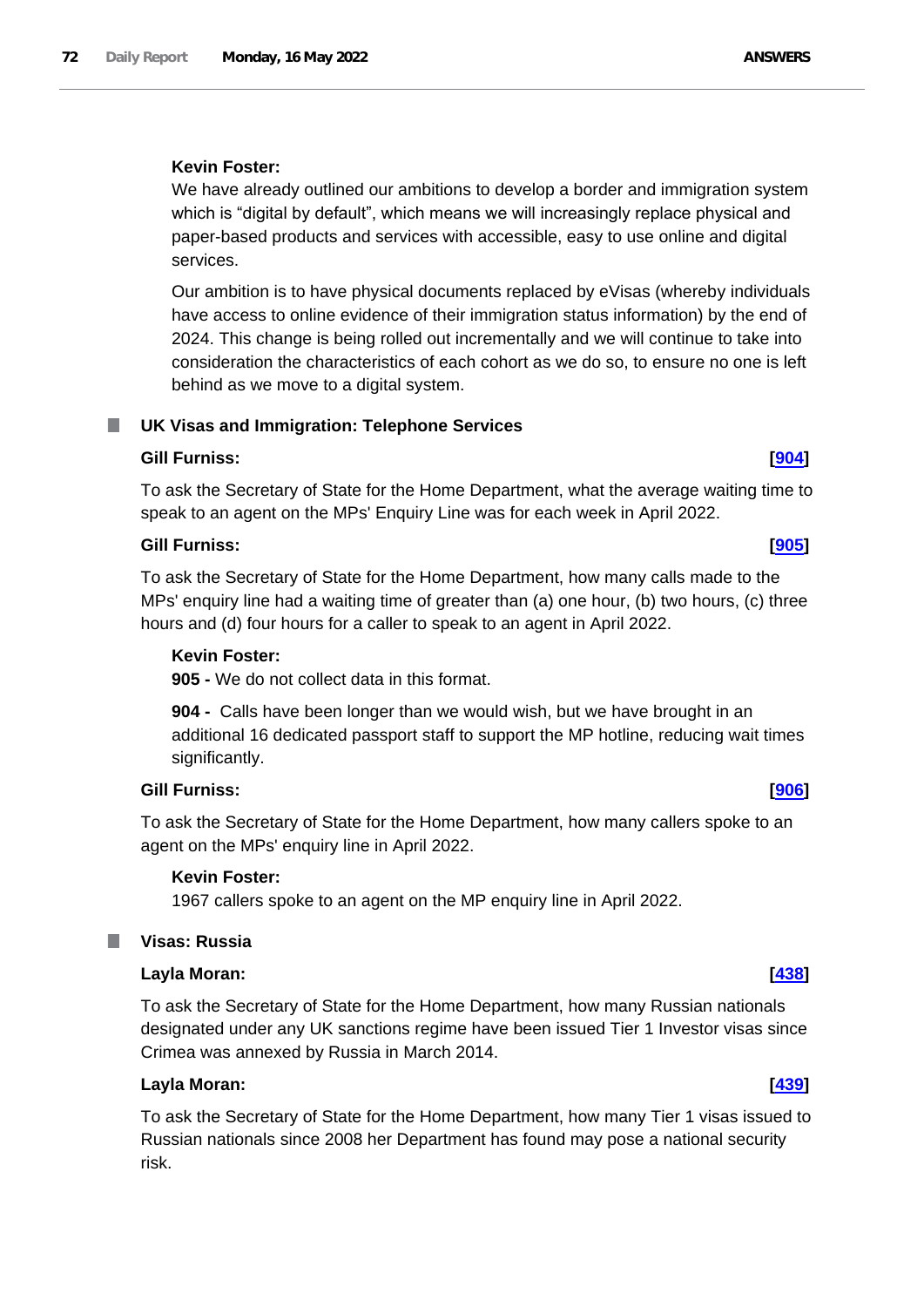**Kevin Foster:**

We have already outlined our ambitions to develop a border and immigration system which is "digital by default", which means we will increasingly replace physical and paper-based products and services with accessible, easy to use online and digital services.

Our ambition is to have physical documents replaced by eVisas (whereby individuals have access to online evidence of their immigration status information) by the end of 2024. This change is being rolled out incrementally and we will continue to take into consideration the characteristics of each cohort as we do so, to ensure no one is left behind as we move to a digital system.

## UK Visas and Immigration: Telephone Services

**Gill Furniss:** **[904]**

To ask the Secretary of State for the Home Department, what the average waiting time to speak to an agent on the MPs' Enquiry Line was for each week in April 2022.

**Gill Furniss:** **[905]**

To ask the Secretary of State for the Home Department, how many calls made to the MPs' enquiry line had a waiting time of greater than (a) one hour, (b) two hours, (c) three hours and (d) four hours for a caller to speak to an agent in April 2022.

**Kevin Foster:**

**905 -** We do not collect data in this format.

**904 -** Calls have been longer than we would wish, but we have brought in an additional 16 dedicated passport staff to support the MP hotline, reducing wait times significantly.

**Gill Furniss:** **[906]**

To ask the Secretary of State for the Home Department, how many callers spoke to an agent on the MPs' enquiry line in April 2022.

**Kevin Foster:**

1967 callers spoke to an agent on the MP enquiry line in April 2022.

## Visas: Russia

**Layla Moran:** **[438]**

To ask the Secretary of State for the Home Department, how many Russian nationals designated under any UK sanctions regime have been issued Tier 1 Investor visas since Crimea was annexed by Russia in March 2014.

**Layla Moran:** **[439]**

To ask the Secretary of State for the Home Department, how many Tier 1 visas issued to Russian nationals since 2008 her Department has found may pose a national security risk.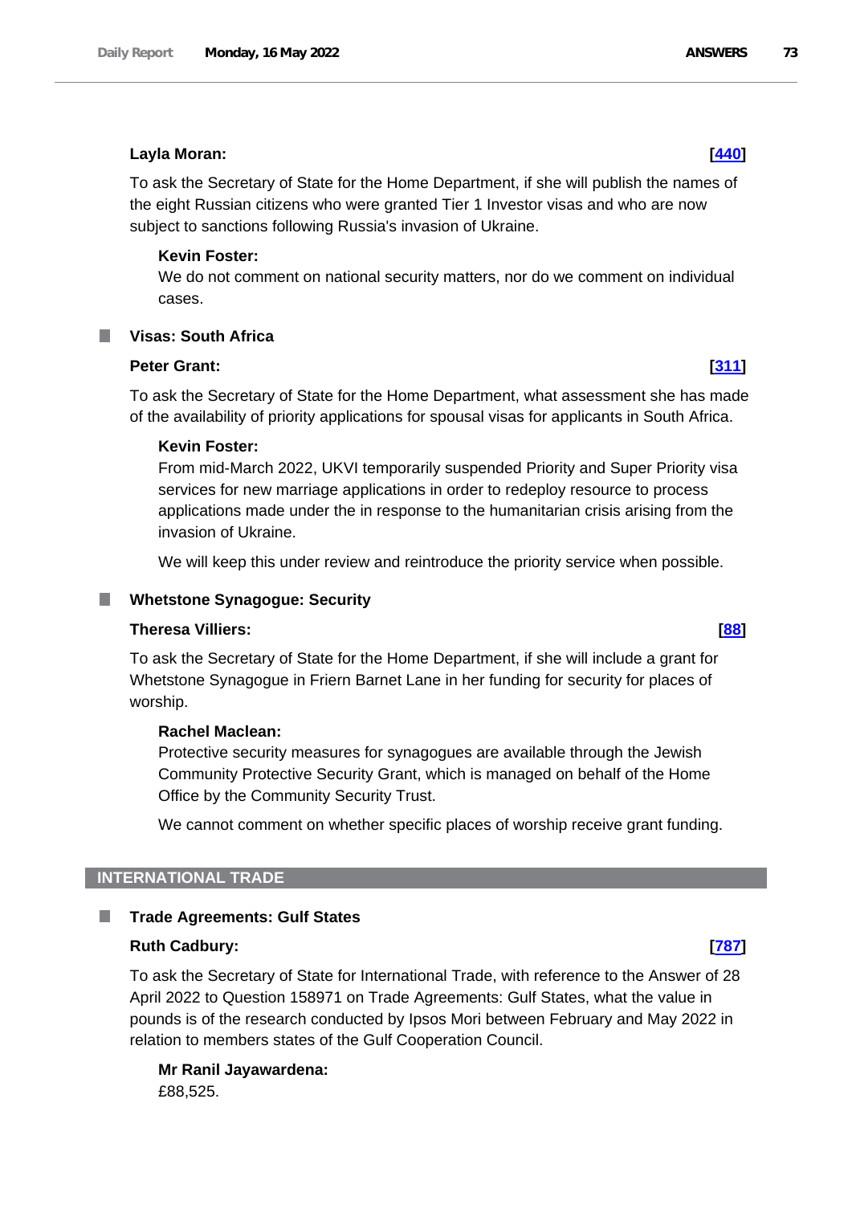**Layla Moran:** **[440]**

To ask the Secretary of State for the Home Department, if she will publish the names of the eight Russian citizens who were granted Tier 1 Investor visas and who are now subject to sanctions following Russia's invasion of Ukraine.

**Kevin Foster:**
We do not comment on national security matters, nor do we comment on individual cases.

### Visas: South Africa

**Peter Grant:** **[311]**

To ask the Secretary of State for the Home Department, what assessment she has made of the availability of priority applications for spousal visas for applicants in South Africa.

**Kevin Foster:**
From mid-March 2022, UKVI temporarily suspended Priority and Super Priority visa services for new marriage applications in order to redeploy resource to process applications made under the in response to the humanitarian crisis arising from the invasion of Ukraine.

We will keep this under review and reintroduce the priority service when possible.

### Whetstone Synagogue: Security

**Theresa Villiers:** **[88]**

To ask the Secretary of State for the Home Department, if she will include a grant for Whetstone Synagogue in Friern Barnet Lane in her funding for security for places of worship.

**Rachel Maclean:**
Protective security measures for synagogues are available through the Jewish Community Protective Security Grant, which is managed on behalf of the Home Office by the Community Security Trust.

We cannot comment on whether specific places of worship receive grant funding.

## INTERNATIONAL TRADE

### Trade Agreements: Gulf States

**Ruth Cadbury:** **[787]**

To ask the Secretary of State for International Trade, with reference to the Answer of 28 April 2022 to Question 158971 on Trade Agreements: Gulf States, what the value in pounds is of the research conducted by Ipsos Mori between February and May 2022 in relation to members states of the Gulf Cooperation Council.

**Mr Ranil Jayawardena:**
£88,525.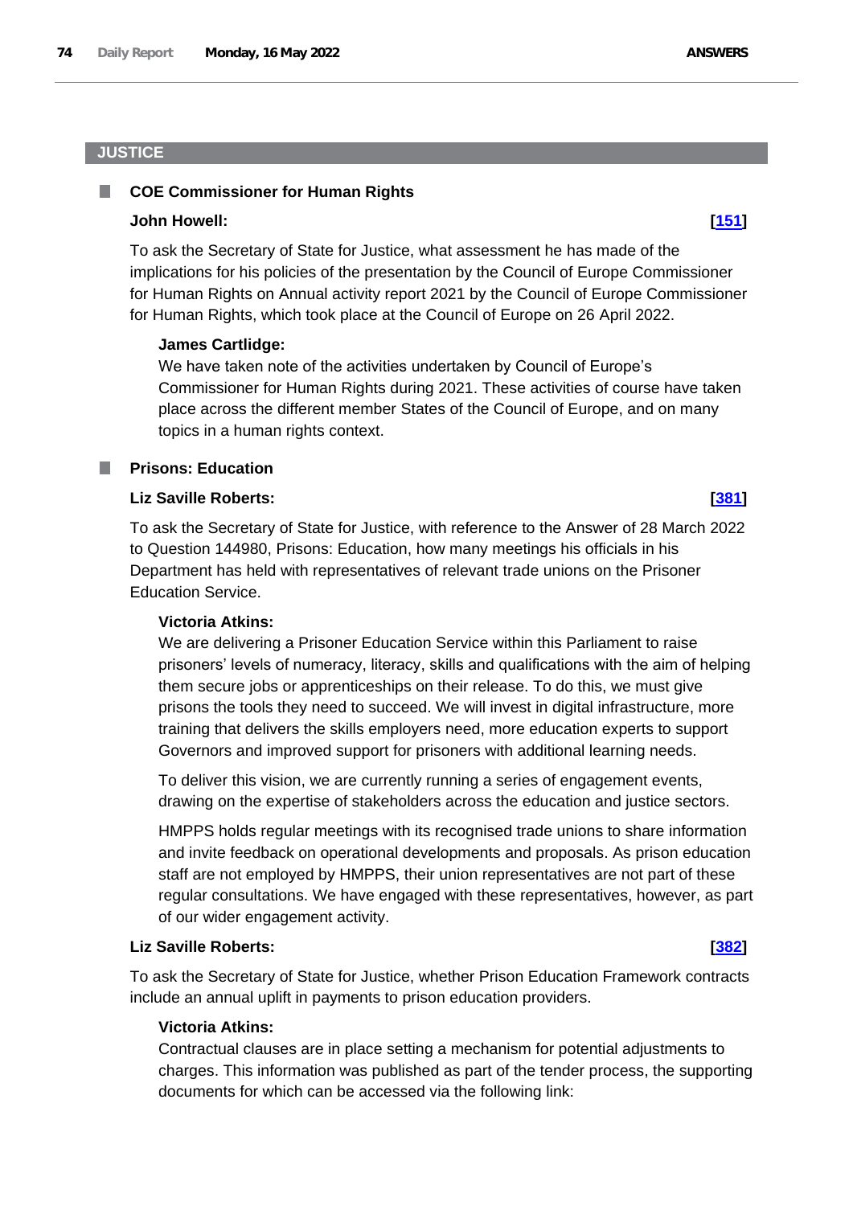## JUSTICE

### COE Commissioner for Human Rights

**John Howell:** **[151]**

To ask the Secretary of State for Justice, what assessment he has made of the implications for his policies of the presentation by the Council of Europe Commissioner for Human Rights on Annual activity report 2021 by the Council of Europe Commissioner for Human Rights, which took place at the Council of Europe on 26 April 2022.

**James Cartlidge:**

We have taken note of the activities undertaken by Council of Europe's Commissioner for Human Rights during 2021. These activities of course have taken place across the different member States of the Council of Europe, and on many topics in a human rights context.

### Prisons: Education

**Liz Saville Roberts:** **[381]**

To ask the Secretary of State for Justice, with reference to the Answer of 28 March 2022 to Question 144980, Prisons: Education, how many meetings his officials in his Department has held with representatives of relevant trade unions on the Prisoner Education Service.

**Victoria Atkins:**

We are delivering a Prisoner Education Service within this Parliament to raise prisoners' levels of numeracy, literacy, skills and qualifications with the aim of helping them secure jobs or apprenticeships on their release. To do this, we must give prisons the tools they need to succeed. We will invest in digital infrastructure, more training that delivers the skills employers need, more education experts to support Governors and improved support for prisoners with additional learning needs.

To deliver this vision, we are currently running a series of engagement events, drawing on the expertise of stakeholders across the education and justice sectors.

HMPPS holds regular meetings with its recognised trade unions to share information and invite feedback on operational developments and proposals. As prison education staff are not employed by HMPPS, their union representatives are not part of these regular consultations. We have engaged with these representatives, however, as part of our wider engagement activity.

**Liz Saville Roberts:** **[382]**

To ask the Secretary of State for Justice, whether Prison Education Framework contracts include an annual uplift in payments to prison education providers.

**Victoria Atkins:**

Contractual clauses are in place setting a mechanism for potential adjustments to charges. This information was published as part of the tender process, the supporting documents for which can be accessed via the following link: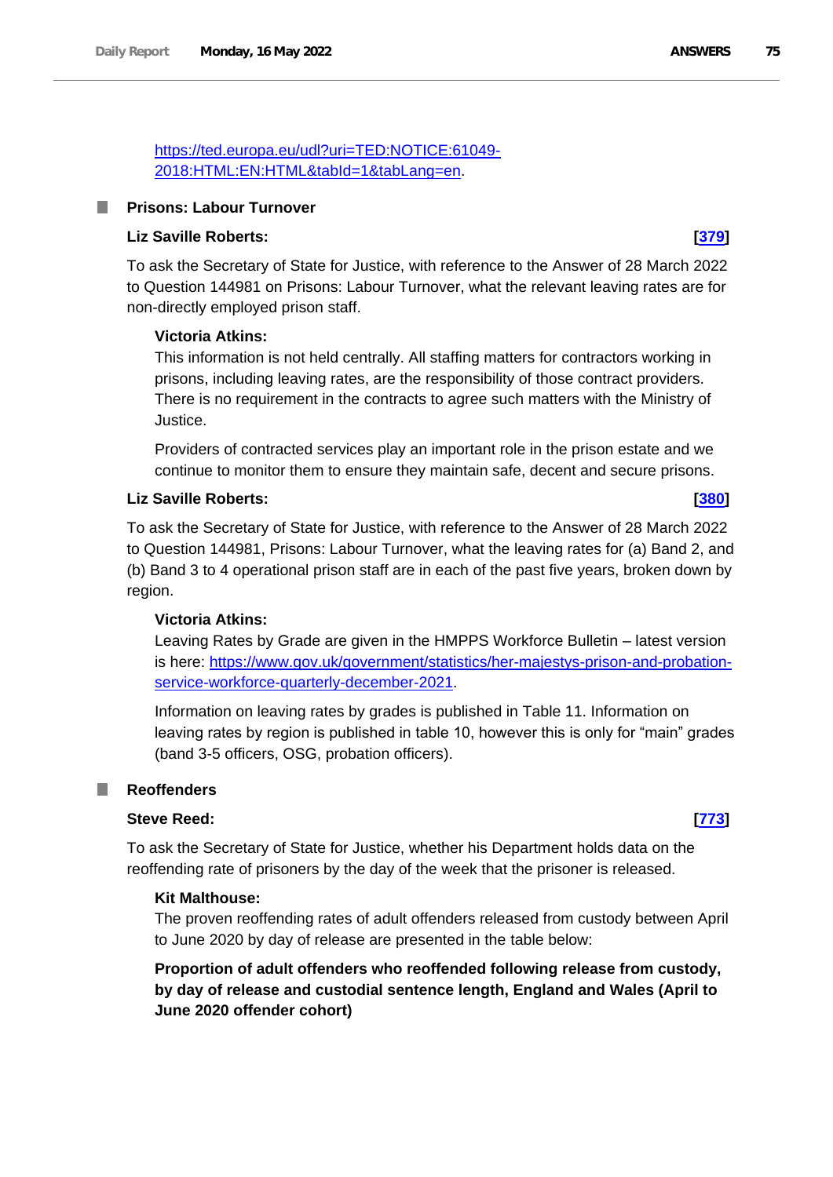https://ted.europa.eu/udl?uri=TED:NOTICE:61049-2018:HTML:EN:HTML&tabId=1&tabLang=en.

## Prisons: Labour Turnover

**Liz Saville Roberts:** **[379]**

To ask the Secretary of State for Justice, with reference to the Answer of 28 March 2022 to Question 144981 on Prisons: Labour Turnover, what the relevant leaving rates are for non-directly employed prison staff.

**Victoria Atkins:**

This information is not held centrally. All staffing matters for contractors working in prisons, including leaving rates, are the responsibility of those contract providers. There is no requirement in the contracts to agree such matters with the Ministry of Justice.

Providers of contracted services play an important role in the prison estate and we continue to monitor them to ensure they maintain safe, decent and secure prisons.

**Liz Saville Roberts:** **[380]**

To ask the Secretary of State for Justice, with reference to the Answer of 28 March 2022 to Question 144981, Prisons: Labour Turnover, what the leaving rates for (a) Band 2, and (b) Band 3 to 4 operational prison staff are in each of the past five years, broken down by region.

**Victoria Atkins:**

Leaving Rates by Grade are given in the HMPPS Workforce Bulletin – latest version is here: https://www.gov.uk/government/statistics/her-majestys-prison-and-probation-service-workforce-quarterly-december-2021.

Information on leaving rates by grades is published in Table 11. Information on leaving rates by region is published in table 10, however this is only for "main" grades (band 3-5 officers, OSG, probation officers).

## Reoffenders

**Steve Reed:** **[773]**

To ask the Secretary of State for Justice, whether his Department holds data on the reoffending rate of prisoners by the day of the week that the prisoner is released.

**Kit Malthouse:**

The proven reoffending rates of adult offenders released from custody between April to June 2020 by day of release are presented in the table below:

**Proportion of adult offenders who reoffended following release from custody, by day of release and custodial sentence length, England and Wales (April to June 2020 offender cohort)**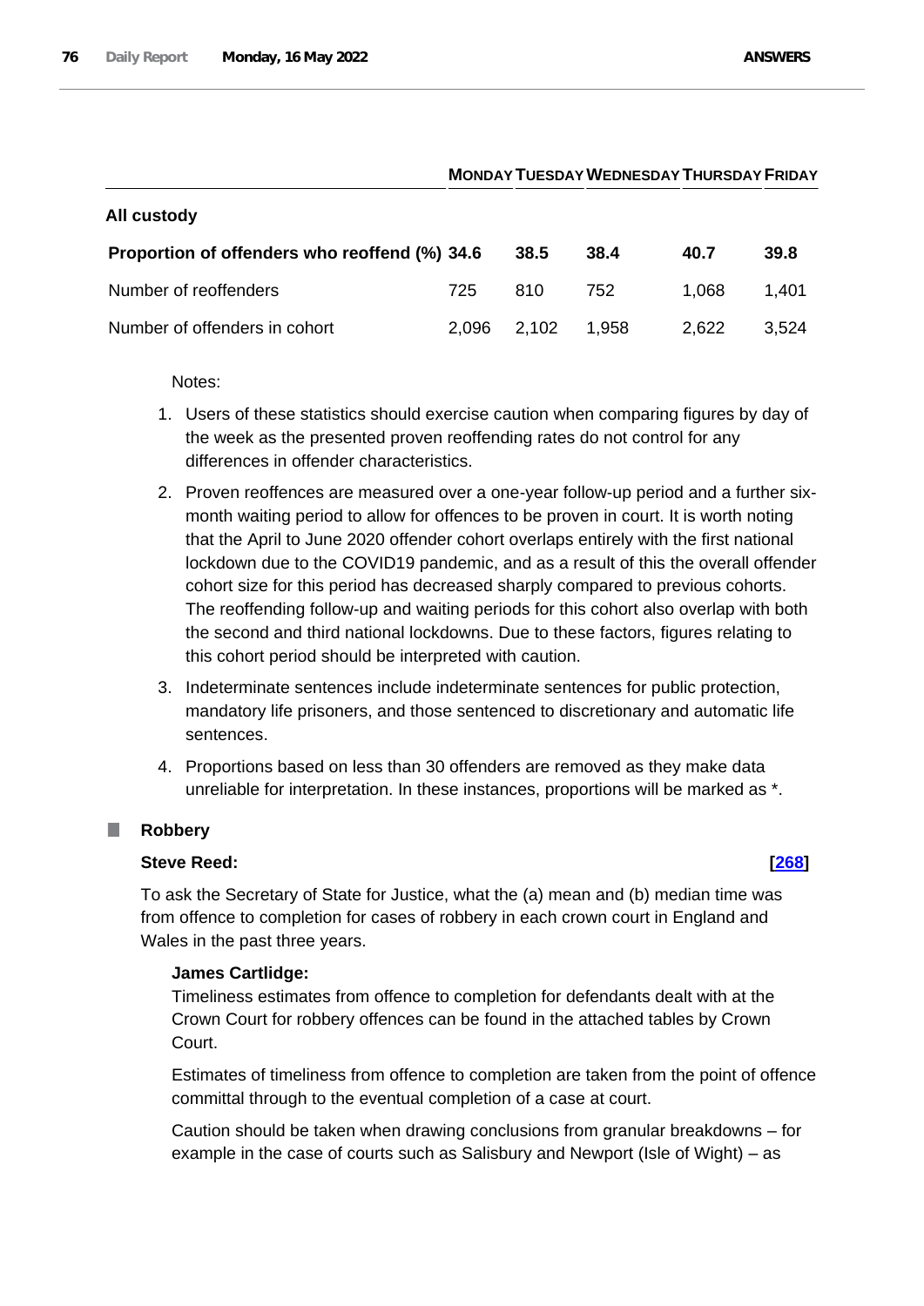| | MONDAY | TUESDAY | WEDNESDAY | THURSDAY | FRIDAY |
|---|---|---|---|---|---|
| **All custody** | | | | | |
| **Proportion of offenders who reoffend (%)** | **34.6** | **38.5** | **38.4** | **40.7** | **39.8** |
| Number of reoffenders | 725 | 810 | 752 | 1,068 | 1,401 |
| Number of offenders in cohort | 2,096 | 2,102 | 1,958 | 2,622 | 3,524 |

Notes:

1. Users of these statistics should exercise caution when comparing figures by day of the week as the presented proven reoffending rates do not control for any differences in offender characteristics.
2. Proven reoffences are measured over a one-year follow-up period and a further six-month waiting period to allow for offences to be proven in court. It is worth noting that the April to June 2020 offender cohort overlaps entirely with the first national lockdown due to the COVID19 pandemic, and as a result of this the overall offender cohort size for this period has decreased sharply compared to previous cohorts. The reoffending follow-up and waiting periods for this cohort also overlap with both the second and third national lockdowns. Due to these factors, figures relating to this cohort period should be interpreted with caution.
3. Indeterminate sentences include indeterminate sentences for public protection, mandatory life prisoners, and those sentenced to discretionary and automatic life sentences.
4. Proportions based on less than 30 offenders are removed as they make data unreliable for interpretation. In these instances, proportions will be marked as *.

### Robbery

**Steve Reed:** **[268]**

To ask the Secretary of State for Justice, what the (a) mean and (b) median time was from offence to completion for cases of robbery in each crown court in England and Wales in the past three years.

**James Cartlidge:**

Timeliness estimates from offence to completion for defendants dealt with at the Crown Court for robbery offences can be found in the attached tables by Crown Court.

Estimates of timeliness from offence to completion are taken from the point of offence committal through to the eventual completion of a case at court.

Caution should be taken when drawing conclusions from granular breakdowns – for example in the case of courts such as Salisbury and Newport (Isle of Wight) – as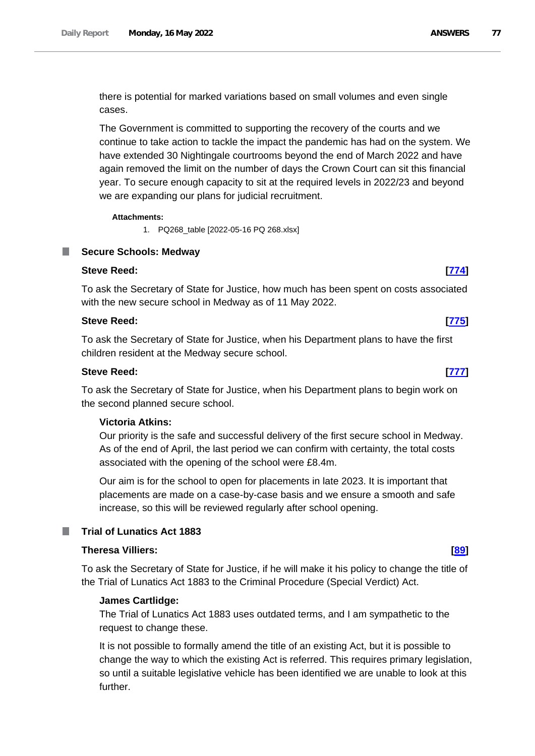there is potential for marked variations based on small volumes and even single cases.

The Government is committed to supporting the recovery of the courts and we continue to take action to tackle the impact the pandemic has had on the system. We have extended 30 Nightingale courtrooms beyond the end of March 2022 and have again removed the limit on the number of days the Crown Court can sit this financial year. To secure enough capacity to sit at the required levels in 2022/23 and beyond we are expanding our plans for judicial recruitment.

**Attachments:**

1. PQ268_table [2022-05-16 PQ 268.xlsx]

## Secure Schools: Medway

**Steve Reed:** **[774]**

To ask the Secretary of State for Justice, how much has been spent on costs associated with the new secure school in Medway as of 11 May 2022.

**Steve Reed:** **[775]**

To ask the Secretary of State for Justice, when his Department plans to have the first children resident at the Medway secure school.

**Steve Reed:** **[777]**

To ask the Secretary of State for Justice, when his Department plans to begin work on the second planned secure school.

**Victoria Atkins:**

Our priority is the safe and successful delivery of the first secure school in Medway. As of the end of April, the last period we can confirm with certainty, the total costs associated with the opening of the school were £8.4m.

Our aim is for the school to open for placements in late 2023. It is important that placements are made on a case-by-case basis and we ensure a smooth and safe increase, so this will be reviewed regularly after school opening.

## Trial of Lunatics Act 1883

**Theresa Villiers:** **[89]**

To ask the Secretary of State for Justice, if he will make it his policy to change the title of the Trial of Lunatics Act 1883 to the Criminal Procedure (Special Verdict) Act.

**James Cartlidge:**

The Trial of Lunatics Act 1883 uses outdated terms, and I am sympathetic to the request to change these.

It is not possible to formally amend the title of an existing Act, but it is possible to change the way to which the existing Act is referred. This requires primary legislation, so until a suitable legislative vehicle has been identified we are unable to look at this further.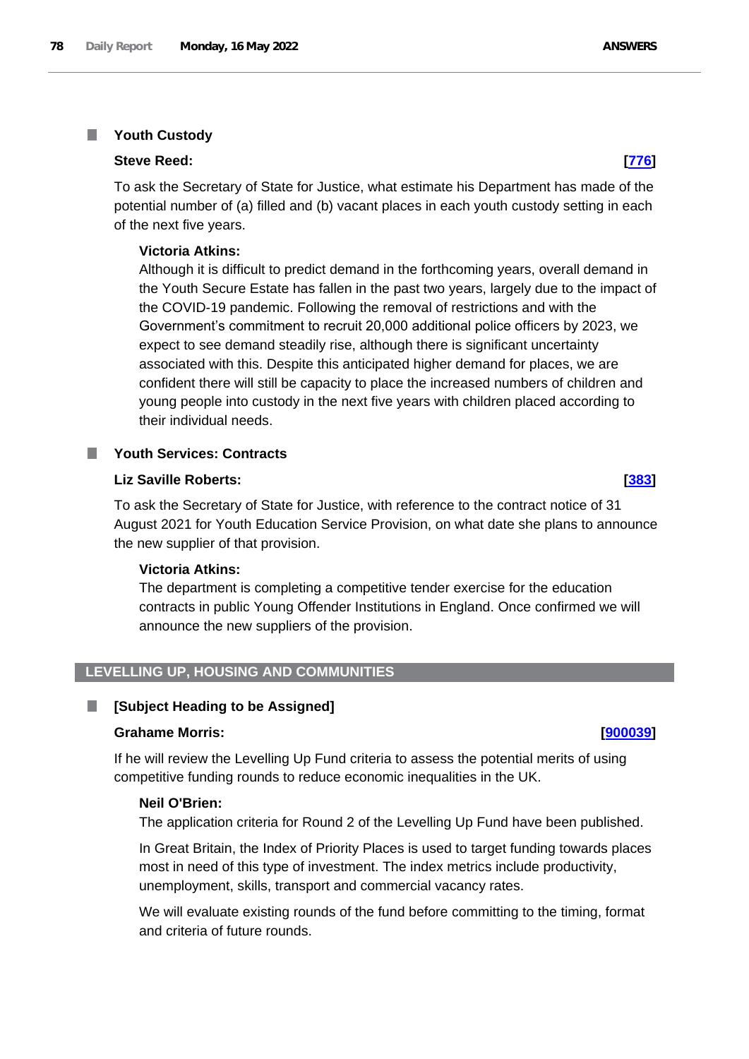### Youth Custody

**Steve Reed:** **[776]**

To ask the Secretary of State for Justice, what estimate his Department has made of the potential number of (a) filled and (b) vacant places in each youth custody setting in each of the next five years.

**Victoria Atkins:**

Although it is difficult to predict demand in the forthcoming years, overall demand in the Youth Secure Estate has fallen in the past two years, largely due to the impact of the COVID-19 pandemic. Following the removal of restrictions and with the Government's commitment to recruit 20,000 additional police officers by 2023, we expect to see demand steadily rise, although there is significant uncertainty associated with this. Despite this anticipated higher demand for places, we are confident there will still be capacity to place the increased numbers of children and young people into custody in the next five years with children placed according to their individual needs.

### Youth Services: Contracts

**Liz Saville Roberts:** **[383]**

To ask the Secretary of State for Justice, with reference to the contract notice of 31 August 2021 for Youth Education Service Provision, on what date she plans to announce the new supplier of that provision.

**Victoria Atkins:**

The department is completing a competitive tender exercise for the education contracts in public Young Offender Institutions in England. Once confirmed we will announce the new suppliers of the provision.

## LEVELLING UP, HOUSING AND COMMUNITIES

### [Subject Heading to be Assigned]

**Grahame Morris:** **[900039]**

If he will review the Levelling Up Fund criteria to assess the potential merits of using competitive funding rounds to reduce economic inequalities in the UK.

**Neil O'Brien:**

The application criteria for Round 2 of the Levelling Up Fund have been published.

In Great Britain, the Index of Priority Places is used to target funding towards places most in need of this type of investment. The index metrics include productivity, unemployment, skills, transport and commercial vacancy rates.

We will evaluate existing rounds of the fund before committing to the timing, format and criteria of future rounds.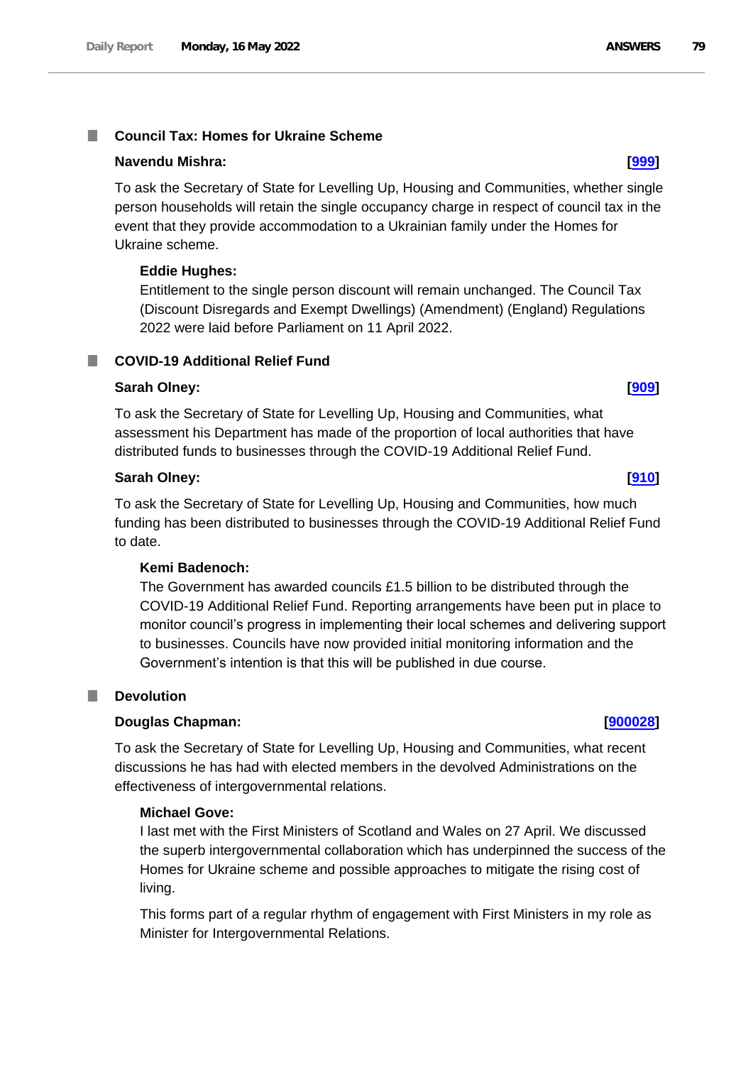## Council Tax: Homes for Ukraine Scheme

**Navendu Mishra:** **[999]**

To ask the Secretary of State for Levelling Up, Housing and Communities, whether single person households will retain the single occupancy charge in respect of council tax in the event that they provide accommodation to a Ukrainian family under the Homes for Ukraine scheme.

**Eddie Hughes:**

Entitlement to the single person discount will remain unchanged. The Council Tax (Discount Disregards and Exempt Dwellings) (Amendment) (England) Regulations 2022 were laid before Parliament on 11 April 2022.

## COVID-19 Additional Relief Fund

**Sarah Olney:** **[909]**

To ask the Secretary of State for Levelling Up, Housing and Communities, what assessment his Department has made of the proportion of local authorities that have distributed funds to businesses through the COVID-19 Additional Relief Fund.

**Sarah Olney:** **[910]**

To ask the Secretary of State for Levelling Up, Housing and Communities, how much funding has been distributed to businesses through the COVID-19 Additional Relief Fund to date.

**Kemi Badenoch:**

The Government has awarded councils £1.5 billion to be distributed through the COVID-19 Additional Relief Fund. Reporting arrangements have been put in place to monitor council's progress in implementing their local schemes and delivering support to businesses. Councils have now provided initial monitoring information and the Government's intention is that this will be published in due course.

## Devolution

**Douglas Chapman:** **[900028]**

To ask the Secretary of State for Levelling Up, Housing and Communities, what recent discussions he has had with elected members in the devolved Administrations on the effectiveness of intergovernmental relations.

**Michael Gove:**

I last met with the First Ministers of Scotland and Wales on 27 April. We discussed the superb intergovernmental collaboration which has underpinned the success of the Homes for Ukraine scheme and possible approaches to mitigate the rising cost of living.

This forms part of a regular rhythm of engagement with First Ministers in my role as Minister for Intergovernmental Relations.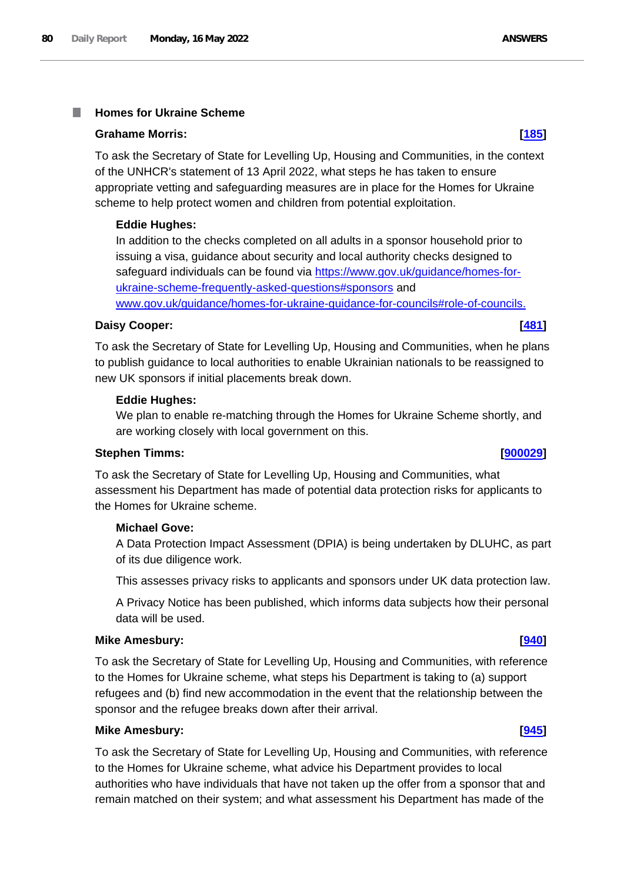## Homes for Ukraine Scheme

**Grahame Morris:** **[185]**

To ask the Secretary of State for Levelling Up, Housing and Communities, in the context of the UNHCR's statement of 13 April 2022, what steps he has taken to ensure appropriate vetting and safeguarding measures are in place for the Homes for Ukraine scheme to help protect women and children from potential exploitation.

**Eddie Hughes:**

In addition to the checks completed on all adults in a sponsor household prior to issuing a visa, guidance about security and local authority checks designed to safeguard individuals can be found via https://www.gov.uk/guidance/homes-for-ukraine-scheme-frequently-asked-questions#sponsors and www.gov.uk/guidance/homes-for-ukraine-guidance-for-councils#role-of-councils.

**Daisy Cooper:** **[481]**

To ask the Secretary of State for Levelling Up, Housing and Communities, when he plans to publish guidance to local authorities to enable Ukrainian nationals to be reassigned to new UK sponsors if initial placements break down.

**Eddie Hughes:**

We plan to enable re-matching through the Homes for Ukraine Scheme shortly, and are working closely with local government on this.

**Stephen Timms:** **[900029]**

To ask the Secretary of State for Levelling Up, Housing and Communities, what assessment his Department has made of potential data protection risks for applicants to the Homes for Ukraine scheme.

**Michael Gove:**

A Data Protection Impact Assessment (DPIA) is being undertaken by DLUHC, as part of its due diligence work.

This assesses privacy risks to applicants and sponsors under UK data protection law.

A Privacy Notice has been published, which informs data subjects how their personal data will be used.

**Mike Amesbury:** **[940]**

To ask the Secretary of State for Levelling Up, Housing and Communities, with reference to the Homes for Ukraine scheme, what steps his Department is taking to (a) support refugees and (b) find new accommodation in the event that the relationship between the sponsor and the refugee breaks down after their arrival.

**Mike Amesbury:** **[945]**

To ask the Secretary of State for Levelling Up, Housing and Communities, with reference to the Homes for Ukraine scheme, what advice his Department provides to local authorities who have individuals that have not taken up the offer from a sponsor that and remain matched on their system; and what assessment his Department has made of the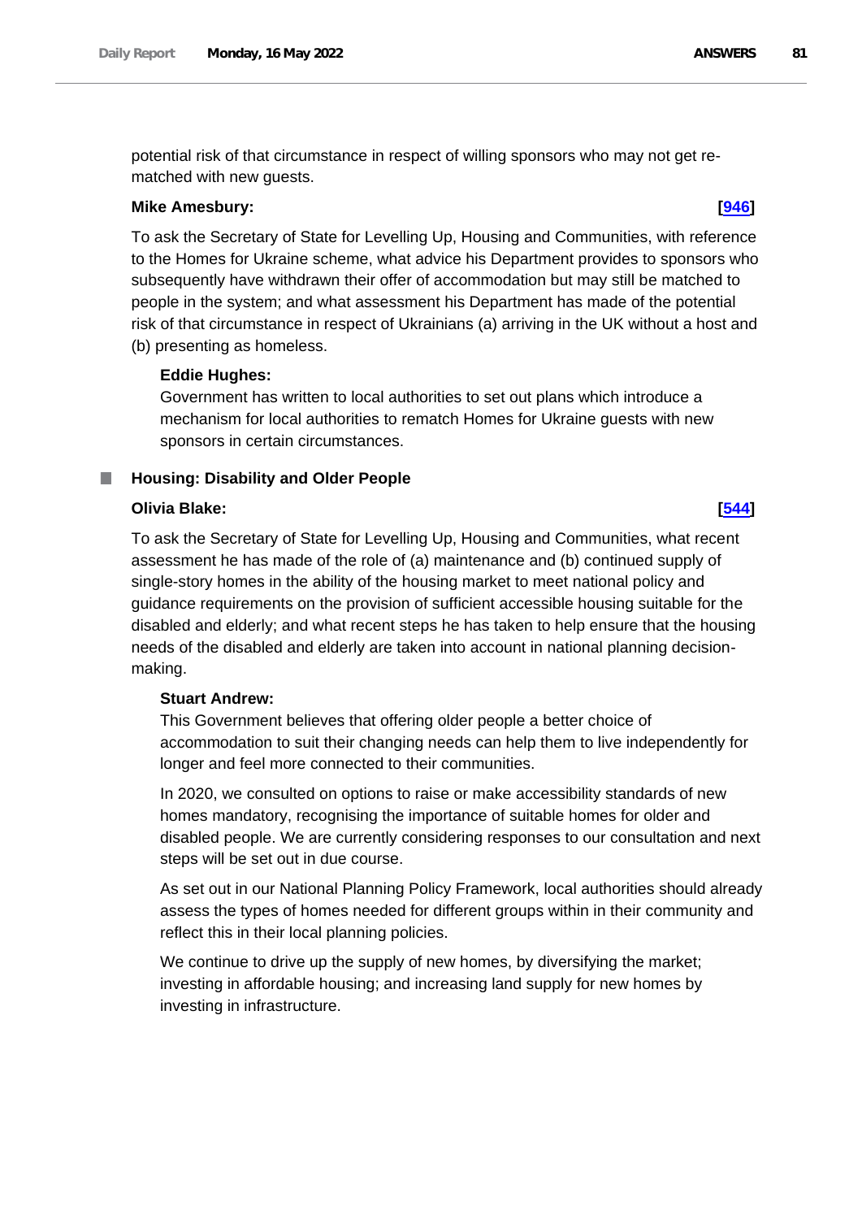potential risk of that circumstance in respect of willing sponsors who may not get re-matched with new guests.

**Mike Amesbury:** **[946]**

To ask the Secretary of State for Levelling Up, Housing and Communities, with reference to the Homes for Ukraine scheme, what advice his Department provides to sponsors who subsequently have withdrawn their offer of accommodation but may still be matched to people in the system; and what assessment his Department has made of the potential risk of that circumstance in respect of Ukrainians (a) arriving in the UK without a host and (b) presenting as homeless.

**Eddie Hughes:**

Government has written to local authorities to set out plans which introduce a mechanism for local authorities to rematch Homes for Ukraine guests with new sponsors in certain circumstances.

### Housing: Disability and Older People

**Olivia Blake:** **[544]**

To ask the Secretary of State for Levelling Up, Housing and Communities, what recent assessment he has made of the role of (a) maintenance and (b) continued supply of single-story homes in the ability of the housing market to meet national policy and guidance requirements on the provision of sufficient accessible housing suitable for the disabled and elderly; and what recent steps he has taken to help ensure that the housing needs of the disabled and elderly are taken into account in national planning decision-making.

**Stuart Andrew:**

This Government believes that offering older people a better choice of accommodation to suit their changing needs can help them to live independently for longer and feel more connected to their communities.

In 2020, we consulted on options to raise or make accessibility standards of new homes mandatory, recognising the importance of suitable homes for older and disabled people. We are currently considering responses to our consultation and next steps will be set out in due course.

As set out in our National Planning Policy Framework, local authorities should already assess the types of homes needed for different groups within in their community and reflect this in their local planning policies.

We continue to drive up the supply of new homes, by diversifying the market; investing in affordable housing; and increasing land supply for new homes by investing in infrastructure.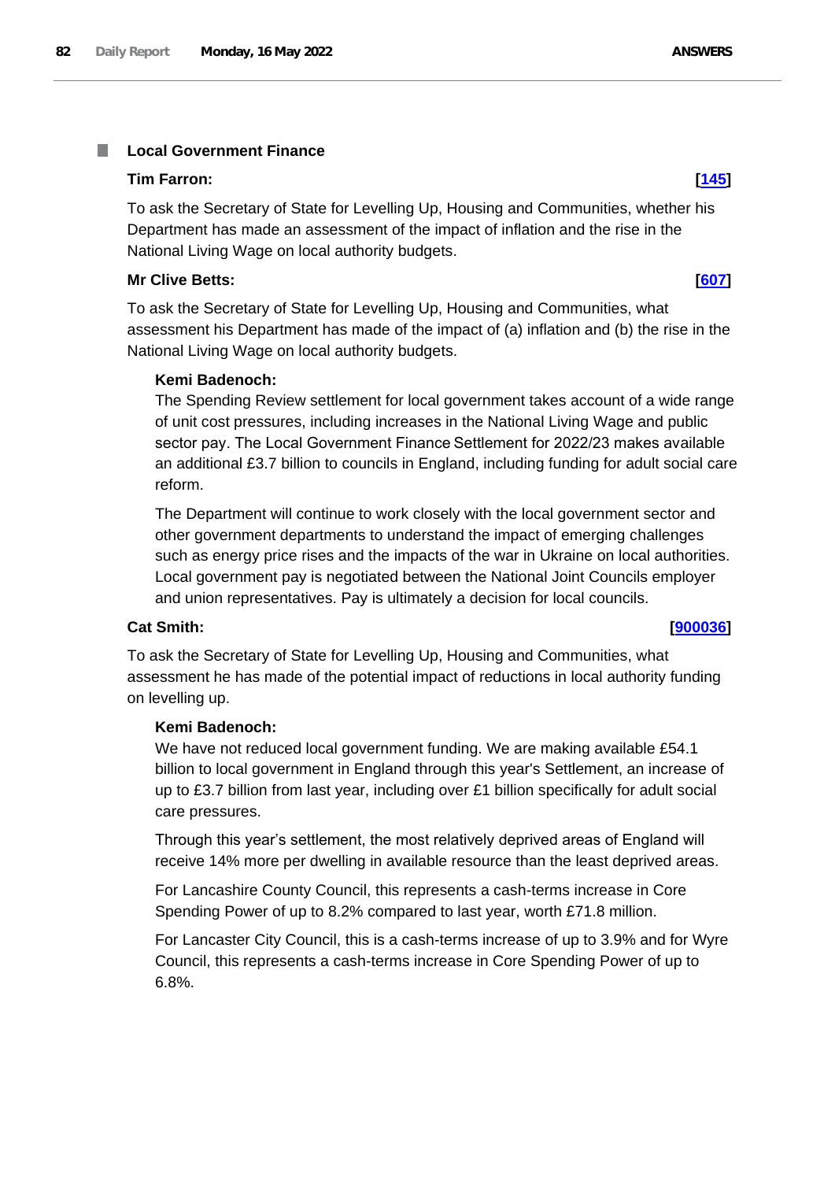## Local Government Finance

**Tim Farron:** **[145]**

To ask the Secretary of State for Levelling Up, Housing and Communities, whether his Department has made an assessment of the impact of inflation and the rise in the National Living Wage on local authority budgets.

**Mr Clive Betts:** **[607]**

To ask the Secretary of State for Levelling Up, Housing and Communities, what assessment his Department has made of the impact of (a) inflation and (b) the rise in the National Living Wage on local authority budgets.

**Kemi Badenoch:**

The Spending Review settlement for local government takes account of a wide range of unit cost pressures, including increases in the National Living Wage and public sector pay. The Local Government Finance Settlement for 2022/23 makes available an additional £3.7 billion to councils in England, including funding for adult social care reform.

The Department will continue to work closely with the local government sector and other government departments to understand the impact of emerging challenges such as energy price rises and the impacts of the war in Ukraine on local authorities. Local government pay is negotiated between the National Joint Councils employer and union representatives. Pay is ultimately a decision for local councils.

**Cat Smith:** **[900036]**

To ask the Secretary of State for Levelling Up, Housing and Communities, what assessment he has made of the potential impact of reductions in local authority funding on levelling up.

**Kemi Badenoch:**

We have not reduced local government funding. We are making available £54.1 billion to local government in England through this year's Settlement, an increase of up to £3.7 billion from last year, including over £1 billion specifically for adult social care pressures.

Through this year's settlement, the most relatively deprived areas of England will receive 14% more per dwelling in available resource than the least deprived areas.

For Lancashire County Council, this represents a cash-terms increase in Core Spending Power of up to 8.2% compared to last year, worth £71.8 million.

For Lancaster City Council, this is a cash-terms increase of up to 3.9% and for Wyre Council, this represents a cash-terms increase in Core Spending Power of up to 6.8%.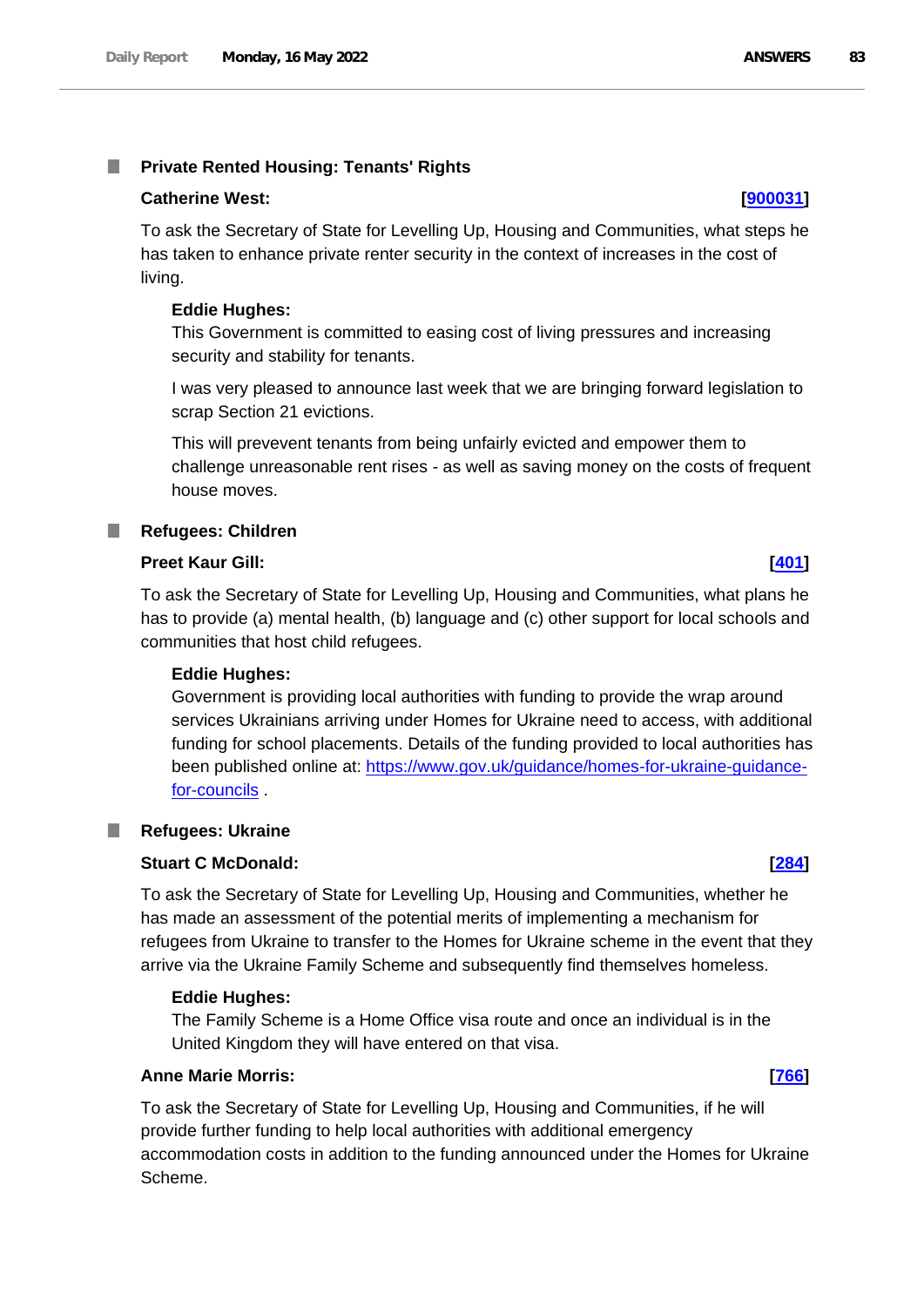### Private Rented Housing: Tenants' Rights

**Catherine West:** **[900031]**

To ask the Secretary of State for Levelling Up, Housing and Communities, what steps he has taken to enhance private renter security in the context of increases in the cost of living.

**Eddie Hughes:**

This Government is committed to easing cost of living pressures and increasing security and stability for tenants.

I was very pleased to announce last week that we are bringing forward legislation to scrap Section 21 evictions.

This will prevevent tenants from being unfairly evicted and empower them to challenge unreasonable rent rises - as well as saving money on the costs of frequent house moves.

### Refugees: Children

**Preet Kaur Gill:** **[401]**

To ask the Secretary of State for Levelling Up, Housing and Communities, what plans he has to provide (a) mental health, (b) language and (c) other support for local schools and communities that host child refugees.

**Eddie Hughes:**

Government is providing local authorities with funding to provide the wrap around services Ukrainians arriving under Homes for Ukraine need to access, with additional funding for school placements. Details of the funding provided to local authorities has been published online at: https://www.gov.uk/guidance/homes-for-ukraine-guidance-for-councils .

### Refugees: Ukraine

**Stuart C McDonald:** **[284]**

To ask the Secretary of State for Levelling Up, Housing and Communities, whether he has made an assessment of the potential merits of implementing a mechanism for refugees from Ukraine to transfer to the Homes for Ukraine scheme in the event that they arrive via the Ukraine Family Scheme and subsequently find themselves homeless.

**Eddie Hughes:**

The Family Scheme is a Home Office visa route and once an individual is in the United Kingdom they will have entered on that visa.

**Anne Marie Morris:** **[766]**

To ask the Secretary of State for Levelling Up, Housing and Communities, if he will provide further funding to help local authorities with additional emergency accommodation costs in addition to the funding announced under the Homes for Ukraine Scheme.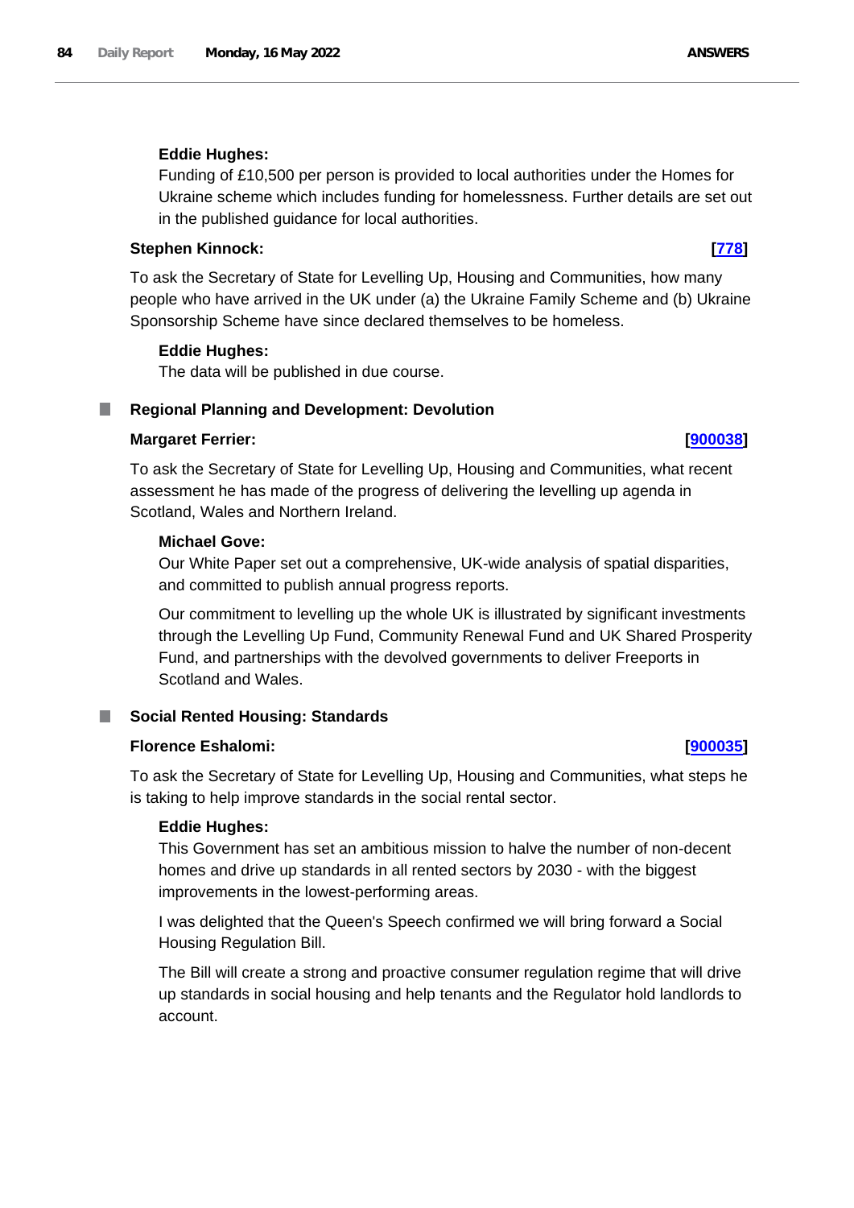**Eddie Hughes:**

Funding of £10,500 per person is provided to local authorities under the Homes for Ukraine scheme which includes funding for homelessness. Further details are set out in the published guidance for local authorities.

**Stephen Kinnock:** **[778]**

To ask the Secretary of State for Levelling Up, Housing and Communities, how many people who have arrived in the UK under (a) the Ukraine Family Scheme and (b) Ukraine Sponsorship Scheme have since declared themselves to be homeless.

**Eddie Hughes:**

The data will be published in due course.

## Regional Planning and Development: Devolution

**Margaret Ferrier:** **[900038]**

To ask the Secretary of State for Levelling Up, Housing and Communities, what recent assessment he has made of the progress of delivering the levelling up agenda in Scotland, Wales and Northern Ireland.

**Michael Gove:**

Our White Paper set out a comprehensive, UK-wide analysis of spatial disparities, and committed to publish annual progress reports.

Our commitment to levelling up the whole UK is illustrated by significant investments through the Levelling Up Fund, Community Renewal Fund and UK Shared Prosperity Fund, and partnerships with the devolved governments to deliver Freeports in Scotland and Wales.

## Social Rented Housing: Standards

**Florence Eshalomi:** **[900035]**

To ask the Secretary of State for Levelling Up, Housing and Communities, what steps he is taking to help improve standards in the social rental sector.

**Eddie Hughes:**

This Government has set an ambitious mission to halve the number of non-decent homes and drive up standards in all rented sectors by 2030 - with the biggest improvements in the lowest-performing areas.

I was delighted that the Queen's Speech confirmed we will bring forward a Social Housing Regulation Bill.

The Bill will create a strong and proactive consumer regulation regime that will drive up standards in social housing and help tenants and the Regulator hold landlords to account.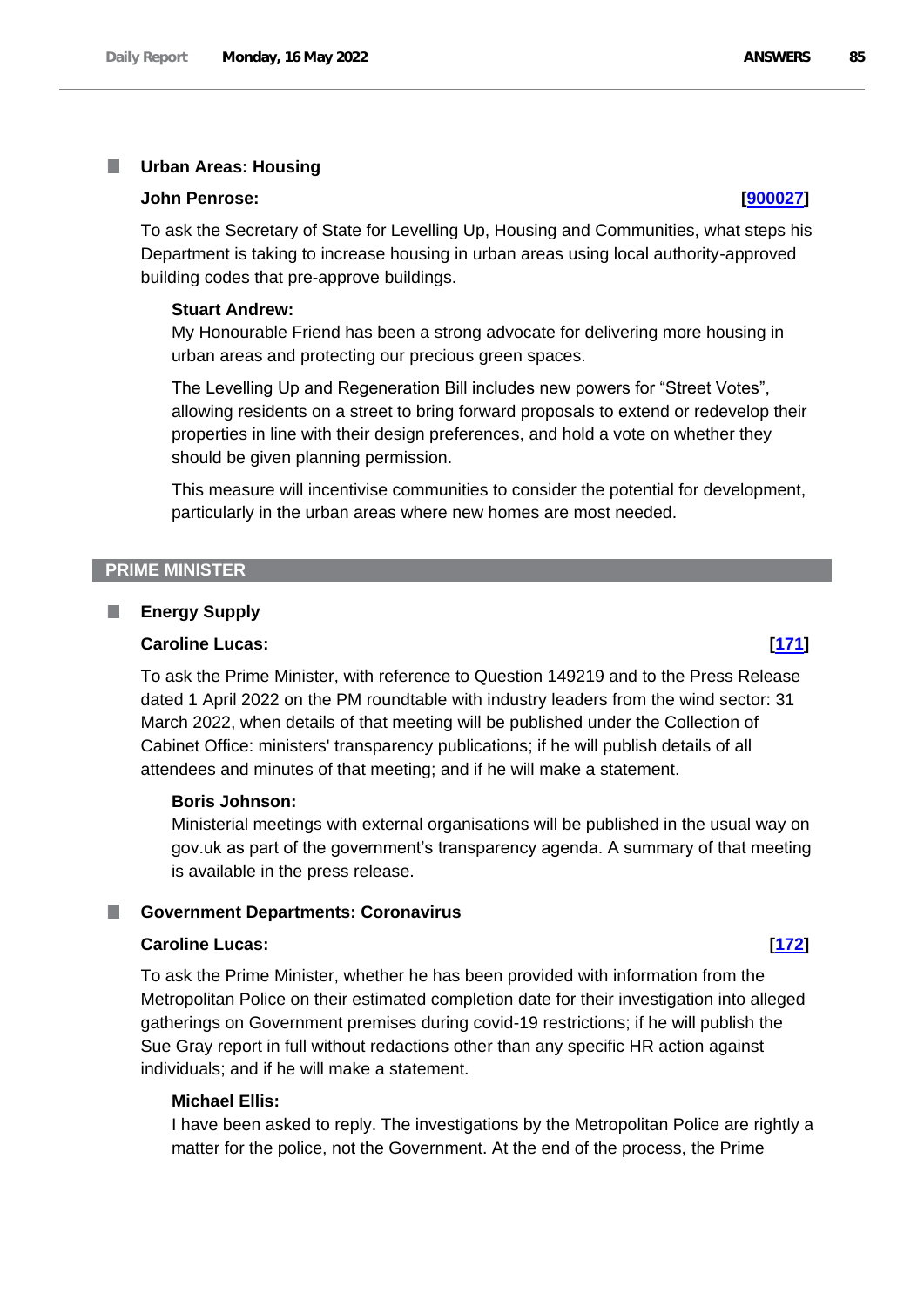### Urban Areas: Housing

**John Penrose:** **[900027]**

To ask the Secretary of State for Levelling Up, Housing and Communities, what steps his Department is taking to increase housing in urban areas using local authority-approved building codes that pre-approve buildings.

**Stuart Andrew:**

My Honourable Friend has been a strong advocate for delivering more housing in urban areas and protecting our precious green spaces.

The Levelling Up and Regeneration Bill includes new powers for "Street Votes", allowing residents on a street to bring forward proposals to extend or redevelop their properties in line with their design preferences, and hold a vote on whether they should be given planning permission.

This measure will incentivise communities to consider the potential for development, particularly in the urban areas where new homes are most needed.

## PRIME MINISTER

### Energy Supply

**Caroline Lucas:** **[171]**

To ask the Prime Minister, with reference to Question 149219 and to the Press Release dated 1 April 2022 on the PM roundtable with industry leaders from the wind sector: 31 March 2022, when details of that meeting will be published under the Collection of Cabinet Office: ministers' transparency publications; if he will publish details of all attendees and minutes of that meeting; and if he will make a statement.

**Boris Johnson:**

Ministerial meetings with external organisations will be published in the usual way on gov.uk as part of the government's transparency agenda. A summary of that meeting is available in the press release.

### Government Departments: Coronavirus

**Caroline Lucas:** **[172]**

To ask the Prime Minister, whether he has been provided with information from the Metropolitan Police on their estimated completion date for their investigation into alleged gatherings on Government premises during covid-19 restrictions; if he will publish the Sue Gray report in full without redactions other than any specific HR action against individuals; and if he will make a statement.

**Michael Ellis:**

I have been asked to reply. The investigations by the Metropolitan Police are rightly a matter for the police, not the Government. At the end of the process, the Prime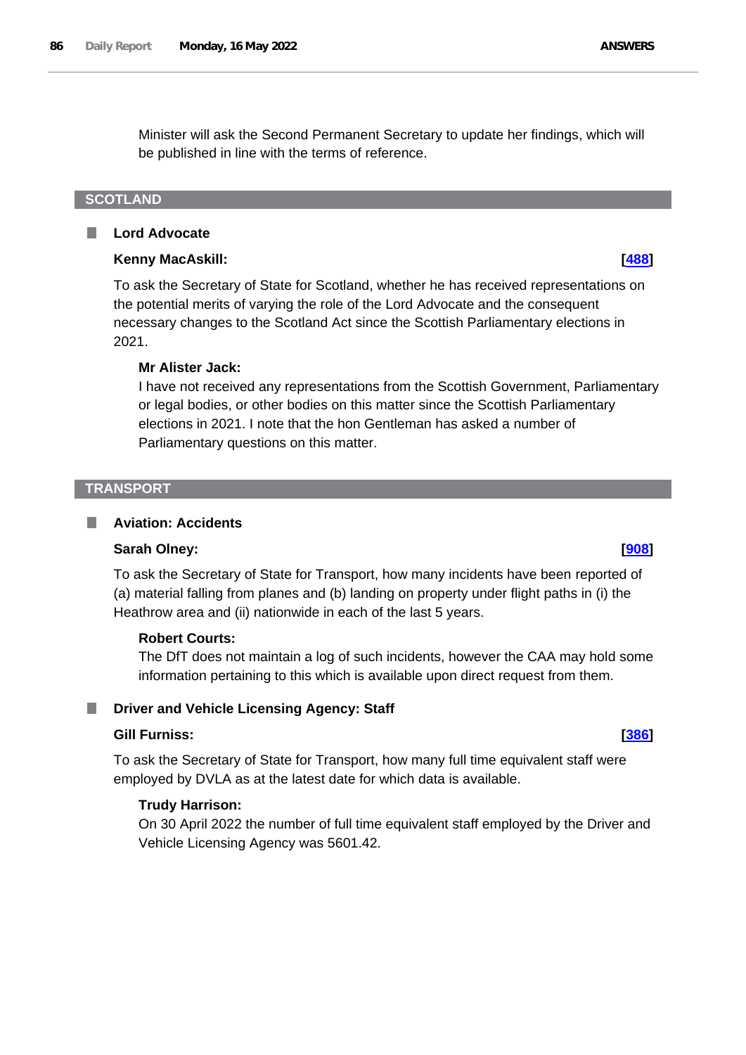Minister will ask the Second Permanent Secretary to update her findings, which will be published in line with the terms of reference.

## SCOTLAND

### Lord Advocate

**Kenny MacAskill:** **[488]**

To ask the Secretary of State for Scotland, whether he has received representations on the potential merits of varying the role of the Lord Advocate and the consequent necessary changes to the Scotland Act since the Scottish Parliamentary elections in 2021.

**Mr Alister Jack:**

I have not received any representations from the Scottish Government, Parliamentary or legal bodies, or other bodies on this matter since the Scottish Parliamentary elections in 2021. I note that the hon Gentleman has asked a number of Parliamentary questions on this matter.

## TRANSPORT

### Aviation: Accidents

**Sarah Olney:** **[908]**

To ask the Secretary of State for Transport, how many incidents have been reported of (a) material falling from planes and (b) landing on property under flight paths in (i) the Heathrow area and (ii) nationwide in each of the last 5 years.

**Robert Courts:**

The DfT does not maintain a log of such incidents, however the CAA may hold some information pertaining to this which is available upon direct request from them.

### Driver and Vehicle Licensing Agency: Staff

**Gill Furniss:** **[386]**

To ask the Secretary of State for Transport, how many full time equivalent staff were employed by DVLA as at the latest date for which data is available.

**Trudy Harrison:**

On 30 April 2022 the number of full time equivalent staff employed by the Driver and Vehicle Licensing Agency was 5601.42.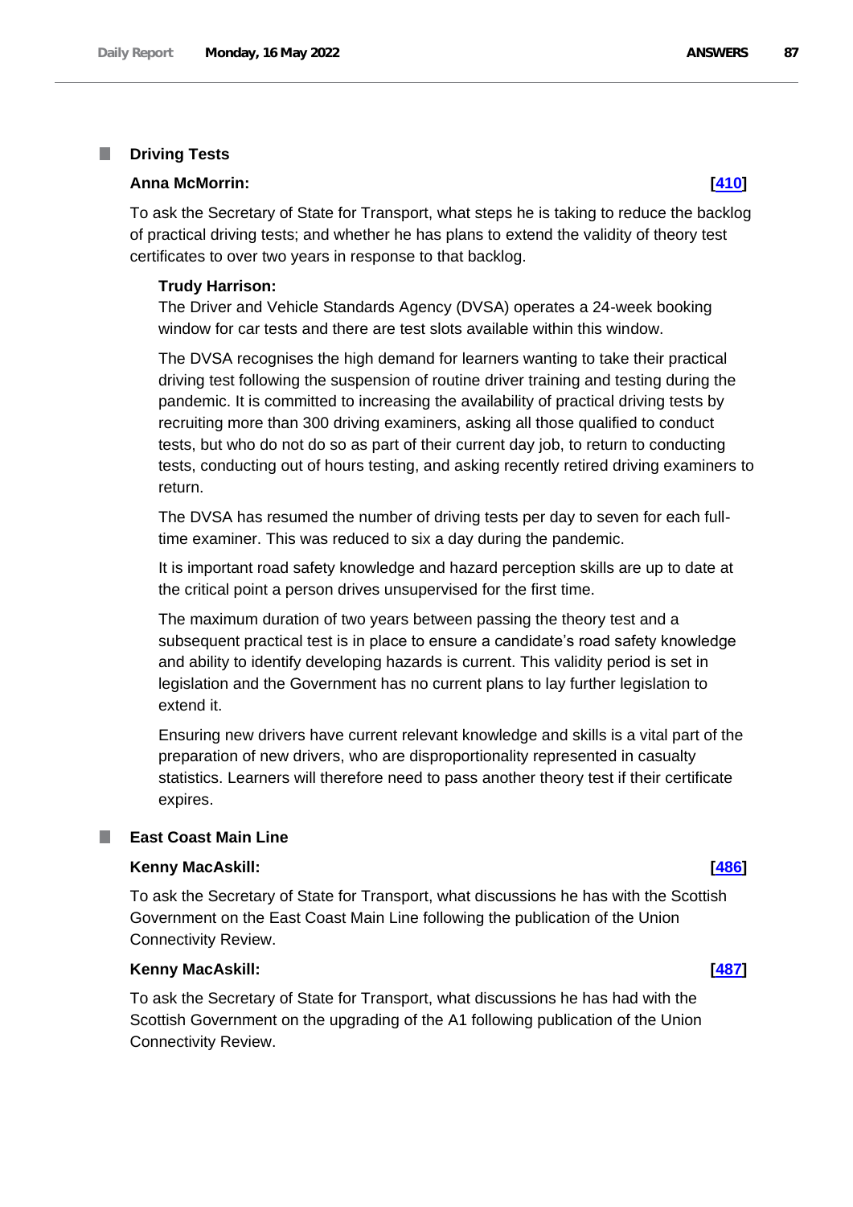## Driving Tests

**Anna McMorrin:** **[410]**

To ask the Secretary of State for Transport, what steps he is taking to reduce the backlog of practical driving tests; and whether he has plans to extend the validity of theory test certificates to over two years in response to that backlog.

**Trudy Harrison:**

The Driver and Vehicle Standards Agency (DVSA) operates a 24-week booking window for car tests and there are test slots available within this window.

The DVSA recognises the high demand for learners wanting to take their practical driving test following the suspension of routine driver training and testing during the pandemic. It is committed to increasing the availability of practical driving tests by recruiting more than 300 driving examiners, asking all those qualified to conduct tests, but who do not do so as part of their current day job, to return to conducting tests, conducting out of hours testing, and asking recently retired driving examiners to return.

The DVSA has resumed the number of driving tests per day to seven for each full-time examiner. This was reduced to six a day during the pandemic.

It is important road safety knowledge and hazard perception skills are up to date at the critical point a person drives unsupervised for the first time.

The maximum duration of two years between passing the theory test and a subsequent practical test is in place to ensure a candidate's road safety knowledge and ability to identify developing hazards is current. This validity period is set in legislation and the Government has no current plans to lay further legislation to extend it.

Ensuring new drivers have current relevant knowledge and skills is a vital part of the preparation of new drivers, who are disproportionality represented in casualty statistics. Learners will therefore need to pass another theory test if their certificate expires.

## East Coast Main Line

**Kenny MacAskill:** **[486]**

To ask the Secretary of State for Transport, what discussions he has with the Scottish Government on the East Coast Main Line following the publication of the Union Connectivity Review.

**Kenny MacAskill:** **[487]**

To ask the Secretary of State for Transport, what discussions he has had with the Scottish Government on the upgrading of the A1 following publication of the Union Connectivity Review.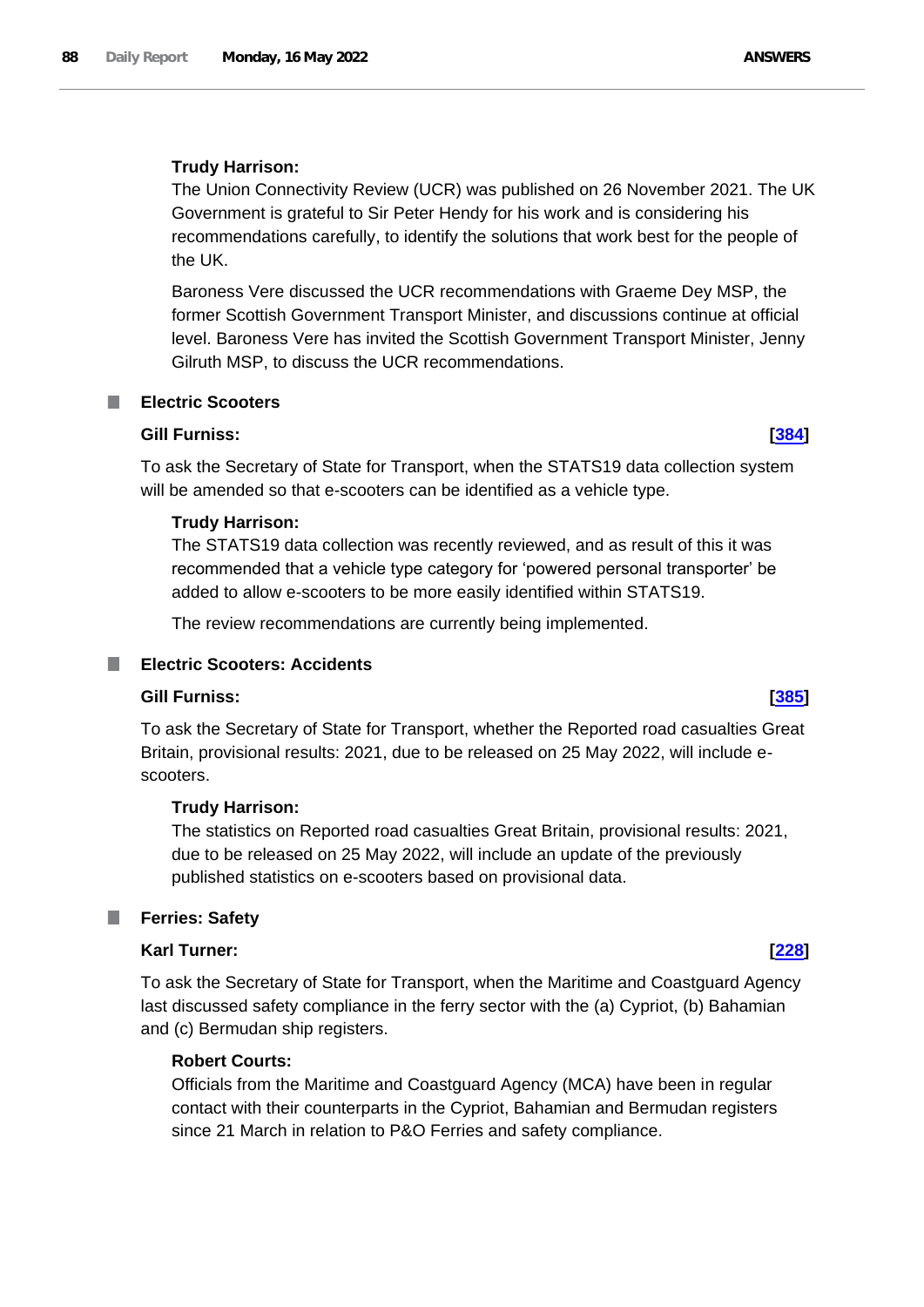**Trudy Harrison:**

The Union Connectivity Review (UCR) was published on 26 November 2021. The UK Government is grateful to Sir Peter Hendy for his work and is considering his recommendations carefully, to identify the solutions that work best for the people of the UK.

Baroness Vere discussed the UCR recommendations with Graeme Dey MSP, the former Scottish Government Transport Minister, and discussions continue at official level. Baroness Vere has invited the Scottish Government Transport Minister, Jenny Gilruth MSP, to discuss the UCR recommendations.

## Electric Scooters

**Gill Furniss:** **[384]**

To ask the Secretary of State for Transport, when the STATS19 data collection system will be amended so that e-scooters can be identified as a vehicle type.

**Trudy Harrison:**

The STATS19 data collection was recently reviewed, and as result of this it was recommended that a vehicle type category for 'powered personal transporter' be added to allow e-scooters to be more easily identified within STATS19.

The review recommendations are currently being implemented.

## Electric Scooters: Accidents

**Gill Furniss:** **[385]**

To ask the Secretary of State for Transport, whether the Reported road casualties Great Britain, provisional results: 2021, due to be released on 25 May 2022, will include e-scooters.

**Trudy Harrison:**

The statistics on Reported road casualties Great Britain, provisional results: 2021, due to be released on 25 May 2022, will include an update of the previously published statistics on e-scooters based on provisional data.

## Ferries: Safety

**Karl Turner:** **[228]**

To ask the Secretary of State for Transport, when the Maritime and Coastguard Agency last discussed safety compliance in the ferry sector with the (a) Cypriot, (b) Bahamian and (c) Bermudan ship registers.

**Robert Courts:**

Officials from the Maritime and Coastguard Agency (MCA) have been in regular contact with their counterparts in the Cypriot, Bahamian and Bermudan registers since 21 March in relation to P&O Ferries and safety compliance.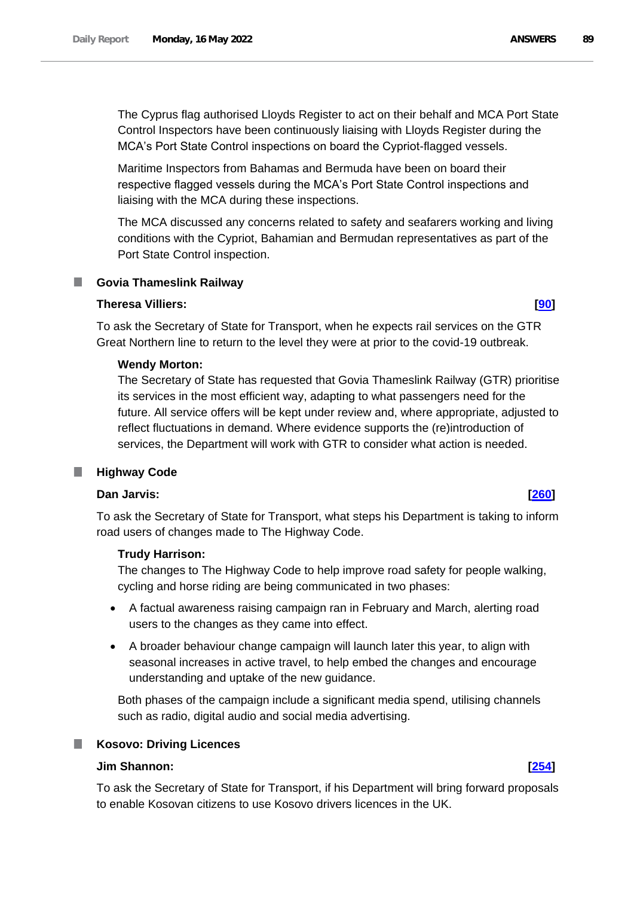The Cyprus flag authorised Lloyds Register to act on their behalf and MCA Port State Control Inspectors have been continuously liaising with Lloyds Register during the MCA's Port State Control inspections on board the Cypriot-flagged vessels.

Maritime Inspectors from Bahamas and Bermuda have been on board their respective flagged vessels during the MCA's Port State Control inspections and liaising with the MCA during these inspections.

The MCA discussed any concerns related to safety and seafarers working and living conditions with the Cypriot, Bahamian and Bermudan representatives as part of the Port State Control inspection.

## Govia Thameslink Railway

**Theresa Villiers:** **[90]**

To ask the Secretary of State for Transport, when he expects rail services on the GTR Great Northern line to return to the level they were at prior to the covid-19 outbreak.

**Wendy Morton:**

The Secretary of State has requested that Govia Thameslink Railway (GTR) prioritise its services in the most efficient way, adapting to what passengers need for the future. All service offers will be kept under review and, where appropriate, adjusted to reflect fluctuations in demand. Where evidence supports the (re)introduction of services, the Department will work with GTR to consider what action is needed.

## Highway Code

**Dan Jarvis:** **[260]**

To ask the Secretary of State for Transport, what steps his Department is taking to inform road users of changes made to The Highway Code.

**Trudy Harrison:**

The changes to The Highway Code to help improve road safety for people walking, cycling and horse riding are being communicated in two phases:

- A factual awareness raising campaign ran in February and March, alerting road users to the changes as they came into effect.
- A broader behaviour change campaign will launch later this year, to align with seasonal increases in active travel, to help embed the changes and encourage understanding and uptake of the new guidance.

Both phases of the campaign include a significant media spend, utilising channels such as radio, digital audio and social media advertising.

## Kosovo: Driving Licences

**Jim Shannon:** **[254]**

To ask the Secretary of State for Transport, if his Department will bring forward proposals to enable Kosovan citizens to use Kosovo drivers licences in the UK.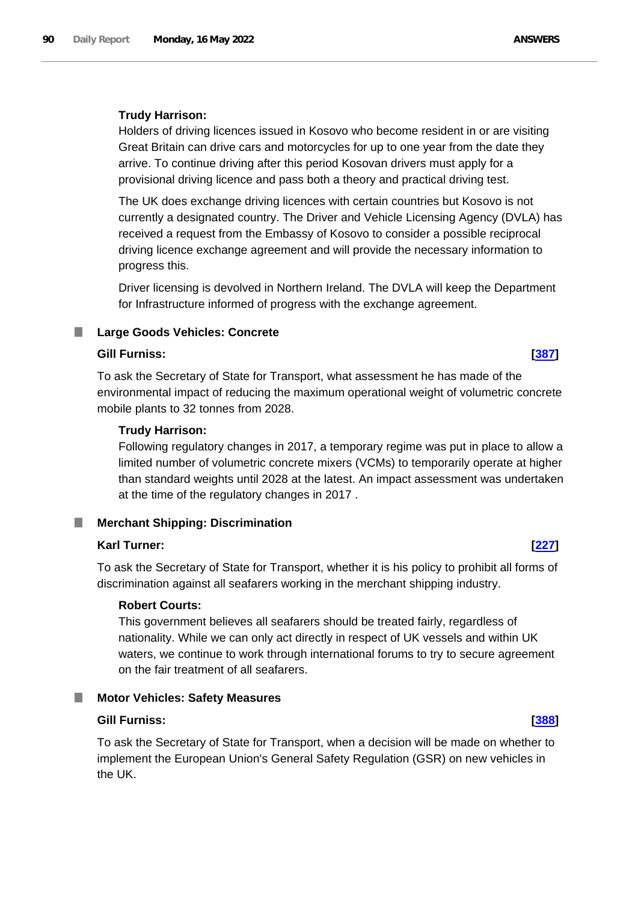**Trudy Harrison:**

Holders of driving licences issued in Kosovo who become resident in or are visiting Great Britain can drive cars and motorcycles for up to one year from the date they arrive. To continue driving after this period Kosovan drivers must apply for a provisional driving licence and pass both a theory and practical driving test.

The UK does exchange driving licences with certain countries but Kosovo is not currently a designated country. The Driver and Vehicle Licensing Agency (DVLA) has received a request from the Embassy of Kosovo to consider a possible reciprocal driving licence exchange agreement and will provide the necessary information to progress this.

Driver licensing is devolved in Northern Ireland. The DVLA will keep the Department for Infrastructure informed of progress with the exchange agreement.

## Large Goods Vehicles: Concrete

**Gill Furniss:** **[387]**

To ask the Secretary of State for Transport, what assessment he has made of the environmental impact of reducing the maximum operational weight of volumetric concrete mobile plants to 32 tonnes from 2028.

**Trudy Harrison:**

Following regulatory changes in 2017, a temporary regime was put in place to allow a limited number of volumetric concrete mixers (VCMs) to temporarily operate at higher than standard weights until 2028 at the latest. An impact assessment was undertaken at the time of the regulatory changes in 2017 .

## Merchant Shipping: Discrimination

**Karl Turner:** **[227]**

To ask the Secretary of State for Transport, whether it is his policy to prohibit all forms of discrimination against all seafarers working in the merchant shipping industry.

**Robert Courts:**

This government believes all seafarers should be treated fairly, regardless of nationality. While we can only act directly in respect of UK vessels and within UK waters, we continue to work through international forums to try to secure agreement on the fair treatment of all seafarers.

## Motor Vehicles: Safety Measures

**Gill Furniss:** **[388]**

To ask the Secretary of State for Transport, when a decision will be made on whether to implement the European Union's General Safety Regulation (GSR) on new vehicles in the UK.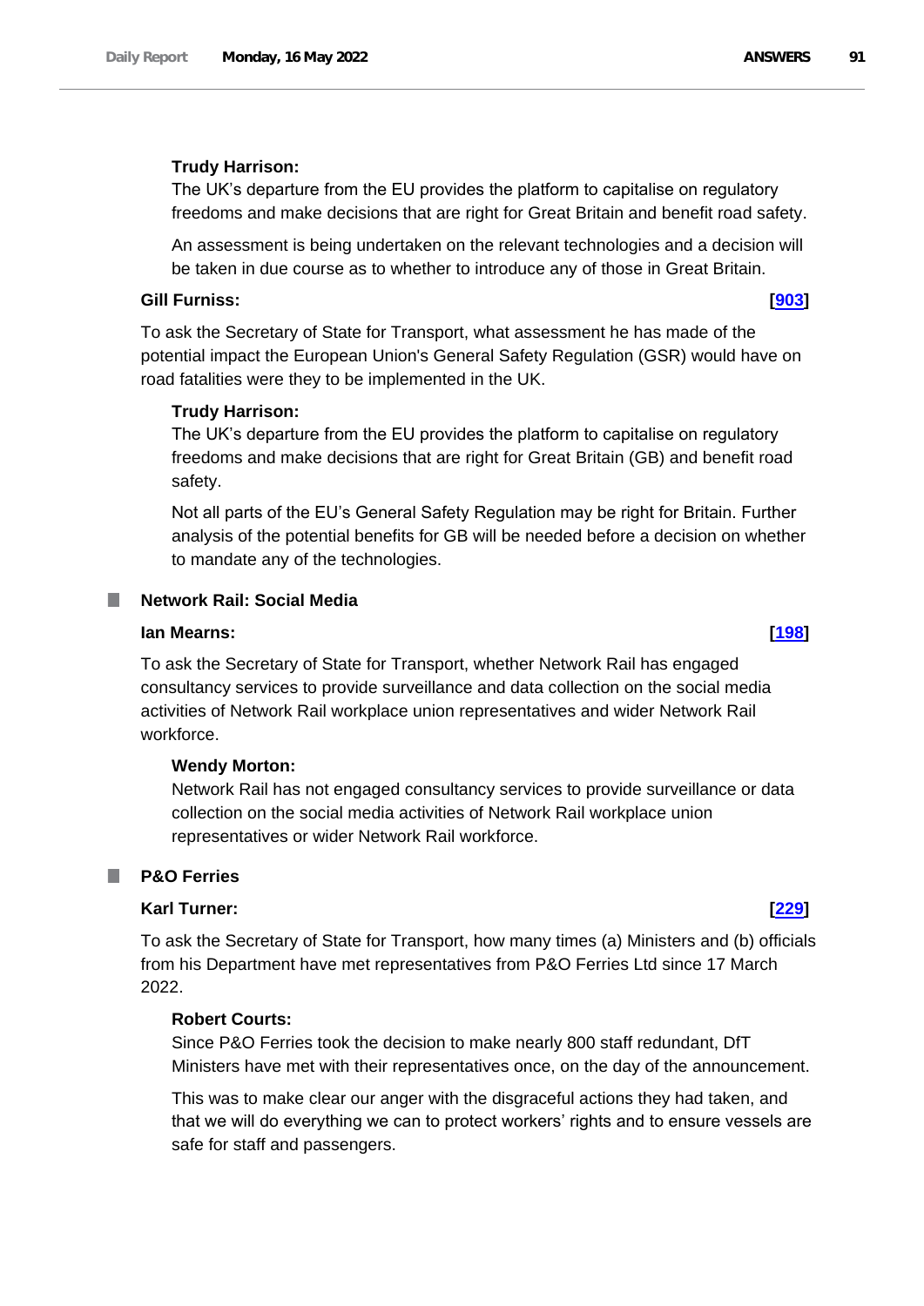**Trudy Harrison:**

The UK's departure from the EU provides the platform to capitalise on regulatory freedoms and make decisions that are right for Great Britain and benefit road safety.

An assessment is being undertaken on the relevant technologies and a decision will be taken in due course as to whether to introduce any of those in Great Britain.

**Gill Furniss:** **[903]**

To ask the Secretary of State for Transport, what assessment he has made of the potential impact the European Union's General Safety Regulation (GSR) would have on road fatalities were they to be implemented in the UK.

**Trudy Harrison:**

The UK's departure from the EU provides the platform to capitalise on regulatory freedoms and make decisions that are right for Great Britain (GB) and benefit road safety.

Not all parts of the EU's General Safety Regulation may be right for Britain. Further analysis of the potential benefits for GB will be needed before a decision on whether to mandate any of the technologies.

## Network Rail: Social Media

**Ian Mearns:** **[198]**

To ask the Secretary of State for Transport, whether Network Rail has engaged consultancy services to provide surveillance and data collection on the social media activities of Network Rail workplace union representatives and wider Network Rail workforce.

**Wendy Morton:**

Network Rail has not engaged consultancy services to provide surveillance or data collection on the social media activities of Network Rail workplace union representatives or wider Network Rail workforce.

## P&O Ferries

**Karl Turner:** **[229]**

To ask the Secretary of State for Transport, how many times (a) Ministers and (b) officials from his Department have met representatives from P&O Ferries Ltd since 17 March 2022.

**Robert Courts:**

Since P&O Ferries took the decision to make nearly 800 staff redundant, DfT Ministers have met with their representatives once, on the day of the announcement.

This was to make clear our anger with the disgraceful actions they had taken, and that we will do everything we can to protect workers' rights and to ensure vessels are safe for staff and passengers.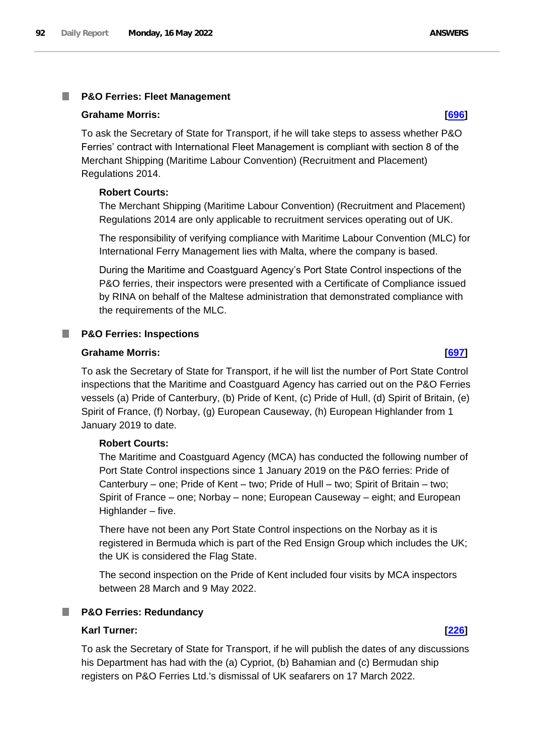## P&O Ferries: Fleet Management

**Grahame Morris:** **[696]**

To ask the Secretary of State for Transport, if he will take steps to assess whether P&O Ferries' contract with International Fleet Management is compliant with section 8 of the Merchant Shipping (Maritime Labour Convention) (Recruitment and Placement) Regulations 2014.

**Robert Courts:**

The Merchant Shipping (Maritime Labour Convention) (Recruitment and Placement) Regulations 2014 are only applicable to recruitment services operating out of UK.

The responsibility of verifying compliance with Maritime Labour Convention (MLC) for International Ferry Management lies with Malta, where the company is based.

During the Maritime and Coastguard Agency's Port State Control inspections of the P&O ferries, their inspectors were presented with a Certificate of Compliance issued by RINA on behalf of the Maltese administration that demonstrated compliance with the requirements of the MLC.

## P&O Ferries: Inspections

**Grahame Morris:** **[697]**

To ask the Secretary of State for Transport, if he will list the number of Port State Control inspections that the Maritime and Coastguard Agency has carried out on the P&O Ferries vessels (a) Pride of Canterbury, (b) Pride of Kent, (c) Pride of Hull, (d) Spirit of Britain, (e) Spirit of France, (f) Norbay, (g) European Causeway, (h) European Highlander from 1 January 2019 to date.

**Robert Courts:**

The Maritime and Coastguard Agency (MCA) has conducted the following number of Port State Control inspections since 1 January 2019 on the P&O ferries: Pride of Canterbury – one; Pride of Kent – two; Pride of Hull – two; Spirit of Britain – two; Spirit of France – one; Norbay – none; European Causeway – eight; and European Highlander – five.

There have not been any Port State Control inspections on the Norbay as it is registered in Bermuda which is part of the Red Ensign Group which includes the UK; the UK is considered the Flag State.

The second inspection on the Pride of Kent included four visits by MCA inspectors between 28 March and 9 May 2022.

## P&O Ferries: Redundancy

**Karl Turner:** **[226]**

To ask the Secretary of State for Transport, if he will publish the dates of any discussions his Department has had with the (a) Cypriot, (b) Bahamian and (c) Bermudan ship registers on P&O Ferries Ltd.'s dismissal of UK seafarers on 17 March 2022.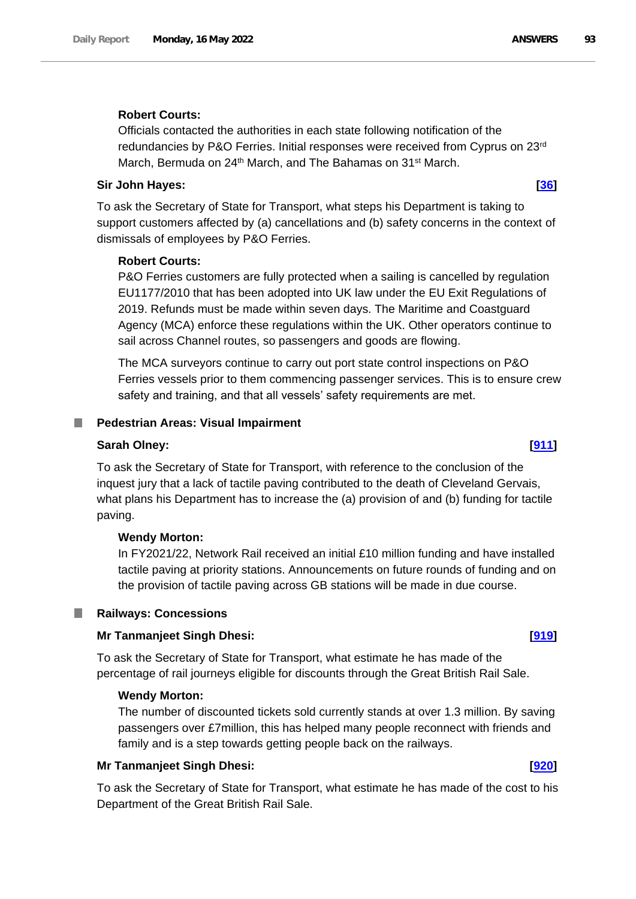**Robert Courts:**

Officials contacted the authorities in each state following notification of the redundancies by P&O Ferries. Initial responses were received from Cyprus on 23rd March, Bermuda on 24th March, and The Bahamas on 31st March.

**Sir John Hayes:** **[36]**

To ask the Secretary of State for Transport, what steps his Department is taking to support customers affected by (a) cancellations and (b) safety concerns in the context of dismissals of employees by P&O Ferries.

**Robert Courts:**

P&O Ferries customers are fully protected when a sailing is cancelled by regulation EU1177/2010 that has been adopted into UK law under the EU Exit Regulations of 2019. Refunds must be made within seven days. The Maritime and Coastguard Agency (MCA) enforce these regulations within the UK. Other operators continue to sail across Channel routes, so passengers and goods are flowing.

The MCA surveyors continue to carry out port state control inspections on P&O Ferries vessels prior to them commencing passenger services. This is to ensure crew safety and training, and that all vessels' safety requirements are met.

## Pedestrian Areas: Visual Impairment

**Sarah Olney:** **[911]**

To ask the Secretary of State for Transport, with reference to the conclusion of the inquest jury that a lack of tactile paving contributed to the death of Cleveland Gervais, what plans his Department has to increase the (a) provision of and (b) funding for tactile paving.

**Wendy Morton:**

In FY2021/22, Network Rail received an initial £10 million funding and have installed tactile paving at priority stations. Announcements on future rounds of funding and on the provision of tactile paving across GB stations will be made in due course.

## Railways: Concessions

**Mr Tanmanjeet Singh Dhesi:** **[919]**

To ask the Secretary of State for Transport, what estimate he has made of the percentage of rail journeys eligible for discounts through the Great British Rail Sale.

**Wendy Morton:**

The number of discounted tickets sold currently stands at over 1.3 million. By saving passengers over £7million, this has helped many people reconnect with friends and family and is a step towards getting people back on the railways.

**Mr Tanmanjeet Singh Dhesi:** **[920]**

To ask the Secretary of State for Transport, what estimate he has made of the cost to his Department of the Great British Rail Sale.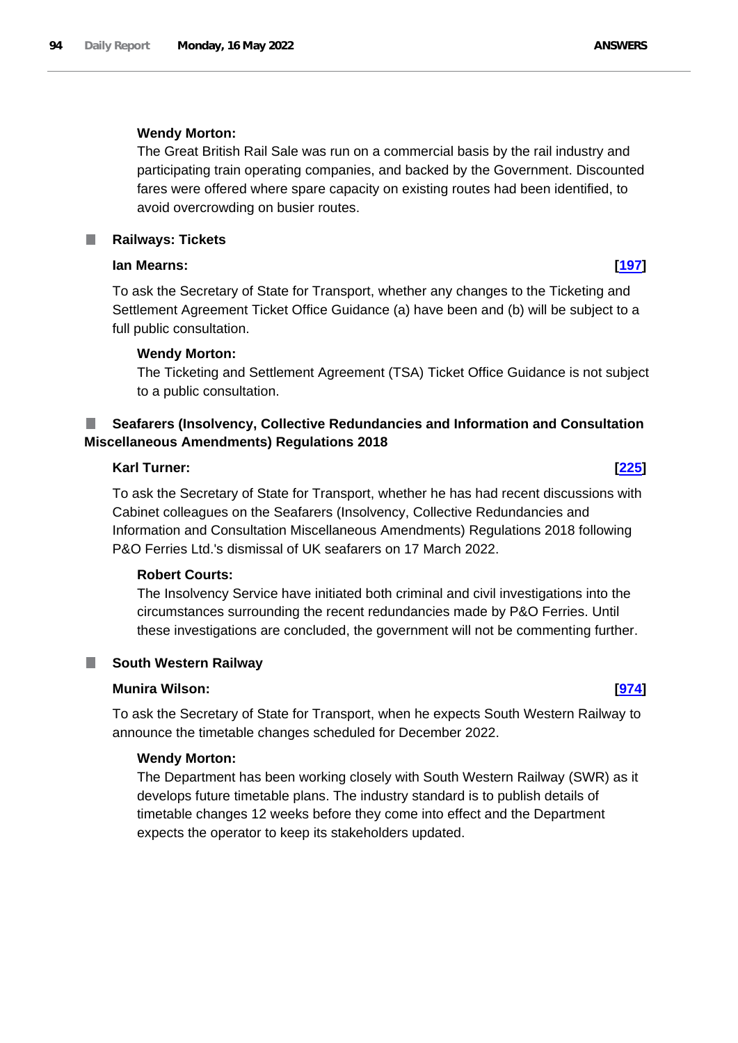**Wendy Morton:**

The Great British Rail Sale was run on a commercial basis by the rail industry and participating train operating companies, and backed by the Government. Discounted fares were offered where spare capacity on existing routes had been identified, to avoid overcrowding on busier routes.

## Railways: Tickets

**Ian Mearns:** [197]

To ask the Secretary of State for Transport, whether any changes to the Ticketing and Settlement Agreement Ticket Office Guidance (a) have been and (b) will be subject to a full public consultation.

**Wendy Morton:**

The Ticketing and Settlement Agreement (TSA) Ticket Office Guidance is not subject to a public consultation.

## Seafarers (Insolvency, Collective Redundancies and Information and Consultation Miscellaneous Amendments) Regulations 2018

**Karl Turner:** [225]

To ask the Secretary of State for Transport, whether he has had recent discussions with Cabinet colleagues on the Seafarers (Insolvency, Collective Redundancies and Information and Consultation Miscellaneous Amendments) Regulations 2018 following P&O Ferries Ltd.'s dismissal of UK seafarers on 17 March 2022.

**Robert Courts:**

The Insolvency Service have initiated both criminal and civil investigations into the circumstances surrounding the recent redundancies made by P&O Ferries. Until these investigations are concluded, the government will not be commenting further.

## South Western Railway

**Munira Wilson:** [974]

To ask the Secretary of State for Transport, when he expects South Western Railway to announce the timetable changes scheduled for December 2022.

**Wendy Morton:**

The Department has been working closely with South Western Railway (SWR) as it develops future timetable plans. The industry standard is to publish details of timetable changes 12 weeks before they come into effect and the Department expects the operator to keep its stakeholders updated.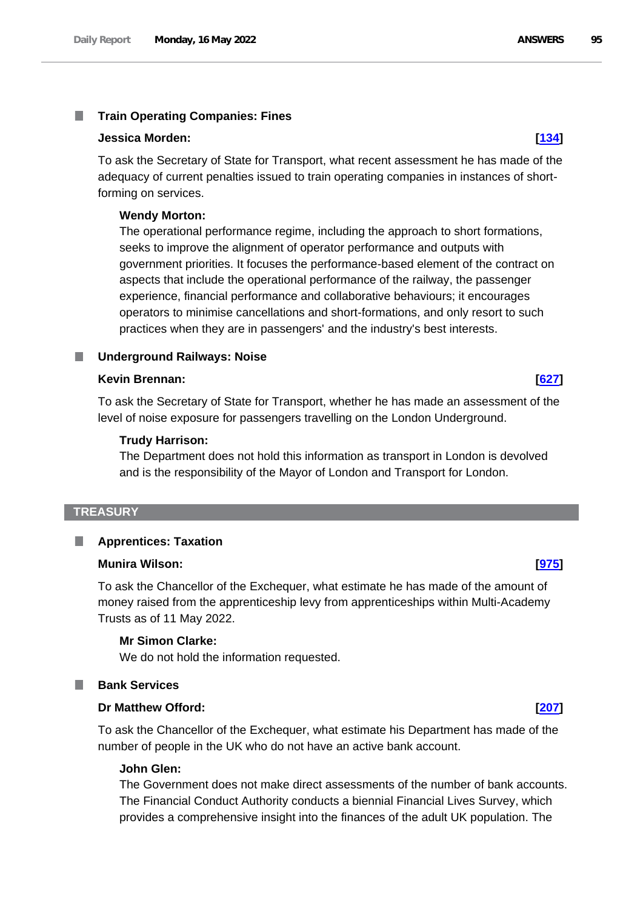### Train Operating Companies: Fines

**Jessica Morden:** **[134]**

To ask the Secretary of State for Transport, what recent assessment he has made of the adequacy of current penalties issued to train operating companies in instances of short-forming on services.

**Wendy Morton:**
The operational performance regime, including the approach to short formations, seeks to improve the alignment of operator performance and outputs with government priorities. It focuses the performance-based element of the contract on aspects that include the operational performance of the railway, the passenger experience, financial performance and collaborative behaviours; it encourages operators to minimise cancellations and short-formations, and only resort to such practices when they are in passengers' and the industry's best interests.

### Underground Railways: Noise

**Kevin Brennan:** **[627]**

To ask the Secretary of State for Transport, whether he has made an assessment of the level of noise exposure for passengers travelling on the London Underground.

**Trudy Harrison:**
The Department does not hold this information as transport in London is devolved and is the responsibility of the Mayor of London and Transport for London.

## TREASURY

### Apprentices: Taxation

**Munira Wilson:** **[975]**

To ask the Chancellor of the Exchequer, what estimate he has made of the amount of money raised from the apprenticeship levy from apprenticeships within Multi-Academy Trusts as of 11 May 2022.

**Mr Simon Clarke:**
We do not hold the information requested.

### Bank Services

**Dr Matthew Offord:** **[207]**

To ask the Chancellor of the Exchequer, what estimate his Department has made of the number of people in the UK who do not have an active bank account.

**John Glen:**
The Government does not make direct assessments of the number of bank accounts. The Financial Conduct Authority conducts a biennial Financial Lives Survey, which provides a comprehensive insight into the finances of the adult UK population. The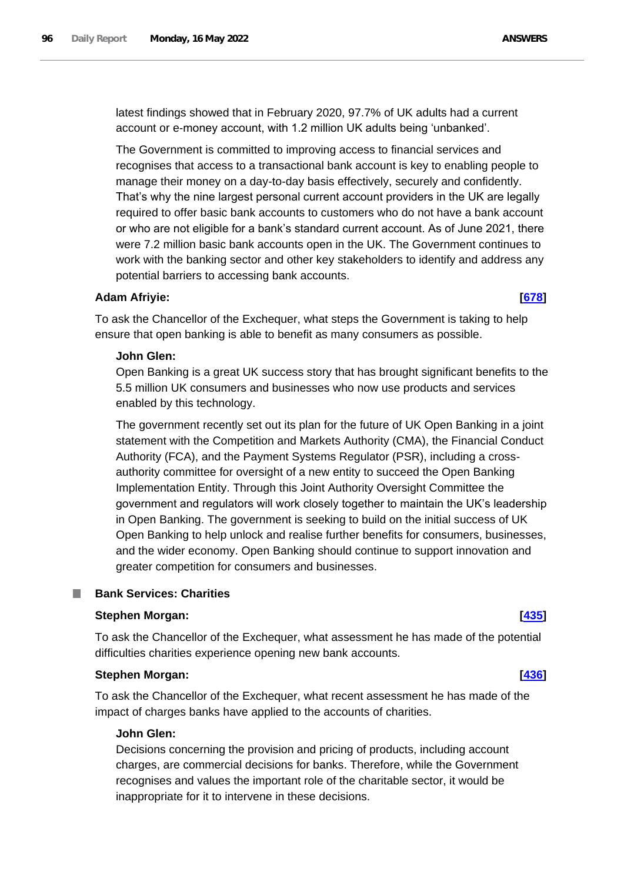latest findings showed that in February 2020, 97.7% of UK adults had a current account or e-money account, with 1.2 million UK adults being 'unbanked'.

The Government is committed to improving access to financial services and recognises that access to a transactional bank account is key to enabling people to manage their money on a day-to-day basis effectively, securely and confidently. That's why the nine largest personal current account providers in the UK are legally required to offer basic bank accounts to customers who do not have a bank account or who are not eligible for a bank's standard current account. As of June 2021, there were 7.2 million basic bank accounts open in the UK. The Government continues to work with the banking sector and other key stakeholders to identify and address any potential barriers to accessing bank accounts.

**Adam Afriyie:** **[678]**

To ask the Chancellor of the Exchequer, what steps the Government is taking to help ensure that open banking is able to benefit as many consumers as possible.

**John Glen:**

Open Banking is a great UK success story that has brought significant benefits to the 5.5 million UK consumers and businesses who now use products and services enabled by this technology.

The government recently set out its plan for the future of UK Open Banking in a joint statement with the Competition and Markets Authority (CMA), the Financial Conduct Authority (FCA), and the Payment Systems Regulator (PSR), including a cross-authority committee for oversight of a new entity to succeed the Open Banking Implementation Entity. Through this Joint Authority Oversight Committee the government and regulators will work closely together to maintain the UK's leadership in Open Banking. The government is seeking to build on the initial success of UK Open Banking to help unlock and realise further benefits for consumers, businesses, and the wider economy. Open Banking should continue to support innovation and greater competition for consumers and businesses.

## Bank Services: Charities

**Stephen Morgan:** **[435]**

To ask the Chancellor of the Exchequer, what assessment he has made of the potential difficulties charities experience opening new bank accounts.

**Stephen Morgan:** **[436]**

To ask the Chancellor of the Exchequer, what recent assessment he has made of the impact of charges banks have applied to the accounts of charities.

**John Glen:**

Decisions concerning the provision and pricing of products, including account charges, are commercial decisions for banks. Therefore, while the Government recognises and values the important role of the charitable sector, it would be inappropriate for it to intervene in these decisions.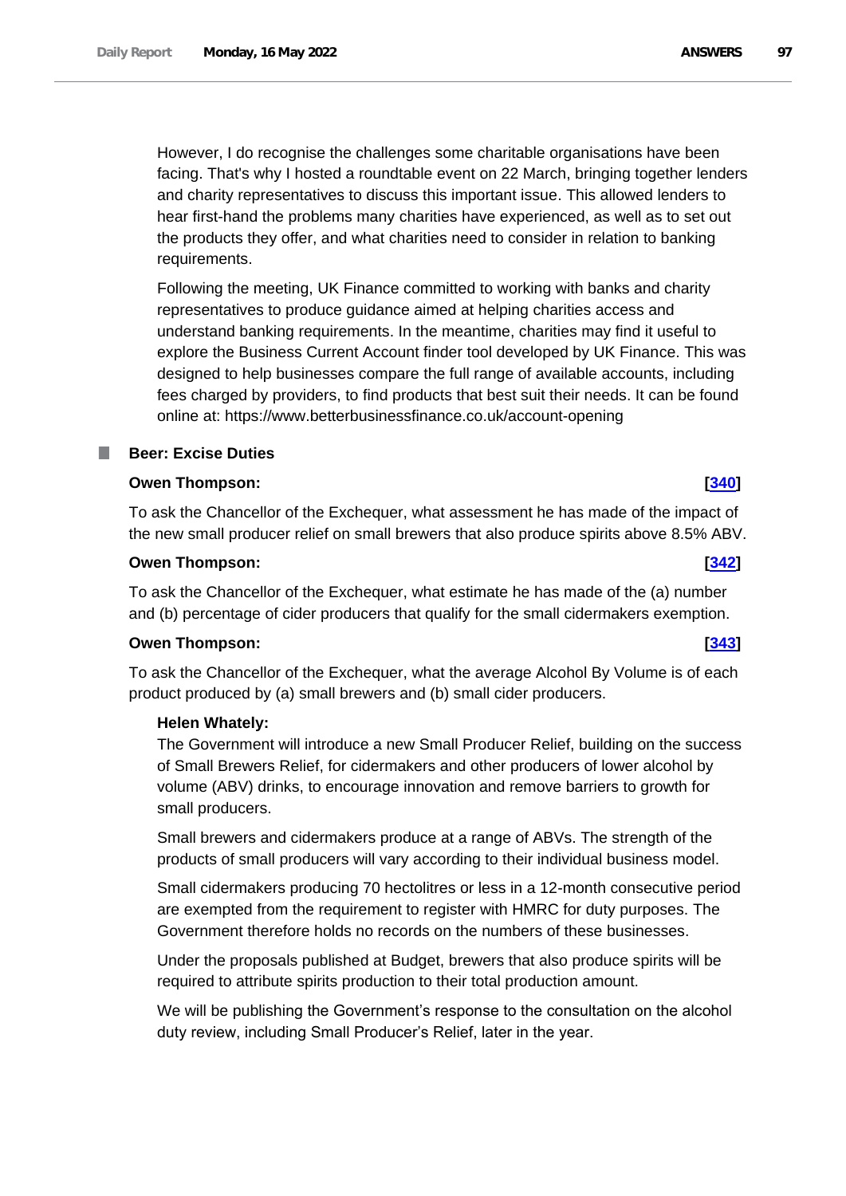However, I do recognise the challenges some charitable organisations have been facing. That's why I hosted a roundtable event on 22 March, bringing together lenders and charity representatives to discuss this important issue. This allowed lenders to hear first-hand the problems many charities have experienced, as well as to set out the products they offer, and what charities need to consider in relation to banking requirements.

Following the meeting, UK Finance committed to working with banks and charity representatives to produce guidance aimed at helping charities access and understand banking requirements. In the meantime, charities may find it useful to explore the Business Current Account finder tool developed by UK Finance. This was designed to help businesses compare the full range of available accounts, including fees charged by providers, to find products that best suit their needs. It can be found online at: https://www.betterbusinessfinance.co.uk/account-opening

## Beer: Excise Duties

**Owen Thompson:** **[340]**

To ask the Chancellor of the Exchequer, what assessment he has made of the impact of the new small producer relief on small brewers that also produce spirits above 8.5% ABV.

**Owen Thompson:** **[342]**

To ask the Chancellor of the Exchequer, what estimate he has made of the (a) number and (b) percentage of cider producers that qualify for the small cidermakers exemption.

**Owen Thompson:** **[343]**

To ask the Chancellor of the Exchequer, what the average Alcohol By Volume is of each product produced by (a) small brewers and (b) small cider producers.

**Helen Whately:**

The Government will introduce a new Small Producer Relief, building on the success of Small Brewers Relief, for cidermakers and other producers of lower alcohol by volume (ABV) drinks, to encourage innovation and remove barriers to growth for small producers.

Small brewers and cidermakers produce at a range of ABVs. The strength of the products of small producers will vary according to their individual business model.

Small cidermakers producing 70 hectolitres or less in a 12-month consecutive period are exempted from the requirement to register with HMRC for duty purposes. The Government therefore holds no records on the numbers of these businesses.

Under the proposals published at Budget, brewers that also produce spirits will be required to attribute spirits production to their total production amount.

We will be publishing the Government's response to the consultation on the alcohol duty review, including Small Producer's Relief, later in the year.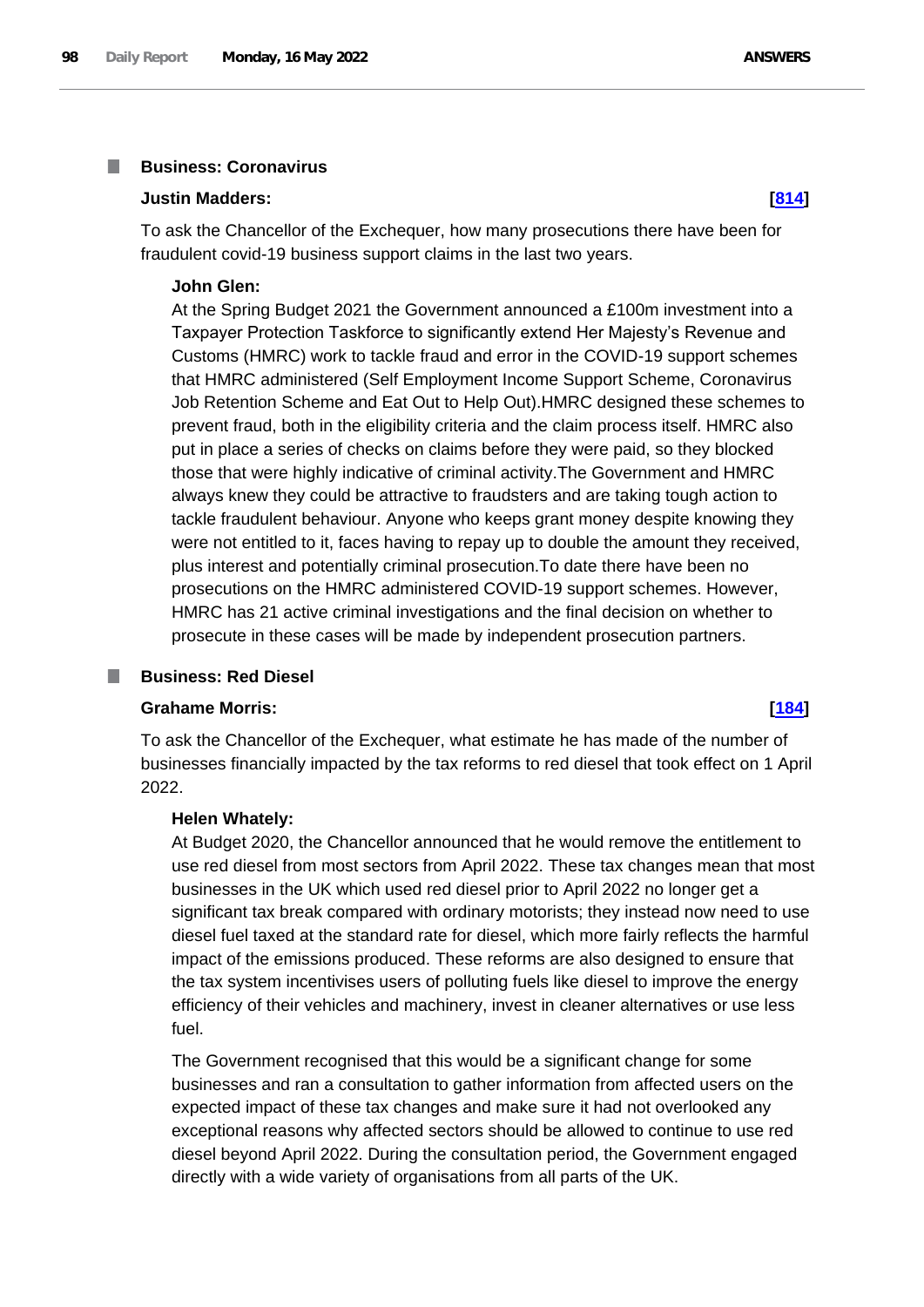## Business: Coronavirus

**Justin Madders:** **[814]**

To ask the Chancellor of the Exchequer, how many prosecutions there have been for fraudulent covid-19 business support claims in the last two years.

**John Glen:**

At the Spring Budget 2021 the Government announced a £100m investment into a Taxpayer Protection Taskforce to significantly extend Her Majesty's Revenue and Customs (HMRC) work to tackle fraud and error in the COVID-19 support schemes that HMRC administered (Self Employment Income Support Scheme, Coronavirus Job Retention Scheme and Eat Out to Help Out).HMRC designed these schemes to prevent fraud, both in the eligibility criteria and the claim process itself. HMRC also put in place a series of checks on claims before they were paid, so they blocked those that were highly indicative of criminal activity.The Government and HMRC always knew they could be attractive to fraudsters and are taking tough action to tackle fraudulent behaviour. Anyone who keeps grant money despite knowing they were not entitled to it, faces having to repay up to double the amount they received, plus interest and potentially criminal prosecution.To date there have been no prosecutions on the HMRC administered COVID-19 support schemes. However, HMRC has 21 active criminal investigations and the final decision on whether to prosecute in these cases will be made by independent prosecution partners.

## Business: Red Diesel

**Grahame Morris:** **[184]**

To ask the Chancellor of the Exchequer, what estimate he has made of the number of businesses financially impacted by the tax reforms to red diesel that took effect on 1 April 2022.

**Helen Whately:**

At Budget 2020, the Chancellor announced that he would remove the entitlement to use red diesel from most sectors from April 2022. These tax changes mean that most businesses in the UK which used red diesel prior to April 2022 no longer get a significant tax break compared with ordinary motorists; they instead now need to use diesel fuel taxed at the standard rate for diesel, which more fairly reflects the harmful impact of the emissions produced. These reforms are also designed to ensure that the tax system incentivises users of polluting fuels like diesel to improve the energy efficiency of their vehicles and machinery, invest in cleaner alternatives or use less fuel.

The Government recognised that this would be a significant change for some businesses and ran a consultation to gather information from affected users on the expected impact of these tax changes and make sure it had not overlooked any exceptional reasons why affected sectors should be allowed to continue to use red diesel beyond April 2022. During the consultation period, the Government engaged directly with a wide variety of organisations from all parts of the UK.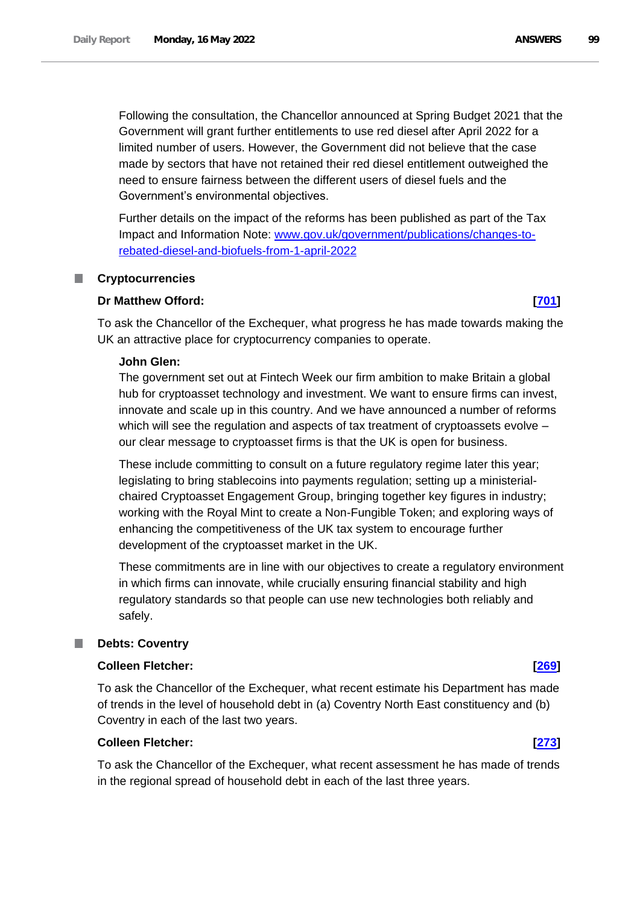Following the consultation, the Chancellor announced at Spring Budget 2021 that the Government will grant further entitlements to use red diesel after April 2022 for a limited number of users. However, the Government did not believe that the case made by sectors that have not retained their red diesel entitlement outweighed the need to ensure fairness between the different users of diesel fuels and the Government's environmental objectives.

Further details on the impact of the reforms has been published as part of the Tax Impact and Information Note: [www.gov.uk/government/publications/changes-to-rebated-diesel-and-biofuels-from-1-april-2022](www.gov.uk/government/publications/changes-to-rebated-diesel-and-biofuels-from-1-april-2022)

### Cryptocurrencies

**Dr Matthew Offord:** **[701]**

To ask the Chancellor of the Exchequer, what progress he has made towards making the UK an attractive place for cryptocurrency companies to operate.

**John Glen:**

The government set out at Fintech Week our firm ambition to make Britain a global hub for cryptoasset technology and investment. We want to ensure firms can invest, innovate and scale up in this country. And we have announced a number of reforms which will see the regulation and aspects of tax treatment of cryptoassets evolve – our clear message to cryptoasset firms is that the UK is open for business.

These include committing to consult on a future regulatory regime later this year; legislating to bring stablecoins into payments regulation; setting up a ministerial-chaired Cryptoasset Engagement Group, bringing together key figures in industry; working with the Royal Mint to create a Non-Fungible Token; and exploring ways of enhancing the competitiveness of the UK tax system to encourage further development of the cryptoasset market in the UK.

These commitments are in line with our objectives to create a regulatory environment in which firms can innovate, while crucially ensuring financial stability and high regulatory standards so that people can use new technologies both reliably and safely.

### Debts: Coventry

**Colleen Fletcher:** **[269]**

To ask the Chancellor of the Exchequer, what recent estimate his Department has made of trends in the level of household debt in (a) Coventry North East constituency and (b) Coventry in each of the last two years.

**Colleen Fletcher:** **[273]**

To ask the Chancellor of the Exchequer, what recent assessment he has made of trends in the regional spread of household debt in each of the last three years.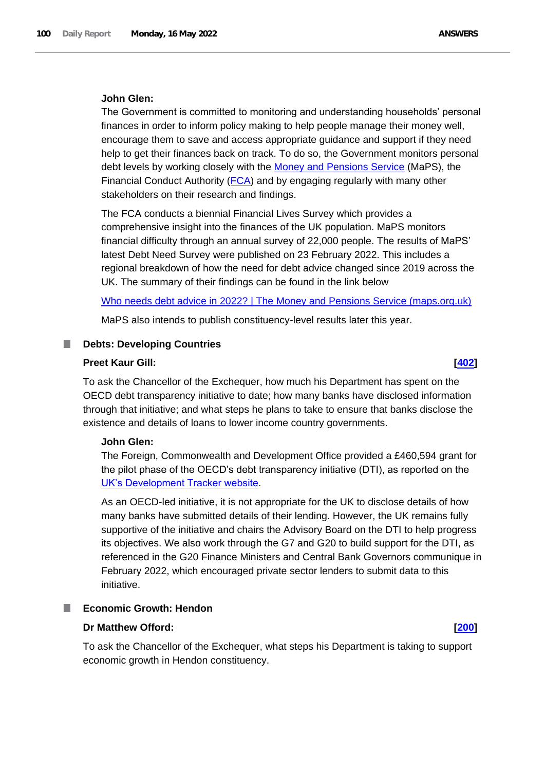**John Glen:**

The Government is committed to monitoring and understanding households' personal finances in order to inform policy making to help people manage their money well, encourage them to save and access appropriate guidance and support if they need help to get their finances back on track. To do so, the Government monitors personal debt levels by working closely with the [Money and Pensions Service](https://www.moneyandpensionsservice.org.uk/) (MaPS), the Financial Conduct Authority ([FCA](https://www.fca.org.uk/)) and by engaging regularly with many other stakeholders on their research and findings.

The FCA conducts a biennial Financial Lives Survey which provides a comprehensive insight into the finances of the UK population. MaPS monitors financial difficulty through an annual survey of 22,000 people. The results of MaPS' latest Debt Need Survey were published on 23 February 2022. This includes a regional breakdown of how the need for debt advice changed since 2019 across the UK. The summary of their findings can be found in the link below

Who needs debt advice in 2022? | The Money and Pensions Service (maps.org.uk)

MaPS also intends to publish constituency-level results later this year.

## Debts: Developing Countries

**Preet Kaur Gill:** **[402]**

To ask the Chancellor of the Exchequer, how much his Department has spent on the OECD debt transparency initiative to date; how many banks have disclosed information through that initiative; and what steps he plans to take to ensure that banks disclose the existence and details of loans to lower income country governments.

**John Glen:**

The Foreign, Commonwealth and Development Office provided a £460,594 grant for the pilot phase of the OECD's debt transparency initiative (DTI), as reported on the UK's Development Tracker website.

As an OECD-led initiative, it is not appropriate for the UK to disclose details of how many banks have submitted details of their lending. However, the UK remains fully supportive of the initiative and chairs the Advisory Board on the DTI to help progress its objectives. We also work through the G7 and G20 to build support for the DTI, as referenced in the G20 Finance Ministers and Central Bank Governors communique in February 2022, which encouraged private sector lenders to submit data to this initiative.

## Economic Growth: Hendon

**Dr Matthew Offord:** **[200]**

To ask the Chancellor of the Exchequer, what steps his Department is taking to support economic growth in Hendon constituency.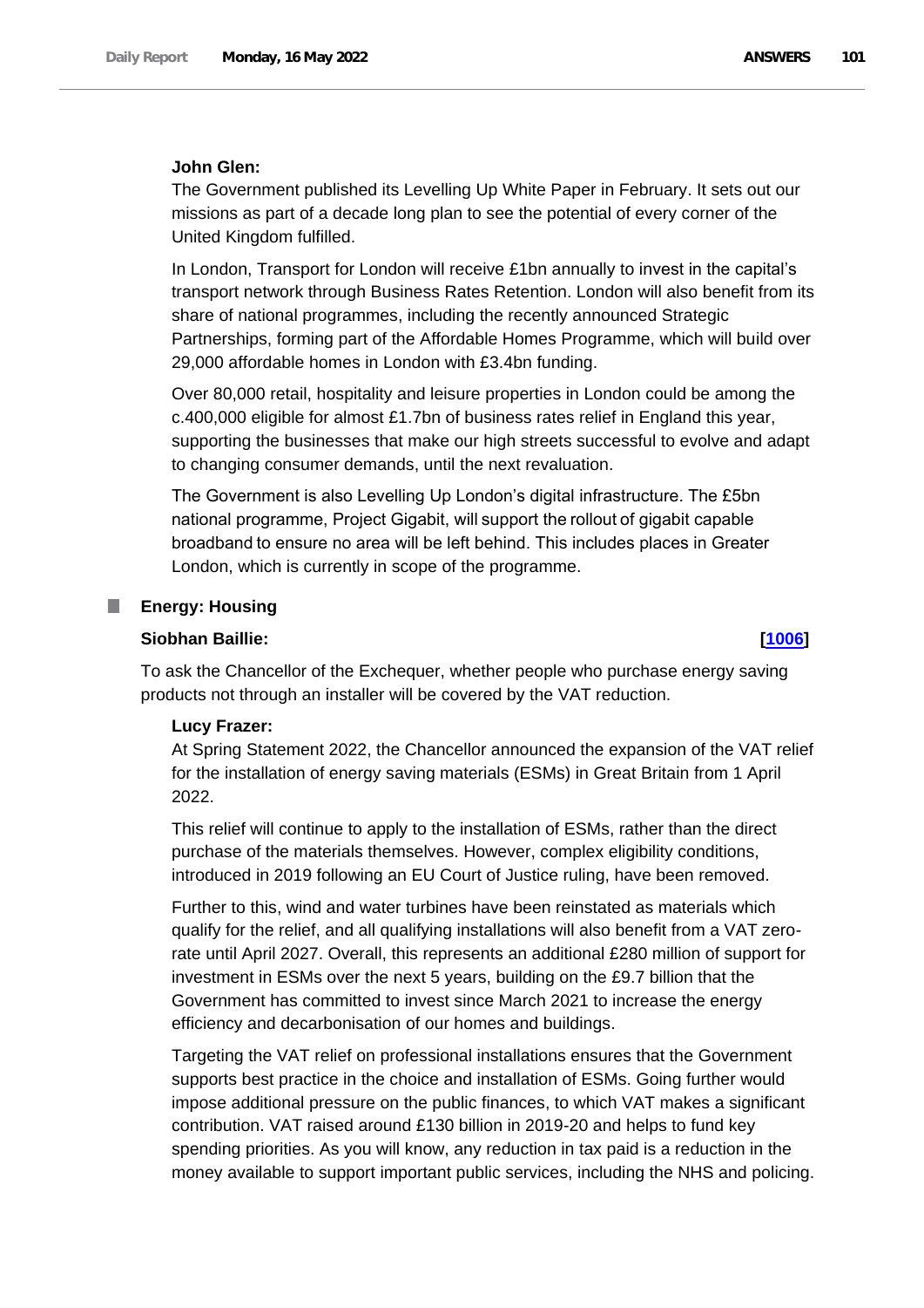**John Glen:**

The Government published its Levelling Up White Paper in February. It sets out our missions as part of a decade long plan to see the potential of every corner of the United Kingdom fulfilled.

In London, Transport for London will receive £1bn annually to invest in the capital's transport network through Business Rates Retention. London will also benefit from its share of national programmes, including the recently announced Strategic Partnerships, forming part of the Affordable Homes Programme, which will build over 29,000 affordable homes in London with £3.4bn funding.

Over 80,000 retail, hospitality and leisure properties in London could be among the c.400,000 eligible for almost £1.7bn of business rates relief in England this year, supporting the businesses that make our high streets successful to evolve and adapt to changing consumer demands, until the next revaluation.

The Government is also Levelling Up London's digital infrastructure. The £5bn national programme, Project Gigabit, will support the rollout of gigabit capable broadband to ensure no area will be left behind. This includes places in Greater London, which is currently in scope of the programme.

## Energy: Housing

**Siobhan Baillie:** **[1006]**

To ask the Chancellor of the Exchequer, whether people who purchase energy saving products not through an installer will be covered by the VAT reduction.

**Lucy Frazer:**

At Spring Statement 2022, the Chancellor announced the expansion of the VAT relief for the installation of energy saving materials (ESMs) in Great Britain from 1 April 2022.

This relief will continue to apply to the installation of ESMs, rather than the direct purchase of the materials themselves. However, complex eligibility conditions, introduced in 2019 following an EU Court of Justice ruling, have been removed.

Further to this, wind and water turbines have been reinstated as materials which qualify for the relief, and all qualifying installations will also benefit from a VAT zero-rate until April 2027. Overall, this represents an additional £280 million of support for investment in ESMs over the next 5 years, building on the £9.7 billion that the Government has committed to invest since March 2021 to increase the energy efficiency and decarbonisation of our homes and buildings.

Targeting the VAT relief on professional installations ensures that the Government supports best practice in the choice and installation of ESMs. Going further would impose additional pressure on the public finances, to which VAT makes a significant contribution. VAT raised around £130 billion in 2019-20 and helps to fund key spending priorities. As you will know, any reduction in tax paid is a reduction in the money available to support important public services, including the NHS and policing.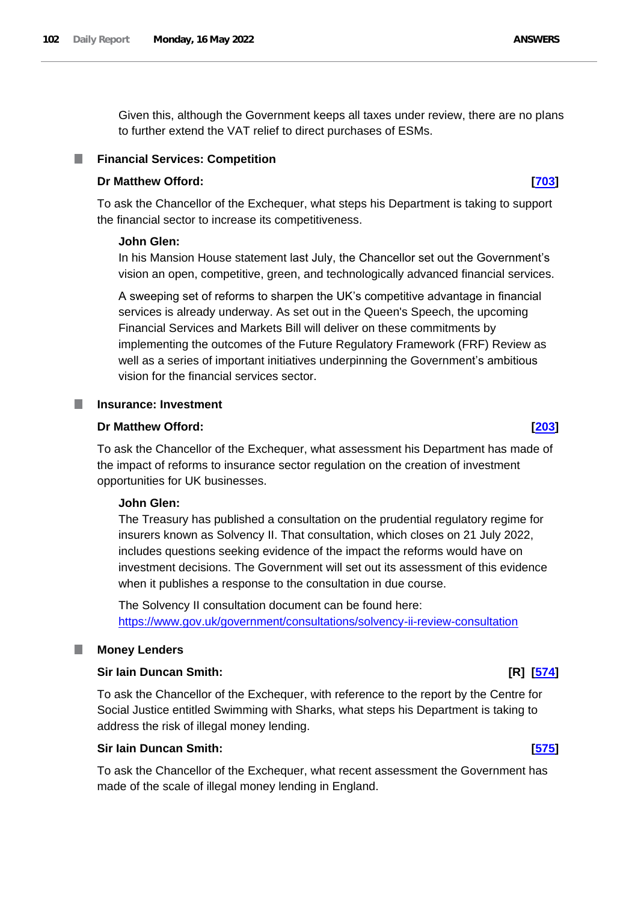Given this, although the Government keeps all taxes under review, there are no plans to further extend the VAT relief to direct purchases of ESMs.

### Financial Services: Competition

**Dr Matthew Offord:** **[703]**

To ask the Chancellor of the Exchequer, what steps his Department is taking to support the financial sector to increase its competitiveness.

**John Glen:**

In his Mansion House statement last July, the Chancellor set out the Government's vision an open, competitive, green, and technologically advanced financial services.

A sweeping set of reforms to sharpen the UK's competitive advantage in financial services is already underway. As set out in the Queen's Speech, the upcoming Financial Services and Markets Bill will deliver on these commitments by implementing the outcomes of the Future Regulatory Framework (FRF) Review as well as a series of important initiatives underpinning the Government's ambitious vision for the financial services sector.

### Insurance: Investment

**Dr Matthew Offord:** **[203]**

To ask the Chancellor of the Exchequer, what assessment his Department has made of the impact of reforms to insurance sector regulation on the creation of investment opportunities for UK businesses.

**John Glen:**

The Treasury has published a consultation on the prudential regulatory regime for insurers known as Solvency II. That consultation, which closes on 21 July 2022, includes questions seeking evidence of the impact the reforms would have on investment decisions. The Government will set out its assessment of this evidence when it publishes a response to the consultation in due course.

The Solvency II consultation document can be found here: https://www.gov.uk/government/consultations/solvency-ii-review-consultation

### Money Lenders

**Sir Iain Duncan Smith:** **[R] [574]**

To ask the Chancellor of the Exchequer, with reference to the report by the Centre for Social Justice entitled Swimming with Sharks, what steps his Department is taking to address the risk of illegal money lending.

**Sir Iain Duncan Smith:** **[575]**

To ask the Chancellor of the Exchequer, what recent assessment the Government has made of the scale of illegal money lending in England.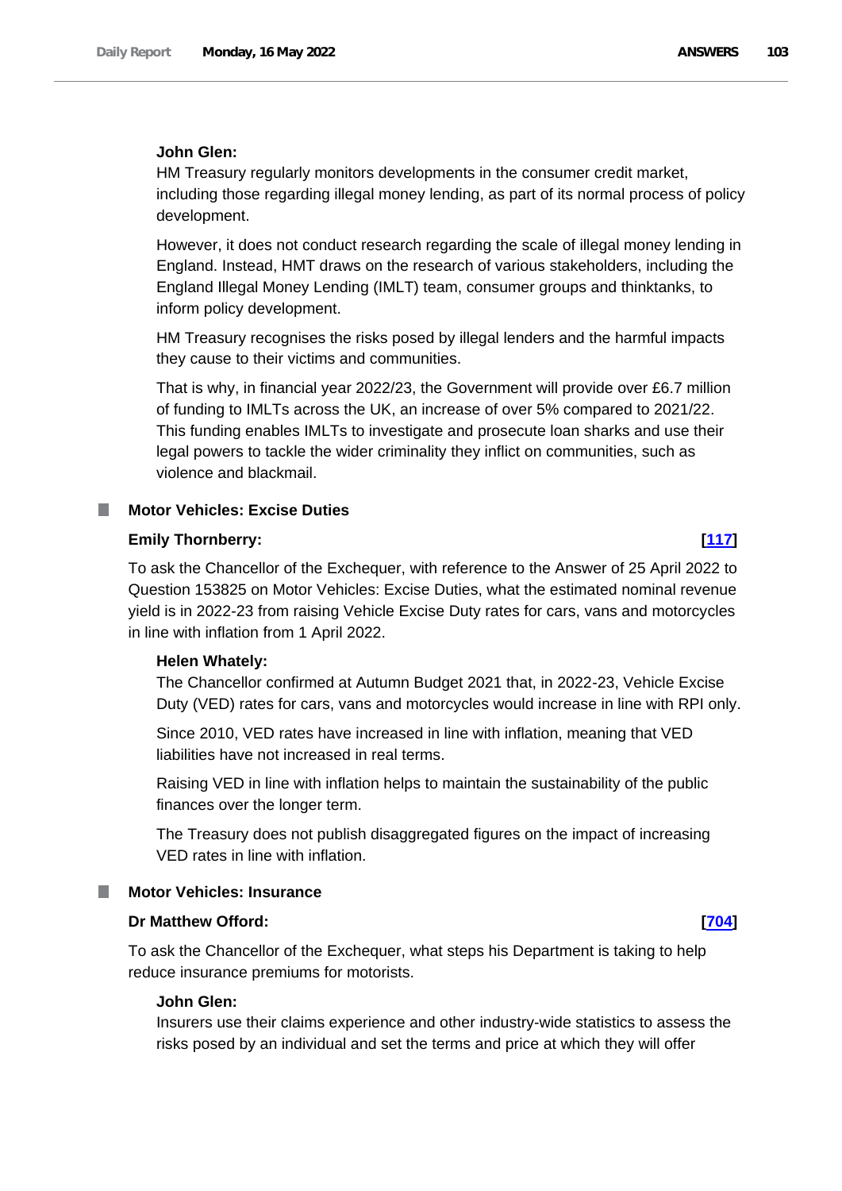**John Glen:**

HM Treasury regularly monitors developments in the consumer credit market, including those regarding illegal money lending, as part of its normal process of policy development.

However, it does not conduct research regarding the scale of illegal money lending in England. Instead, HMT draws on the research of various stakeholders, including the England Illegal Money Lending (IMLT) team, consumer groups and thinktanks, to inform policy development.

HM Treasury recognises the risks posed by illegal lenders and the harmful impacts they cause to their victims and communities.

That is why, in financial year 2022/23, the Government will provide over £6.7 million of funding to IMLTs across the UK, an increase of over 5% compared to 2021/22. This funding enables IMLTs to investigate and prosecute loan sharks and use their legal powers to tackle the wider criminality they inflict on communities, such as violence and blackmail.

## Motor Vehicles: Excise Duties

**Emily Thornberry:** **[117]**

To ask the Chancellor of the Exchequer, with reference to the Answer of 25 April 2022 to Question 153825 on Motor Vehicles: Excise Duties, what the estimated nominal revenue yield is in 2022-23 from raising Vehicle Excise Duty rates for cars, vans and motorcycles in line with inflation from 1 April 2022.

**Helen Whately:**

The Chancellor confirmed at Autumn Budget 2021 that, in 2022-23, Vehicle Excise Duty (VED) rates for cars, vans and motorcycles would increase in line with RPI only.

Since 2010, VED rates have increased in line with inflation, meaning that VED liabilities have not increased in real terms.

Raising VED in line with inflation helps to maintain the sustainability of the public finances over the longer term.

The Treasury does not publish disaggregated figures on the impact of increasing VED rates in line with inflation.

## Motor Vehicles: Insurance

**Dr Matthew Offord:** **[704]**

To ask the Chancellor of the Exchequer, what steps his Department is taking to help reduce insurance premiums for motorists.

**John Glen:**

Insurers use their claims experience and other industry-wide statistics to assess the risks posed by an individual and set the terms and price at which they will offer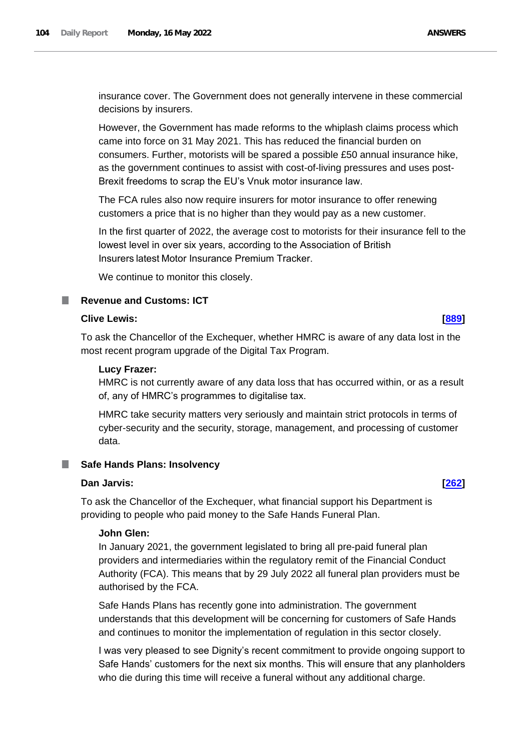insurance cover. The Government does not generally intervene in these commercial decisions by insurers.

However, the Government has made reforms to the whiplash claims process which came into force on 31 May 2021. This has reduced the financial burden on consumers. Further, motorists will be spared a possible £50 annual insurance hike, as the government continues to assist with cost-of-living pressures and uses post-Brexit freedoms to scrap the EU's Vnuk motor insurance law.

The FCA rules also now require insurers for motor insurance to offer renewing customers a price that is no higher than they would pay as a new customer.

In the first quarter of 2022, the average cost to motorists for their insurance fell to the lowest level in over six years, according to the Association of British Insurers latest Motor Insurance Premium Tracker.

We continue to monitor this closely.

## Revenue and Customs: ICT

**Clive Lewis:** **[889]**

To ask the Chancellor of the Exchequer, whether HMRC is aware of any data lost in the most recent program upgrade of the Digital Tax Program.

**Lucy Frazer:**

HMRC is not currently aware of any data loss that has occurred within, or as a result of, any of HMRC's programmes to digitalise tax.

HMRC take security matters very seriously and maintain strict protocols in terms of cyber-security and the security, storage, management, and processing of customer data.

## Safe Hands Plans: Insolvency

**Dan Jarvis:** **[262]**

To ask the Chancellor of the Exchequer, what financial support his Department is providing to people who paid money to the Safe Hands Funeral Plan.

**John Glen:**

In January 2021, the government legislated to bring all pre-paid funeral plan providers and intermediaries within the regulatory remit of the Financial Conduct Authority (FCA). This means that by 29 July 2022 all funeral plan providers must be authorised by the FCA.

Safe Hands Plans has recently gone into administration. The government understands that this development will be concerning for customers of Safe Hands and continues to monitor the implementation of regulation in this sector closely.

I was very pleased to see Dignity's recent commitment to provide ongoing support to Safe Hands' customers for the next six months. This will ensure that any planholders who die during this time will receive a funeral without any additional charge.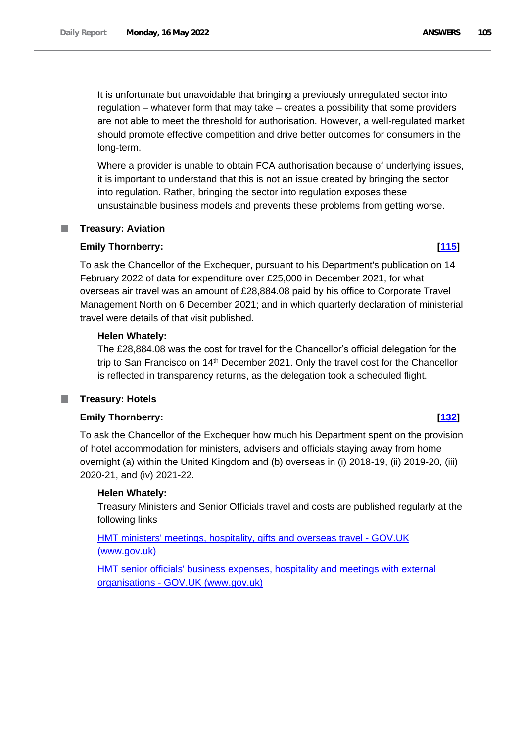It is unfortunate but unavoidable that bringing a previously unregulated sector into regulation – whatever form that may take – creates a possibility that some providers are not able to meet the threshold for authorisation. However, a well-regulated market should promote effective competition and drive better outcomes for consumers in the long-term.

Where a provider is unable to obtain FCA authorisation because of underlying issues, it is important to understand that this is not an issue created by bringing the sector into regulation. Rather, bringing the sector into regulation exposes these unsustainable business models and prevents these problems from getting worse.

## Treasury: Aviation

**Emily Thornberry:** **[115]**

To ask the Chancellor of the Exchequer, pursuant to his Department's publication on 14 February 2022 of data for expenditure over £25,000 in December 2021, for what overseas air travel was an amount of £28,884.08 paid by his office to Corporate Travel Management North on 6 December 2021; and in which quarterly declaration of ministerial travel were details of that visit published.

**Helen Whately:**

The £28,884.08 was the cost for travel for the Chancellor's official delegation for the trip to San Francisco on 14th December 2021. Only the travel cost for the Chancellor is reflected in transparency returns, as the delegation took a scheduled flight.

## Treasury: Hotels

**Emily Thornberry:** **[132]**

To ask the Chancellor of the Exchequer how much his Department spent on the provision of hotel accommodation for ministers, advisers and officials staying away from home overnight (a) within the United Kingdom and (b) overseas in (i) 2018-19, (ii) 2019-20, (iii) 2020-21, and (iv) 2021-22.

**Helen Whately:**

Treasury Ministers and Senior Officials travel and costs are published regularly at the following links

HMT ministers' meetings, hospitality, gifts and overseas travel - GOV.UK (www.gov.uk)

HMT senior officials' business expenses, hospitality and meetings with external organisations - GOV.UK (www.gov.uk)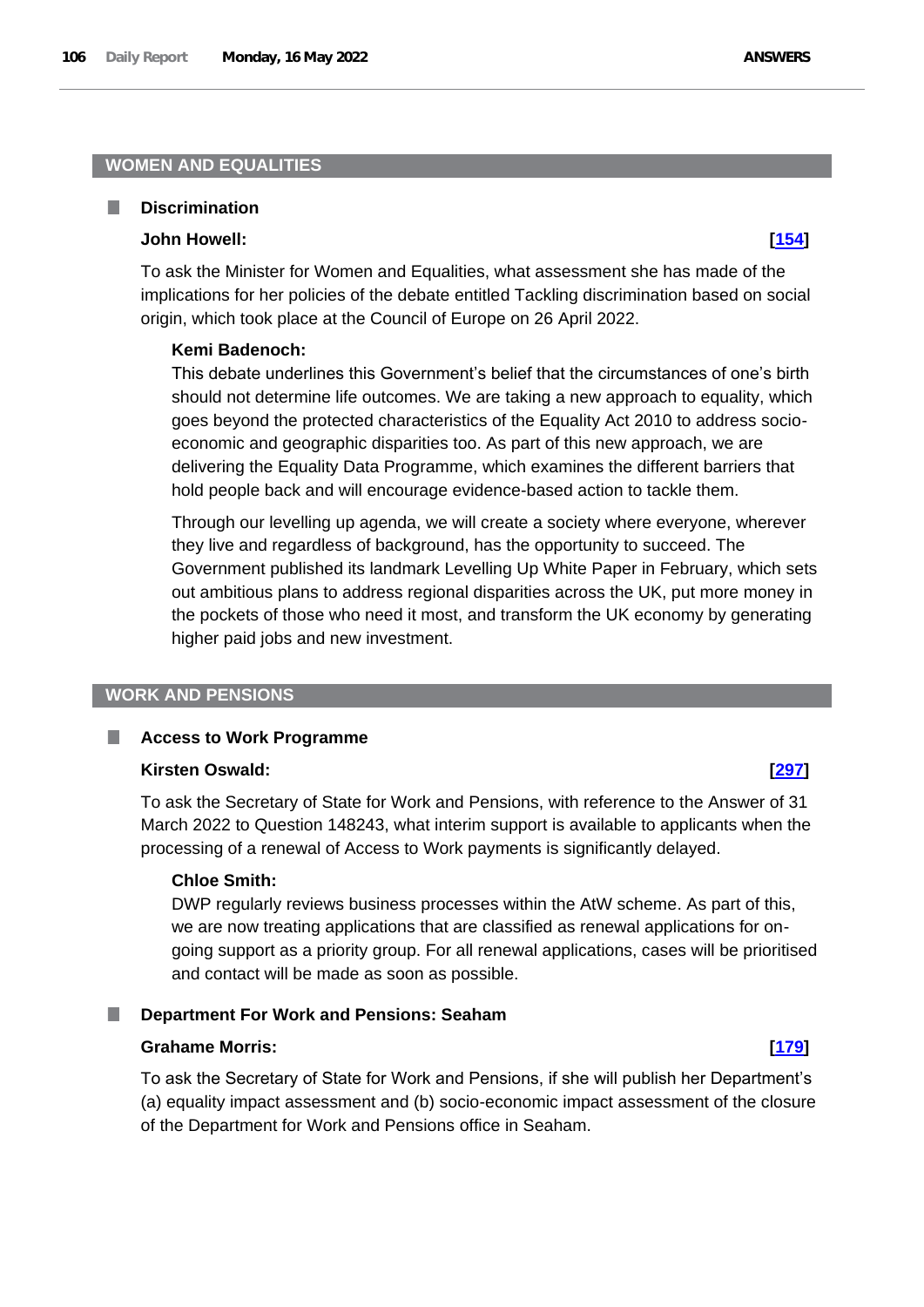## WOMEN AND EQUALITIES

### Discrimination

**John Howell:** **[154]**

To ask the Minister for Women and Equalities, what assessment she has made of the implications for her policies of the debate entitled Tackling discrimination based on social origin, which took place at the Council of Europe on 26 April 2022.

**Kemi Badenoch:**

This debate underlines this Government's belief that the circumstances of one's birth should not determine life outcomes. We are taking a new approach to equality, which goes beyond the protected characteristics of the Equality Act 2010 to address socio-economic and geographic disparities too. As part of this new approach, we are delivering the Equality Data Programme, which examines the different barriers that hold people back and will encourage evidence-based action to tackle them.

Through our levelling up agenda, we will create a society where everyone, wherever they live and regardless of background, has the opportunity to succeed. The Government published its landmark Levelling Up White Paper in February, which sets out ambitious plans to address regional disparities across the UK, put more money in the pockets of those who need it most, and transform the UK economy by generating higher paid jobs and new investment.

## WORK AND PENSIONS

### Access to Work Programme

**Kirsten Oswald:** **[297]**

To ask the Secretary of State for Work and Pensions, with reference to the Answer of 31 March 2022 to Question 148243, what interim support is available to applicants when the processing of a renewal of Access to Work payments is significantly delayed.

**Chloe Smith:**

DWP regularly reviews business processes within the AtW scheme. As part of this, we are now treating applications that are classified as renewal applications for on-going support as a priority group. For all renewal applications, cases will be prioritised and contact will be made as soon as possible.

### Department For Work and Pensions: Seaham

**Grahame Morris:** **[179]**

To ask the Secretary of State for Work and Pensions, if she will publish her Department's (a) equality impact assessment and (b) socio-economic impact assessment of the closure of the Department for Work and Pensions office in Seaham.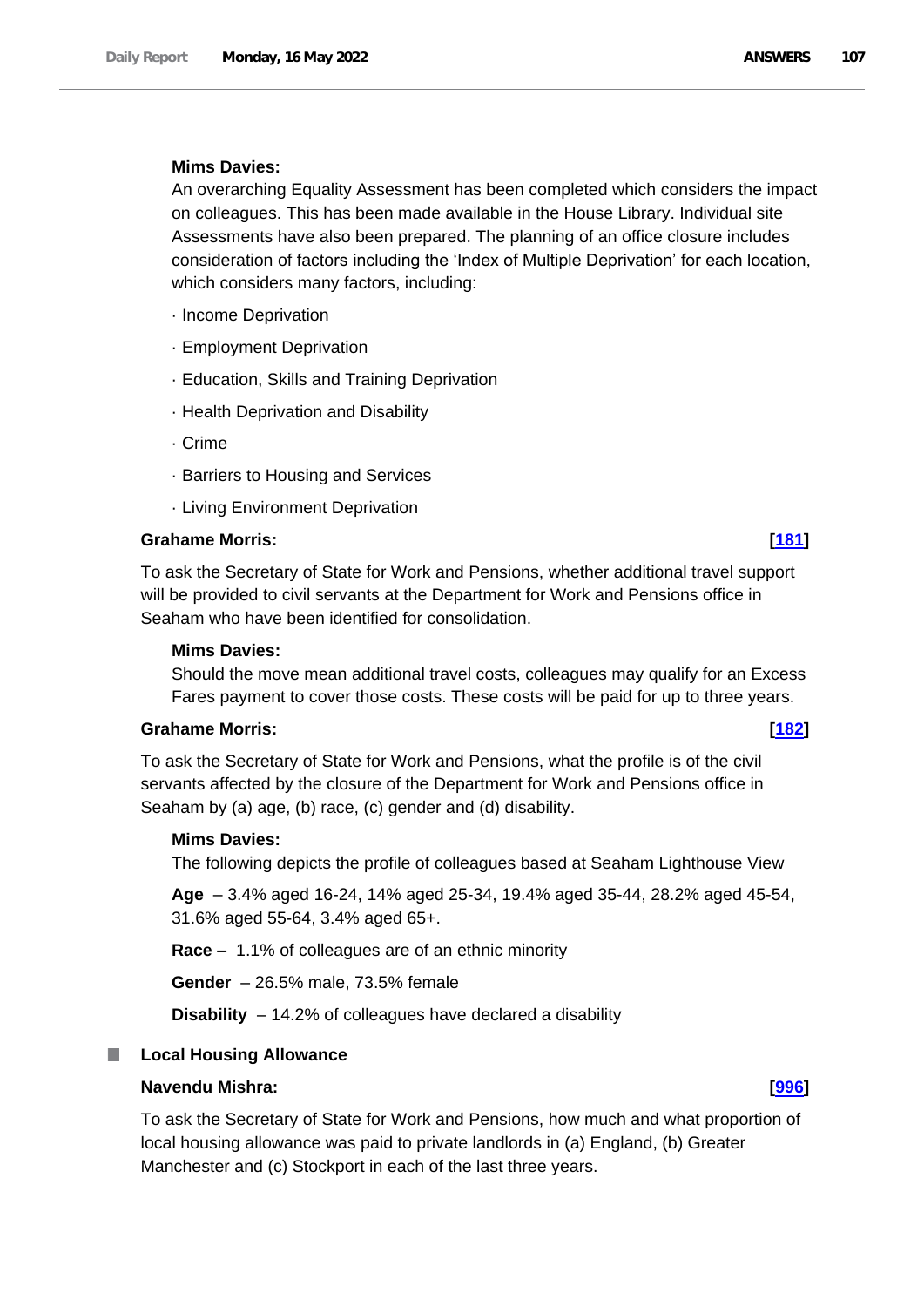**Mims Davies:**

An overarching Equality Assessment has been completed which considers the impact on colleagues. This has been made available in the House Library. Individual site Assessments have also been prepared. The planning of an office closure includes consideration of factors including the 'Index of Multiple Deprivation' for each location, which considers many factors, including:

· Income Deprivation

· Employment Deprivation

· Education, Skills and Training Deprivation

· Health Deprivation and Disability

· Crime

· Barriers to Housing and Services

· Living Environment Deprivation

**Grahame Morris:** **[181]**

To ask the Secretary of State for Work and Pensions, whether additional travel support will be provided to civil servants at the Department for Work and Pensions office in Seaham who have been identified for consolidation.

**Mims Davies:**

Should the move mean additional travel costs, colleagues may qualify for an Excess Fares payment to cover those costs. These costs will be paid for up to three years.

**Grahame Morris:** **[182]**

To ask the Secretary of State for Work and Pensions, what the profile is of the civil servants affected by the closure of the Department for Work and Pensions office in Seaham by (a) age, (b) race, (c) gender and (d) disability.

**Mims Davies:**

The following depicts the profile of colleagues based at Seaham Lighthouse View

**Age** – 3.4% aged 16-24, 14% aged 25-34, 19.4% aged 35-44, 28.2% aged 45-54, 31.6% aged 55-64, 3.4% aged 65+.

**Race –** 1.1% of colleagues are of an ethnic minority

**Gender** – 26.5% male, 73.5% female

**Disability** – 14.2% of colleagues have declared a disability

## Local Housing Allowance

**Navendu Mishra:** **[996]**

To ask the Secretary of State for Work and Pensions, how much and what proportion of local housing allowance was paid to private landlords in (a) England, (b) Greater Manchester and (c) Stockport in each of the last three years.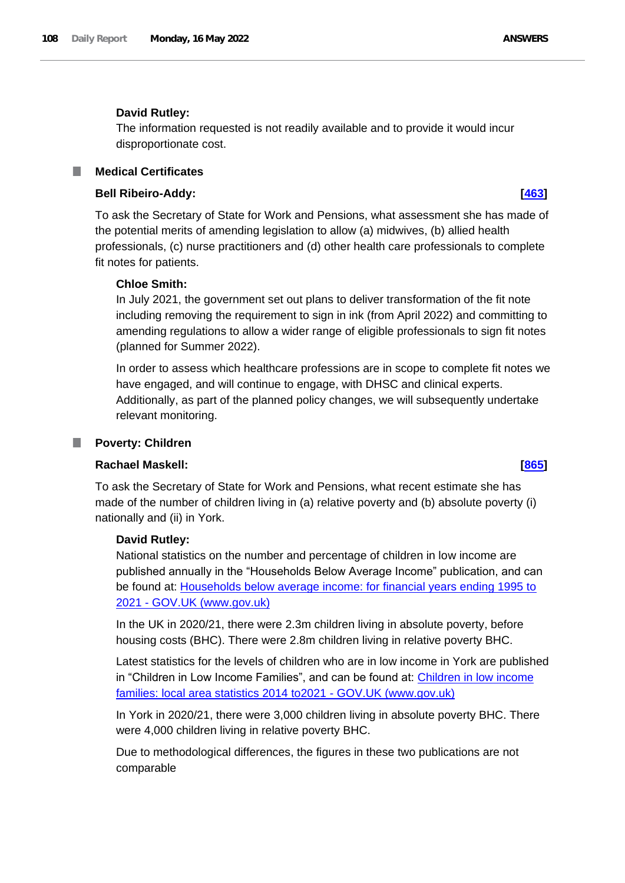**David Rutley:**

The information requested is not readily available and to provide it would incur disproportionate cost.

## Medical Certificates

**Bell Ribeiro-Addy:** **[463]**

To ask the Secretary of State for Work and Pensions, what assessment she has made of the potential merits of amending legislation to allow (a) midwives, (b) allied health professionals, (c) nurse practitioners and (d) other health care professionals to complete fit notes for patients.

**Chloe Smith:**

In July 2021, the government set out plans to deliver transformation of the fit note including removing the requirement to sign in ink (from April 2022) and committing to amending regulations to allow a wider range of eligible professionals to sign fit notes (planned for Summer 2022).

In order to assess which healthcare professions are in scope to complete fit notes we have engaged, and will continue to engage, with DHSC and clinical experts. Additionally, as part of the planned policy changes, we will subsequently undertake relevant monitoring.

## Poverty: Children

**Rachael Maskell:** **[865]**

To ask the Secretary of State for Work and Pensions, what recent estimate she has made of the number of children living in (a) relative poverty and (b) absolute poverty (i) nationally and (ii) in York.

**David Rutley:**

National statistics on the number and percentage of children in low income are published annually in the "Households Below Average Income" publication, and can be found at: Households below average income: for financial years ending 1995 to 2021 - GOV.UK (www.gov.uk)

In the UK in 2020/21, there were 2.3m children living in absolute poverty, before housing costs (BHC). There were 2.8m children living in relative poverty BHC.

Latest statistics for the levels of children who are in low income in York are published in "Children in Low Income Families", and can be found at: Children in low income families: local area statistics 2014 to2021 - GOV.UK (www.gov.uk)

In York in 2020/21, there were 3,000 children living in absolute poverty BHC. There were 4,000 children living in relative poverty BHC.

Due to methodological differences, the figures in these two publications are not comparable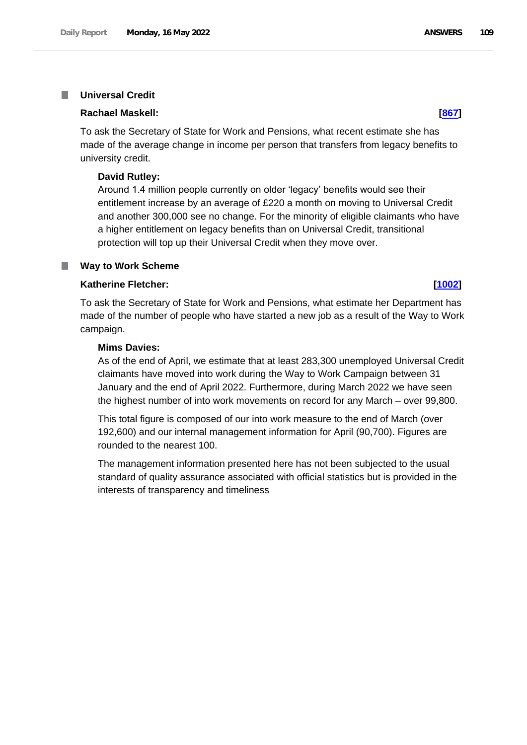## Universal Credit

**Rachael Maskell:** **[867]**

To ask the Secretary of State for Work and Pensions, what recent estimate she has made of the average change in income per person that transfers from legacy benefits to university credit.

**David Rutley:**

Around 1.4 million people currently on older 'legacy' benefits would see their entitlement increase by an average of £220 a month on moving to Universal Credit and another 300,000 see no change. For the minority of eligible claimants who have a higher entitlement on legacy benefits than on Universal Credit, transitional protection will top up their Universal Credit when they move over.

## Way to Work Scheme

**Katherine Fletcher:** **[1002]**

To ask the Secretary of State for Work and Pensions, what estimate her Department has made of the number of people who have started a new job as a result of the Way to Work campaign.

**Mims Davies:**

As of the end of April, we estimate that at least 283,300 unemployed Universal Credit claimants have moved into work during the Way to Work Campaign between 31 January and the end of April 2022. Furthermore, during March 2022 we have seen the highest number of into work movements on record for any March – over 99,800.

This total figure is composed of our into work measure to the end of March (over 192,600) and our internal management information for April (90,700). Figures are rounded to the nearest 100.

The management information presented here has not been subjected to the usual standard of quality assurance associated with official statistics but is provided in the interests of transparency and timeliness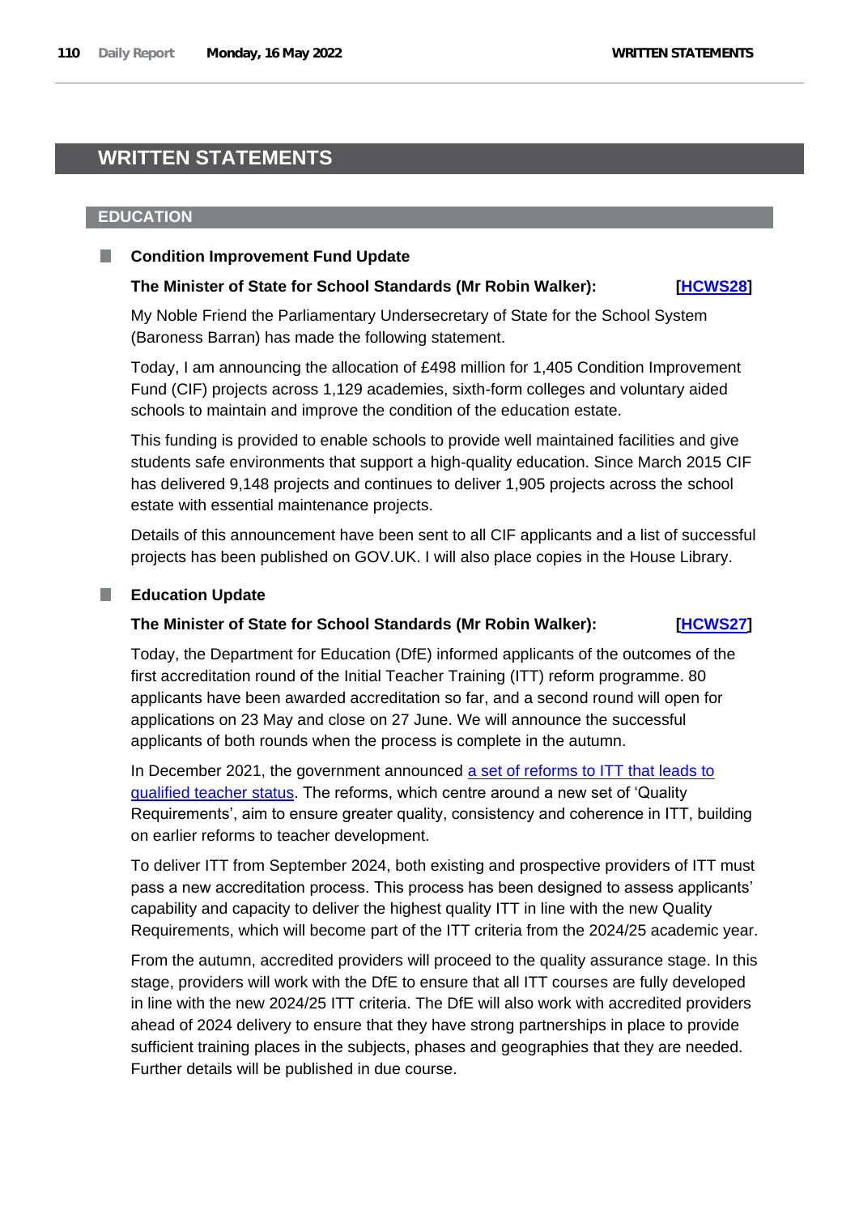# WRITTEN STATEMENTS

## EDUCATION

### Condition Improvement Fund Update

**The Minister of State for School Standards (Mr Robin Walker):** **[HCWS28]**

My Noble Friend the Parliamentary Undersecretary of State for the School System (Baroness Barran) has made the following statement.

Today, I am announcing the allocation of £498 million for 1,405 Condition Improvement Fund (CIF) projects across 1,129 academies, sixth-form colleges and voluntary aided schools to maintain and improve the condition of the education estate.

This funding is provided to enable schools to provide well maintained facilities and give students safe environments that support a high-quality education. Since March 2015 CIF has delivered 9,148 projects and continues to deliver 1,905 projects across the school estate with essential maintenance projects.

Details of this announcement have been sent to all CIF applicants and a list of successful projects has been published on GOV.UK. I will also place copies in the House Library.

### Education Update

**The Minister of State for School Standards (Mr Robin Walker):** **[HCWS27]**

Today, the Department for Education (DfE) informed applicants of the outcomes of the first accreditation round of the Initial Teacher Training (ITT) reform programme. 80 applicants have been awarded accreditation so far, and a second round will open for applications on 23 May and close on 27 June. We will announce the successful applicants of both rounds when the process is complete in the autumn.

In December 2021, the government announced a set of reforms to ITT that leads to qualified teacher status. The reforms, which centre around a new set of 'Quality Requirements', aim to ensure greater quality, consistency and coherence in ITT, building on earlier reforms to teacher development.

To deliver ITT from September 2024, both existing and prospective providers of ITT must pass a new accreditation process. This process has been designed to assess applicants' capability and capacity to deliver the highest quality ITT in line with the new Quality Requirements, which will become part of the ITT criteria from the 2024/25 academic year.

From the autumn, accredited providers will proceed to the quality assurance stage. In this stage, providers will work with the DfE to ensure that all ITT courses are fully developed in line with the new 2024/25 ITT criteria. The DfE will also work with accredited providers ahead of 2024 delivery to ensure that they have strong partnerships in place to provide sufficient training places in the subjects, phases and geographies that they are needed. Further details will be published in due course.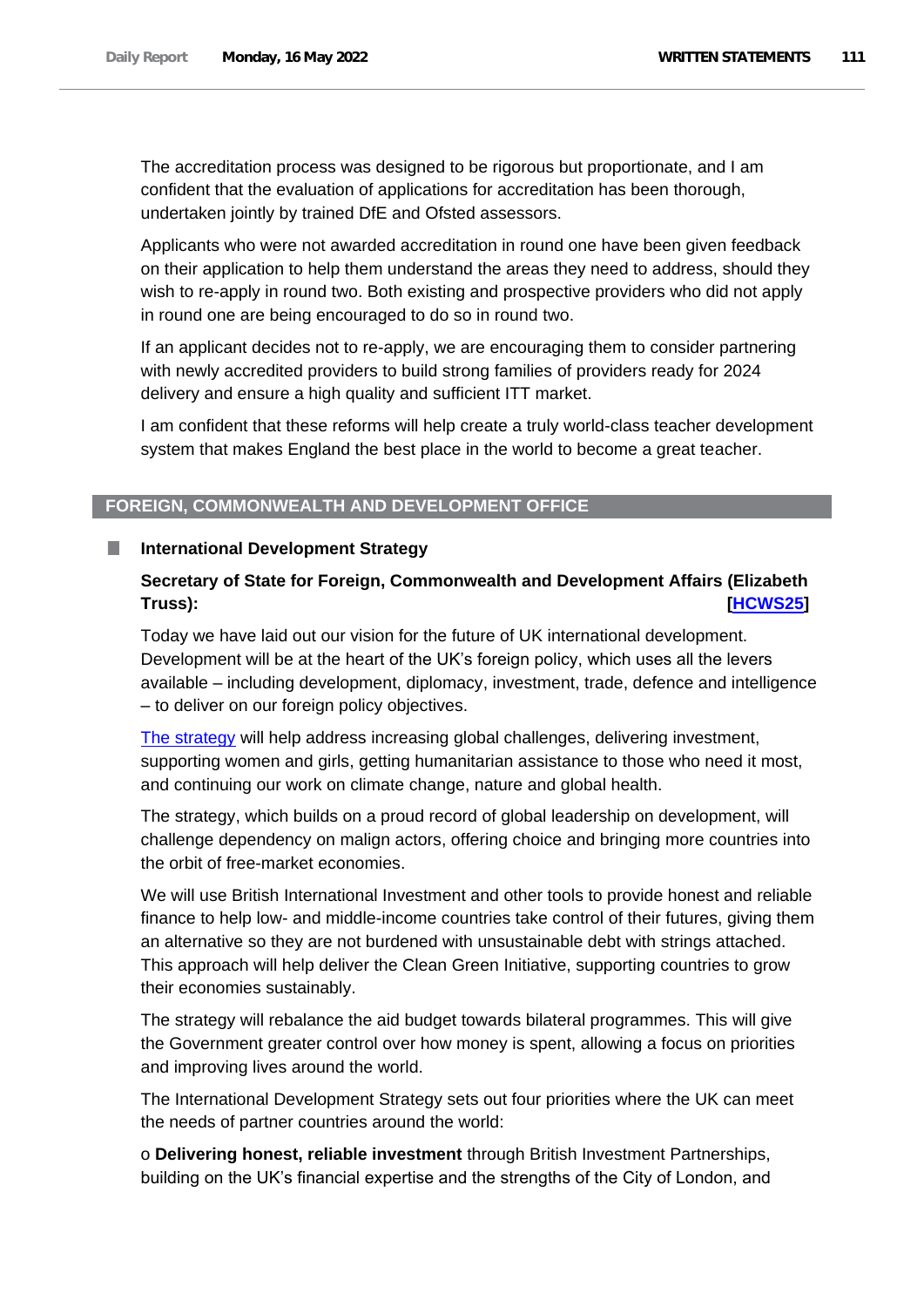The accreditation process was designed to be rigorous but proportionate, and I am confident that the evaluation of applications for accreditation has been thorough, undertaken jointly by trained DfE and Ofsted assessors.

Applicants who were not awarded accreditation in round one have been given feedback on their application to help them understand the areas they need to address, should they wish to re-apply in round two. Both existing and prospective providers who did not apply in round one are being encouraged to do so in round two.

If an applicant decides not to re-apply, we are encouraging them to consider partnering with newly accredited providers to build strong families of providers ready for 2024 delivery and ensure a high quality and sufficient ITT market.

I am confident that these reforms will help create a truly world-class teacher development system that makes England the best place in the world to become a great teacher.

## FOREIGN, COMMONWEALTH AND DEVELOPMENT OFFICE

### International Development Strategy

**Secretary of State for Foreign, Commonwealth and Development Affairs (Elizabeth Truss):** **[HCWS25]**

Today we have laid out our vision for the future of UK international development. Development will be at the heart of the UK's foreign policy, which uses all the levers available – including development, diplomacy, investment, trade, defence and intelligence – to deliver on our foreign policy objectives.

The strategy will help address increasing global challenges, delivering investment, supporting women and girls, getting humanitarian assistance to those who need it most, and continuing our work on climate change, nature and global health.

The strategy, which builds on a proud record of global leadership on development, will challenge dependency on malign actors, offering choice and bringing more countries into the orbit of free-market economies.

We will use British International Investment and other tools to provide honest and reliable finance to help low- and middle-income countries take control of their futures, giving them an alternative so they are not burdened with unsustainable debt with strings attached. This approach will help deliver the Clean Green Initiative, supporting countries to grow their economies sustainably.

The strategy will rebalance the aid budget towards bilateral programmes. This will give the Government greater control over how money is spent, allowing a focus on priorities and improving lives around the world.

The International Development Strategy sets out four priorities where the UK can meet the needs of partner countries around the world:

o **Delivering honest, reliable investment** through British Investment Partnerships, building on the UK's financial expertise and the strengths of the City of London, and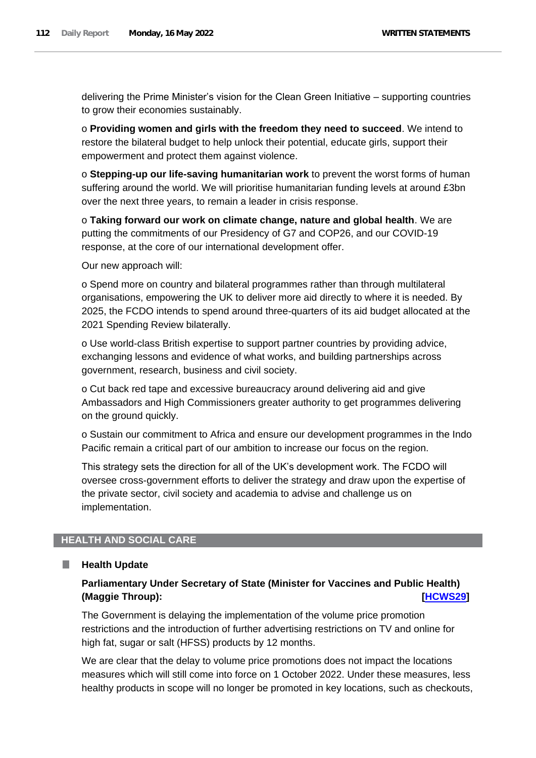delivering the Prime Minister's vision for the Clean Green Initiative – supporting countries to grow their economies sustainably.

o **Providing women and girls with the freedom they need to succeed**. We intend to restore the bilateral budget to help unlock their potential, educate girls, support their empowerment and protect them against violence.

o **Stepping-up our life-saving humanitarian work** to prevent the worst forms of human suffering around the world. We will prioritise humanitarian funding levels at around £3bn over the next three years, to remain a leader in crisis response.

o **Taking forward our work on climate change, nature and global health**. We are putting the commitments of our Presidency of G7 and COP26, and our COVID-19 response, at the core of our international development offer.

Our new approach will:

o Spend more on country and bilateral programmes rather than through multilateral organisations, empowering the UK to deliver more aid directly to where it is needed. By 2025, the FCDO intends to spend around three-quarters of its aid budget allocated at the 2021 Spending Review bilaterally.

o Use world-class British expertise to support partner countries by providing advice, exchanging lessons and evidence of what works, and building partnerships across government, research, business and civil society.

o Cut back red tape and excessive bureaucracy around delivering aid and give Ambassadors and High Commissioners greater authority to get programmes delivering on the ground quickly.

o Sustain our commitment to Africa and ensure our development programmes in the Indo Pacific remain a critical part of our ambition to increase our focus on the region.

This strategy sets the direction for all of the UK's development work. The FCDO will oversee cross-government efforts to deliver the strategy and draw upon the expertise of the private sector, civil society and academia to advise and challenge us on implementation.

## HEALTH AND SOCIAL CARE

### Health Update

**Parliamentary Under Secretary of State (Minister for Vaccines and Public Health) (Maggie Throup): [HCWS29]**

The Government is delaying the implementation of the volume price promotion restrictions and the introduction of further advertising restrictions on TV and online for high fat, sugar or salt (HFSS) products by 12 months.

We are clear that the delay to volume price promotions does not impact the locations measures which will still come into force on 1 October 2022. Under these measures, less healthy products in scope will no longer be promoted in key locations, such as checkouts,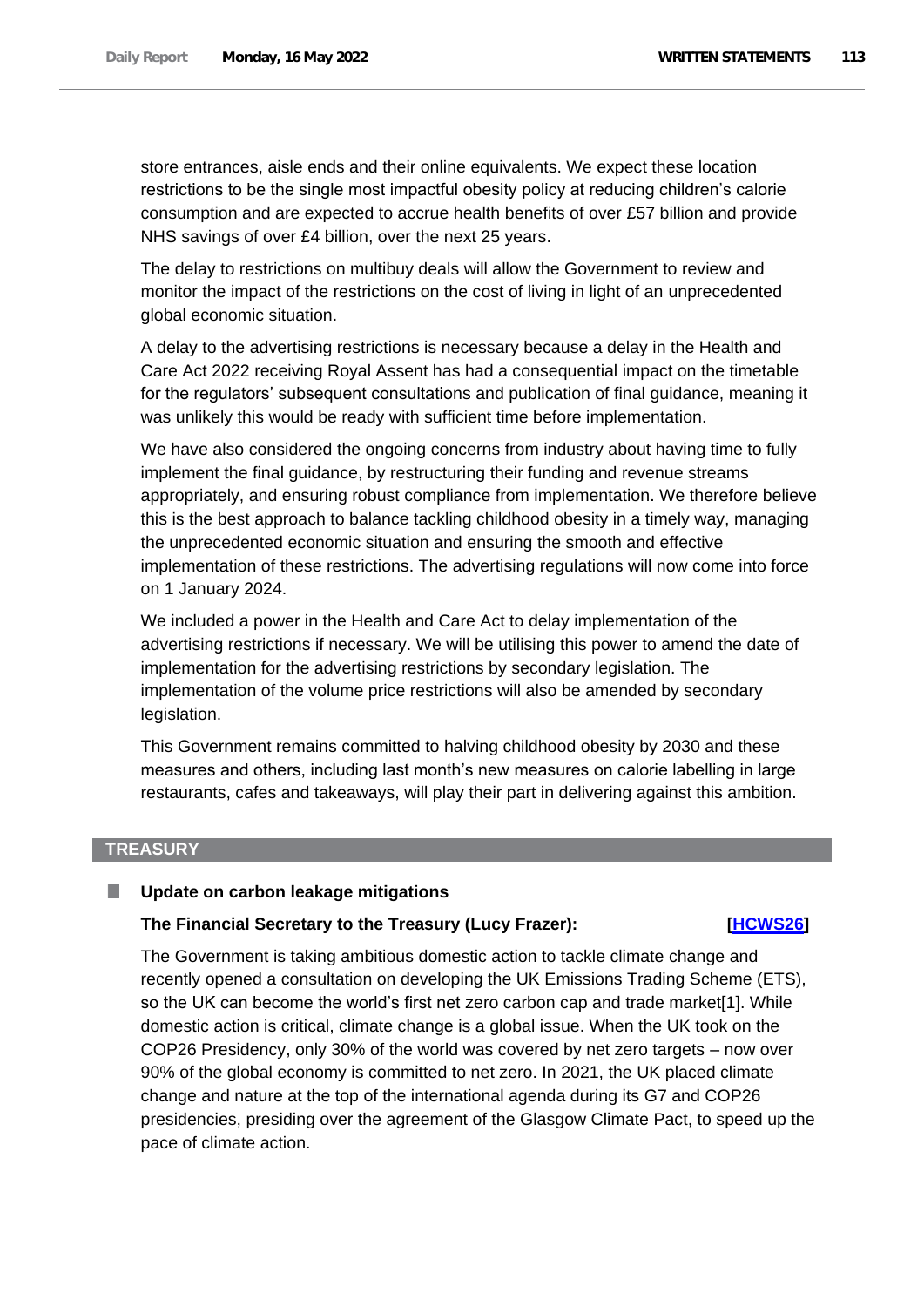store entrances, aisle ends and their online equivalents. We expect these location restrictions to be the single most impactful obesity policy at reducing children's calorie consumption and are expected to accrue health benefits of over £57 billion and provide NHS savings of over £4 billion, over the next 25 years.

The delay to restrictions on multibuy deals will allow the Government to review and monitor the impact of the restrictions on the cost of living in light of an unprecedented global economic situation.

A delay to the advertising restrictions is necessary because a delay in the Health and Care Act 2022 receiving Royal Assent has had a consequential impact on the timetable for the regulators' subsequent consultations and publication of final guidance, meaning it was unlikely this would be ready with sufficient time before implementation.

We have also considered the ongoing concerns from industry about having time to fully implement the final guidance, by restructuring their funding and revenue streams appropriately, and ensuring robust compliance from implementation. We therefore believe this is the best approach to balance tackling childhood obesity in a timely way, managing the unprecedented economic situation and ensuring the smooth and effective implementation of these restrictions. The advertising regulations will now come into force on 1 January 2024.

We included a power in the Health and Care Act to delay implementation of the advertising restrictions if necessary. We will be utilising this power to amend the date of implementation for the advertising restrictions by secondary legislation. The implementation of the volume price restrictions will also be amended by secondary legislation.

This Government remains committed to halving childhood obesity by 2030 and these measures and others, including last month's new measures on calorie labelling in large restaurants, cafes and takeaways, will play their part in delivering against this ambition.

## TREASURY

### Update on carbon leakage mitigations

**The Financial Secretary to the Treasury (Lucy Frazer): [HCWS26]**

The Government is taking ambitious domestic action to tackle climate change and recently opened a consultation on developing the UK Emissions Trading Scheme (ETS), so the UK can become the world's first net zero carbon cap and trade market[1]. While domestic action is critical, climate change is a global issue. When the UK took on the COP26 Presidency, only 30% of the world was covered by net zero targets – now over 90% of the global economy is committed to net zero. In 2021, the UK placed climate change and nature at the top of the international agenda during its G7 and COP26 presidencies, presiding over the agreement of the Glasgow Climate Pact, to speed up the pace of climate action.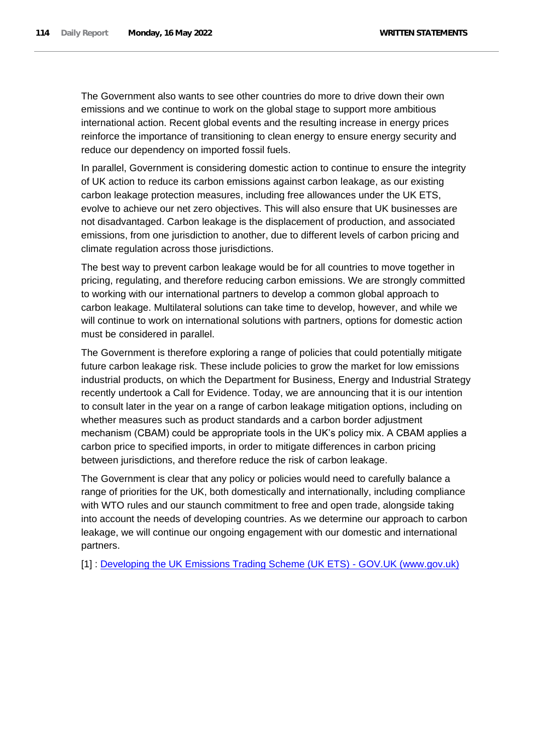The Government also wants to see other countries do more to drive down their own emissions and we continue to work on the global stage to support more ambitious international action. Recent global events and the resulting increase in energy prices reinforce the importance of transitioning to clean energy to ensure energy security and reduce our dependency on imported fossil fuels.

In parallel, Government is considering domestic action to continue to ensure the integrity of UK action to reduce its carbon emissions against carbon leakage, as our existing carbon leakage protection measures, including free allowances under the UK ETS, evolve to achieve our net zero objectives. This will also ensure that UK businesses are not disadvantaged. Carbon leakage is the displacement of production, and associated emissions, from one jurisdiction to another, due to different levels of carbon pricing and climate regulation across those jurisdictions.

The best way to prevent carbon leakage would be for all countries to move together in pricing, regulating, and therefore reducing carbon emissions. We are strongly committed to working with our international partners to develop a common global approach to carbon leakage. Multilateral solutions can take time to develop, however, and while we will continue to work on international solutions with partners, options for domestic action must be considered in parallel.

The Government is therefore exploring a range of policies that could potentially mitigate future carbon leakage risk. These include policies to grow the market for low emissions industrial products, on which the Department for Business, Energy and Industrial Strategy recently undertook a Call for Evidence. Today, we are announcing that it is our intention to consult later in the year on a range of carbon leakage mitigation options, including on whether measures such as product standards and a carbon border adjustment mechanism (CBAM) could be appropriate tools in the UK's policy mix. A CBAM applies a carbon price to specified imports, in order to mitigate differences in carbon pricing between jurisdictions, and therefore reduce the risk of carbon leakage.

The Government is clear that any policy or policies would need to carefully balance a range of priorities for the UK, both domestically and internationally, including compliance with WTO rules and our staunch commitment to free and open trade, alongside taking into account the needs of developing countries. As we determine our approach to carbon leakage, we will continue our ongoing engagement with our domestic and international partners.

[1] : [Developing the UK Emissions Trading Scheme (UK ETS) - GOV.UK (www.gov.uk)]